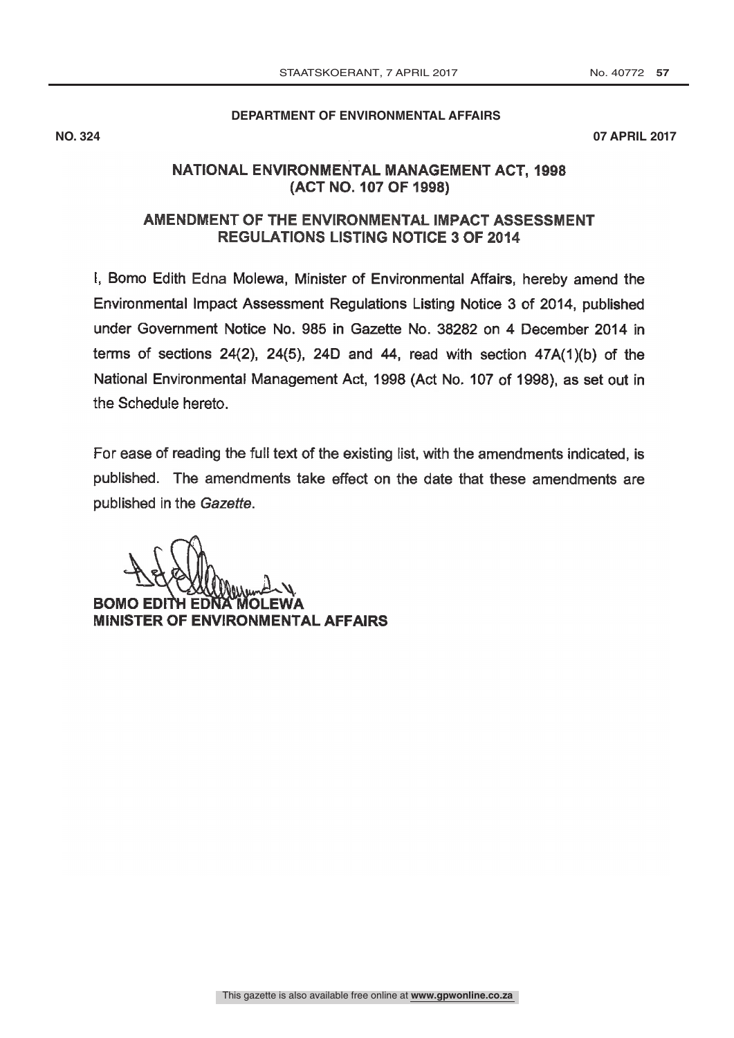**DEPARTMENT OF ENVIRONMENTAL AFFAIRS**

**NO. 324** **07 APRIL 2017**

## NATIONAL ENVIRONMENTAL MANAGEMENT ACT, 1998 (ACT NO. 107 OF 1998)

## AMENDMENT OF THE ENVIRONMENTAL IMPACT ASSESSMENT REGULATIONS LISTING NOTICE 3 OF 2014

I, Bomo Edith Edna Molewa, Minister of Environmental Affairs, hereby amend the Environmental Impact Assessment Regulations Listing Notice 3 of 2014, published under Government Notice No. 985 in Gazette No. 38282 on 4 December 2014 in terms of sections 24(2), 24(5), 24D and 44, read with section 47A(1)(b) of the National Environmental Management Act, 1998 (Act No. 107 of 1998), as set out in the Schedule hereto.

For ease of reading the full text of the existing list, with the amendments indicated, is published. The amendments take effect on the date that these amendments are published in the *Gazette*.

**BOMO EDITH EDNA MOLEWA**
**MINISTER OF ENVIRONMENTAL AFFAIRS**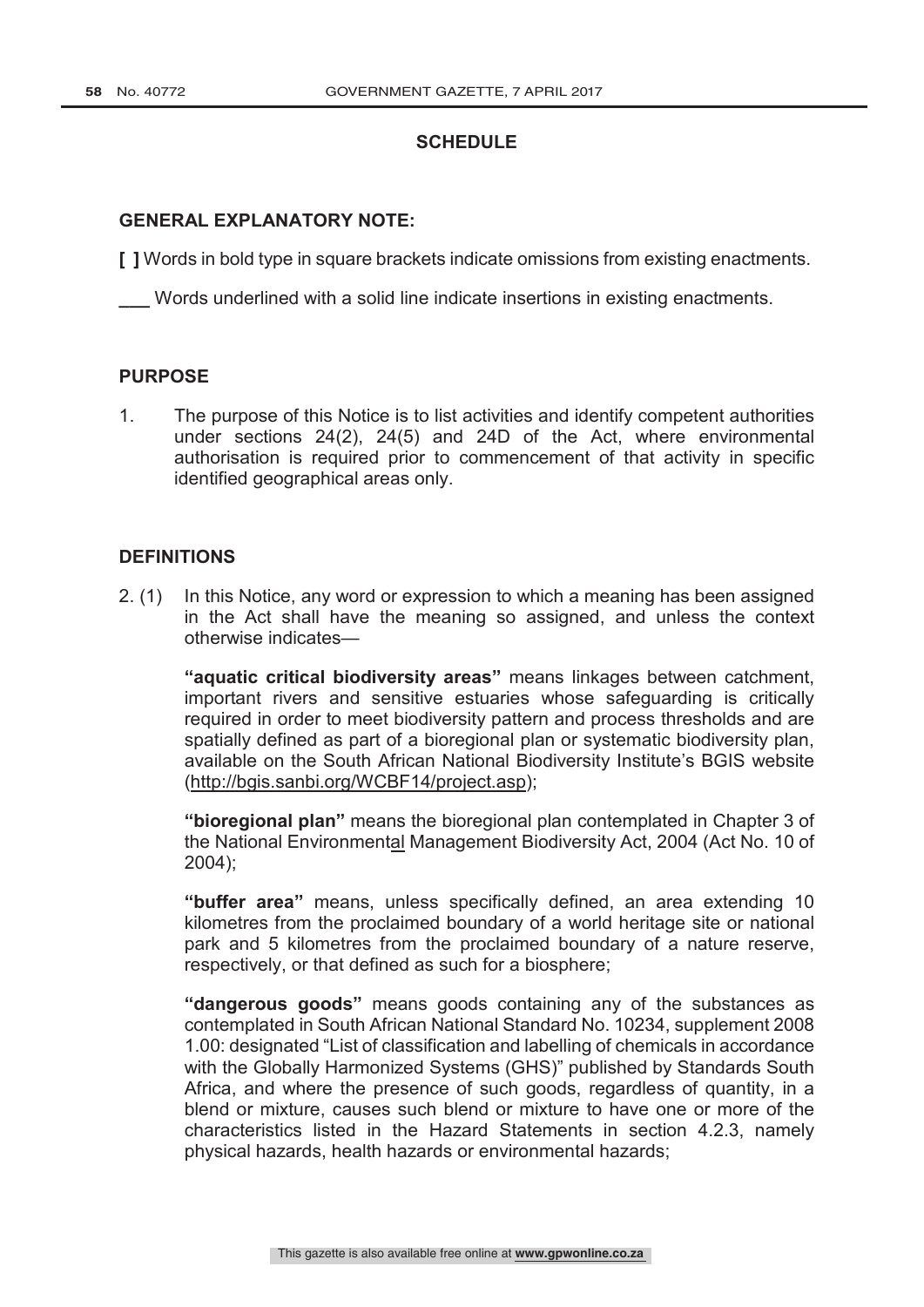## SCHEDULE

### GENERAL EXPLANATORY NOTE:

**[ ]** Words in bold type in square brackets indicate omissions from existing enactments.

\_\_\_ Words underlined with a solid line indicate insertions in existing enactments.

### PURPOSE

1. The purpose of this Notice is to list activities and identify competent authorities under sections 24(2), 24(5) and 24D of the Act, where environmental authorisation is required prior to commencement of that activity in specific identified geographical areas only.

### DEFINITIONS

2. (1) In this Notice, any word or expression to which a meaning has been assigned in the Act shall have the meaning so assigned, and unless the context otherwise indicates—

**"aquatic critical biodiversity areas"** means linkages between catchment, important rivers and sensitive estuaries whose safeguarding is critically required in order to meet biodiversity pattern and process thresholds and are spatially defined as part of a bioregional plan or systematic biodiversity plan, available on the South African National Biodiversity Institute's BGIS website (http://bgis.sanbi.org/WCBF14/project.asp);

**"bioregional plan"** means the bioregional plan contemplated in Chapter 3 of the National Environmental Management Biodiversity Act, 2004 (Act No. 10 of 2004);

**"buffer area"** means, unless specifically defined, an area extending 10 kilometres from the proclaimed boundary of a world heritage site or national park and 5 kilometres from the proclaimed boundary of a nature reserve, respectively, or that defined as such for a biosphere;

**"dangerous goods"** means goods containing any of the substances as contemplated in South African National Standard No. 10234, supplement 2008 1.00: designated "List of classification and labelling of chemicals in accordance with the Globally Harmonized Systems (GHS)" published by Standards South Africa, and where the presence of such goods, regardless of quantity, in a blend or mixture, causes such blend or mixture to have one or more of the characteristics listed in the Hazard Statements in section 4.2.3, namely physical hazards, health hazards or environmental hazards;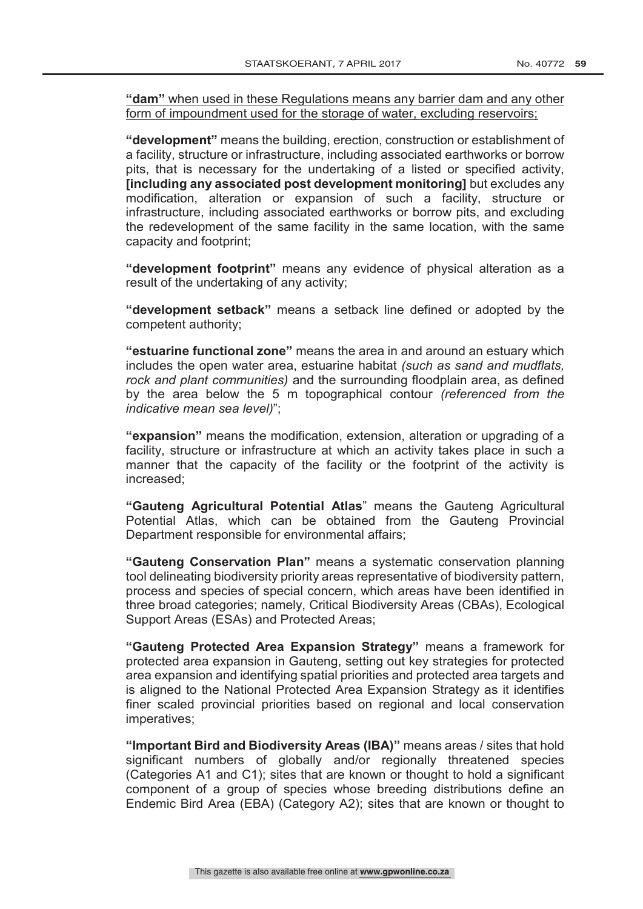<u>**"dam"** when used in these Regulations means any barrier dam and any other form of impoundment used for the storage of water, excluding reservoirs;</u>

**"development"** means the building, erection, construction or establishment of a facility, structure or infrastructure, including associated earthworks or borrow pits, that is necessary for the undertaking of a listed or specified activity, **[including any associated post development monitoring]** but excludes any modification, alteration or expansion of such a facility, structure or infrastructure, including associated earthworks or borrow pits, and excluding the redevelopment of the same facility in the same location, with the same capacity and footprint;

**"development footprint"** means any evidence of physical alteration as a result of the undertaking of any activity;

**"development setback"** means a setback line defined or adopted by the competent authority;

**"estuarine functional zone"** means the area in and around an estuary which includes the open water area, estuarine habitat *(such as sand and mudflats, rock and plant communities)* and the surrounding floodplain area, as defined by the area below the 5 m topographical contour *(referenced from the indicative mean sea level)*";

**"expansion"** means the modification, extension, alteration or upgrading of a facility, structure or infrastructure at which an activity takes place in such a manner that the capacity of the facility or the footprint of the activity is increased;

**"Gauteng Agricultural Potential Atlas"** means the Gauteng Agricultural Potential Atlas, which can be obtained from the Gauteng Provincial Department responsible for environmental affairs;

**"Gauteng Conservation Plan"** means a systematic conservation planning tool delineating biodiversity priority areas representative of biodiversity pattern, process and species of special concern, which areas have been identified in three broad categories; namely, Critical Biodiversity Areas (CBAs), Ecological Support Areas (ESAs) and Protected Areas;

**"Gauteng Protected Area Expansion Strategy"** means a framework for protected area expansion in Gauteng, setting out key strategies for protected area expansion and identifying spatial priorities and protected area targets and is aligned to the National Protected Area Expansion Strategy as it identifies finer scaled provincial priorities based on regional and local conservation imperatives;

**"Important Bird and Biodiversity Areas (IBA)"** means areas / sites that hold significant numbers of globally and/or regionally threatened species (Categories A1 and C1); sites that are known or thought to hold a significant component of a group of species whose breeding distributions define an Endemic Bird Area (EBA) (Category A2); sites that are known or thought to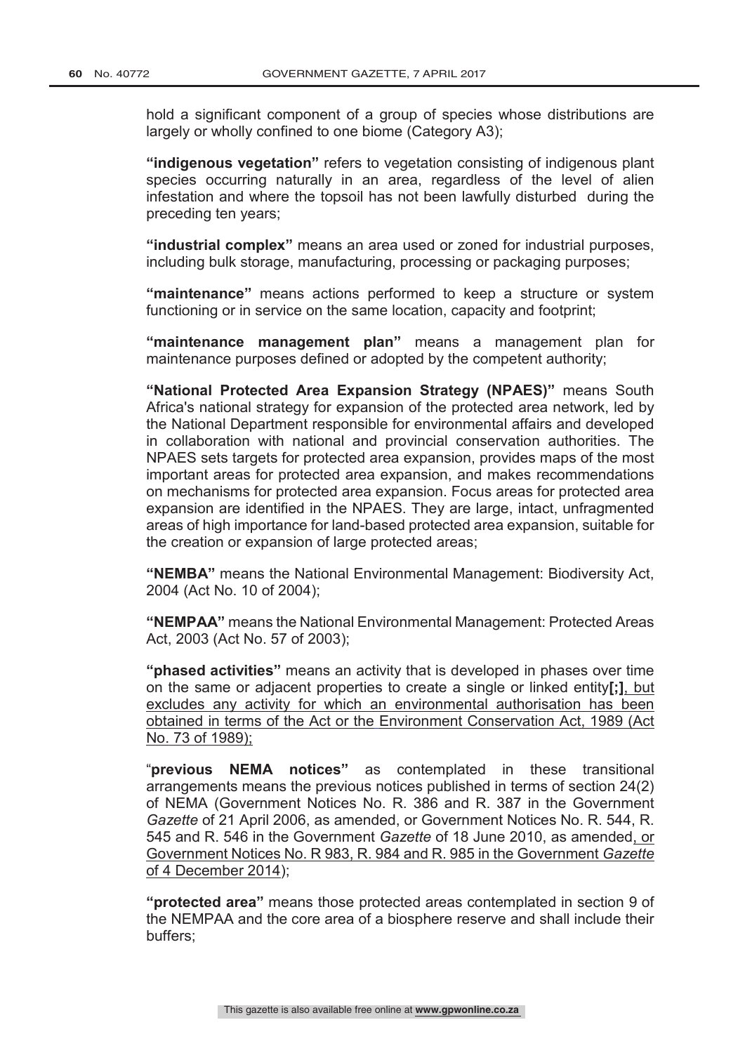hold a significant component of a group of species whose distributions are largely or wholly confined to one biome (Category A3);

**"indigenous vegetation"** refers to vegetation consisting of indigenous plant species occurring naturally in an area, regardless of the level of alien infestation and where the topsoil has not been lawfully disturbed during the preceding ten years;

**"industrial complex"** means an area used or zoned for industrial purposes, including bulk storage, manufacturing, processing or packaging purposes;

**"maintenance"** means actions performed to keep a structure or system functioning or in service on the same location, capacity and footprint;

**"maintenance management plan"** means a management plan for maintenance purposes defined or adopted by the competent authority;

**"National Protected Area Expansion Strategy (NPAES)"** means South Africa's national strategy for expansion of the protected area network, led by the National Department responsible for environmental affairs and developed in collaboration with national and provincial conservation authorities. The NPAES sets targets for protected area expansion, provides maps of the most important areas for protected area expansion, and makes recommendations on mechanisms for protected area expansion. Focus areas for protected area expansion are identified in the NPAES. They are large, intact, unfragmented areas of high importance for land-based protected area expansion, suitable for the creation or expansion of large protected areas;

**"NEMBA"** means the National Environmental Management: Biodiversity Act, 2004 (Act No. 10 of 2004);

**"NEMPAA"** means the National Environmental Management: Protected Areas Act, 2003 (Act No. 57 of 2003);

**"phased activities"** means an activity that is developed in phases over time on the same or adjacent properties to create a single or linked entity**[;]**, <u>but excludes any activity for which an environmental authorisation has been obtained in terms of the Act or the Environment Conservation Act, 1989 (Act No. 73 of 1989);</u>

"**previous NEMA notices"** as contemplated in these transitional arrangements means the previous notices published in terms of section 24(2) of NEMA (Government Notices No. R. 386 and R. 387 in the Government *Gazette* of 21 April 2006, as amended, or Government Notices No. R. 544, R. 545 and R. 546 in the Government *Gazette* of 18 June 2010, as amended<u>, or Government Notices No. R 983, R. 984 and R. 985 in the Government *Gazette* of 4 December 2014</u>);

**"protected area"** means those protected areas contemplated in section 9 of the NEMPAA and the core area of a biosphere reserve and shall include their buffers;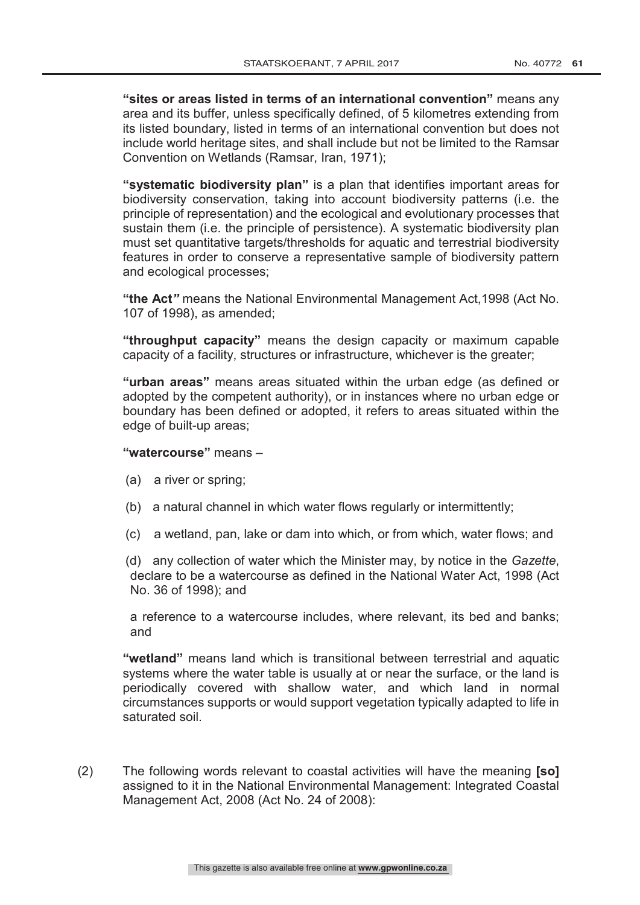**"sites or areas listed in terms of an international convention"** means any area and its buffer, unless specifically defined, of 5 kilometres extending from its listed boundary, listed in terms of an international convention but does not include world heritage sites, and shall include but not be limited to the Ramsar Convention on Wetlands (Ramsar, Iran, 1971);

**"systematic biodiversity plan"** is a plan that identifies important areas for biodiversity conservation, taking into account biodiversity patterns (i.e. the principle of representation) and the ecological and evolutionary processes that sustain them (i.e. the principle of persistence). A systematic biodiversity plan must set quantitative targets/thresholds for aquatic and terrestrial biodiversity features in order to conserve a representative sample of biodiversity pattern and ecological processes;

**"the Act"** means the National Environmental Management Act,1998 (Act No. 107 of 1998), as amended;

**"throughput capacity"** means the design capacity or maximum capable capacity of a facility, structures or infrastructure, whichever is the greater;

**"urban areas"** means areas situated within the urban edge (as defined or adopted by the competent authority), or in instances where no urban edge or boundary has been defined or adopted, it refers to areas situated within the edge of built-up areas;

**"watercourse"** means –

(a) a river or spring;

(b) a natural channel in which water flows regularly or intermittently;

(c) a wetland, pan, lake or dam into which, or from which, water flows; and

(d) any collection of water which the Minister may, by notice in the *Gazette*, declare to be a watercourse as defined in the National Water Act, 1998 (Act No. 36 of 1998); and

a reference to a watercourse includes, where relevant, its bed and banks; and

**"wetland"** means land which is transitional between terrestrial and aquatic systems where the water table is usually at or near the surface, or the land is periodically covered with shallow water, and which land in normal circumstances supports or would support vegetation typically adapted to life in saturated soil.

(2) The following words relevant to coastal activities will have the meaning **[so]** assigned to it in the National Environmental Management: Integrated Coastal Management Act, 2008 (Act No. 24 of 2008):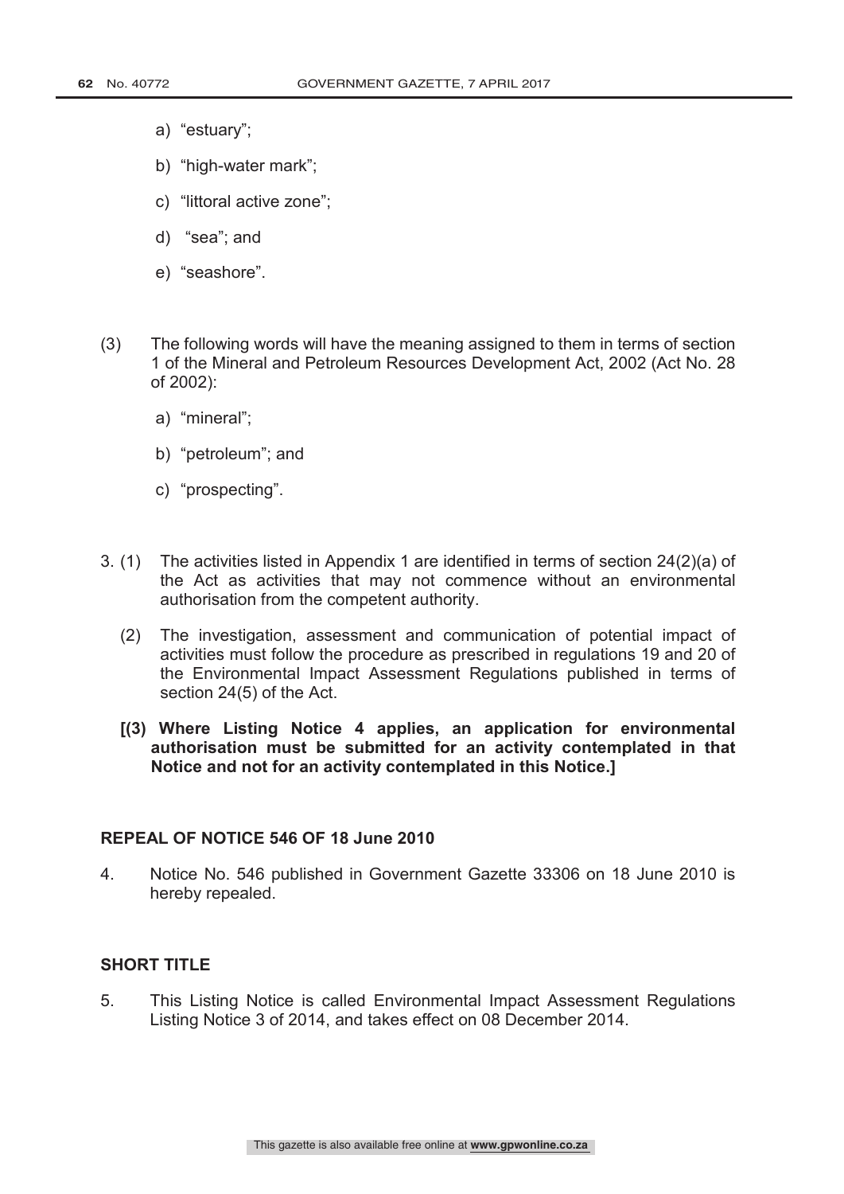a) "estuary";

b) "high-water mark";

c) "littoral active zone";

d) "sea"; and

e) "seashore".

(3) The following words will have the meaning assigned to them in terms of section 1 of the Mineral and Petroleum Resources Development Act, 2002 (Act No. 28 of 2002):

a) "mineral";

b) "petroleum"; and

c) "prospecting".

3. (1) The activities listed in Appendix 1 are identified in terms of section 24(2)(a) of the Act as activities that may not commence without an environmental authorisation from the competent authority.

(2) The investigation, assessment and communication of potential impact of activities must follow the procedure as prescribed in regulations 19 and 20 of the Environmental Impact Assessment Regulations published in terms of section 24(5) of the Act.

**[(3) Where Listing Notice 4 applies, an application for environmental authorisation must be submitted for an activity contemplated in that Notice and not for an activity contemplated in this Notice.]**

## REPEAL OF NOTICE 546 OF 18 June 2010

4. Notice No. 546 published in Government Gazette 33306 on 18 June 2010 is hereby repealed.

## SHORT TITLE

5. This Listing Notice is called Environmental Impact Assessment Regulations Listing Notice 3 of 2014, and takes effect on 08 December 2014.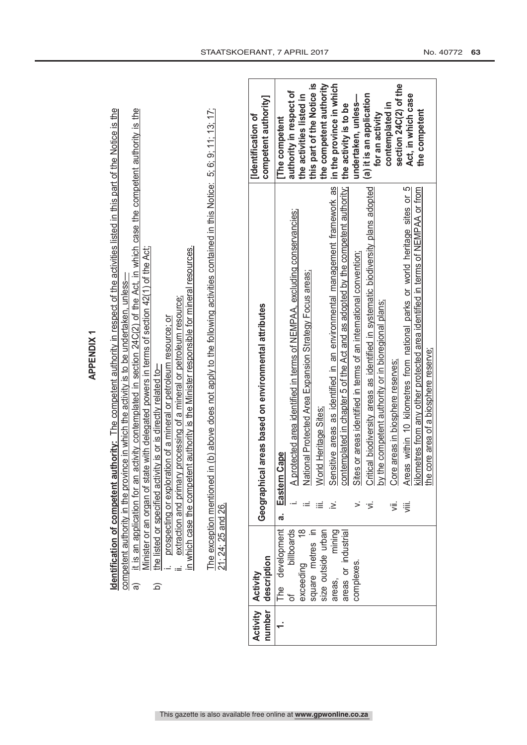# APPENDIX 1

**Identification of competent authority**: The competent authority in respect of the activities listed in this part of the Notice is the competent authority in the province in which the activity is to be undertaken, unless—

a) it is an application for an activity contemplated in section 24C(2) of the Act, in which case the competent authority is the Minister or an organ of state with delegated powers in terms of section 42(1) of the Act;

b) the listed or specified activity is or is directly related to—

i. prospecting or exploration of a mineral or petroleum resource; or

ii. extraction and primary processing of a mineral or petroleum resource;

in which case the competent authority is the Minister responsible for mineral resources.

The exception mentioned in (b) above does not apply to the following activities contained in this Notice: 5; 6; 9; 11; 13; 17; 21; 24; 25 and 26.

| Activity number | Activity description | Geographical areas based on environmental attributes | [Identification of competent authority] |
|---|---|---|---|
| 1. | The development of billboards exceeding 18 square metres in size outside urban areas, mining areas or industrial complexes. | a. **Eastern Cape**<br>i. A protected area identified in terms of NEMPAA, excluding conservancies;<br>ii. National Protected Area Expansion Strategy Focus areas;<br>iii. World Heritage Sites;<br>iv. Sensitive areas as identified in an environmental management framework as contemplated in chapter 5 of the Act and as adopted by the competent authority;<br>v. Sites or areas identified in terms of an international convention;<br>vi. Critical biodiversity areas as identified in systematic biodiversity plans adopted by the competent authority or in bioregional plans;<br>vii. Core areas in biosphere reserves;<br>viii. Areas within 10 kilometres from national parks or world heritage sites or 5 kilometres from any other protected area identified in terms of NEMPAA or from the core area of a biosphere reserve; | **[The competent authority in respect of the activities listed in this part of the Notice is the competent authority in the province in which the activity is to be undertaken, unless—**<br>**(a) it is an application for an activity contemplated in section 24C(2) of the Act, in which case the competent** |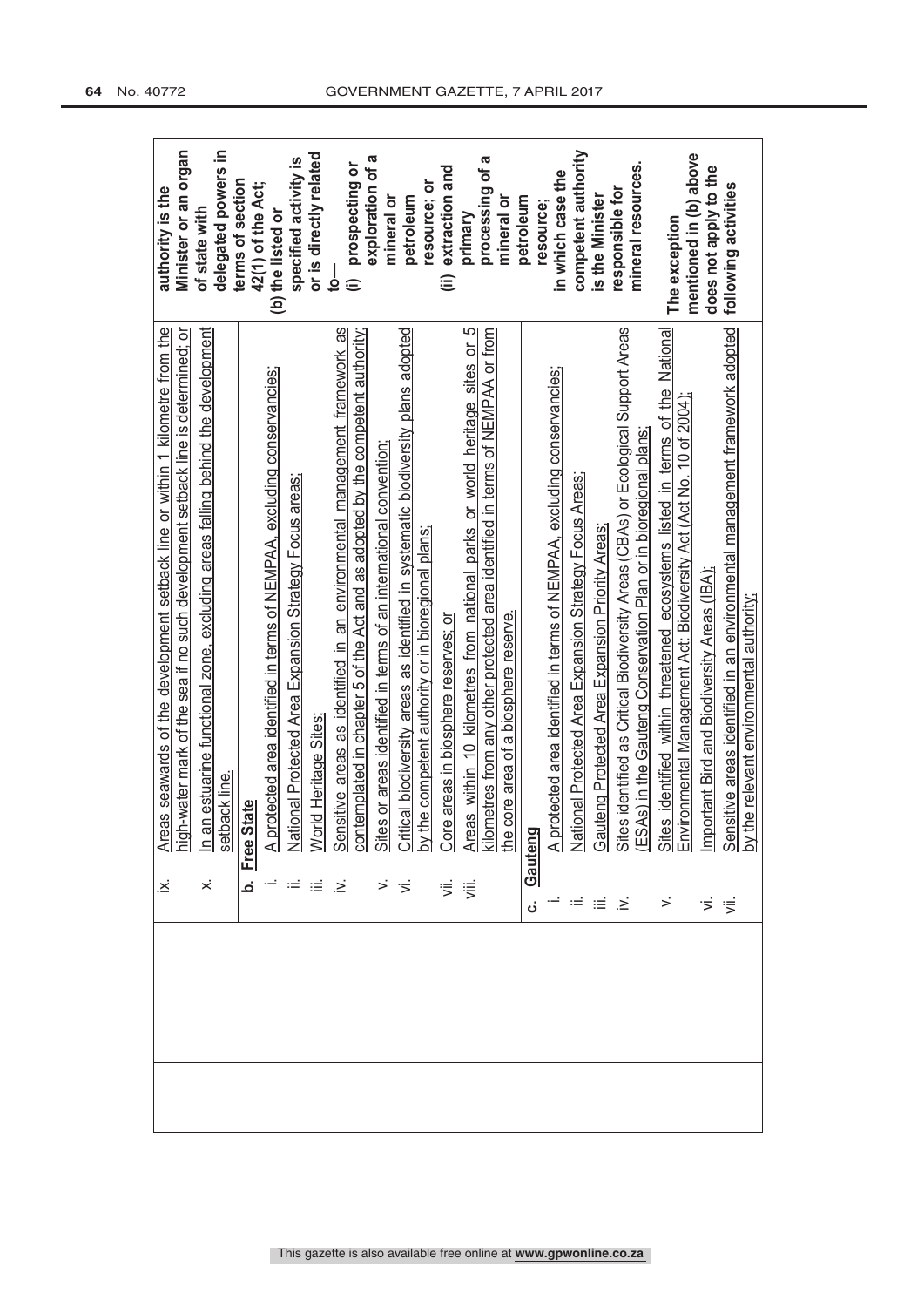| | | |
|---|---|---|
| | ix. Areas seawards of the development setback line or within 1 kilometre from the high-water mark of the sea if no such development setback line is determined; or<br>x. In an estuarine functional zone, excluding areas falling behind the development setback line.<br>**b. Free State**<br>i. A protected area identified in terms of NEMPAA, excluding conservancies;<br>ii. National Protected Area Expansion Strategy Focus areas;<br>iii. World Heritage Sites;<br>iv. Sensitive areas as identified in an environmental management framework as contemplated in chapter 5 of the Act and as adopted by the competent authority;<br>v. Sites or areas identified in terms of an international convention;<br>vi. Critical biodiversity areas as identified in systematic biodiversity plans adopted by the competent authority or in bioregional plans;<br>vii. Core areas in biosphere reserves; or<br>viii. Areas within 10 kilometres from national parks or world heritage sites or 5 kilometres from any other protected area identified in terms of NEMPAA or from the core area of a biosphere reserve.<br>**c. Gauteng**<br>i. A protected area identified in terms of NEMPAA, excluding conservancies;<br>ii. National Protected Area Expansion Strategy Focus Areas;<br>iii. Gauteng Protected Area Expansion Priority Areas;<br>iv. Sites identified as Critical Biodiversity Areas (CBAs) or Ecological Support Areas (ESAs) in the Gauteng Conservation Plan or in bioregional plans;<br>v. Sites identified within threatened ecosystems listed in terms of the National Environmental Management Act: Biodiversity Act (Act No. 10 of 2004);<br>vi. Important Bird and Biodiversity Areas (IBA);<br>vii. Sensitive areas identified in an environmental management framework adopted by the relevant environmental authority; | **authority is the Minister or an organ of state with delegated powers in terms of section 42(1) of the Act;**<br>**(b) the listed or specified activity is or is directly related to—**<br>**(i) prospecting or exploration of a mineral or petroleum resource; or**<br>**(ii) extraction and primary processing of a mineral or petroleum resource;**<br>**in which case the competent authority is the Minister responsible for mineral resources.**<br><br>**The exception mentioned in (b) above does not apply to the following activities** |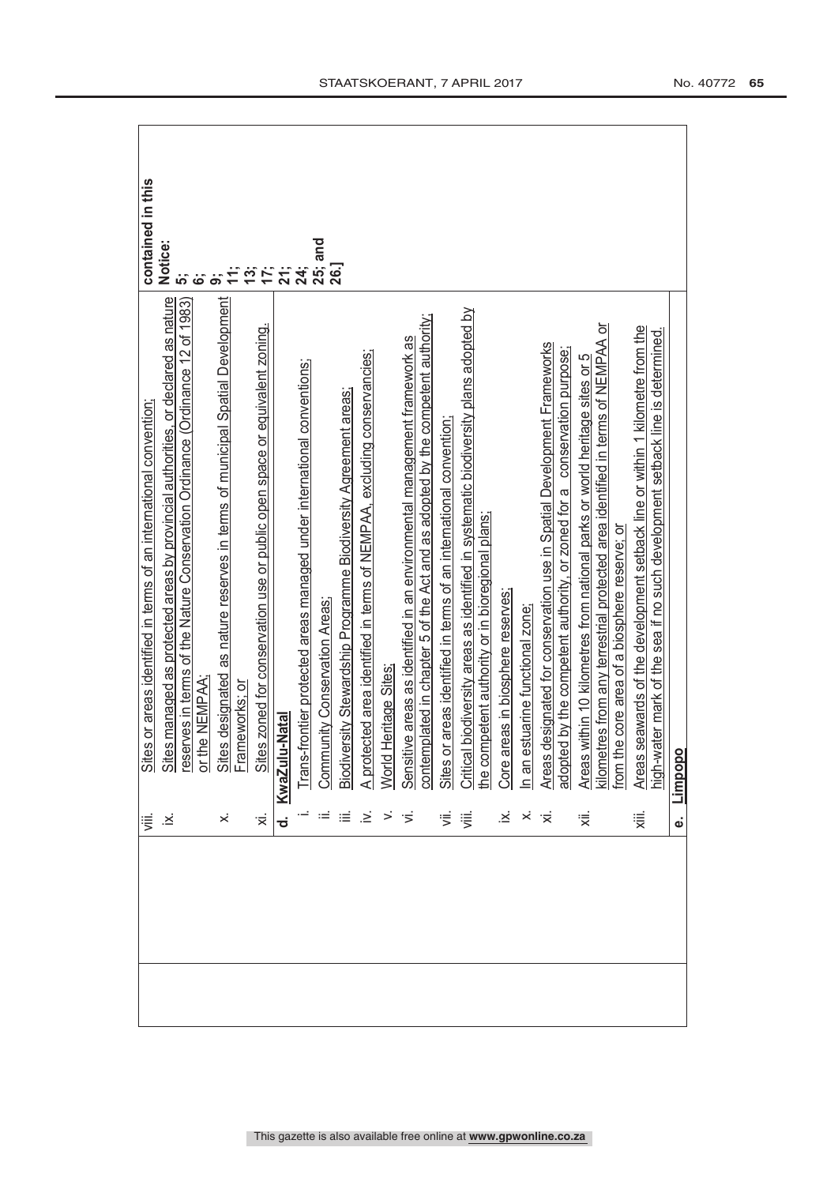| | | | |
|---|---|---|---|
| | viii. | Sites or areas identified in terms of an international convention; | contained in this Notice: 5; 6; 9; 11; 13; 17; 21; 24; 25; and 26.] |
| | ix. | Sites managed as protected areas by provincial authorities, or declared as nature reserves in terms of the Nature Conservation Ordinance (Ordinance 12 of 1983) or the NEMPAA; | |
| | x. | Sites designated as nature reserves in terms of municipal Spatial Development Frameworks; or | |
| | xi. | Sites zoned for conservation use or public open space or equivalent zoning. | |
| | **d.** | **KwaZulu-Natal** | |
| | i. | Trans-frontier protected areas managed under international conventions; | |
| | ii. | Community Conservation Areas; | |
| | iii. | Biodiversity Stewardship Programme Biodiversity Agreement areas; | |
| | iv. | A protected area identified in terms of NEMPAA, excluding conservancies; | |
| | v. | World Heritage Sites; | |
| | vi. | Sensitive areas as identified in an environmental management framework as contemplated in chapter 5 of the Act and as adopted by the competent authority; | |
| | vii. | Sites or areas identified in terms of an international convention; | |
| | viii. | Critical biodiversity areas as identified in systematic biodiversity plans adopted by the competent authority or in bioregional plans; | |
| | ix. | Core areas in biosphere reserves; | |
| | x. | In an estuarine functional zone; | |
| | xi. | Areas designated for conservation use in Spatial Development Frameworks adopted by the competent authority, or zoned for a conservation purpose; | |
| | xii. | Areas within 10 kilometres from national parks or world heritage sites or 5 kilometres from any terrestrial protected area identified in terms of NEMPAA or from the core area of a biosphere reserve; or | |
| | xiii. | Areas seawards of the development setback line or within 1 kilometre from the high-water mark of the sea if no such development setback line is determined. | |
| | **e.** | **Limpopo** | |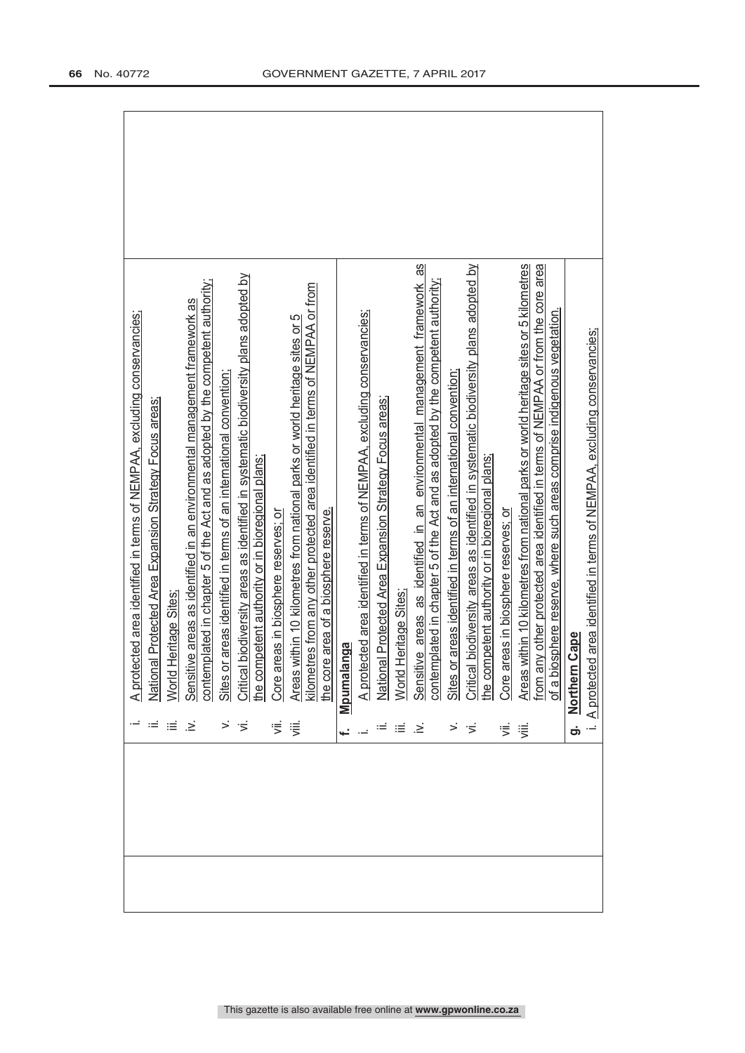| | | |
|---|---|---|
| | i. A protected area identified in terms of NEMPAA, excluding conservancies;<br>ii. National Protected Area Expansion Strategy Focus areas;<br>iii. World Heritage Sites;<br>iv. Sensitive areas as identified in an environmental management framework as contemplated in chapter 5 of the Act and as adopted by the competent authority;<br>v. Sites or areas identified in terms of an international convention;<br>vi. Critical biodiversity areas as identified in systematic biodiversity plans adopted by the competent authority or in bioregional plans;<br>vii. Core areas in biosphere reserves; or<br>viii. Areas within 10 kilometres from national parks or world heritage sites or 5 kilometres from any other protected area identified in terms of NEMPAA or from the core area of a biosphere reserve. | |
| | **f. Mpumalanga**<br>i. A protected area identified in terms of NEMPAA, excluding conservancies;<br>ii. National Protected Area Expansion Strategy Focus areas;<br>iii. World Heritage Sites;<br>iv. Sensitive areas as identified in an environmental management framework as contemplated in chapter 5 of the Act and as adopted by the competent authority;<br>v. Sites or areas identified in terms of an international convention;<br>vi. Critical biodiversity areas as identified in systematic biodiversity plans adopted by the competent authority or in bioregional plans;<br>vii. Core areas in biosphere reserves; or<br>viii. Areas within 10 kilometres from national parks or world heritage sites or 5 kilometres from any other protected area identified in terms of NEMPAA or from the core area of a biosphere reserve, where such areas comprise indigenous vegetation. | |
| | **g. Northern Cape**<br>i. A protected area identified in terms of NEMPAA, excluding conservancies; | |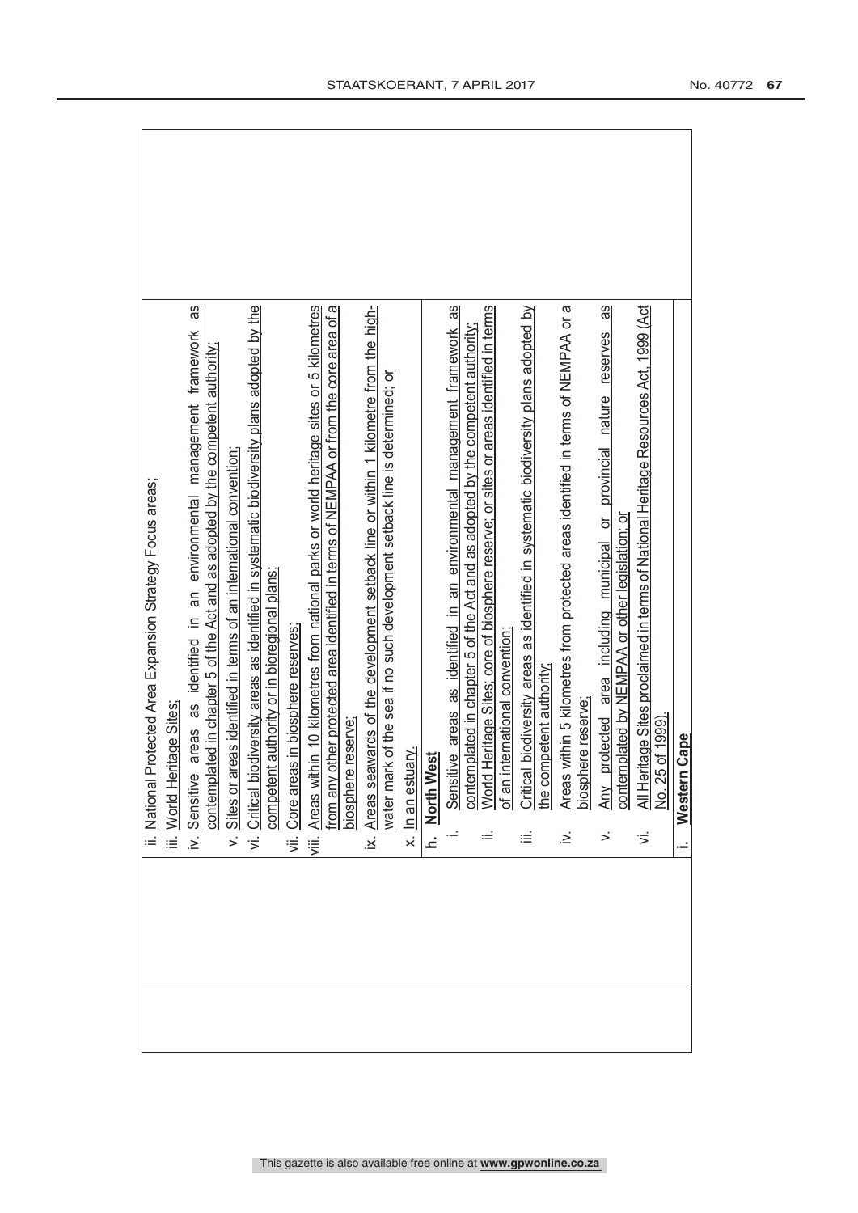| | | |
|---|---|---|
| | ii. National Protected Area Expansion Strategy Focus areas;<br>iii. World Heritage Sites;<br>iv. Sensitive areas as identified in an environmental management framework as contemplated in chapter 5 of the Act and as adopted by the competent authority;<br>v. Sites or areas identified in terms of an international convention;<br>vi. Critical biodiversity areas as identified in systematic biodiversity plans adopted by the competent authority or in bioregional plans;<br>vii. Core areas in biosphere reserves;<br>viii. Areas within 10 kilometres from national parks or world heritage sites or 5 kilometres from any other protected area identified in terms of NEMPAA or from the core area of a biosphere reserve;<br>ix. Areas seawards of the development setback line or within 1 kilometre from the high-water mark of the sea if no such development setback line is determined; or<br>x. In an estuary. | |
| | **h. North West**<br>i. Sensitive areas as identified in an environmental management framework as contemplated in chapter 5 of the Act and as adopted by the competent authority;<br>ii. World Heritage Sites; core of biosphere reserve; or sites or areas identified in terms of an international convention;<br>iii. Critical biodiversity areas as identified in systematic biodiversity plans adopted by the competent authority;<br>iv. Areas within 5 kilometres from protected areas identified in terms of NEMPAA or a biosphere reserve;<br>v. Any protected area including municipal or provincial nature reserves as contemplated by NEMPAA or other legislation; or<br>vi. All Heritage Sites proclaimed in terms of National Heritage Resources Act, 1999 (Act No. 25 of 1999). | |
| | **i. Western Cape** | |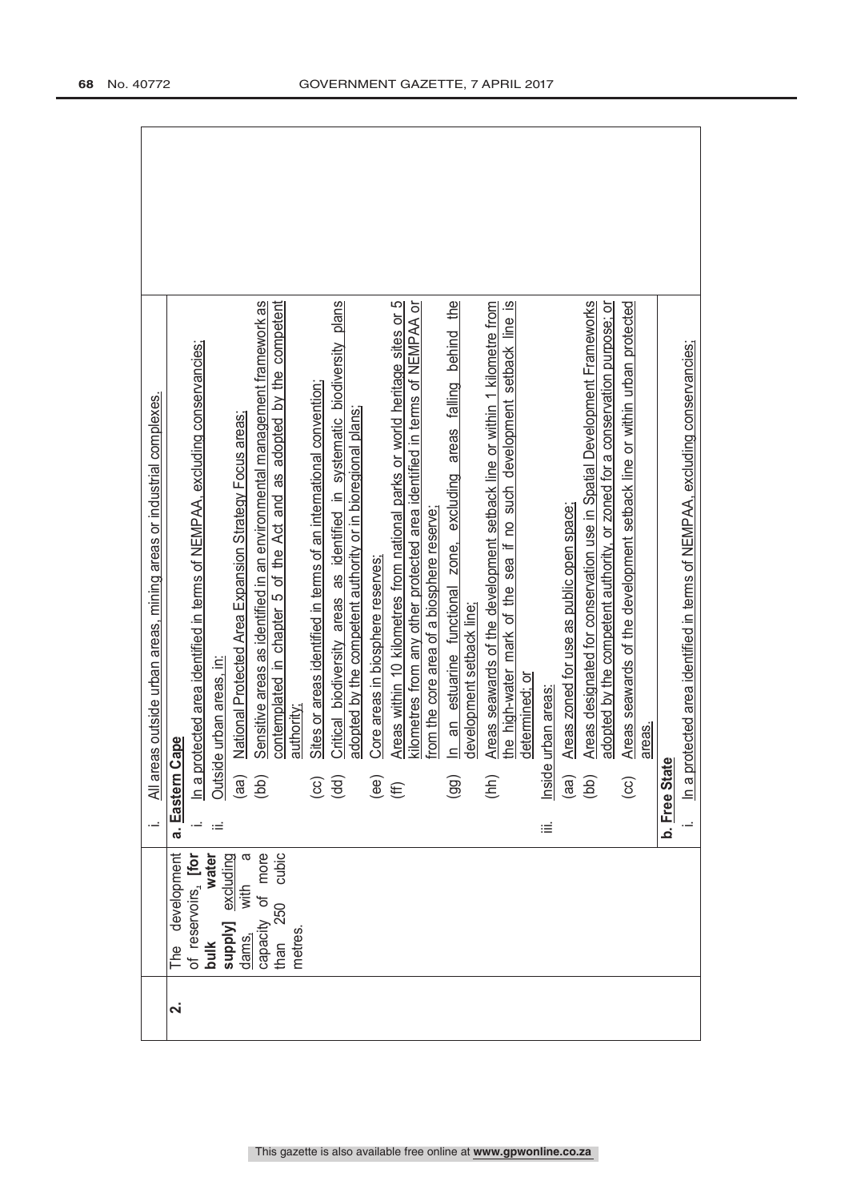|  |  | i. All areas outside urban areas, mining areas or industrial complexes. |
|---|---|---|
| 2. | The development of reservoirs, **[for bulk water supply]** excluding dams, with a capacity of more than 250 cubic metres. | **a. Eastern Cape**<br>i. In a protected area identified in terms of NEMPAA, excluding conservancies;<br>ii. Outside urban areas, in:<br>(aa) National Protected Area Expansion Strategy Focus areas;<br>(bb) Sensitive areas as identified in an environmental management framework as contemplated in chapter 5 of the Act and as adopted by the competent authority;<br>(cc) Sites or areas identified in terms of an international convention;<br>(dd) Critical biodiversity areas as identified in systematic biodiversity plans adopted by the competent authority or in bioregional plans;<br>(ee) Core areas in biosphere reserves;<br>(ff) Areas within 10 kilometres from national parks or world heritage sites or 5 kilometres from any other protected area identified in terms of NEMPAA or from the core area of a biosphere reserve;<br>(gg) In an estuarine functional zone, excluding areas falling behind the development setback line;<br>(hh) Areas seawards of the development setback line or within 1 kilometre from the high-water mark of the sea if no such development setback line is determined; or<br>iii. Inside urban areas:<br>(aa) Areas zoned for use as public open space;<br>(bb) Areas designated for conservation use in Spatial Development Frameworks adopted by the competent authority, or zoned for a conservation purpose; or<br>(cc) Areas seawards of the development setback line or within urban protected areas. |
|  |  | **b. Free State**<br>i. In a protected area identified in terms of NEMPAA, excluding conservancies; |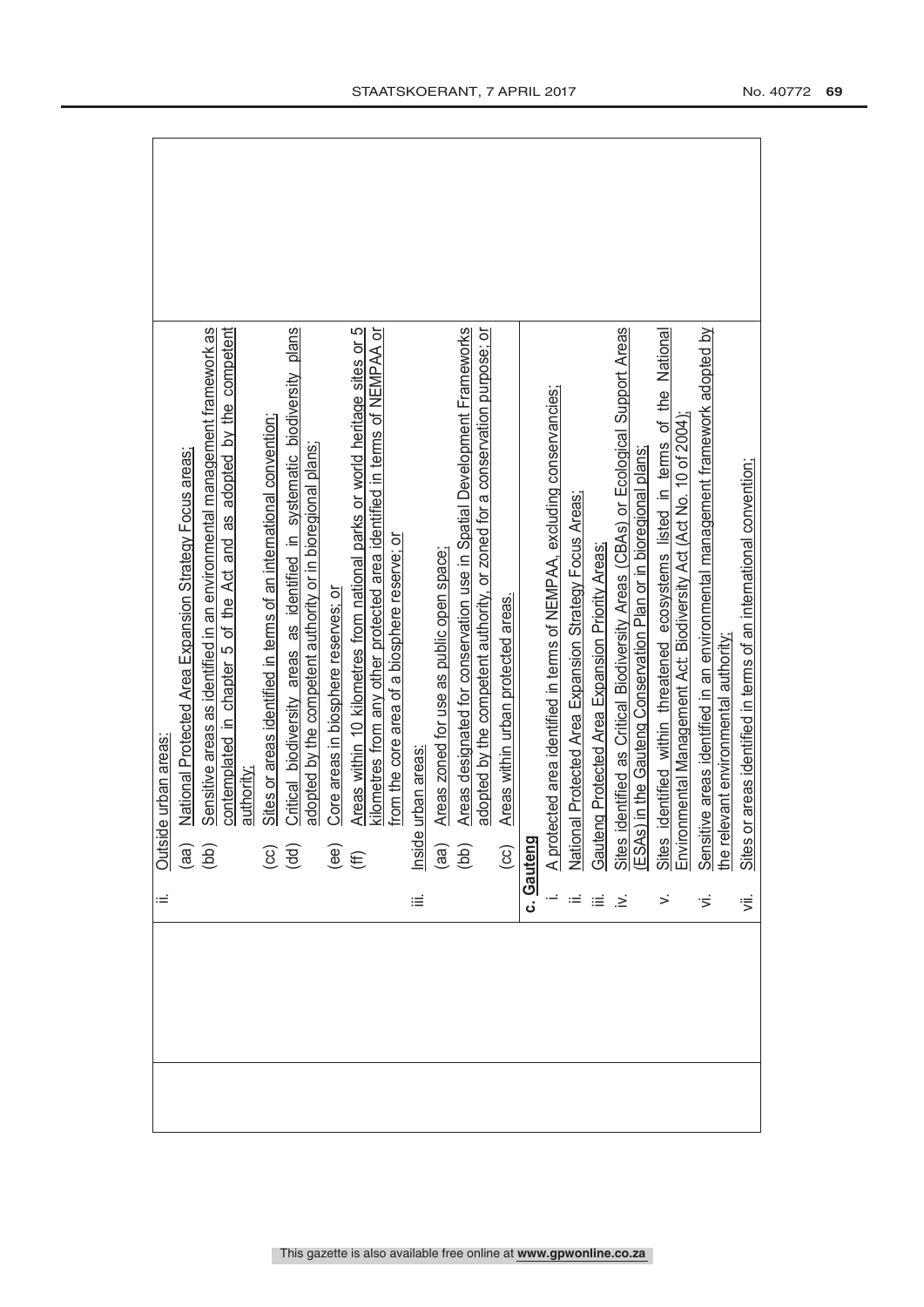| | | |
|---|---|---|
| | ii. Outside urban areas:<br>(aa) National Protected Area Expansion Strategy Focus areas;<br>(bb) Sensitive areas as identified in an environmental management framework as contemplated in chapter 5 of the Act and as adopted by the competent authority;<br>(cc) Sites or areas identified in terms of an international convention;<br>(dd) Critical biodiversity areas as identified in systematic biodiversity plans adopted by the competent authority or in bioregional plans;<br>(ee) Core areas in biosphere reserves; or<br>(ff) Areas within 10 kilometres from national parks or world heritage sites or 5 kilometres from any other protected area identified in terms of NEMPAA or from the core area of a biosphere reserve; or<br>iii. Inside urban areas:<br>(aa) Areas zoned for use as public open space;<br>(bb) Areas designated for conservation use in Spatial Development Frameworks adopted by the competent authority, or zoned for a conservation purpose; or<br>(cc) Areas within urban protected areas. | |
| | **c. Gauteng**<br>i. A protected area identified in terms of NEMPAA, excluding conservancies;<br>ii. National Protected Area Expansion Strategy Focus Areas;<br>iii. Gauteng Protected Area Expansion Priority Areas;<br>iv. Sites identified as Critical Biodiversity Areas (CBAs) or Ecological Support Areas (ESAs) in the Gauteng Conservation Plan or in bioregional plans;<br>v. Sites identified within threatened ecosystems listed in terms of the National Environmental Management Act: Biodiversity Act (Act No. 10 of 2004);<br>vi. Sensitive areas identified in an environmental management framework adopted by the relevant environmental authority;<br>vii. Sites or areas identified in terms of an international convention; | |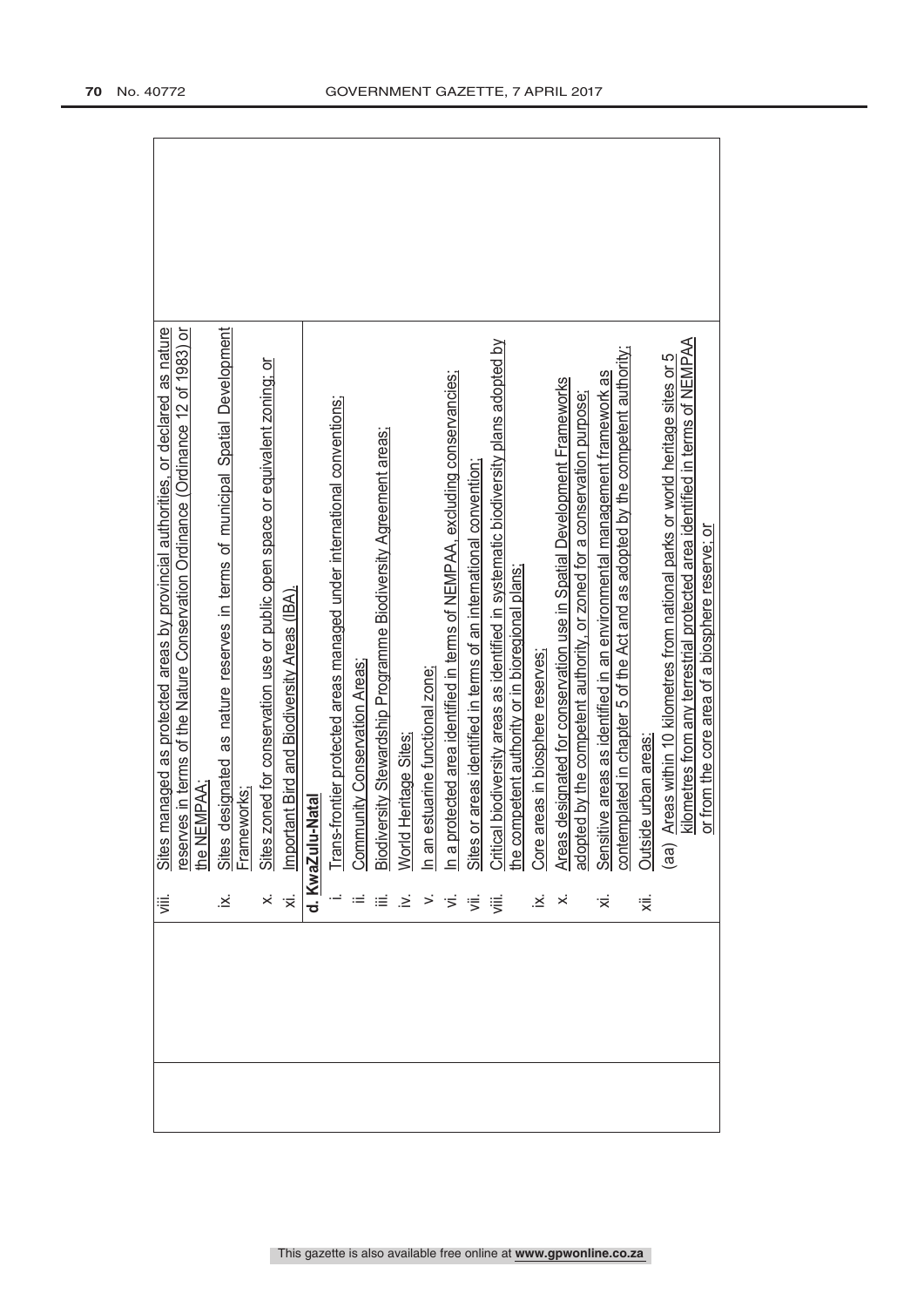| | viii. Sites managed as protected areas by provincial authorities, or declared as nature reserves in terms of the Nature Conservation Ordinance (Ordinance 12 of 1983) or the NEMPAA;<br>ix. Sites designated as nature reserves in terms of municipal Spatial Development Frameworks;<br>x. Sites zoned for conservation use or public open space or equivalent zoning; or<br>xi. Important Bird and Biodiversity Areas (IBA).<br>**d. KwaZulu-Natal**<br>i. Trans-frontier protected areas managed under international conventions;<br>ii. Community Conservation Areas;<br>iii. Biodiversity Stewardship Programme Biodiversity Agreement areas;<br>iv. World Heritage Sites;<br>v. In an estuarine functional zone;<br>vi. In a protected area identified in terms of NEMPAA, excluding conservancies;<br>vii. Sites or areas identified in terms of an international convention;<br>viii. Critical biodiversity areas as identified in systematic biodiversity plans adopted by the competent authority or in bioregional plans;<br>ix. Core areas in biosphere reserves;<br>x. Areas designated for conservation use in Spatial Development Frameworks adopted by the competent authority, or zoned for a conservation purpose;<br>xi. Sensitive areas as identified in an environmental management framework as contemplated in chapter 5 of the Act and as adopted by the competent authority;<br>xii. Outside urban areas:<br>(aa) Areas within 10 kilometres from national parks or world heritage sites or 5 kilometres from any terrestrial protected area identified in terms of NEMPAA or from the core area of a biosphere reserve; or | |
|---|---|---|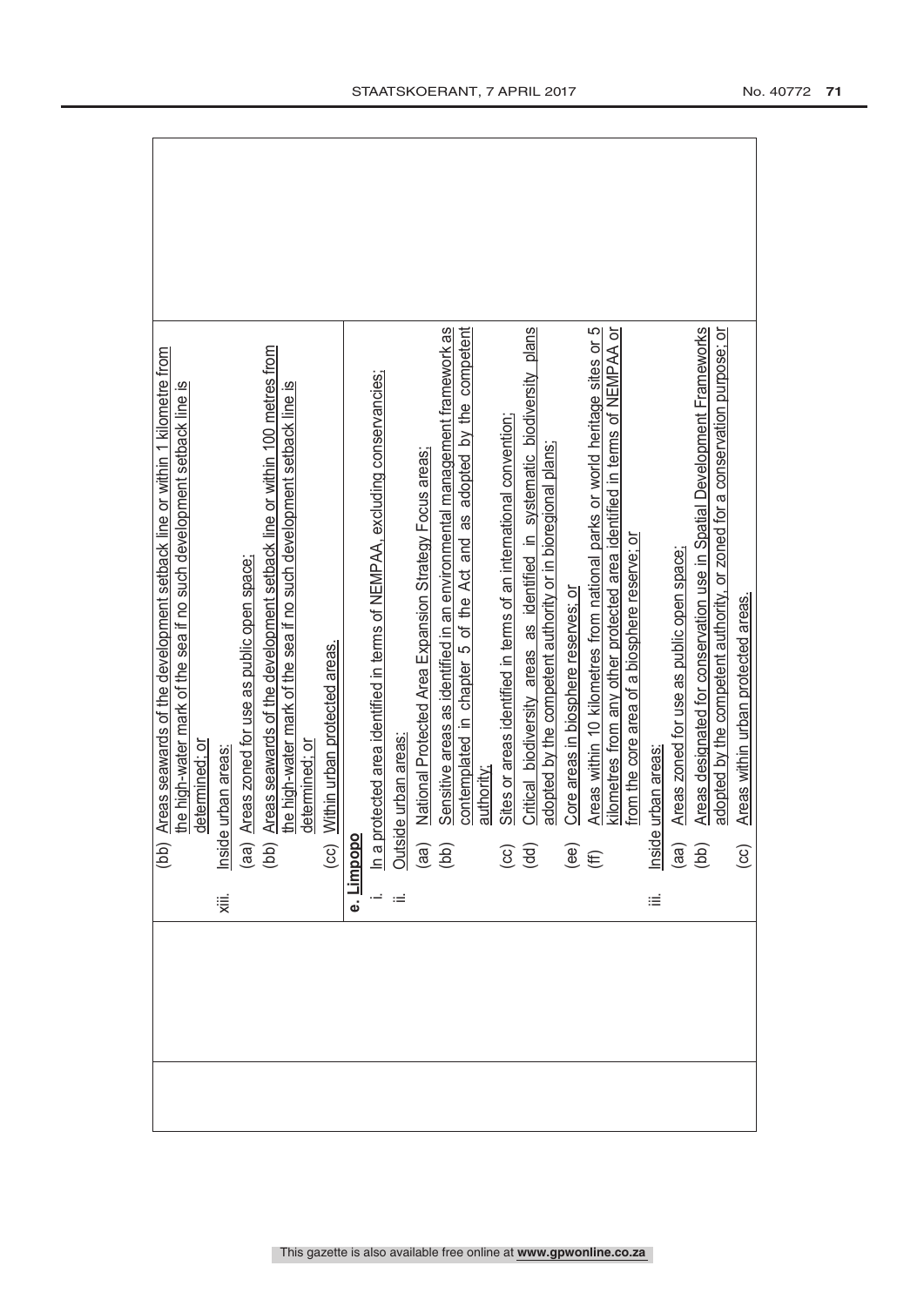| | | |
|---|---|---|
| | (bb) Areas seawards of the development setback line or within 1 kilometre from the high-water mark of the sea if no such development setback line is determined; or<br>xiii. Inside urban areas:<br>(aa) Areas zoned for use as public open space;<br>(bb) Areas seawards of the development setback line or within 100 metres from the high-water mark of the sea if no such development setback line is determined; or<br>(cc) Within urban protected areas. | |
| | **e. Limpopo**<br>i. In a protected area identified in terms of NEMPAA, excluding conservancies;<br>ii. Outside urban areas:<br>(aa) National Protected Area Expansion Strategy Focus areas;<br>(bb) Sensitive areas as identified in an environmental management framework as contemplated in chapter 5 of the Act and as adopted by the competent authority;<br>(cc) Sites or areas identified in terms of an international convention;<br>(dd) Critical biodiversity areas as identified in systematic biodiversity plans adopted by the competent authority or in bioregional plans;<br>(ee) Core areas in biosphere reserves; or<br>(ff) Areas within 10 kilometres from national parks or world heritage sites or 5 kilometres from any other protected area identified in terms of NEMPAA or from the core area of a biosphere reserve; or<br>iii. Inside urban areas:<br>(aa) Areas zoned for use as public open space;<br>(bb) Areas designated for conservation use in Spatial Development Frameworks adopted by the competent authority, or zoned for a conservation purpose; or<br>(cc) Areas within urban protected areas. | |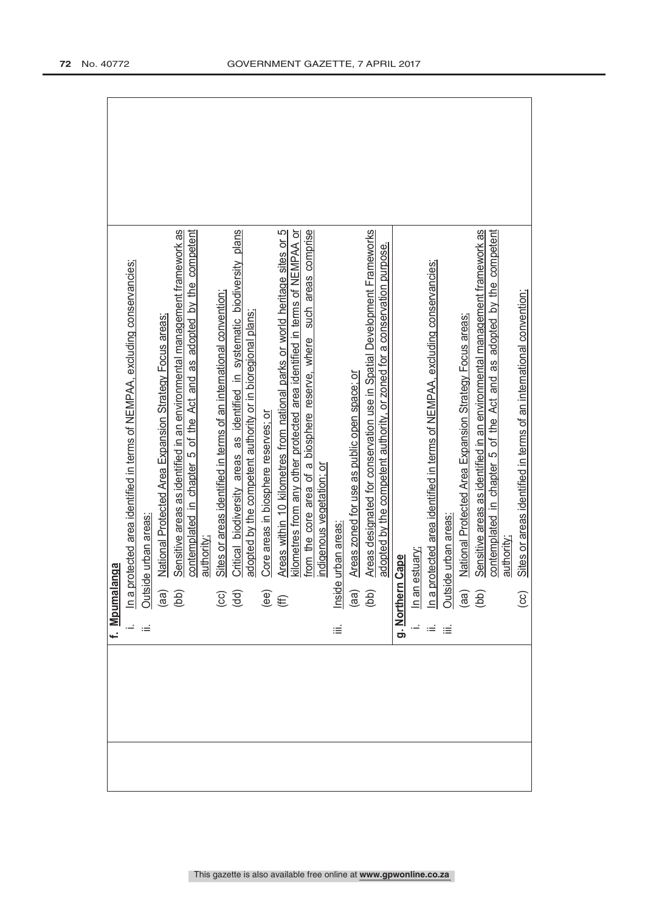**f. Mpumalanga**

i. In a protected area identified in terms of NEMPAA, excluding conservancies;

ii. Outside urban areas:

(aa) National Protected Area Expansion Strategy Focus areas;

(bb) Sensitive areas as identified in an environmental management framework as contemplated in chapter 5 of the Act and as adopted by the competent authority;

(cc) Sites or areas identified in terms of an international convention;

(dd) Critical biodiversity areas as identified in systematic biodiversity plans adopted by the competent authority or in bioregional plans;

(ee) Core areas in biosphere reserves; or

(ff) Areas within 10 kilometres from national parks or world heritage sites or 5 kilometres from any other protected area identified in terms of NEMPAA or from the core area of a biosphere reserve, where such areas comprise indigenous vegetation; or

iii. Inside urban areas:

(aa) Areas zoned for use as public open space; or

(bb) Areas designated for conservation use in Spatial Development Frameworks adopted by the competent authority, or zoned for a conservation purpose.

**g. Northern Cape**

i. In an estuary;

ii. In a protected area identified in terms of NEMPAA, excluding conservancies;

iii. Outside urban areas:

(aa) National Protected Area Expansion Strategy Focus areas;

(bb) Sensitive areas as identified in an environmental management framework as contemplated in chapter 5 of the Act and as adopted by the competent authority;

(cc) Sites or areas identified in terms of an international convention;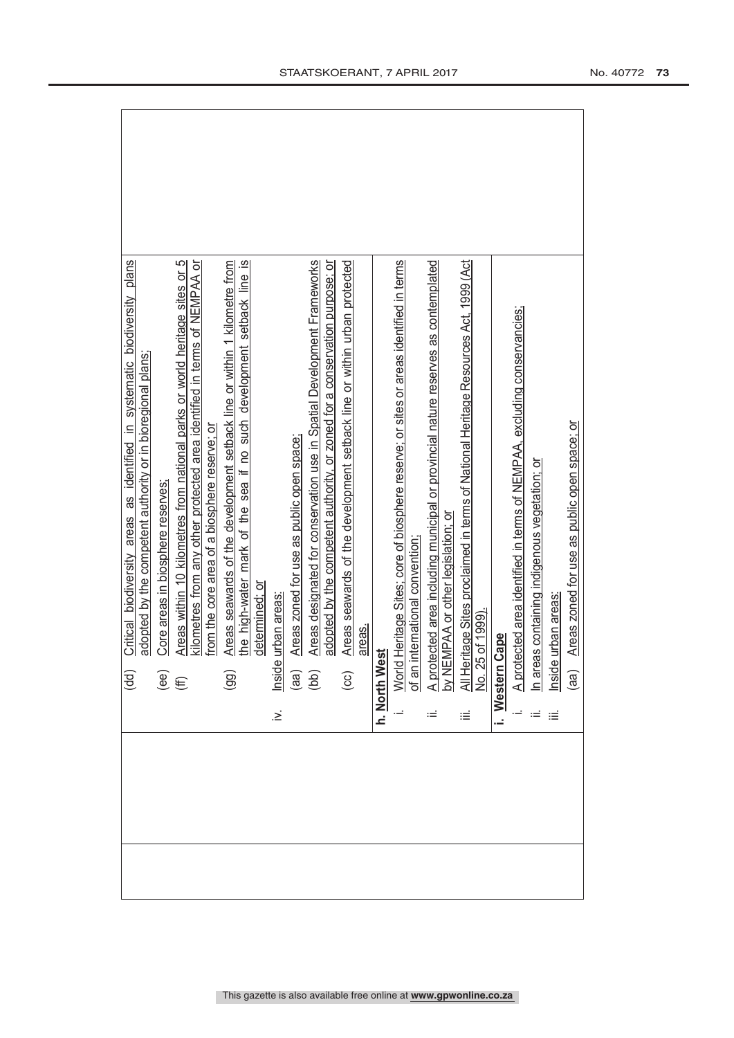| | | |
|---|---|---|
| | (dd) Critical biodiversity areas as identified in systematic biodiversity plans adopted by the competent authority or in bioregional plans;<br>(ee) Core areas in biosphere reserves;<br>(ff) Areas within 10 kilometres from national parks or world heritage sites or 5 kilometres from any other protected area identified in terms of NEMPAA or from the core area of a biosphere reserve; or<br>(gg) Areas seawards of the development setback line or within 1 kilometre from the high-water mark of the sea if no such development setback line is determined; or<br>iv. Inside urban areas:<br>(aa) Areas zoned for use as public open space;<br>(bb) Areas designated for conservation use in Spatial Development Frameworks adopted by the competent authority, or zoned for a conservation purpose; or<br>(cc) Areas seawards of the development setback line or within urban protected areas. | |
| | **h. North West**<br>i. World Heritage Sites; core of biosphere reserve; or sites or areas identified in terms of an international convention;<br>ii. A protected area including municipal or provincial nature reserves as contemplated by NEMPAA or other legislation; or<br>iii. All Heritage Sites proclaimed in terms of National Heritage Resources Act, 1999 (Act No. 25 of 1999). | |
| | **i. Western Cape**<br>i. A protected area identified in terms of NEMPAA, excluding conservancies;<br>ii. In areas containing indigenous vegetation; or<br>iii. Inside urban areas:<br>(aa) Areas zoned for use as public open space; or | |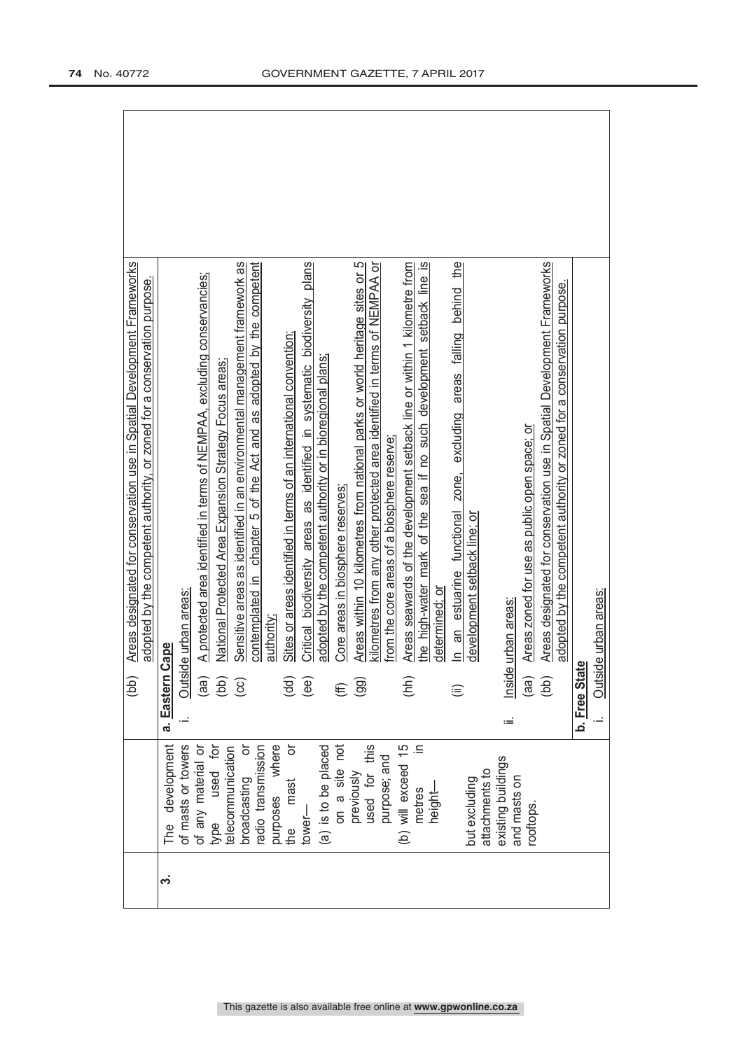| | | |
|---|---|---|
| | | (bb) Areas designated for conservation use in Spatial Development Frameworks adopted by the competent authority, or zoned for a conservation purpose. |
| 3. | The development of masts or towers of any material or type used for telecommunication broadcasting or radio transmission purposes where the mast or tower—<br>(a) is to be placed on a site not previously used for this purpose; and<br>(b) will exceed 15 metres in height—<br><br>but excluding attachments to existing buildings and masts on rooftops. | **a. Eastern Cape**<br>i. Outside urban areas:<br>(aa) A protected area identified in terms of NEMPAA, excluding conservancies;<br>(bb) National Protected Area Expansion Strategy Focus areas;<br>(cc) Sensitive areas as identified in an environmental management framework as contemplated in chapter 5 of the Act and as adopted by the competent authority;<br>(dd) Sites or areas identified in terms of an international convention;<br>(ee) Critical biodiversity areas as identified in systematic biodiversity plans adopted by the competent authority or in bioregional plans;<br>(ff) Core areas in biosphere reserves;<br>(gg) Areas within 10 kilometres from national parks or world heritage sites or 5 kilometres from any other protected area identified in terms of NEMPAA or from the core areas of a biosphere reserve;<br>(hh) Areas seawards of the development setback line or within 1 kilometre from the high-water mark of the sea if no such development setback line is determined; or<br>(ii) In an estuarine functional zone, excluding areas falling behind the development setback line; or<br><br>ii. Inside urban areas:<br>(aa) Areas zoned for use as public open space; or<br>(bb) Areas designated for conservation use in Spatial Development Frameworks adopted by the competent authority or zoned for a conservation purpose.<br><br>**b. Free State**<br>i. Outside urban areas: |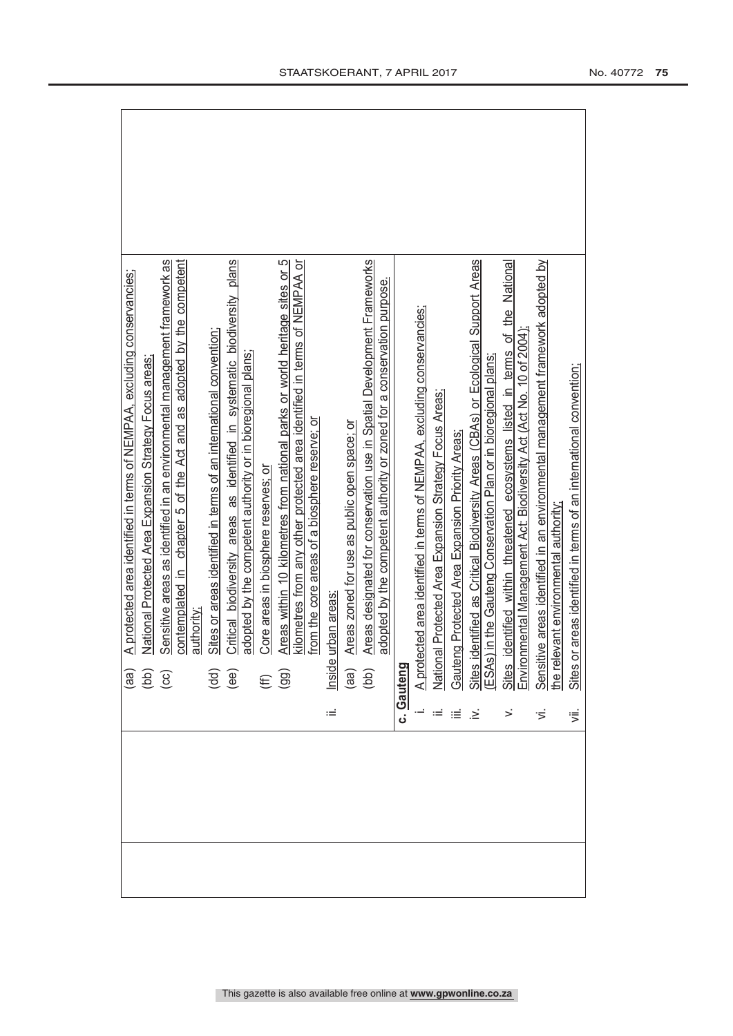(aa) A protected area identified in terms of NEMPAA, excluding conservancies;

(bb) National Protected Area Expansion Strategy Focus areas;

(cc) Sensitive areas as identified in an environmental management framework as contemplated in chapter 5 of the Act and as adopted by the competent authority;

(dd) Sites or areas identified in terms of an international convention;

(ee) Critical biodiversity areas as identified in systematic biodiversity plans adopted by the competent authority or in bioregional plans;

(ff) Core areas in biosphere reserves; or

(gg) Areas within 10 kilometres from national parks or world heritage sites or 5 kilometres from any other protected area identified in terms of NEMPAA or from the core areas of a biosphere reserve; or

ii. Inside urban areas:

(aa) Areas zoned for use as public open space; or

(bb) Areas designated for conservation use in Spatial Development Frameworks adopted by the competent authority or zoned for a conservation purpose.

**c. Gauteng**

i. A protected area identified in terms of NEMPAA, excluding conservancies;

ii. National Protected Area Expansion Strategy Focus Areas;

iii. Gauteng Protected Area Expansion Priority Areas;

iv. Sites identified as Critical Biodiversity Areas (CBAs) or Ecological Support Areas (ESAs) in the Gauteng Conservation Plan or in bioregional plans;

v. Sites identified within threatened ecosystems listed in terms of the National Environmental Management Act: Biodiversity Act (Act No. 10 of 2004);

vi. Sensitive areas identified in an environmental management framework adopted by the relevant environmental authority;

vii. Sites or areas identified in terms of an international convention;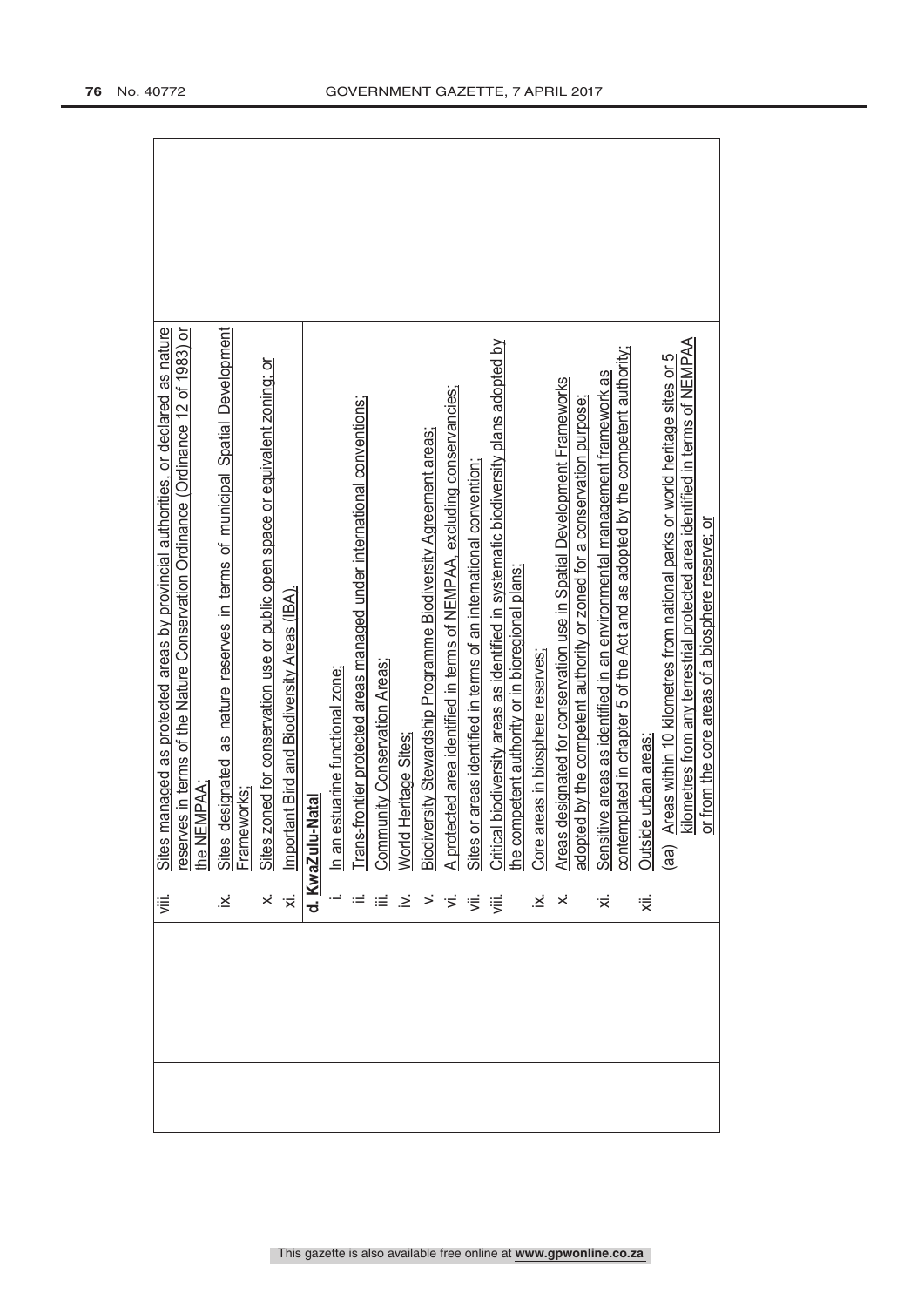| | | |
|---|---|---|
| | viii. Sites managed as protected areas by provincial authorities, or declared as nature reserves in terms of the Nature Conservation Ordinance (Ordinance 12 of 1983) or the NEMPAA;<br>ix. Sites designated as nature reserves in terms of municipal Spatial Development Frameworks;<br>x. Sites zoned for conservation use or public open space or equivalent zoning; or<br>xi. Important Bird and Biodiversity Areas (IBA). | |
| | **d. KwaZulu-Natal**<br>i. In an estuarine functional zone;<br>ii. Trans-frontier protected areas managed under international conventions;<br>iii. Community Conservation Areas;<br>iv. World Heritage Sites;<br>v. Biodiversity Stewardship Programme Biodiversity Agreement areas;<br>vi. A protected area identified in terms of NEMPAA, excluding conservancies;<br>vii. Sites or areas identified in terms of an international convention;<br>viii. Critical biodiversity areas as identified in systematic biodiversity plans adopted by the competent authority or in bioregional plans;<br>ix. Core areas in biosphere reserves;<br>x. Areas designated for conservation use in Spatial Development Frameworks adopted by the competent authority or zoned for a conservation purpose;<br>xi. Sensitive areas as identified in an environmental management framework as contemplated in chapter 5 of the Act and as adopted by the competent authority;<br>xii. Outside urban areas:<br>(aa) Areas within 10 kilometres from national parks or world heritage sites or 5 kilometres from any terrestrial protected area identified in terms of NEMPAA or from the core areas of a biosphere reserve; or | |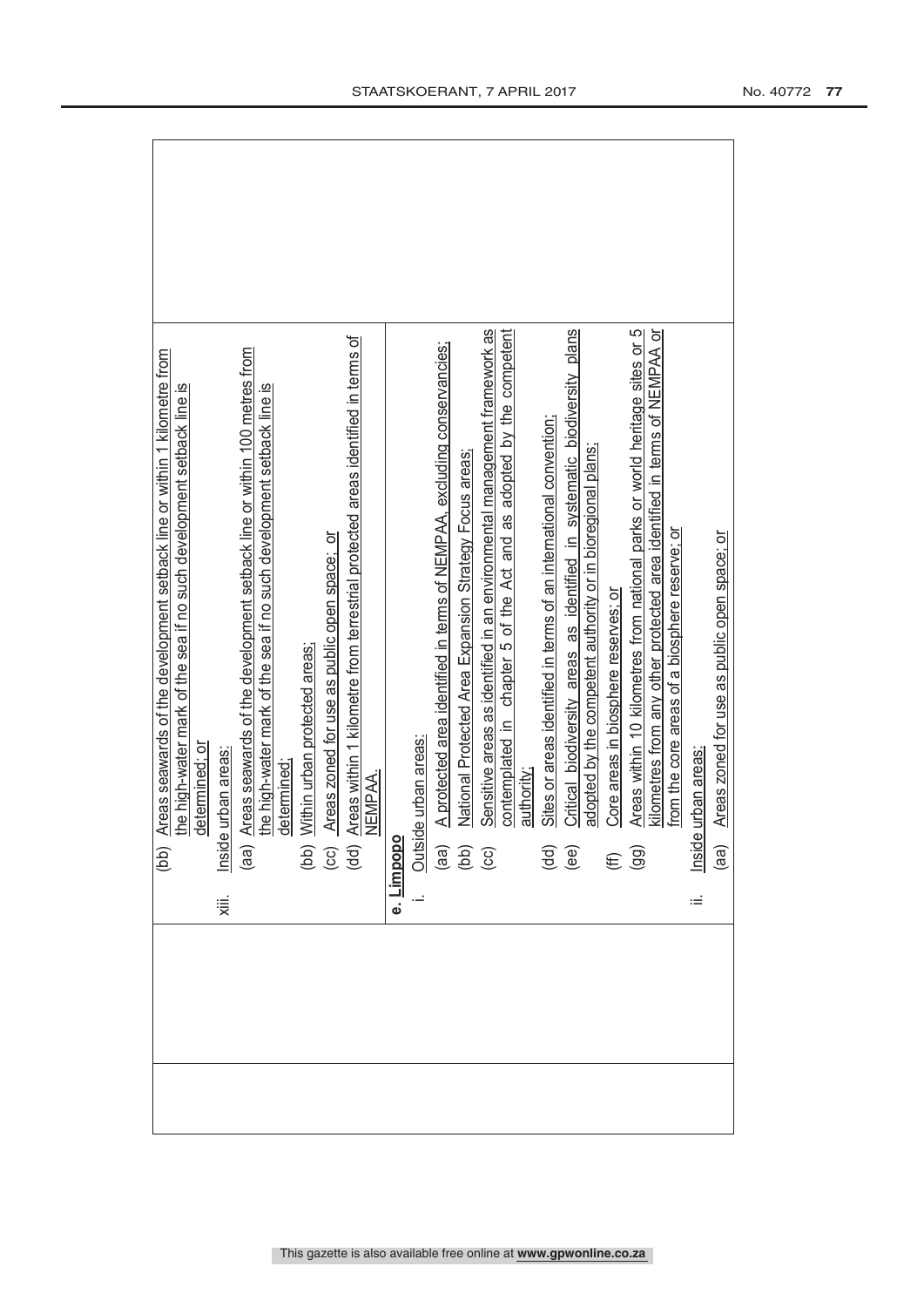| | | |
|---|---|---|
| | (bb) Areas seawards of the development setback line or within 1 kilometre from the high-water mark of the sea if no such development setback line is determined; or<br>xiii. Inside urban areas:<br>(aa) Areas seawards of the development setback line or within 100 metres from the high-water mark of the sea if no such development setback line is determined;<br>(bb) Within urban protected areas;<br>(cc) Areas zoned for use as public open space; or<br>(dd) Areas within 1 kilometre from terrestrial protected areas identified in terms of NEMPAA. | |
| | **e. Limpopo**<br>i. Outside urban areas:<br>(aa) A protected area identified in terms of NEMPAA, excluding conservancies;<br>(bb) National Protected Area Expansion Strategy Focus areas;<br>(cc) Sensitive areas as identified in an environmental management framework as contemplated in chapter 5 of the Act and as adopted by the competent authority;<br>(dd) Sites or areas identified in terms of an international convention;<br>(ee) Critical biodiversity areas as identified in systematic biodiversity plans adopted by the competent authority or in bioregional plans;<br>(ff) Core areas in biosphere reserves; or<br>(gg) Areas within 10 kilometres from national parks or world heritage sites or 5 kilometres from any other protected area identified in terms of NEMPAA or from the core areas of a biosphere reserve; or<br>ii. Inside urban areas:<br>(aa) Areas zoned for use as public open space; or | |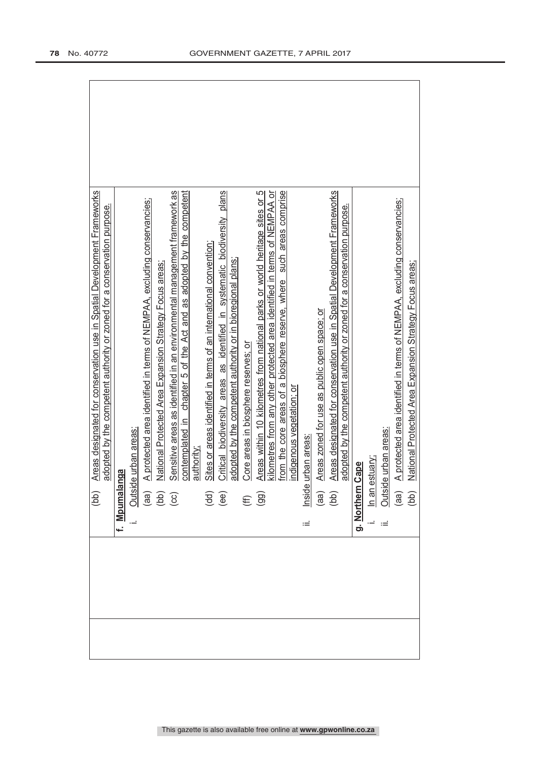| | | |
|---|---|---|
| | (bb) Areas designated for conservation use in Spatial Development Frameworks adopted by the competent authority or zoned for a conservation purpose. | |
| | **f. Mpumalanga**<br>i. Outside urban areas:<br>(aa) A protected area identified in terms of NEMPAA, excluding conservancies;<br>(bb) National Protected Area Expansion Strategy Focus areas;<br>(cc) Sensitive areas as identified in an environmental management framework as contemplated in chapter 5 of the Act and as adopted by the competent authority;<br>(dd) Sites or areas identified in terms of an international convention;<br>(ee) Critical biodiversity areas as identified in systematic biodiversity plans adopted by the competent authority or in bioregional plans;<br>(ff) Core areas in biosphere reserves; or<br>(gg) Areas within 10 kilometres from national parks or world heritage sites or 5 kilometres from any other protected area identified in terms of NEMPAA or from the core areas of a biosphere reserve, where such areas comprise indigenous vegetation; or<br>ii. Inside urban areas:<br>(aa) Areas zoned for use as public open space; or<br>(bb) Areas designated for conservation use in Spatial Development Frameworks adopted by the competent authority or zoned for a conservation purpose. | |
| | **g. Northern Cape**<br>i. In an estuary;<br>ii. Outside urban areas:<br>(aa) A protected area identified in terms of NEMPAA, excluding conservancies;<br>(bb) National Protected Area Expansion Strategy Focus areas; | |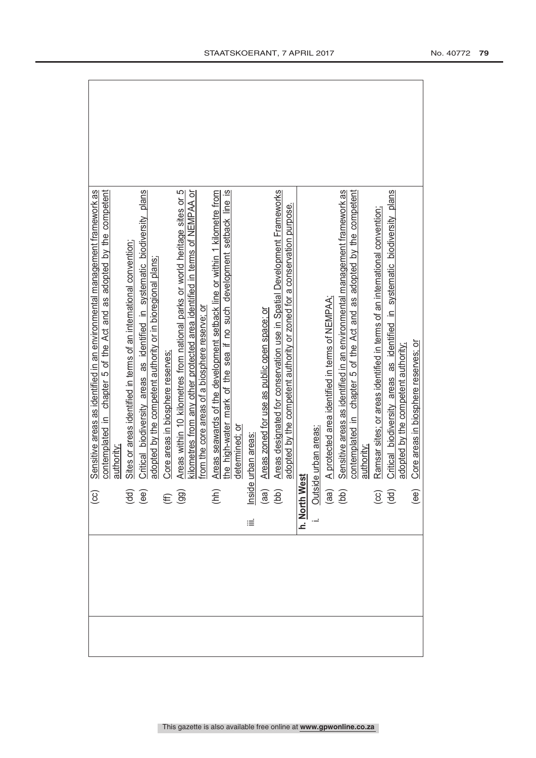| | | |
|---|---|---|
| | (cc) Sensitive areas as identified in an environmental management framework as contemplated in chapter 5 of the Act and as adopted by the competent authority;<br>(dd) Sites or areas identified in terms of an international convention;<br>(ee) Critical biodiversity areas as identified in systematic biodiversity plans adopted by the competent authority or in bioregional plans;<br>(ff) Core areas in biosphere reserves;<br>(gg) Areas within 10 kilometres from national parks or world heritage sites or 5 kilometres from any other protected area identified in terms of NEMPAA or from the core areas of a biosphere reserve; or<br>(hh) Areas seawards of the development setback line or within 1 kilometre from the high-water mark of the sea if no such development setback line is determined; or<br>iii. Inside urban areas:<br>(aa) Areas zoned for use as public open space; or<br>(bb) Areas designated for conservation use in Spatial Development Frameworks adopted by the competent authority or zoned for a conservation purpose. | |
| | **h. North West**<br>i. Outside urban areas:<br>(aa) A protected area identified in terms of NEMPAA;<br>(bb) Sensitive areas as identified in an environmental management framework as contemplated in chapter 5 of the Act and as adopted by the competent authority;<br>(cc) Ramsar sites; or areas identified in terms of an international convention;<br>(dd) Critical biodiversity areas as identified in systematic biodiversity plans adopted by the competent authority;<br>(ee) Core areas in biosphere reserves; or | |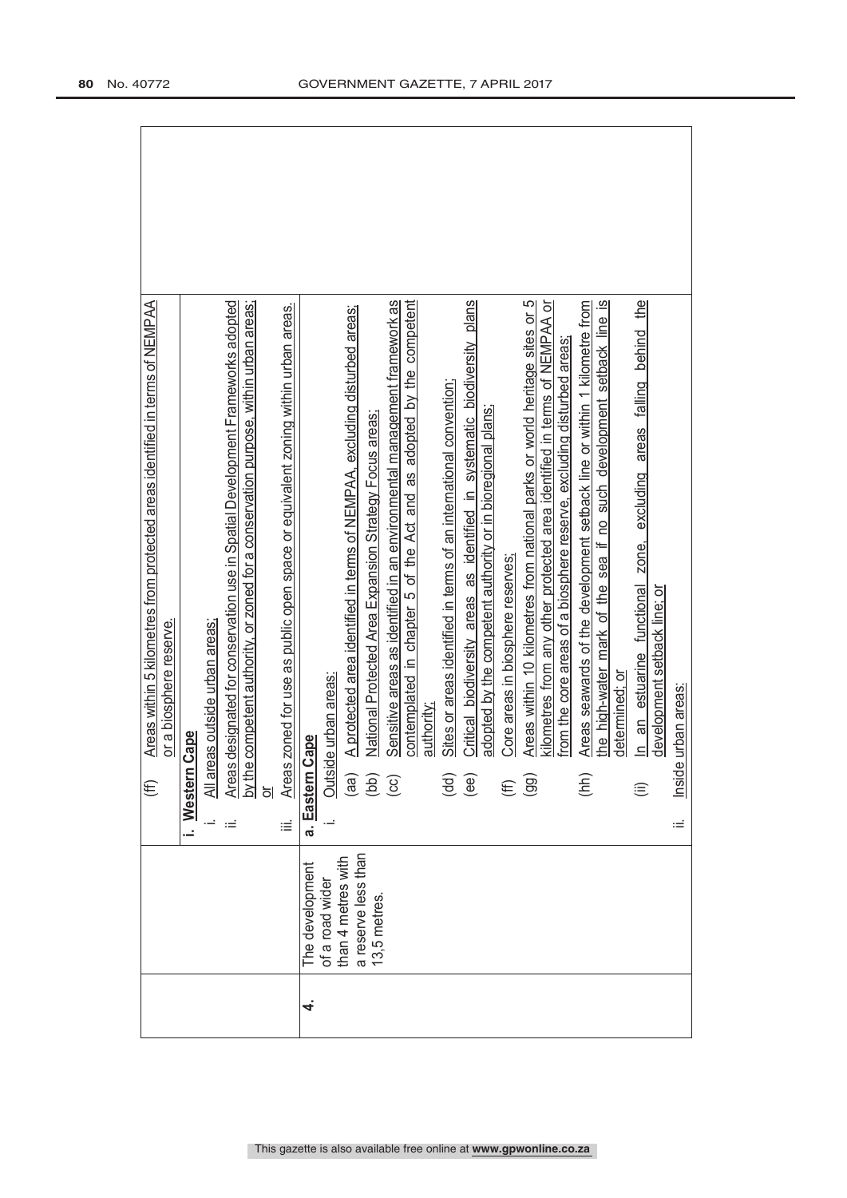| | | | |
|---|---|---|---|
| | | (ff) Areas within 5 kilometres from protected areas identified in terms of NEMPAA or a biosphere reserve.<br><br>**i. Western Cape**<br>i. All areas outside urban areas;<br>ii. Areas designated for conservation use in Spatial Development Frameworks adopted by the competent authority, or zoned for a conservation purpose, within urban areas; or<br>iii. Areas zoned for use as public open space or equivalent zoning within urban areas. | |
| 4. | The development of a road wider than 4 metres with a reserve less than 13,5 metres. | **a. Eastern Cape**<br>i. Outside urban areas:<br>(aa) A protected area identified in terms of NEMPAA, excluding disturbed areas;<br>(bb) National Protected Area Expansion Strategy Focus areas;<br>(cc) Sensitive areas as identified in an environmental management framework as contemplated in chapter 5 of the Act and as adopted by the competent authority;<br>(dd) Sites or areas identified in terms of an international convention;<br>(ee) Critical biodiversity areas as identified in systematic biodiversity plans adopted by the competent authority or in bioregional plans;<br>(ff) Core areas in biosphere reserves;<br>(gg) Areas within 10 kilometres from national parks or world heritage sites or 5 kilometres from any other protected area identified in terms of NEMPAA or from the core areas of a biosphere reserve, excluding disturbed areas;<br>(hh) Areas seawards of the development setback line or within 1 kilometre from the high-water mark of the sea if no such development setback line is determined; or<br>(ii) In an estuarine functional zone, excluding areas falling behind the development setback line; or<br>ii. Inside urban areas: | |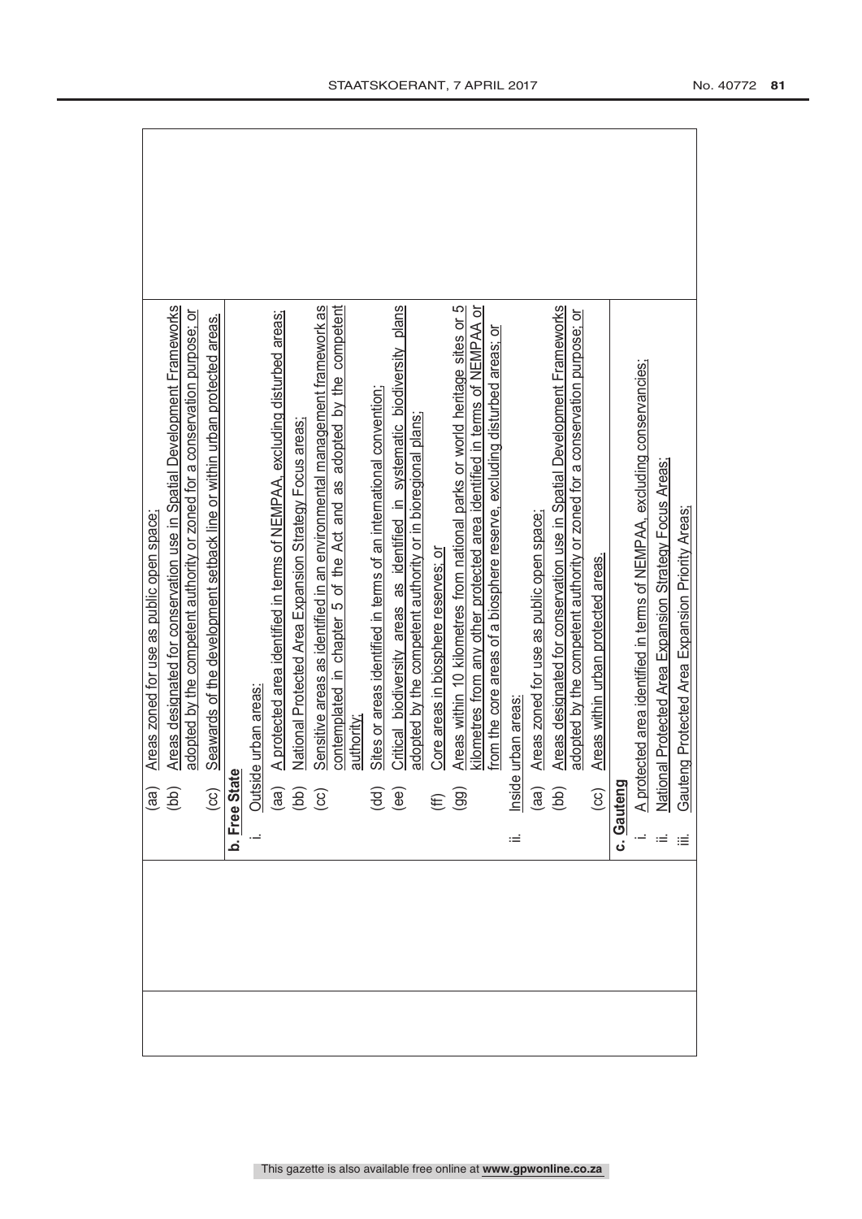| | | |
|---|---|---|
| | (aa) Areas zoned for use as public open space;<br>(bb) Areas designated for conservation use in Spatial Development Frameworks adopted by the competent authority or zoned for a conservation purpose; or<br>(cc) Seawards of the development setback line or within urban protected areas.<br><br>**b. Free State**<br>i. Outside urban areas:<br>(aa) A protected area identified in terms of NEMPAA, excluding disturbed areas;<br>(bb) National Protected Area Expansion Strategy Focus areas;<br>(cc) Sensitive areas as identified in an environmental management framework as contemplated in chapter 5 of the Act and as adopted by the competent authority;<br>(dd) Sites or areas identified in terms of an international convention;<br>(ee) Critical biodiversity areas as identified in systematic biodiversity plans adopted by the competent authority or in bioregional plans;<br>(ff) Core areas in biosphere reserves; or<br>(gg) Areas within 10 kilometres from national parks or world heritage sites or 5 kilometres from any other protected area identified in terms of NEMPAA or from the core areas of a biosphere reserve, excluding disturbed areas; or<br>ii. Inside urban areas:<br>(aa) Areas zoned for use as public open space;<br>(bb) Areas designated for conservation use in Spatial Development Frameworks adopted by the competent authority or zoned for a conservation purpose; or<br>(cc) Areas within urban protected areas.<br><br>**c. Gauteng**<br>i. A protected area identified in terms of NEMPAA, excluding conservancies;<br>ii. National Protected Area Expansion Strategy Focus Areas;<br>iii. Gauteng Protected Area Expansion Priority Areas; | |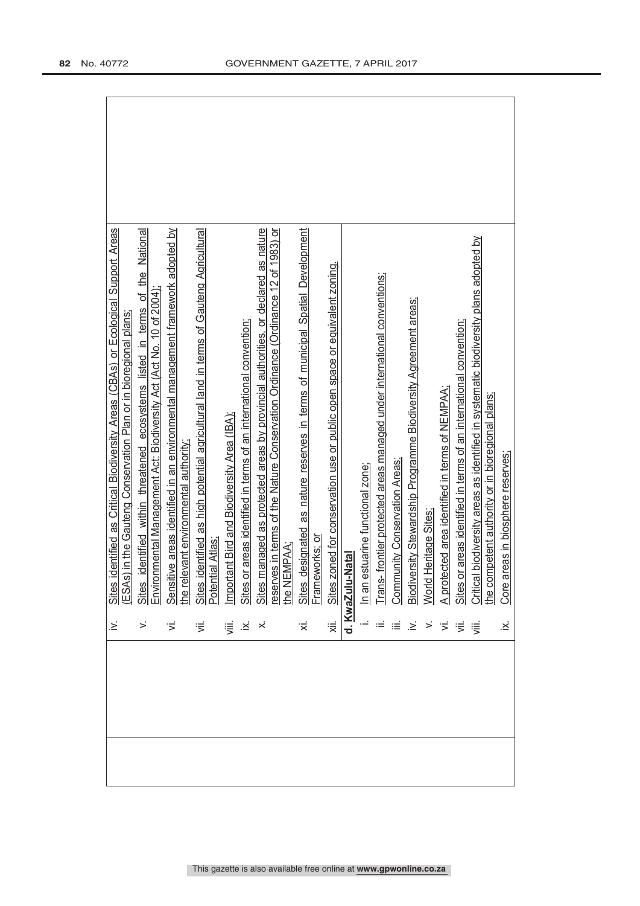| | | |
|---|---|---|
| | iv. | Sites identified as Critical Biodiversity Areas (CBAs) or Ecological Support Areas (ESAs) in the Gauteng Conservation Plan or in bioregional plans; |
| | v. | Sites identified within threatened ecosystems listed in terms of the National Environmental Management Act: Biodiversity Act (Act No. 10 of 2004); |
| | vi. | Sensitive areas identified in an environmental management framework adopted by the relevant environmental authority; |
| | vii. | Sites identified as high potential agricultural land in terms of Gauteng Agricultural Potential Atlas; |
| | viii. | Important Bird and Biodiversity Area (IBA); |
| | ix. | Sites or areas identified in terms of an international convention; |
| | x. | Sites managed as protected areas by provincial authorities, or declared as nature reserves in terms of the Nature Conservation Ordinance (Ordinance 12 of 1983) or the NEMPAA; |
| | xi. | Sites designated as nature reserves in terms of municipal Spatial Development Frameworks; or |
| | xii. | Sites zoned for conservation use or public open space or equivalent zoning. |
| | **d. KwaZulu-Natal** | |
| | i. | In an estuarine functional zone; |
| | ii. | Trans- frontier protected areas managed under international conventions; |
| | iii. | Community Conservation Areas; |
| | iv. | Biodiversity Stewardship Programme Biodiversity Agreement areas; |
| | v. | World Heritage Sites; |
| | vi. | A protected area identified in terms of NEMPAA; |
| | vii. | Sites or areas identified in terms of an international convention; |
| | viii. | Critical biodiversity areas as identified in systematic biodiversity plans adopted by the competent authority or in bioregional plans; |
| | ix. | Core areas in biosphere reserves; |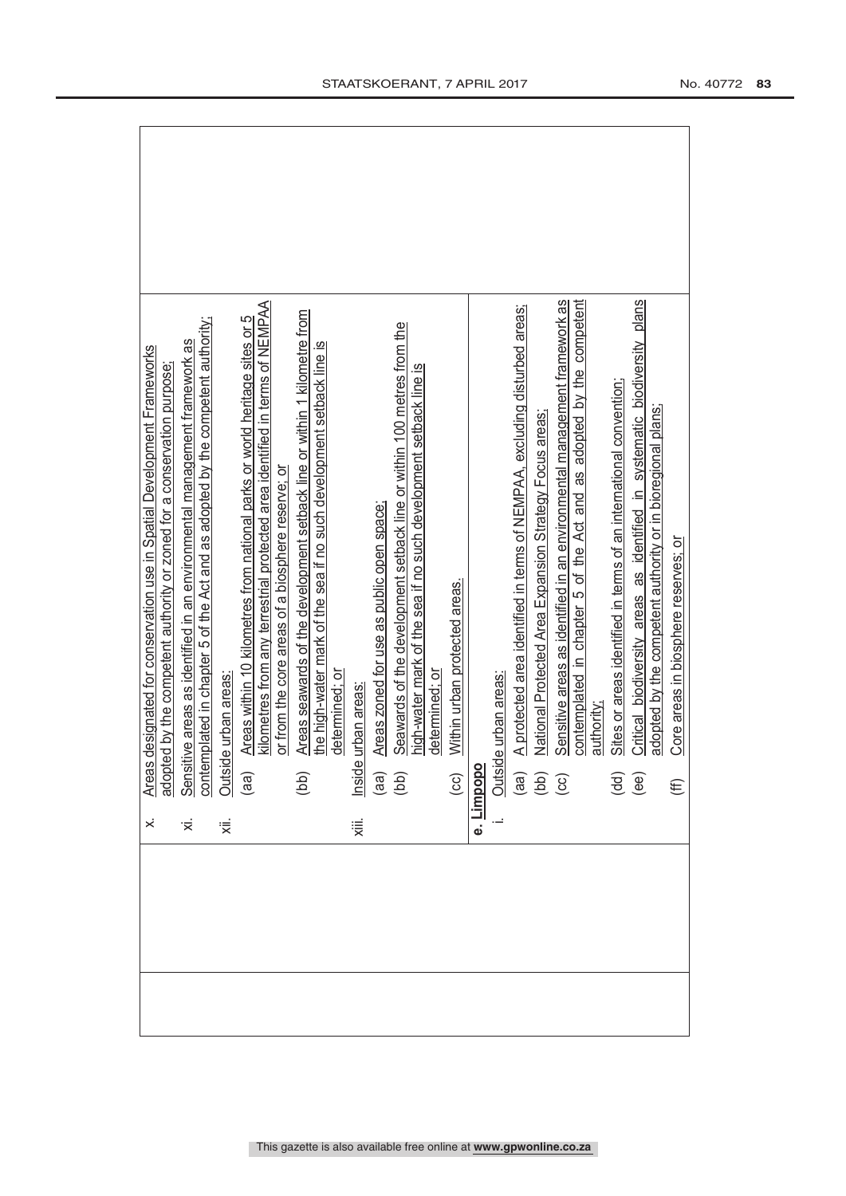| | | |
|---|---|---|
| | x. Areas designated for conservation use in Spatial Development Frameworks adopted by the competent authority or zoned for a conservation purpose;<br>xi. Sensitive areas as identified in an environmental management framework as contemplated in chapter 5 of the Act and as adopted by the competent authority;<br>xii. Outside urban areas:<br>(aa) Areas within 10 kilometres from national parks or world heritage sites or 5 kilometres from any terrestrial protected area identified in terms of NEMPAA or from the core areas of a biosphere reserve; or<br>(bb) Areas seawards of the development setback line or within 1 kilometre from the high-water mark of the sea if no such development setback line is determined; or<br>xiii. Inside urban areas:<br>(aa) Areas zoned for use as public open space;<br>(bb) Seawards of the development setback line or within 100 metres from the high-water mark of the sea if no such development setback line is determined; or<br>(cc) Within urban protected areas. | |
| | **e. Limpopo**<br>i. Outside urban areas:<br>(aa) A protected area identified in terms of NEMPAA, excluding disturbed areas;<br>(bb) National Protected Area Expansion Strategy Focus areas;<br>(cc) Sensitive areas as identified in an environmental management framework as contemplated in chapter 5 of the Act and as adopted by the competent authority;<br>(dd) Sites or areas identified in terms of an international convention;<br>(ee) Critical biodiversity areas as identified in systematic biodiversity plans adopted by the competent authority or in bioregional plans;<br>(ff) Core areas in biosphere reserves; or | |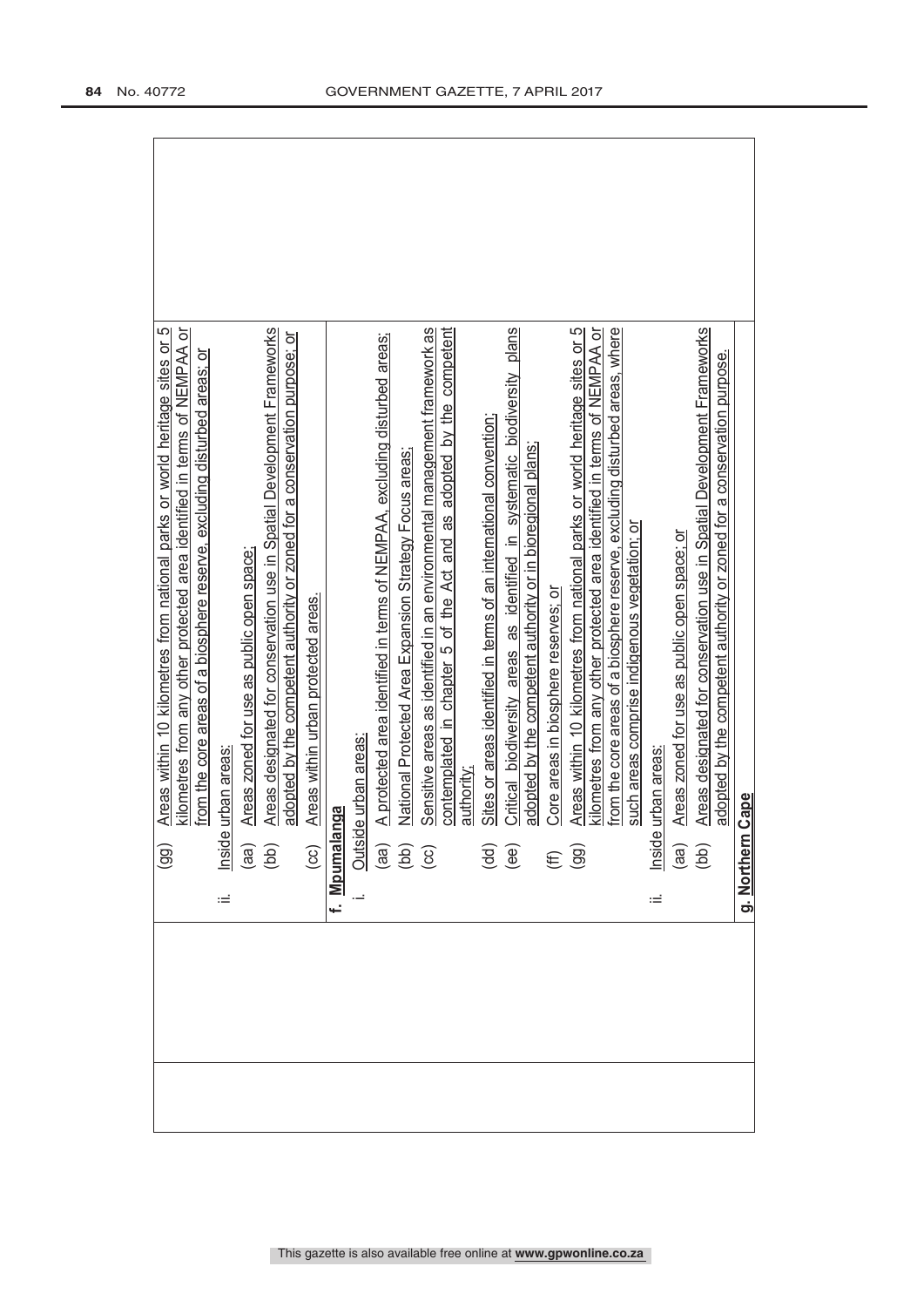| | | |
|---|---|---|
| | (gg) Areas within 10 kilometres from national parks or world heritage sites or 5 kilometres from any other protected area identified in terms of NEMPAA or from the core areas of a biosphere reserve, excluding disturbed areas; or<br><br>ii. Inside urban areas:<br>(aa) Areas zoned for use as public open space;<br>(bb) Areas designated for conservation use in Spatial Development Frameworks adopted by the competent authority or zoned for a conservation purpose; or<br>(cc) Areas within urban protected areas. | |
| | **f. Mpumalanga**<br>i. Outside urban areas:<br>(aa) A protected area identified in terms of NEMPAA, excluding disturbed areas;<br>(bb) National Protected Area Expansion Strategy Focus areas;<br>(cc) Sensitive areas as identified in an environmental management framework as contemplated in chapter 5 of the Act and as adopted by the competent authority;<br>(dd) Sites or areas identified in terms of an international convention;<br>(ee) Critical biodiversity areas as identified in systematic biodiversity plans adopted by the competent authority or in bioregional plans;<br>(ff) Core areas in biosphere reserves; or<br>(gg) Areas within 10 kilometres from national parks or world heritage sites or 5 kilometres from any other protected area identified in terms of NEMPAA or from the core areas of a biosphere reserve, excluding disturbed areas, where such areas comprise indigenous vegetation; or<br><br>ii. Inside urban areas:<br>(aa) Areas zoned for use as public open space; or<br>(bb) Areas designated for conservation use in Spatial Development Frameworks adopted by the competent authority or zoned for a conservation purpose. | |
| | **g. Northern Cape** | |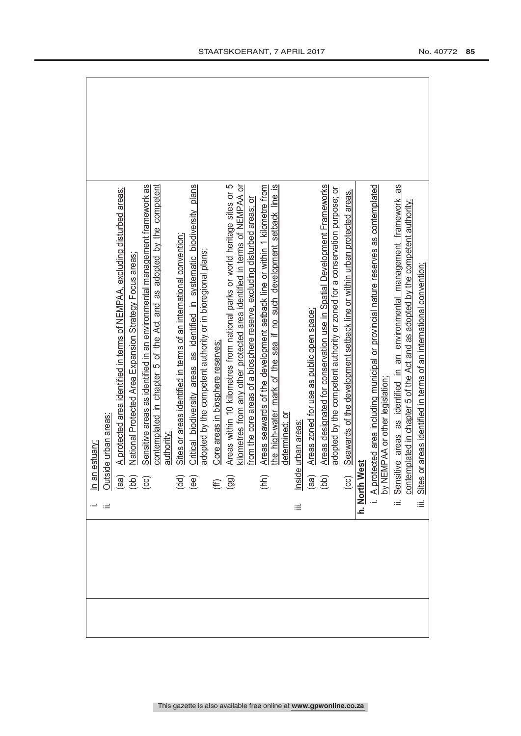| | | |
|---|---|---|
| | i. In an estuary;<br>ii. Outside urban areas:<br>(aa) A protected area identified in terms of NEMPAA, excluding disturbed areas;<br>(bb) National Protected Area Expansion Strategy Focus areas;<br>(cc) Sensitive areas as identified in an environmental management framework as contemplated in chapter 5 of the Act and as adopted by the competent authority;<br>(dd) Sites or areas identified in terms of an international convention;<br>(ee) Critical biodiversity areas as identified in systematic biodiversity plans adopted by the competent authority or in bioregional plans;<br>(ff) Core areas in biosphere reserves;<br>(gg) Areas within 10 kilometres from national parks or world heritage sites or 5 kilometres from any other protected area identified in terms of NEMPAA or from the core areas of a biosphere reserve, excluding disturbed areas; or<br>(hh) Areas seawards of the development setback line or within 1 kilometre from the high-water mark of the sea if no such development setback line is determined; or<br>iii. Inside urban areas:<br>(aa) Areas zoned for use as public open space;<br>(bb) Areas designated for conservation use in Spatial Development Frameworks adopted by the competent authority or zoned for a conservation purpose; or<br>(cc) Seawards of the development setback line or within urban protected areas.<br>**h. North West**<br>i. A protected area including municipal or provincial nature reserves as contemplated by NEMPAA or other legislation;<br>ii. Sensitive areas as identified in an environmental management framework as contemplated in chapter 5 of the Act and as adopted by the competent authority;<br>iii. Sites or areas identified in terms of an international convention; | |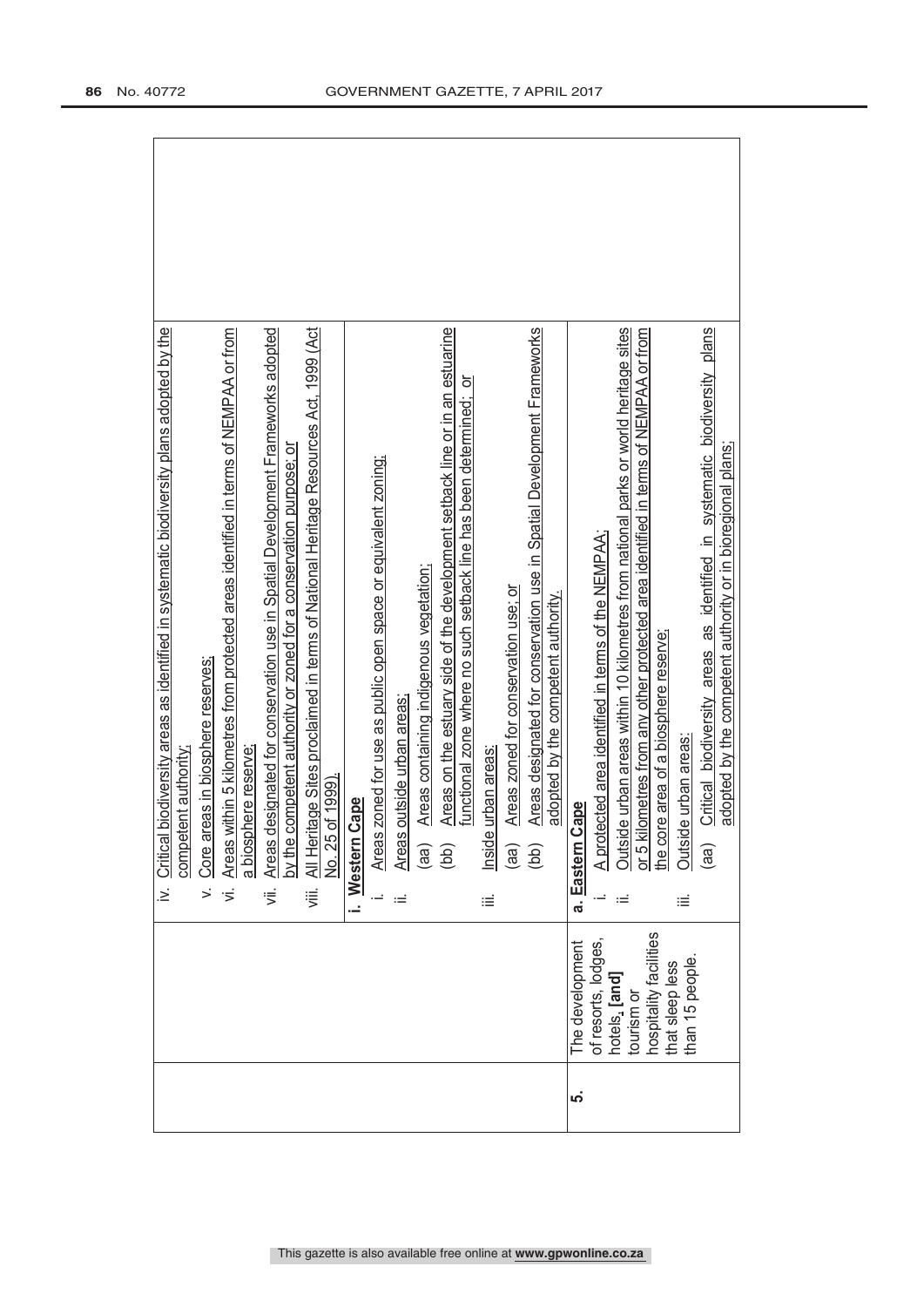| | | |
|---|---|---|
| | | iv. Critical biodiversity areas as identified in systematic biodiversity plans adopted by the competent authority;<br>v. Core areas in biosphere reserves;<br>vi. Areas within 5 kilometres from protected areas identified in terms of NEMPAA or from a biosphere reserve;<br>vii. Areas designated for conservation use in Spatial Development Frameworks adopted by the competent authority or zoned for a conservation purpose; or<br>viii. All Heritage Sites proclaimed in terms of National Heritage Resources Act, 1999 (Act No. 25 of 1999).<br>**i. Western Cape**<br>i. Areas zoned for use as public open space or equivalent zoning;<br>ii. Areas outside urban areas;<br>(aa) Areas containing indigenous vegetation;<br>(bb) Areas on the estuary side of the development setback line or in an estuarine functional zone where no such setback line has been determined; or<br>iii. Inside urban areas:<br>(aa) Areas zoned for conservation use; or<br>(bb) Areas designated for conservation use in Spatial Development Frameworks adopted by the competent authority. |
| 5. | The development of resorts, lodges, hotels, **[and]** tourism or hospitality facilities that sleep less than 15 people. | **a. Eastern Cape**<br>i. A protected area identified in terms of the NEMPAA;<br>ii. Outside urban areas within 10 kilometres from national parks or world heritage sites or 5 kilometres from any other protected area identified in terms of NEMPAA or from the core area of a biosphere reserve;<br>iii. Outside urban areas:<br>(aa) Critical biodiversity areas as identified in systematic biodiversity plans adopted by the competent authority or in bioregional plans; |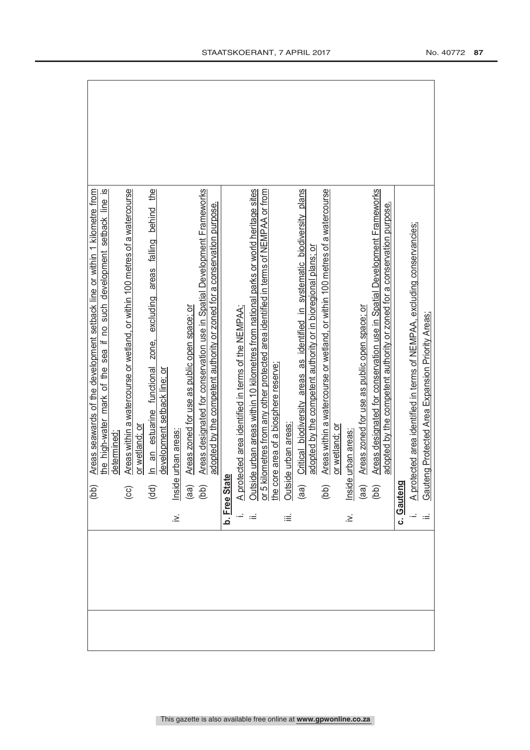(bb) Areas seawards of the development setback line or within 1 kilometre from the high-water mark of the sea if no such development setback line is determined;

(cc) Areas within a watercourse or wetland, or within 100 metres of a watercourse or wetland; or

(dd) In an estuarine functional zone, excluding areas falling behind the development setback line; or

iv. Inside urban areas:

(aa) Areas zoned for use as public open space; or

(bb) Areas designated for conservation use in Spatial Development Frameworks adopted by the competent authority or zoned for a conservation purpose.

**b. Free State**

i. A protected area identified in terms of the NEMPAA;

ii. Outside urban areas within 10 kilometres from national parks or world heritage sites or 5 kilometres from any other protected area identified in terms of NEMPAA or from the core area of a biosphere reserve;

iii. Outside urban areas:

(aa) Critical biodiversity areas as identified in systematic biodiversity plans adopted by the competent authority or in bioregional plans; or

(bb) Areas within a watercourse or wetland, or within 100 metres of a watercourse or wetland; or

iv. Inside urban areas:

(aa) Areas zoned for use as public open space; or

(bb) Areas designated for conservation use in Spatial Development Frameworks adopted by the competent authority or zoned for a conservation purpose.

**c. Gauteng**

i. A protected area identified in terms of NEMPAA, excluding conservancies;

ii. Gauteng Protected Area Expansion Priority Areas;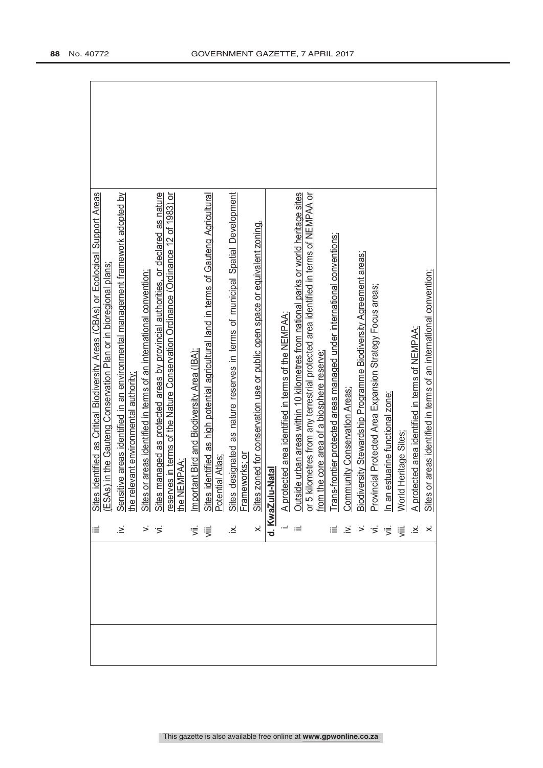| | | |
|---|---|---|
| | | iii. Sites identified as Critical Biodiversity Areas (CBAs) or Ecological Support Areas (ESAs) in the Gauteng Conservation Plan or in bioregional plans;<br>iv. Sensitive areas identified in an environmental management framework adopted by the relevant environmental authority;<br>v. Sites or areas identified in terms of an international convention;<br>vi. Sites managed as protected areas by provincial authorities, or declared as nature reserves in terms of the Nature Conservation Ordinance (Ordinance 12 of 1983) or the NEMPAA;<br>vii. Important Bird and Biodiversity Area (IBA);<br>viii. Sites identified as high potential agricultural land in terms of Gauteng Agricultural Potential Atlas;<br>ix. Sites designated as nature reserves in terms of municipal Spatial Development Frameworks; or<br>x. Sites zoned for conservation use or public open space or equivalent zoning. |
| | | **d. KwaZulu-Natal**<br>i. A protected area identified in terms of the NEMPAA;<br>ii. Outside urban areas within 10 kilometres from national parks or world heritage sites or 5 kilometres from any terrestrial protected area identified in terms of NEMPAA or from the core area of a biosphere reserve;<br>iii. Trans-frontier protected areas managed under international conventions;<br>iv. Community Conservation Areas;<br>v. Biodiversity Stewardship Programme Biodiversity Agreement areas;<br>vi. Provincial Protected Area Expansion Strategy Focus areas;<br>vii. In an estuarine functional zone;<br>viii. World Heritage Sites;<br>ix. A protected area identified in terms of NEMPAA;<br>x. Sites or areas identified in terms of an international convention; |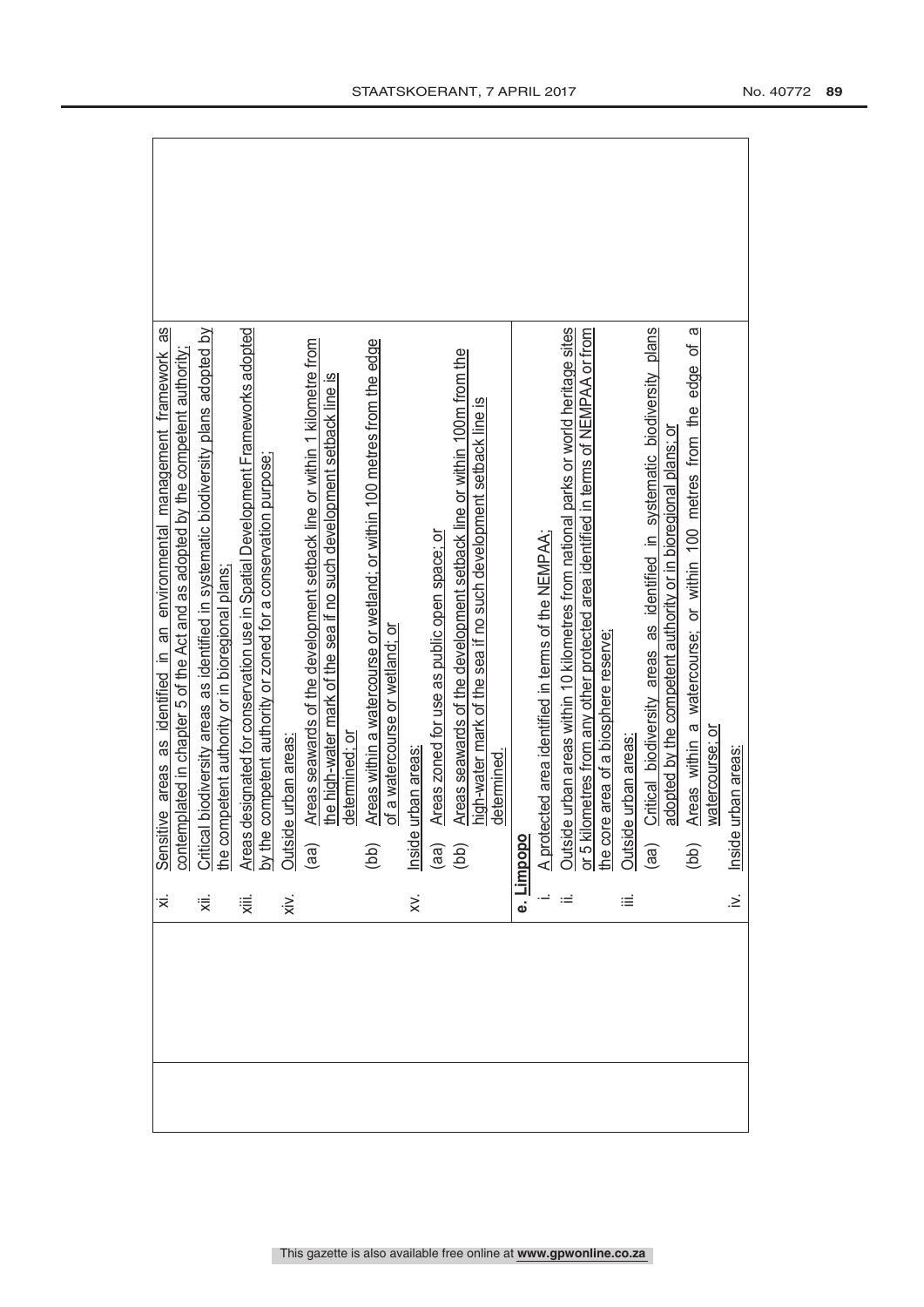| | | |
|---|---|---|
| | xi. Sensitive areas as identified in an environmental management framework as contemplated in chapter 5 of the Act and as adopted by the competent authority;<br>xii. Critical biodiversity areas as identified in systematic biodiversity plans adopted by the competent authority or in bioregional plans;<br>xiii. Areas designated for conservation use in Spatial Development Frameworks adopted by the competent authority or zoned for a conservation purpose;<br>xiv. Outside urban areas:<br>(aa) Areas seawards of the development setback line or within 1 kilometre from the high-water mark of the sea if no such development setback line is determined; or<br>(bb) Areas within a watercourse or wetland; or within 100 metres from the edge of a watercourse or wetland; or<br>xv. Inside urban areas:<br>(aa) Areas zoned for use as public open space; or<br>(bb) Areas seawards of the development setback line or within 100m from the high-water mark of the sea if no such development setback line is determined. | |
| | **e. Limpopo**<br>i. A protected area identified in terms of the NEMPAA;<br>ii. Outside urban areas within 10 kilometres from national parks or world heritage sites or 5 kilometres from any other protected area identified in terms of NEMPAA or from the core area of a biosphere reserve;<br>iii. Outside urban areas:<br>(aa) Critical biodiversity areas as identified in systematic biodiversity plans adopted by the competent authority or in bioregional plans; or<br>(bb) Areas within a watercourse; or within 100 metres from the edge of a watercourse; or<br>iv. Inside urban areas: | |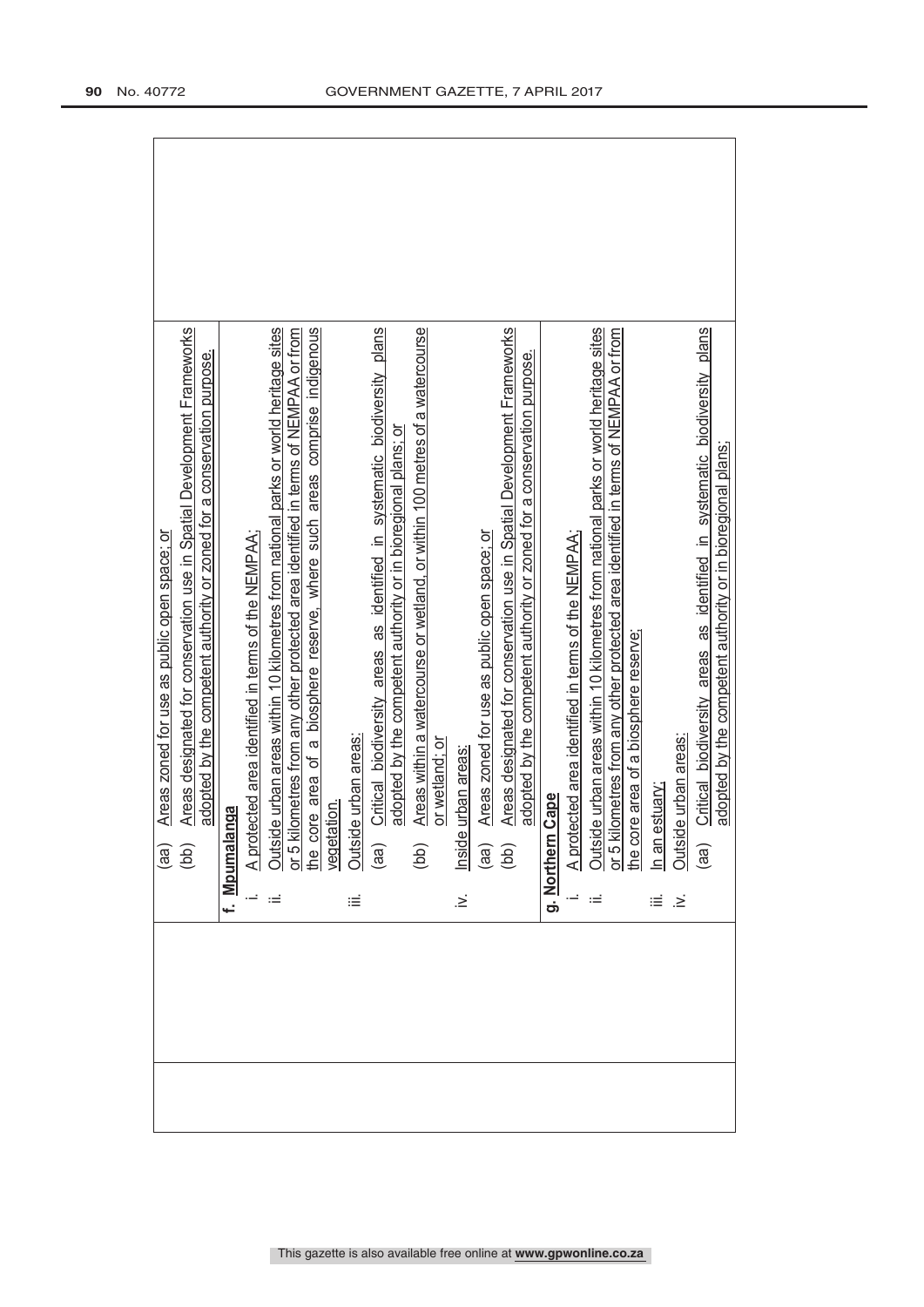| | | |
|---|---|---|
| | (aa) Areas zoned for use as public open space; or<br>(bb) Areas designated for conservation use in Spatial Development Frameworks adopted by the competent authority or zoned for a conservation purpose. | |
| | **f. Mpumalanga**<br>i. A protected area identified in terms of the NEMPAA;<br>ii. Outside urban areas within 10 kilometres from national parks or world heritage sites or 5 kilometres from any other protected area identified in terms of NEMPAA or from the core area of a biosphere reserve, where such areas comprise indigenous vegetation.<br>iii. Outside urban areas:<br>(aa) Critical biodiversity areas as identified in systematic biodiversity plans adopted by the competent authority or in bioregional plans; or<br>(bb) Areas within a watercourse or wetland, or within 100 metres of a watercourse or wetland; or<br>iv. Inside urban areas:<br>(aa) Areas zoned for use as public open space; or<br>(bb) Areas designated for conservation use in Spatial Development Frameworks adopted by the competent authority or zoned for a conservation purpose. | |
| | **g. Northern Cape**<br>i. A protected area identified in terms of the NEMPAA;<br>ii. Outside urban areas within 10 kilometres from national parks or world heritage sites or 5 kilometres from any other protected area identified in terms of NEMPAA or from the core area of a biosphere reserve;<br>iii. In an estuary;<br>iv. Outside urban areas:<br>(aa) Critical biodiversity areas as identified in systematic biodiversity plans adopted by the competent authority or in bioregional plans; | |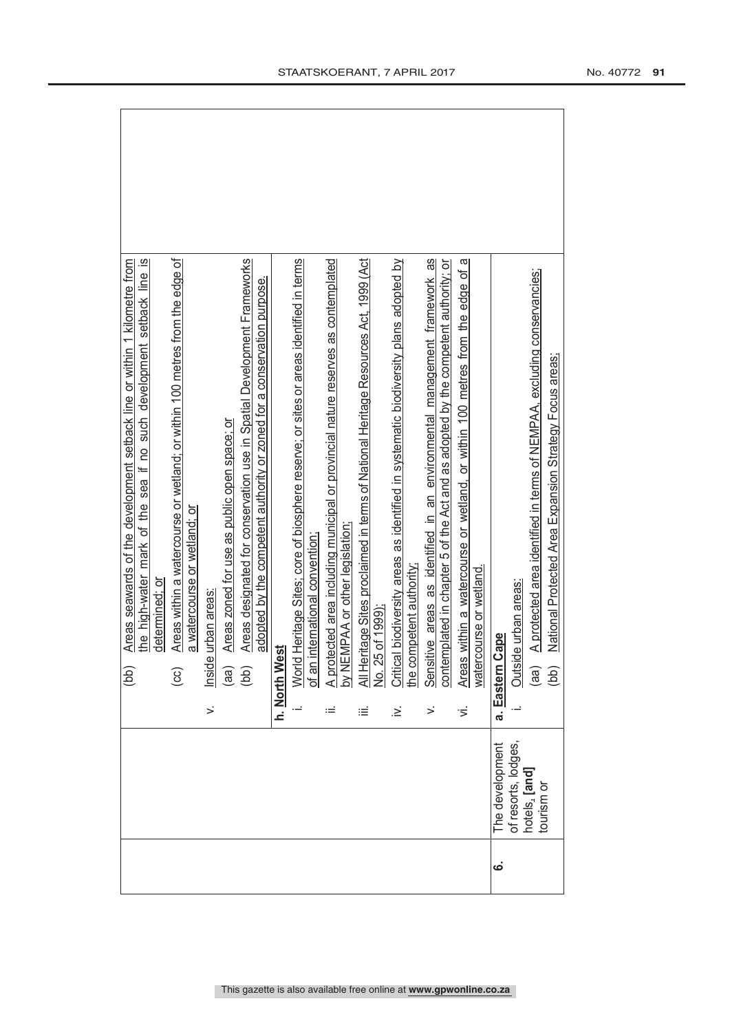| | | |
|---|---|---|
| | | (bb) Areas seawards of the development setback line or within 1 kilometre from the high-water mark of the sea if no such development setback line is determined; or<br>(cc) Areas within a watercourse or wetland; or within 100 metres from the edge of a watercourse or wetland; or<br>v. Inside urban areas:<br>(aa) Areas zoned for use as public open space; or<br>(bb) Areas designated for conservation use in Spatial Development Frameworks adopted by the competent authority or zoned for a conservation purpose.<br>**h. North West**<br>i. World Heritage Sites; core of biosphere reserve; or sites or areas identified in terms of an international convention;<br>ii. A protected area including municipal or provincial nature reserves as contemplated by NEMPAA or other legislation;<br>iii. All Heritage Sites proclaimed in terms of National Heritage Resources Act, 1999 (Act No. 25 of 1999);<br>iv. Critical biodiversity areas as identified in systematic biodiversity plans adopted by the competent authority;<br>v. Sensitive areas as identified in an environmental management framework as contemplated in chapter 5 of the Act and as adopted by the competent authority; or<br>vi. Areas within a watercourse or wetland, or within 100 metres from the edge of a watercourse or wetland. |
| **6.** | The development of resorts, lodges, hotels, **[and]** tourism or | **a. Eastern Cape**<br>i. Outside urban areas:<br>(aa) A protected area identified in terms of NEMPAA, excluding conservancies;<br>(bb) National Protected Area Expansion Strategy Focus areas; |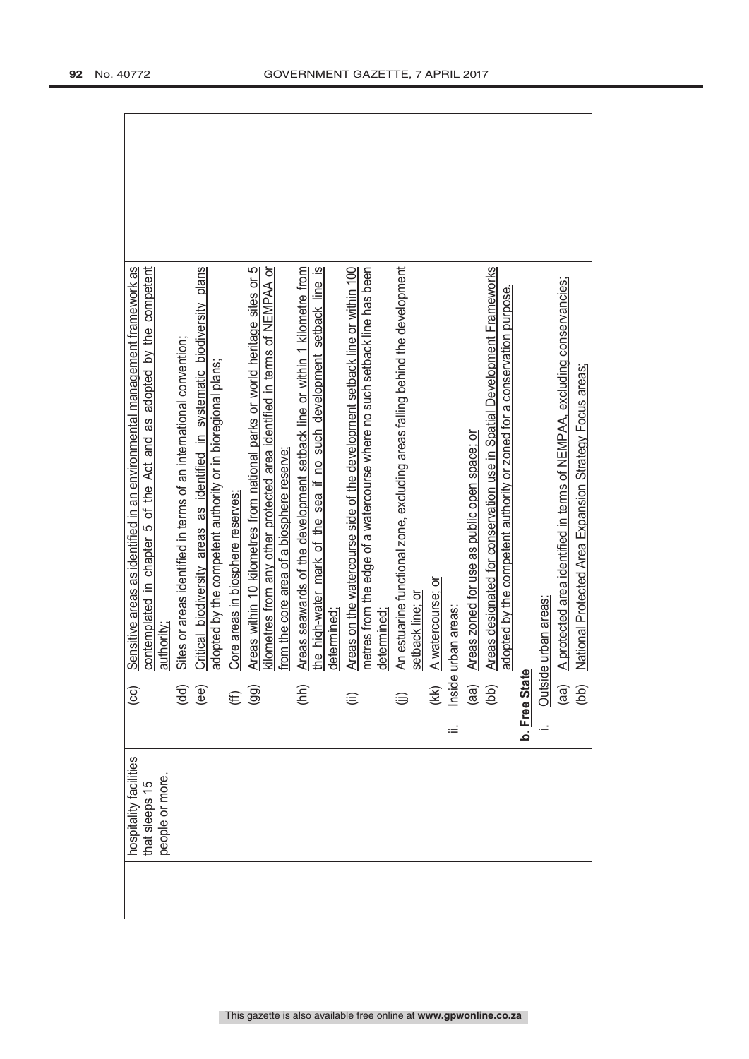| | | |
|---|---|---|
| | hospitality facilities that sleeps 15 people or more. | (cc) Sensitive areas as identified in an environmental management framework as contemplated in chapter 5 of the Act and as adopted by the competent authority;<br>(dd) Sites or areas identified in terms of an international convention;<br>(ee) Critical biodiversity areas as identified in systematic biodiversity plans adopted by the competent authority or in bioregional plans;<br>(ff) Core areas in biosphere reserves;<br>(gg) Areas within 10 kilometres from national parks or world heritage sites or 5 kilometres from any other protected area identified in terms of NEMPAA or from the core area of a biosphere reserve;<br>(hh) Areas seawards of the development setback line or within 1 kilometre from the high-water mark of the sea if no such development setback line is determined;<br>(ii) Areas on the watercourse side of the development setback line or within 100 metres from the edge of a watercourse where no such setback line has been determined;<br>(jj) An estuarine functional zone, excluding areas falling behind the development setback line; or<br>(kk) A watercourse; or<br>ii. Inside urban areas:<br>(aa) Areas zoned for use as public open space; or<br>(bb) Areas designated for conservation use in Spatial Development Frameworks adopted by the competent authority or zoned for a conservation purpose. |
| | | **b. Free State**<br>i. Outside urban areas:<br>(aa) A protected area identified in terms of NEMPAA, excluding conservancies;<br>(bb) National Protected Area Expansion Strategy Focus areas; |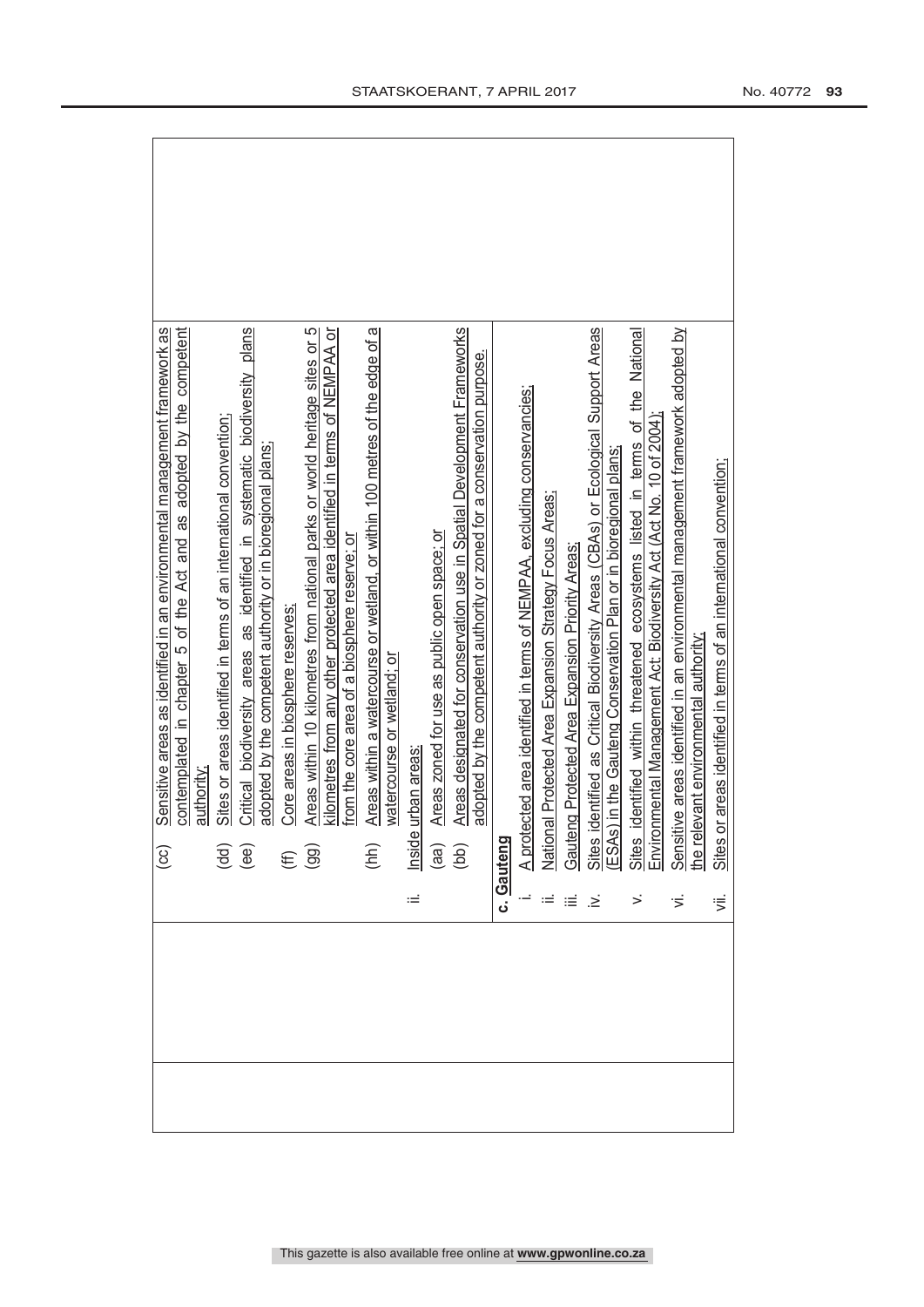(cc) Sensitive areas as identified in an environmental management framework as contemplated in chapter 5 of the Act and as adopted by the competent authority;

(dd) Sites or areas identified in terms of an international convention;

(ee) Critical biodiversity areas as identified in systematic biodiversity plans adopted by the competent authority or in bioregional plans;

(ff) Core areas in biosphere reserves;

(gg) Areas within 10 kilometres from national parks or world heritage sites or 5 kilometres from any other protected area identified in terms of NEMPAA or from the core area of a biosphere reserve; or

(hh) Areas within a watercourse or wetland, or within 100 metres of the edge of a watercourse or wetland; or

ii. Inside urban areas:

(aa) Areas zoned for use as public open space; or

(bb) Areas designated for conservation use in Spatial Development Frameworks adopted by the competent authority or zoned for a conservation purpose.

**c. Gauteng**

i. A protected area identified in terms of NEMPAA, excluding conservancies;

ii. National Protected Area Expansion Strategy Focus Areas;

iii. Gauteng Protected Area Expansion Priority Areas;

iv. Sites identified as Critical Biodiversity Areas (CBAs) or Ecological Support Areas (ESAs) in the Gauteng Conservation Plan or in bioregional plans;

v. Sites identified within threatened ecosystems listed in terms of the National Environmental Management Act: Biodiversity Act (Act No. 10 of 2004);

vi. Sensitive areas identified in an environmental management framework adopted by the relevant environmental authority;

vii. Sites or areas identified in terms of an international convention;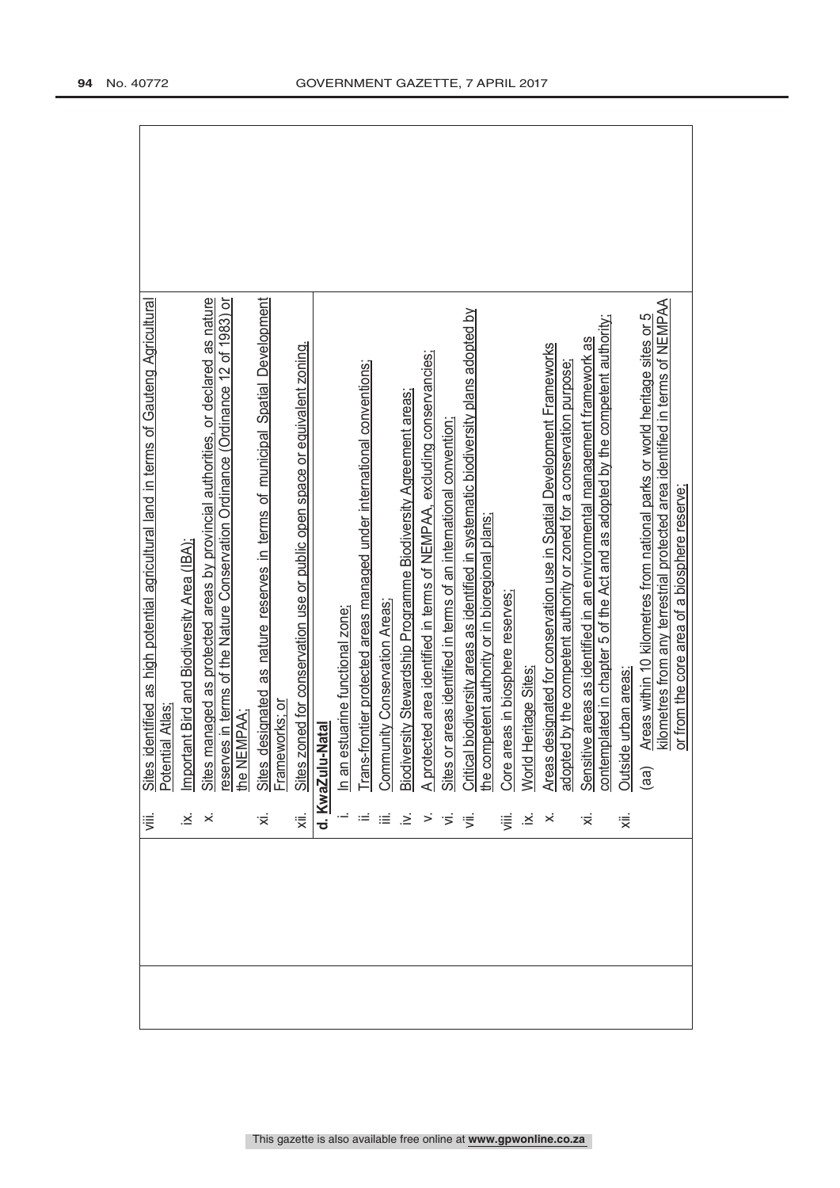| | | |
|---|---|---|
| | | viii. Sites identified as high potential agricultural land in terms of Gauteng Agricultural Potential Atlas;<br>ix. Important Bird and Biodiversity Area (IBA);<br>x. Sites managed as protected areas by provincial authorities, or declared as nature reserves in terms of the Nature Conservation Ordinance (Ordinance 12 of 1983) or the NEMPAA;<br>xi. Sites designated as nature reserves in terms of municipal Spatial Development Frameworks; or<br>xii. Sites zoned for conservation use or public open space or equivalent zoning. |
| | | **d. KwaZulu-Natal**<br>i. In an estuarine functional zone;<br>ii. Trans-frontier protected areas managed under international conventions;<br>iii. Community Conservation Areas;<br>iv. Biodiversity Stewardship Programme Biodiversity Agreement areas;<br>v. A protected area identified in terms of NEMPAA, excluding conservancies;<br>vi. Sites or areas identified in terms of an international convention;<br>vii. Critical biodiversity areas as identified in systematic biodiversity plans adopted by the competent authority or in bioregional plans;<br>viii. Core areas in biosphere reserves;<br>ix. World Heritage Sites;<br>x. Areas designated for conservation use in Spatial Development Frameworks adopted by the competent authority or zoned for a conservation purpose;<br>xi. Sensitive areas as identified in an environmental management framework as contemplated in chapter 5 of the Act and as adopted by the competent authority;<br>xii. Outside urban areas:<br>(aa) Areas within 10 kilometres from national parks or world heritage sites or 5 kilometres from any terrestrial protected area identified in terms of NEMPAA or from the core area of a biosphere reserve; |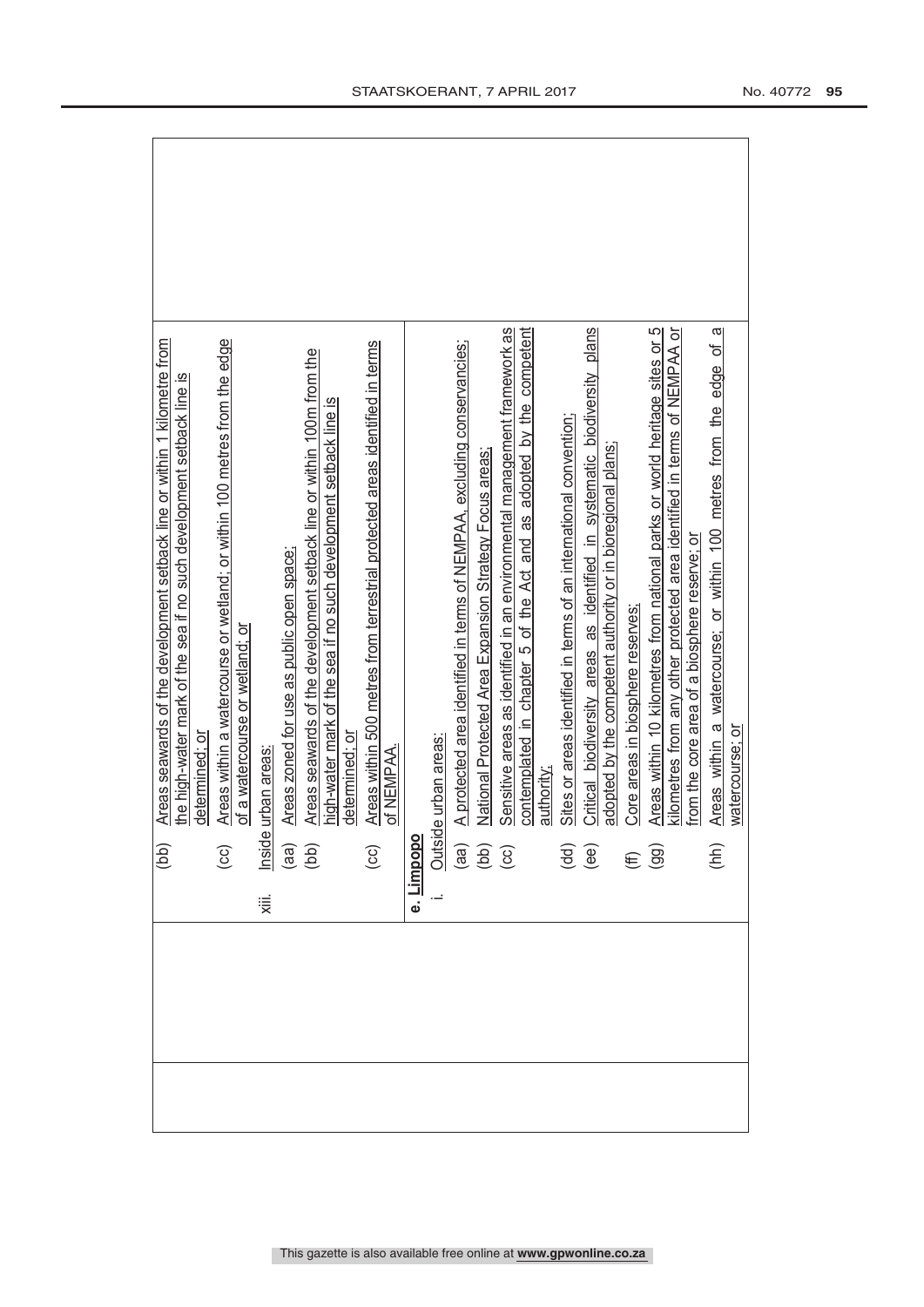|  |  |  |
|---|---|---|
|  | (bb) Areas seawards of the development setback line or within 1 kilometre from the high-water mark of the sea if no such development setback line is determined; or<br>(cc) Areas within a watercourse or wetland; or within 100 metres from the edge of a watercourse or wetland; or<br>xiii. Inside urban areas:<br>(aa) Areas zoned for use as public open space;<br>(bb) Areas seawards of the development setback line or within 100m from the high-water mark of the sea if no such development setback line is determined; or<br>(cc) Areas within 500 metres from terrestrial protected areas identified in terms of NEMPAA. |  |
|  | **e. Limpopo**<br>i. Outside urban areas:<br>(aa) A protected area identified in terms of NEMPAA, excluding conservancies;<br>(bb) National Protected Area Expansion Strategy Focus areas;<br>(cc) Sensitive areas as identified in an environmental management framework as contemplated in chapter 5 of the Act and as adopted by the competent authority;<br>(dd) Sites or areas identified in terms of an international convention;<br>(ee) Critical biodiversity areas as identified in systematic biodiversity plans adopted by the competent authority or in bioregional plans;<br>(ff) Core areas in biosphere reserves;<br>(gg) Areas within 10 kilometres from national parks or world heritage sites or 5 kilometres from any other protected area identified in terms of NEMPAA or from the core area of a biosphere reserve; or<br>(hh) Areas within a watercourse; or within 100 metres from the edge of a watercourse; or |  |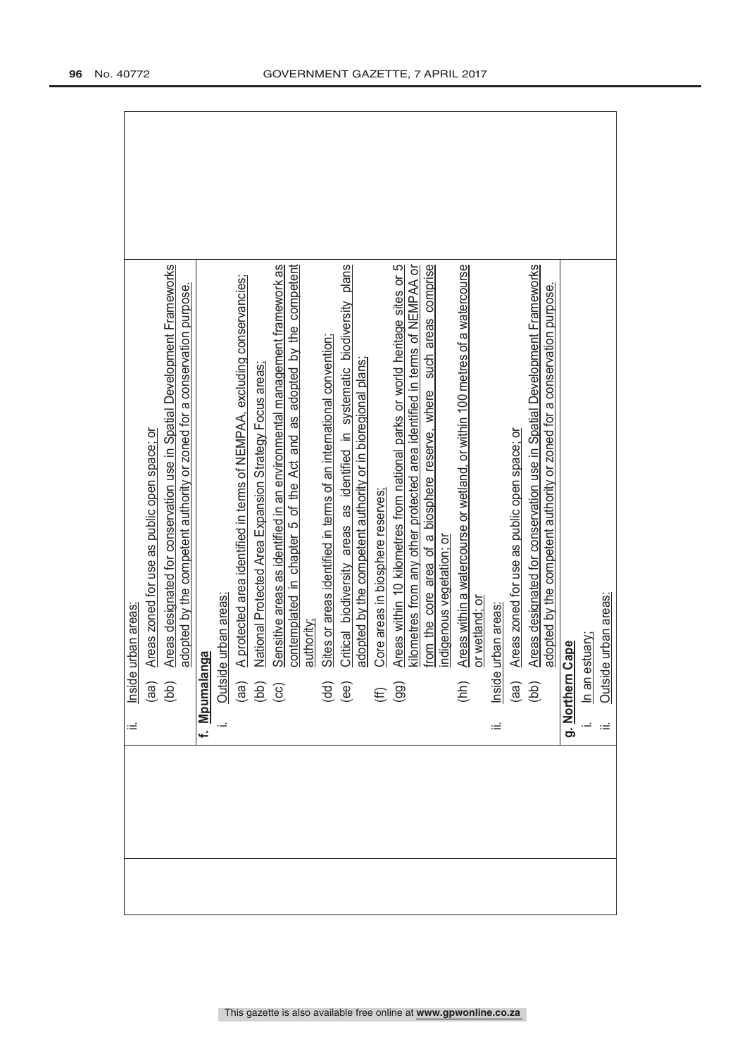| | | |
|---|---|---|
| | ii. Inside urban areas:<br>(aa) Areas zoned for use as public open space; or<br>(bb) Areas designated for conservation use in Spatial Development Frameworks adopted by the competent authority or zoned for a conservation purpose. | |
| | **f. Mpumalanga**<br>i. Outside urban areas:<br>(aa) A protected area identified in terms of NEMPAA, excluding conservancies;<br>(bb) National Protected Area Expansion Strategy Focus areas;<br>(cc) Sensitive areas as identified in an environmental management framework as contemplated in chapter 5 of the Act and as adopted by the competent authority;<br>(dd) Sites or areas identified in terms of an international convention;<br>(ee) Critical biodiversity areas as identified in systematic biodiversity plans adopted by the competent authority or in bioregional plans;<br>(ff) Core areas in biosphere reserves;<br>(gg) Areas within 10 kilometres from national parks or world heritage sites or 5 kilometres from any other protected area identified in terms of NEMPAA or from the core area of a biosphere reserve, where such areas comprise indigenous vegetation; or<br>(hh) Areas within a watercourse or wetland, or within 100 metres of a watercourse or wetland; or<br>ii. Inside urban areas:<br>(aa) Areas zoned for use as public open space; or<br>(bb) Areas designated for conservation use in Spatial Development Frameworks adopted by the competent authority or zoned for a conservation purpose. | |
| | **g. Northern Cape**<br>i. In an estuary;<br>ii. Outside urban areas: | |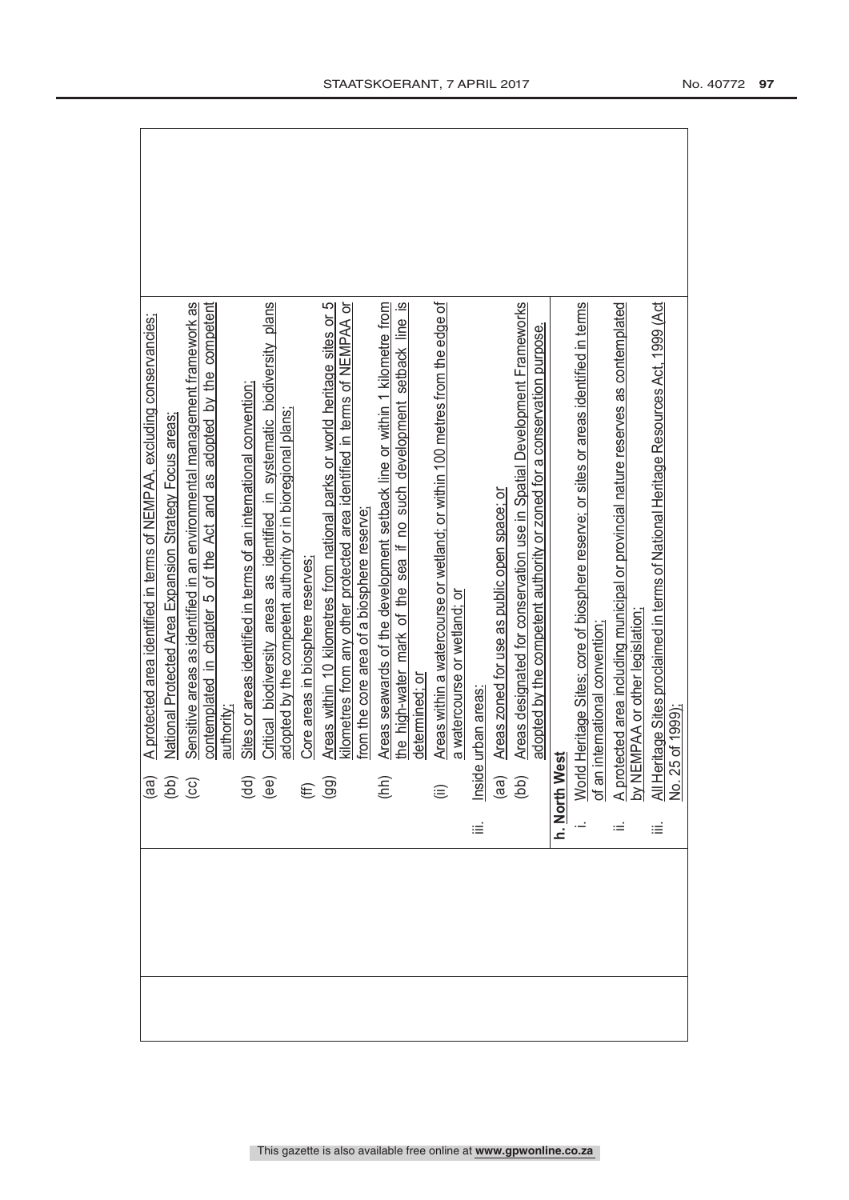| | | |
|---|---|---|
| | (aa) A protected area identified in terms of NEMPAA, excluding conservancies;<br>(bb) National Protected Area Expansion Strategy Focus areas;<br>(cc) Sensitive areas as identified in an environmental management framework as contemplated in chapter 5 of the Act and as adopted by the competent authority;<br>(dd) Sites or areas identified in terms of an international convention;<br>(ee) Critical biodiversity areas as identified in systematic biodiversity plans adopted by the competent authority or in bioregional plans;<br>(ff) Core areas in biosphere reserves;<br>(gg) Areas within 10 kilometres from national parks or world heritage sites or 5 kilometres from any other protected area identified in terms of NEMPAA or from the core area of a biosphere reserve;<br>(hh) Areas seawards of the development setback line or within 1 kilometre from the high-water mark of the sea if no such development setback line is determined; or<br>(ii) Areas within a watercourse or wetland; or within 100 metres from the edge of a watercourse or wetland; or<br>iii. Inside urban areas:<br>(aa) Areas zoned for use as public open space; or<br>(bb) Areas designated for conservation use in Spatial Development Frameworks adopted by the competent authority or zoned for a conservation purpose.<br>**h. North West**<br>i. World Heritage Sites; core of biosphere reserve; or sites or areas identified in terms of an international convention;<br>ii. A protected area including municipal or provincial nature reserves as contemplated by NEMPAA or other legislation;<br>iii. All Heritage Sites proclaimed in terms of National Heritage Resources Act, 1999 (Act No. 25 of 1999); | |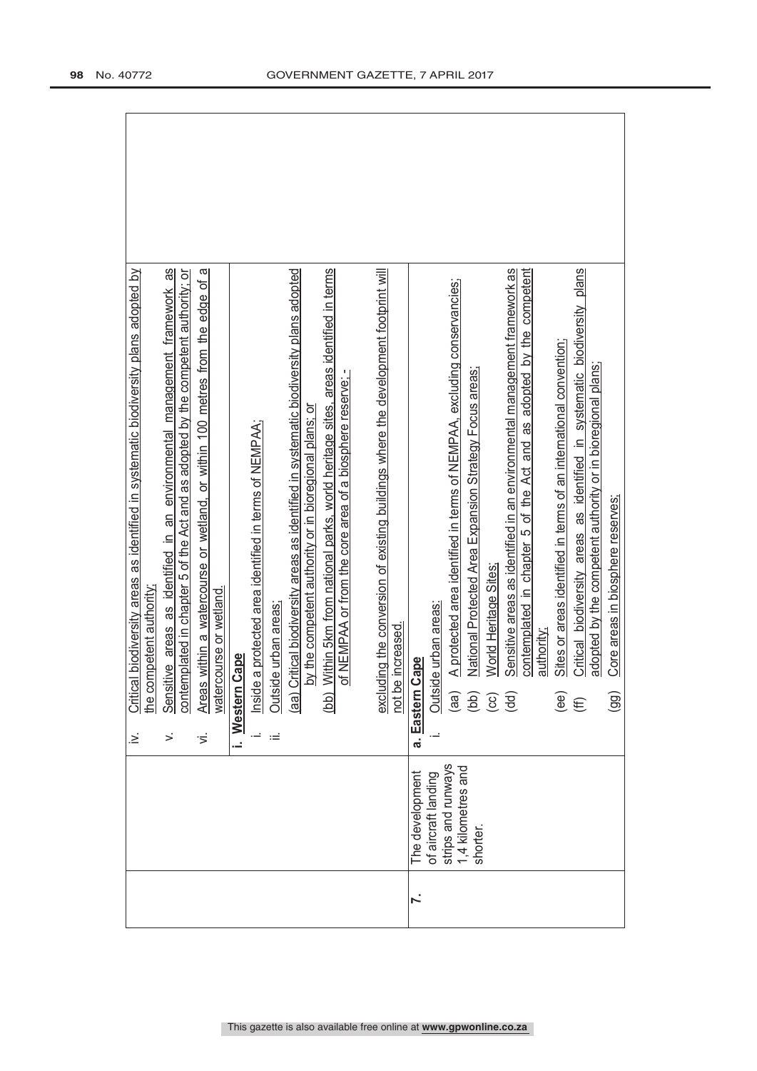| | | |
|---|---|---|
| | | iv. Critical biodiversity areas as identified in systematic biodiversity plans adopted by the competent authority;<br>v. Sensitive areas as identified in an environmental management framework as contemplated in chapter 5 of the Act and as adopted by the competent authority; or<br>vi. Areas within a watercourse or wetland, or within 100 metres from the edge of a watercourse or wetland.<br><br>**i. Western Cape**<br>i. Inside a protected area identified in terms of NEMPAA;<br>ii. Outside urban areas:<br>(aa) Critical biodiversity areas as identified in systematic biodiversity plans adopted by the competent authority or in bioregional plans; or<br>(bb) Within 5km from national parks, world heritage sites, areas identified in terms of NEMPAA or from the core area of a biosphere reserve; -<br><br>excluding the conversion of existing buildings where the development footprint will not be increased. |
| **7.** | The development of aircraft landing strips and runways 1,4 kilometres and shorter. | **a. Eastern Cape**<br>i. Outside urban areas:<br>(aa) A protected area identified in terms of NEMPAA, excluding conservancies;<br>(bb) National Protected Area Expansion Strategy Focus areas;<br>(cc) World Heritage Sites;<br>(dd) Sensitive areas as identified in an environmental management framework as contemplated in chapter 5 of the Act and as adopted by the competent authority;<br>(ee) Sites or areas identified in terms of an international convention;<br>(ff) Critical biodiversity areas as identified in systematic biodiversity plans adopted by the competent authority or in bioregional plans;<br>(gg) Core areas in biosphere reserves; |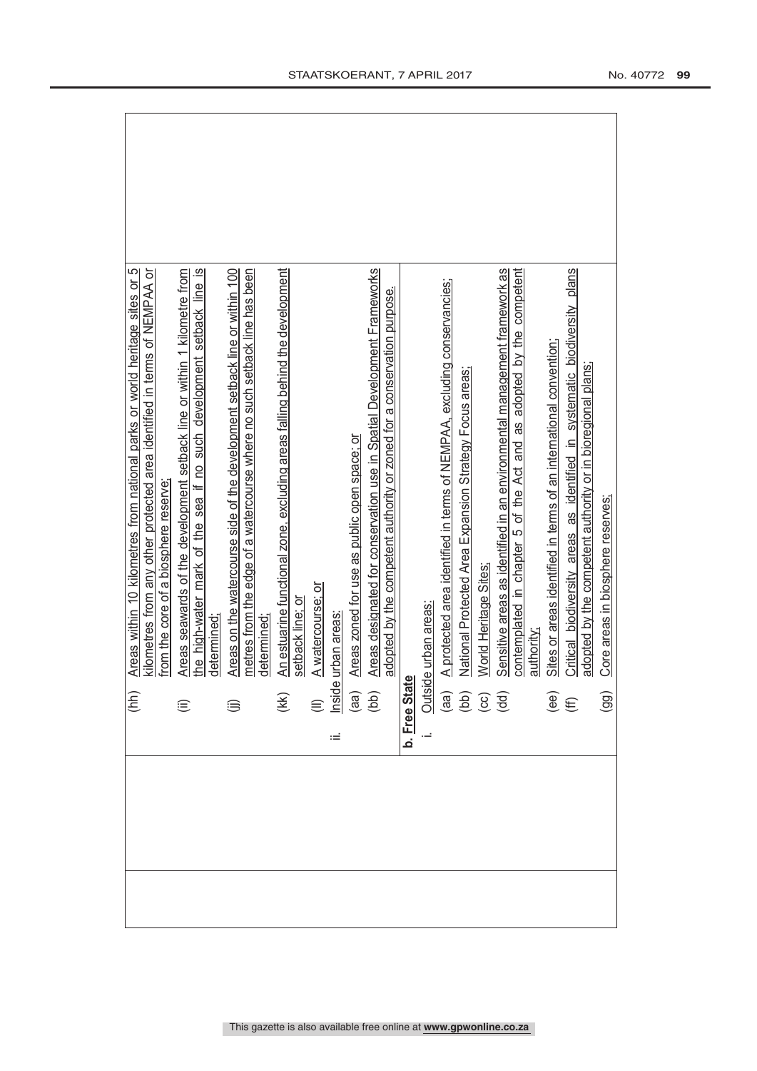| | | |
|---|---|---|
| | (hh) Areas within 10 kilometres from national parks or world heritage sites or 5 kilometres from any other protected area identified in terms of NEMPAA or from the core of a biosphere reserve;<br>(ii) Areas seawards of the development setback line or within 1 kilometre from the high-water mark of the sea if no such development setback line is determined;<br>(jj) Areas on the watercourse side of the development setback line or within 100 metres from the edge of a watercourse where no such setback line has been determined;<br>(kk) An estuarine functional zone, excluding areas falling behind the development setback line; or<br>(ll) A watercourse; or<br>ii. Inside urban areas:<br>(aa) Areas zoned for use as public open space; or<br>(bb) Areas designated for conservation use in Spatial Development Frameworks adopted by the competent authority or zoned for a conservation purpose. | |
| | **b. Free State**<br>i. Outside urban areas:<br>(aa) A protected area identified in terms of NEMPAA, excluding conservancies;<br>(bb) National Protected Area Expansion Strategy Focus areas;<br>(cc) World Heritage Sites;<br>(dd) Sensitive areas as identified in an environmental management framework as contemplated in chapter 5 of the Act and as adopted by the competent authority;<br>(ee) Sites or areas identified in terms of an international convention;<br>(ff) Critical biodiversity areas as identified in systematic biodiversity plans adopted by the competent authority or in bioregional plans;<br>(gg) Core areas in biosphere reserves; | |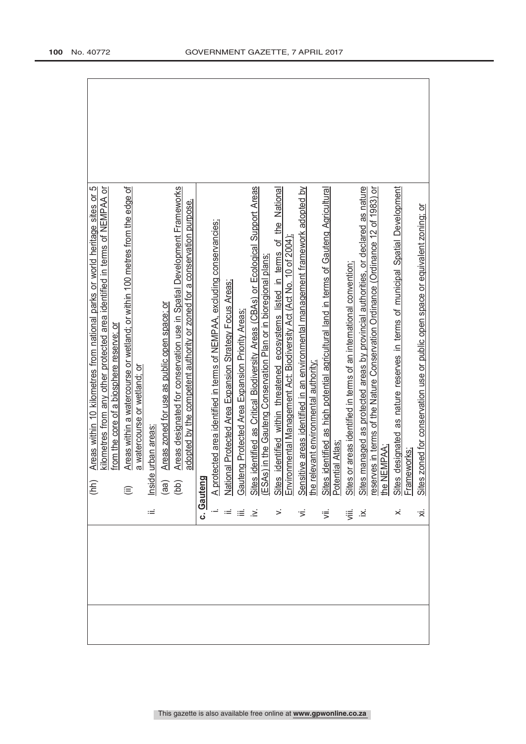| | | |
|---|---|---|
| | (hh) Areas within 10 kilometres from national parks or world heritage sites or 5 kilometres from any other protected area identified in terms of NEMPAA or from the core of a biosphere reserve; or<br>(ii) Areas within a watercourse or wetland; or within 100 metres from the edge of a watercourse or wetland; or<br>ii. Inside urban areas:<br>(aa) Areas zoned for use as public open space; or<br>(bb) Areas designated for conservation use in Spatial Development Frameworks adopted by the competent authority or zoned for a conservation purpose. | |
| | **c. Gauteng**<br>i. A protected area identified in terms of NEMPAA, excluding conservancies;<br>ii. National Protected Area Expansion Strategy Focus Areas;<br>iii. Gauteng Protected Area Expansion Priority Areas;<br>iv. Sites identified as Critical Biodiversity Areas (CBAs) or Ecological Support Areas (ESAs) in the Gauteng Conservation Plan or in bioregional plans;<br>v. Sites identified within threatened ecosystems listed in terms of the National Environmental Management Act: Biodiversity Act (Act No. 10 of 2004);<br>vi. Sensitive areas identified in an environmental management framework adopted by the relevant environmental authority;<br>vii. Sites identified as high potential agricultural land in terms of Gauteng Agricultural Potential Atlas;<br>viii. Sites or areas identified in terms of an international convention;<br>ix. Sites managed as protected areas by provincial authorities, or declared as nature reserves in terms of the Nature Conservation Ordinance (Ordinance 12 of 1983) or the NEMPAA;<br>x. Sites designated as nature reserves in terms of municipal Spatial Development Frameworks;<br>xi. Sites zoned for conservation use or public open space or equivalent zoning; or | |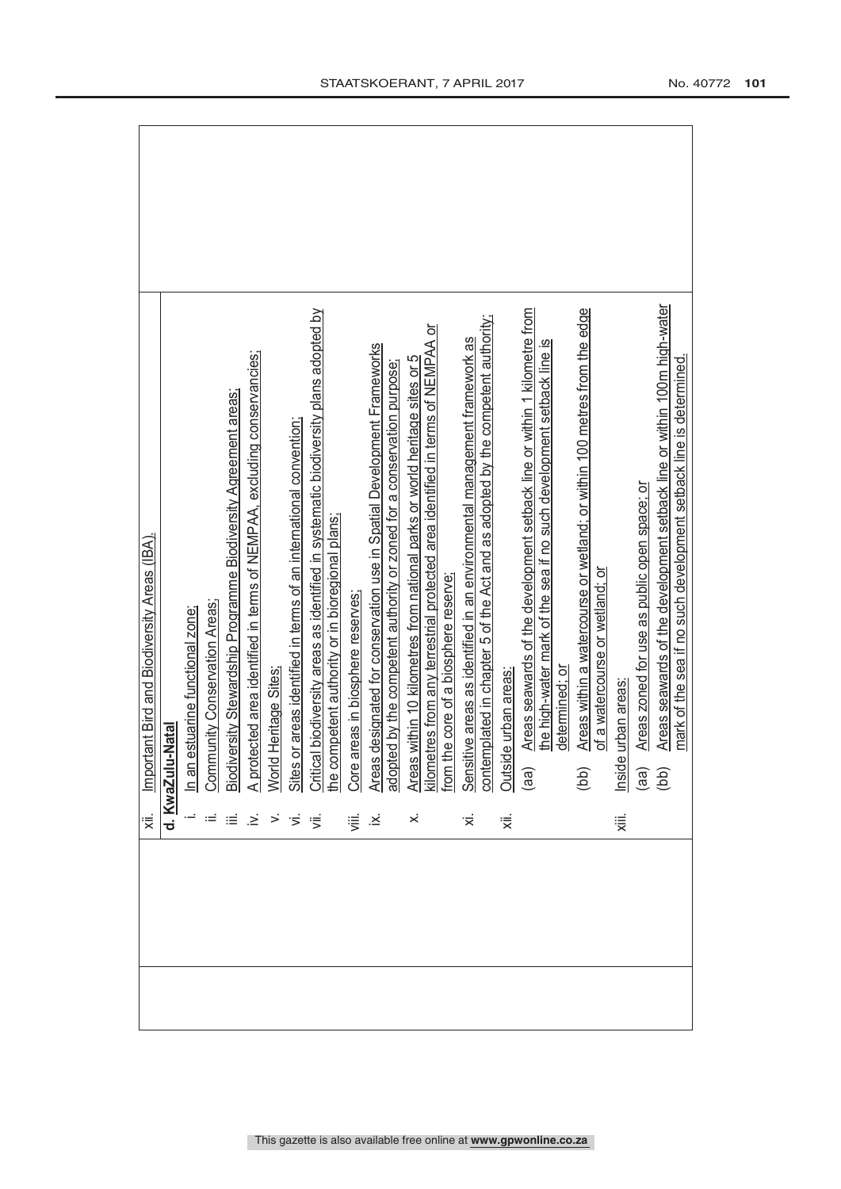| | |
|---|---|
| | xii. Important Bird and Biodiversity Areas (IBA).<br><br>**d. KwaZulu-Natal**<br>i. In an estuarine functional zone;<br>ii. Community Conservation Areas;<br>iii. Biodiversity Stewardship Programme Biodiversity Agreement areas;<br>iv. A protected area identified in terms of NEMPAA, excluding conservancies;<br>v. World Heritage Sites;<br>vi. Sites or areas identified in terms of an international convention;<br>vii. Critical biodiversity areas as identified in systematic biodiversity plans adopted by the competent authority or in bioregional plans;<br>viii. Core areas in biosphere reserves;<br>ix. Areas designated for conservation use in Spatial Development Frameworks adopted by the competent authority or zoned for a conservation purpose;<br>x. Areas within 10 kilometres from national parks or world heritage sites or 5 kilometres from any terrestrial protected area identified in terms of NEMPAA or from the core of a biosphere reserve;<br>xi. Sensitive areas as identified in an environmental management framework as contemplated in chapter 5 of the Act and as adopted by the competent authority;<br>xii. Outside urban areas:<br>(aa) Areas seawards of the development setback line or within 1 kilometre from the high-water mark of the sea if no such development setback line is determined; or<br>(bb) Areas within a watercourse or wetland; or within 100 metres from the edge of a watercourse or wetland; or<br>xiii. Inside urban areas:<br>(aa) Areas zoned for use as public open space; or<br>(bb) Areas seawards of the development setback line or within 100m high-water mark of the sea if no such development setback line is determined. |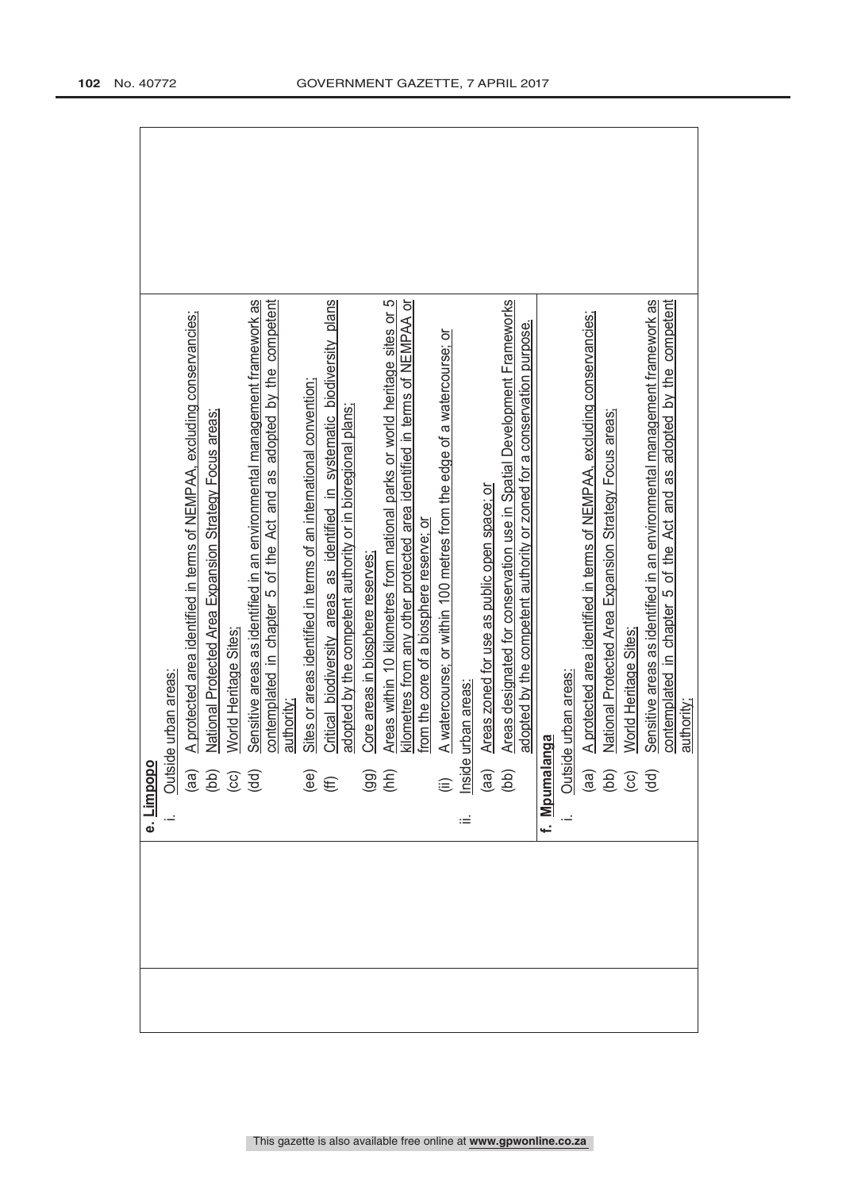| | | |
|---|---|---|
| | **e. Limpopo**<br>i. Outside urban areas:<br>(aa) A protected area identified in terms of NEMPAA, excluding conservancies;<br>(bb) National Protected Area Expansion Strategy Focus areas;<br>(cc) World Heritage Sites;<br>(dd) Sensitive areas as identified in an environmental management framework as contemplated in chapter 5 of the Act and as adopted by the competent authority;<br>(ee) Sites or areas identified in terms of an international convention;<br>(ff) Critical biodiversity areas as identified in systematic biodiversity plans adopted by the competent authority or in bioregional plans;<br>(gg) Core areas in biosphere reserves;<br>(hh) Areas within 10 kilometres from national parks or world heritage sites or 5 kilometres from any other protected area identified in terms of NEMPAA or from the core of a biosphere reserve; or<br>(ii) A watercourse; or within 100 metres from the edge of a watercourse; or<br>ii. Inside urban areas:<br>(aa) Areas zoned for use as public open space; or<br>(bb) Areas designated for conservation use in Spatial Development Frameworks adopted by the competent authority or zoned for a conservation purpose. | |
| | **f. Mpumalanga**<br>i. Outside urban areas:<br>(aa) A protected area identified in terms of NEMPAA, excluding conservancies;<br>(bb) National Protected Area Expansion Strategy Focus areas;<br>(cc) World Heritage Sites;<br>(dd) Sensitive areas as identified in an environmental management framework as contemplated in chapter 5 of the Act and as adopted by the competent authority; | |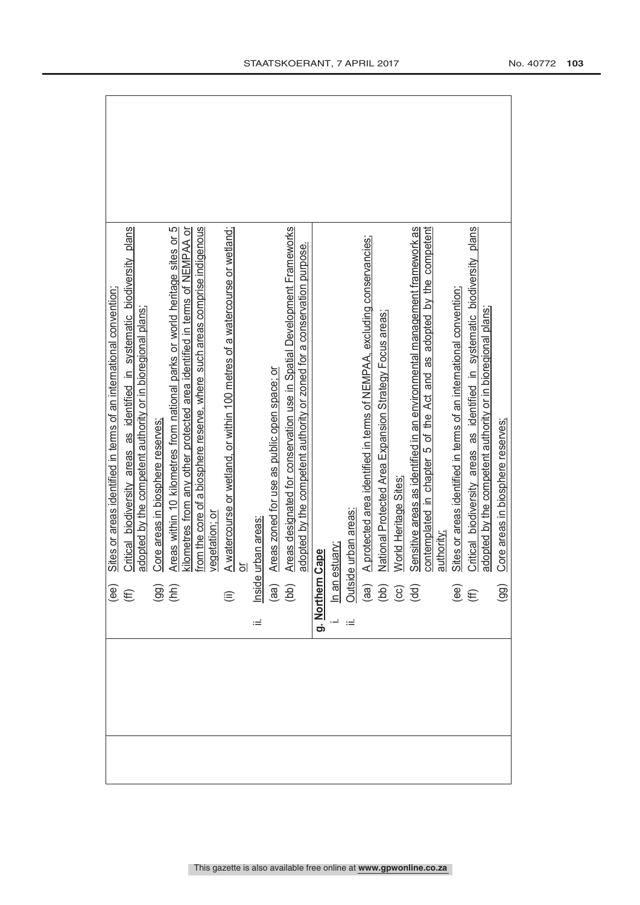| | | |
|---|---|---|
| | (ee) Sites or areas identified in terms of an international convention;<br>(ff) Critical biodiversity areas as identified in systematic biodiversity plans adopted by the competent authority or in bioregional plans;<br>(gg) Core areas in biosphere reserves;<br>(hh) Areas within 10 kilometres from national parks or world heritage sites or 5 kilometres from any other protected area identified in terms of NEMPAA or from the core of a biosphere reserve, where such areas comprise indigenous vegetation; or<br>(ii) A watercourse or wetland, or within 100 metres of a watercourse or wetland; or<br>ii. Inside urban areas:<br>(aa) Areas zoned for use as public open space; or<br>(bb) Areas designated for conservation use in Spatial Development Frameworks adopted by the competent authority or zoned for a conservation purpose. | |
| | **g. Northern Cape**<br>i. In an estuary;<br>ii. Outside urban areas:<br>(aa) A protected area identified in terms of NEMPAA, excluding conservancies;<br>(bb) National Protected Area Expansion Strategy Focus areas;<br>(cc) World Heritage Sites;<br>(dd) Sensitive areas as identified in an environmental management framework as contemplated in chapter 5 of the Act and as adopted by the competent authority;<br>(ee) Sites or areas identified in terms of an international convention;<br>(ff) Critical biodiversity areas as identified in systematic biodiversity plans adopted by the competent authority or in bioregional plans;<br>(gg) Core areas in biosphere reserves; | |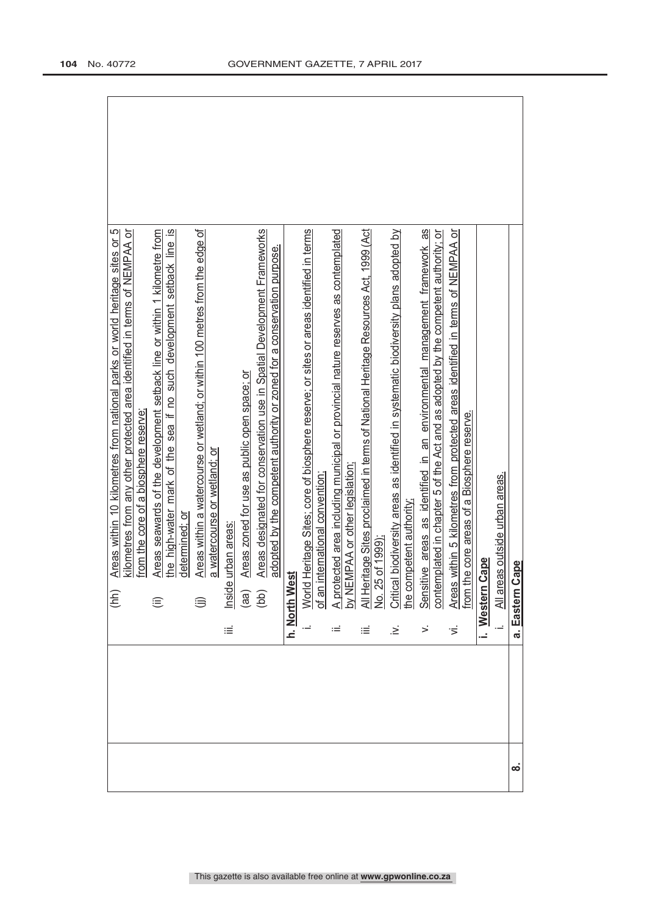| | | |
|---|---|---|
| | | (hh) Areas within 10 kilometres from national parks or world heritage sites or 5 kilometres from any other protected area identified in terms of NEMPAA or from the core of a biosphere reserve; |
| | | (ii) Areas seawards of the development setback line or within 1 kilometre from the high-water mark of the sea if no such development setback line is determined; or |
| | | (jj) Areas within a watercourse or wetland; or within 100 metres from the edge of a watercourse or wetland; or |
| | | iii. Inside urban areas: |
| | | (aa) Areas zoned for use as public open space; or |
| | | (bb) Areas designated for conservation use in Spatial Development Frameworks adopted by the competent authority or zoned for a conservation purpose. |
| | | **h. North West** |
| | | i. World Heritage Sites; core of biosphere reserve; or sites or areas identified in terms of an international convention; |
| | | ii. A protected area including municipal or provincial nature reserves as contemplated by NEMPAA or other legislation; |
| | | iii. All Heritage Sites proclaimed in terms of National Heritage Resources Act, 1999 (Act No. 25 of 1999); |
| | | iv. Critical biodiversity areas as identified in systematic biodiversity plans adopted by the competent authority; |
| | | v. Sensitive areas as identified in an environmental management framework as contemplated in chapter 5 of the Act and as adopted by the competent authority; or |
| | | vi. Areas within 5 kilometres from protected areas identified in terms of NEMPAA or from the core areas of a Biosphere reserve. |
| | | **i. Western Cape** |
| | | i. All areas outside urban areas. |
| **8.** | | **a. Eastern Cape** |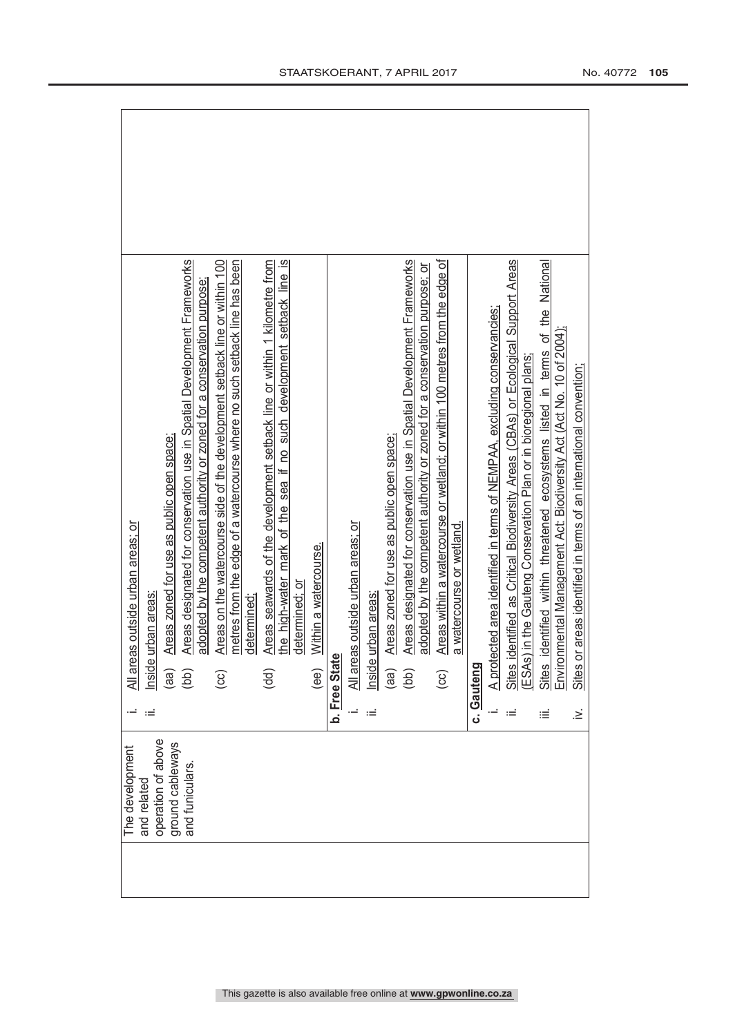| | The development and related operation of above ground cableways and funiculars. | i. All areas outside urban areas; or<br>ii. Inside urban areas:<br>(aa) Areas zoned for use as public open space;<br>(bb) Areas designated for conservation use in Spatial Development Frameworks adopted by the competent authority or zoned for a conservation purpose;<br>(cc) Areas on the watercourse side of the development setback line or within 100 metres from the edge of a watercourse where no such setback line has been determined;<br>(dd) Areas seawards of the development setback line or within 1 kilometre from the high-water mark of the sea if no such development setback line is determined; or<br>(ee) Within a watercourse.<br>**b. Free State**<br>i. All areas outside urban areas; or<br>ii. Inside urban areas:<br>(aa) Areas zoned for use as public open space;<br>(bb) Areas designated for conservation use in Spatial Development Frameworks adopted by the competent authority or zoned for a conservation purpose; or<br>(cc) Areas within a watercourse or wetland; or within 100 metres from the edge of a watercourse or wetland.<br>**c. Gauteng**<br>i. A protected area identified in terms of NEMPAA, excluding conservancies;<br>ii. Sites identified as Critical Biodiversity Areas (CBAs) or Ecological Support Areas (ESAs) in the Gauteng Conservation Plan or in bioregional plans;<br>iii. Sites identified within threatened ecosystems listed in terms of the National Environmental Management Act: Biodiversity Act (Act No. 10 of 2004);<br>iv. Sites or areas identified in terms of an international convention; |
|---|---|---|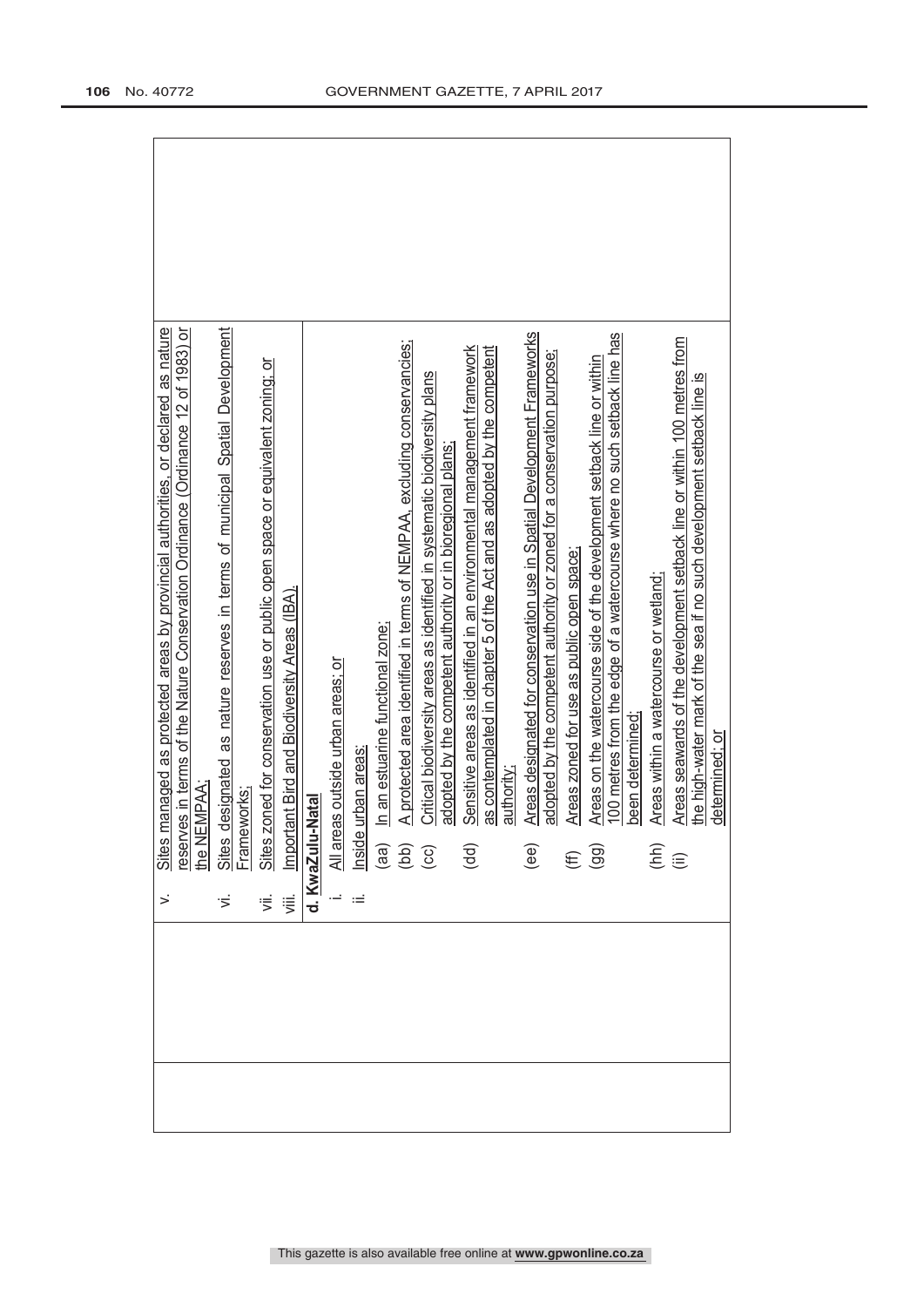| | | |
|---|---|---|
| | v. Sites managed as protected areas by provincial authorities, or declared as nature reserves in terms of the Nature Conservation Ordinance (Ordinance 12 of 1983) or the NEMPAA;<br>vi. Sites designated as nature reserves in terms of municipal Spatial Development Frameworks;<br>vii. Sites zoned for conservation use or public open space or equivalent zoning; or<br>viii. Important Bird and Biodiversity Areas (IBA). | |
| | **d. KwaZulu-Natal**<br>i. All areas outside urban areas; or<br>ii. Inside urban areas:<br>(aa) In an estuarine functional zone;<br>(bb) A protected area identified in terms of NEMPAA, excluding conservancies;<br>(cc) Critical biodiversity areas as identified in systematic biodiversity plans adopted by the competent authority or in bioregional plans;<br>(dd) Sensitive areas as identified in an environmental management framework as contemplated in chapter 5 of the Act and as adopted by the competent authority;<br>(ee) Areas designated for conservation use in Spatial Development Frameworks adopted by the competent authority or zoned for a conservation purpose;<br>(ff) Areas zoned for use as public open space;<br>(gg) Areas on the watercourse side of the development setback line or within 100 metres from the edge of a watercourse where no such setback line has been determined;<br>(hh) Areas within a watercourse or wetland;<br>(ii) Areas seawards of the development setback line or within 100 metres from the high-water mark of the sea if no such development setback line is determined; or | |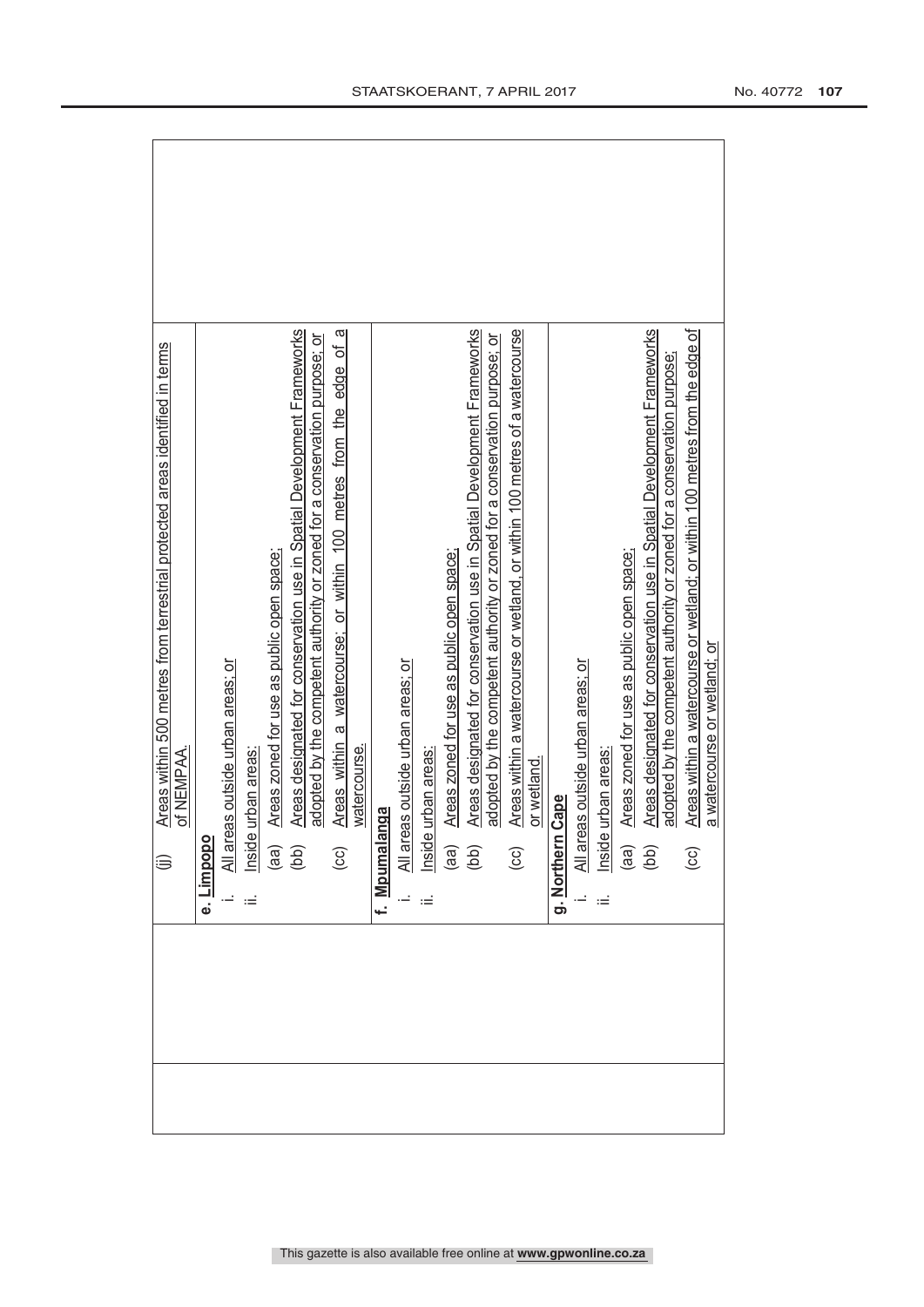| | | |
|---|---|---|
| | (jj) Areas within 500 metres from terrestrial protected areas identified in terms of NEMPAA. | |
| | **e. Limpopo**<br>i. All areas outside urban areas; or<br>ii. Inside urban areas:<br>(aa) Areas zoned for use as public open space;<br>(bb) Areas designated for conservation use in Spatial Development Frameworks adopted by the competent authority or zoned for a conservation purpose; or<br>(cc) Areas within a watercourse; or within 100 metres from the edge of a watercourse. | |
| | **f. Mpumalanga**<br>i. All areas outside urban areas; or<br>ii. Inside urban areas:<br>(aa) Areas zoned for use as public open space;<br>(bb) Areas designated for conservation use in Spatial Development Frameworks adopted by the competent authority or zoned for a conservation purpose; or<br>(cc) Areas within a watercourse or wetland, or within 100 metres of a watercourse or wetland. | |
| | **g. Northern Cape**<br>i. All areas outside urban areas; or<br>ii. Inside urban areas:<br>(aa) Areas zoned for use as public open space;<br>(bb) Areas designated for conservation use in Spatial Development Frameworks adopted by the competent authority or zoned for a conservation purpose;<br>(cc) Areas within a watercourse or wetland; or within 100 metres from the edge of a watercourse or wetland; or | |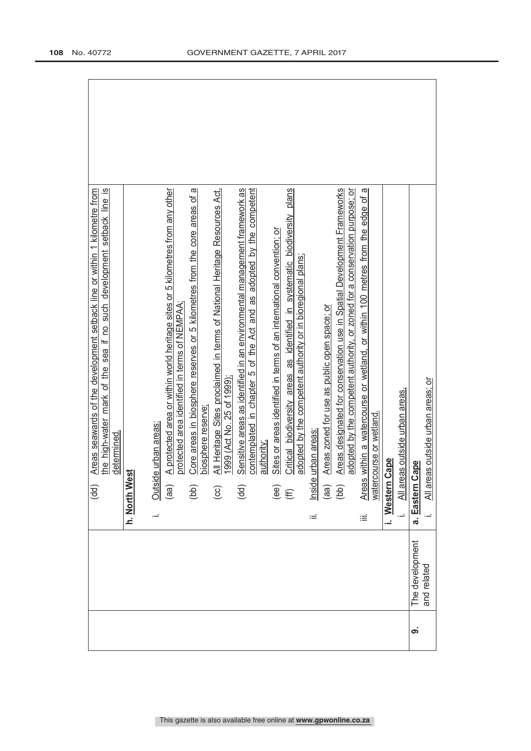| | | | |
|---|---|---|---|
| | | (dd) Areas seawards of the development setback line or within 1 kilometre from the high-water mark of the sea if no such development setback line is determined. | |
| | | **h. North West**<br>i. Outside urban areas:<br>(aa) A protected area or within world heritage sites or 5 kilometres from any other protected area identified in terms of NEMPAA;<br>(bb) Core areas in biosphere reserves or 5 kilometres from the core areas of a biosphere reserve;<br>(cc) All Heritage Sites proclaimed in terms of National Heritage Resources Act, 1999 (Act No. 25 of 1999);<br>(dd) Sensitive areas as identified in an environmental management framework as contemplated in chapter 5 of the Act and as adopted by the competent authority;<br>(ee) Sites or areas identified in terms of an international convention; or<br>(ff) Critical biodiversity areas as identified in systematic biodiversity plans adopted by the competent authority or in bioregional plans;<br>ii. Inside urban areas:<br>(aa) Areas zoned for use as public open space; or<br>(bb) Areas designated for conservation use in Spatial Development Frameworks adopted by the competent authority, or zoned for a conservation purpose; or<br>iii. Areas within a watercourse or wetland, or within 100 metres from the edge of a watercourse or wetland. | |
| | | **i. Western Cape**<br>i. All areas outside urban areas. | |
| **9.** | The development and related | **a. Eastern Cape**<br>i. All areas outside urban areas; or | |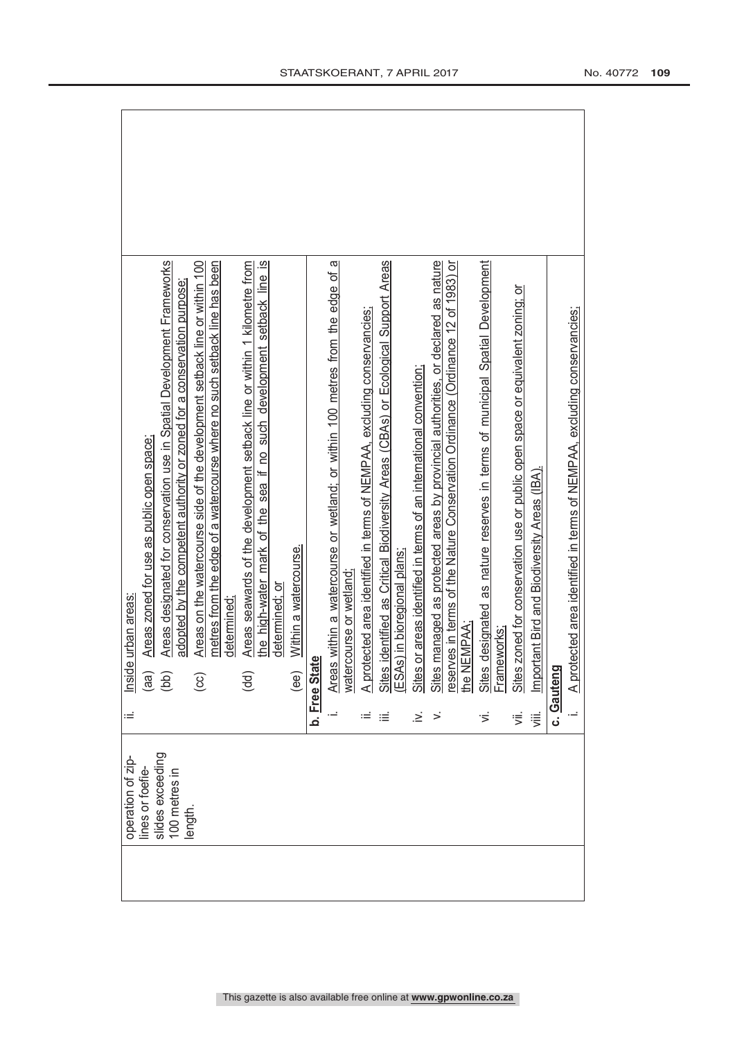| | operation of zip-lines or foefie-slides exceeding 100 metres in length. | ii. Inside urban areas:<br>(aa) Areas zoned for use as public open space;<br>(bb) Areas designated for conservation use in Spatial Development Frameworks adopted by the competent authority or zoned for a conservation purpose;<br>(cc) Areas on the watercourse side of the development setback line or within 100 metres from the edge of a watercourse where no such setback line has been determined;<br>(dd) Areas seawards of the development setback line or within 1 kilometre from the high-water mark of the sea if no such development setback line is determined; or<br>(ee) Within a watercourse. |
|---|---|---|
| | | **b. Free State**<br>i. Areas within a watercourse or wetland; or within 100 metres from the edge of a watercourse or wetland;<br>ii. A protected area identified in terms of NEMPAA, excluding conservancies;<br>iii. Sites identified as Critical Biodiversity Areas (CBAs) or Ecological Support Areas (ESAs) in bioregional plans;<br>iv. Sites or areas identified in terms of an international convention;<br>v. Sites managed as protected areas by provincial authorities, or declared as nature reserves in terms of the Nature Conservation Ordinance (Ordinance 12 of 1983) or the NEMPAA;<br>vi. Sites designated as nature reserves in terms of municipal Spatial Development Frameworks;<br>vii. Sites zoned for conservation use or public open space or equivalent zoning; or<br>viii. Important Bird and Biodiversity Areas (IBA). |
| | | **c. Gauteng**<br>i. A protected area identified in terms of NEMPAA, excluding conservancies; |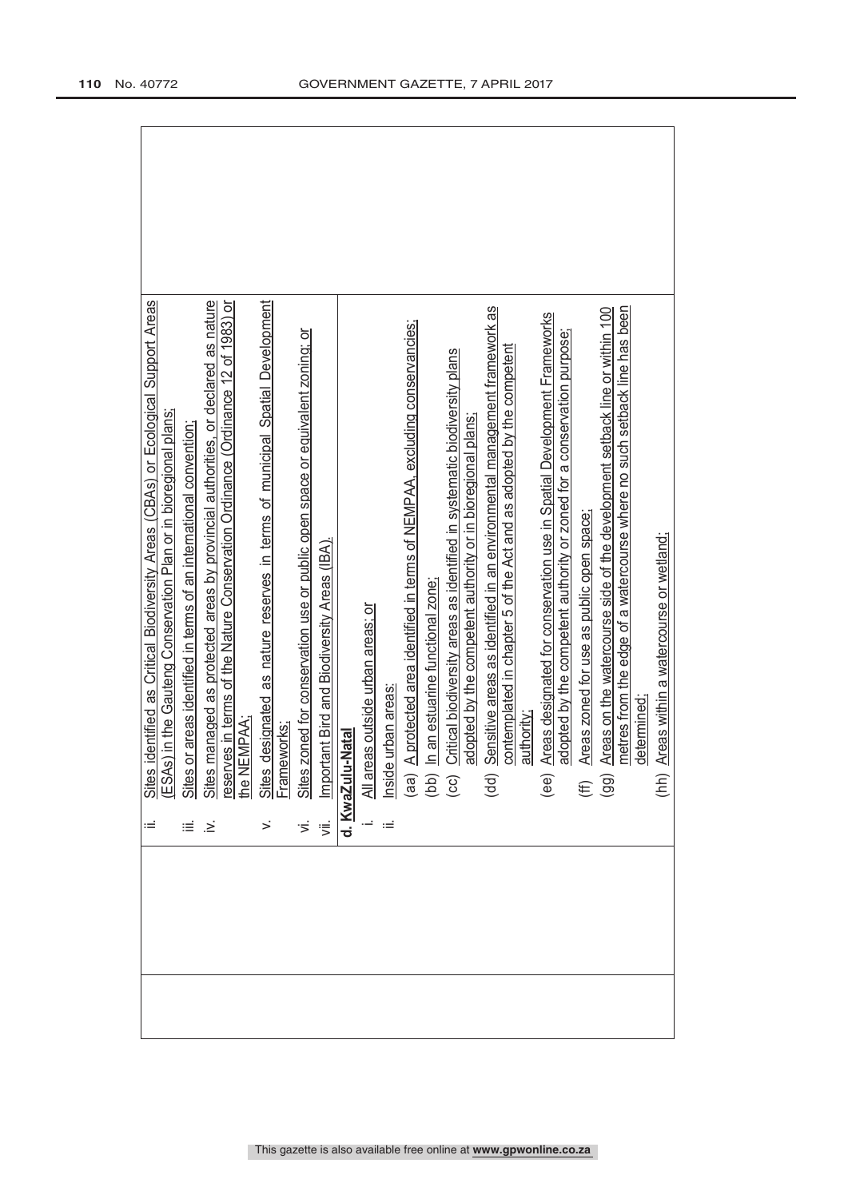| | | |
|---|---|---|
| | ii. <u>Sites identified as Critical Biodiversity Areas (CBAs) or Ecological Support Areas (ESAs) in the Gauteng Conservation Plan or in bioregional plans;</u><br>iii. <u>Sites or areas identified in terms of an international convention;</u><br>iv. <u>Sites managed as protected areas by provincial authorities, or declared as nature reserves in terms of the Nature Conservation Ordinance (Ordinance 12 of 1983) or the NEMPAA;</u><br>v. <u>Sites designated as nature reserves in terms of municipal Spatial Development Frameworks;</u><br>vi. <u>Sites zoned for conservation use or public open space or equivalent zoning; or</u><br>vii. <u>Important Bird and Biodiversity Areas (IBA).</u> | |
| | **d. <u>KwaZulu-Natal</u>**<br>i. <u>All areas outside urban areas; or</u><br>ii. <u>Inside urban areas:</u><br>(aa) <u>A protected area identified in terms of NEMPAA, excluding conservancies;</u><br>(bb) <u>In an estuarine functional zone;</u><br>(cc) <u>Critical biodiversity areas as identified in systematic biodiversity plans adopted by the competent authority or in bioregional plans;</u><br>(dd) <u>Sensitive areas as identified in an environmental management framework as contemplated in chapter 5 of the Act and as adopted by the competent authority;</u><br>(ee) <u>Areas designated for conservation use in Spatial Development Frameworks adopted by the competent authority or zoned for a conservation purpose;</u><br>(ff) <u>Areas zoned for use as public open space;</u><br>(gg) <u>Areas on the watercourse side of the development setback line or within 100 metres from the edge of a watercourse where no such setback line has been determined;</u><br>(hh) <u>Areas within a watercourse or wetland;</u> | |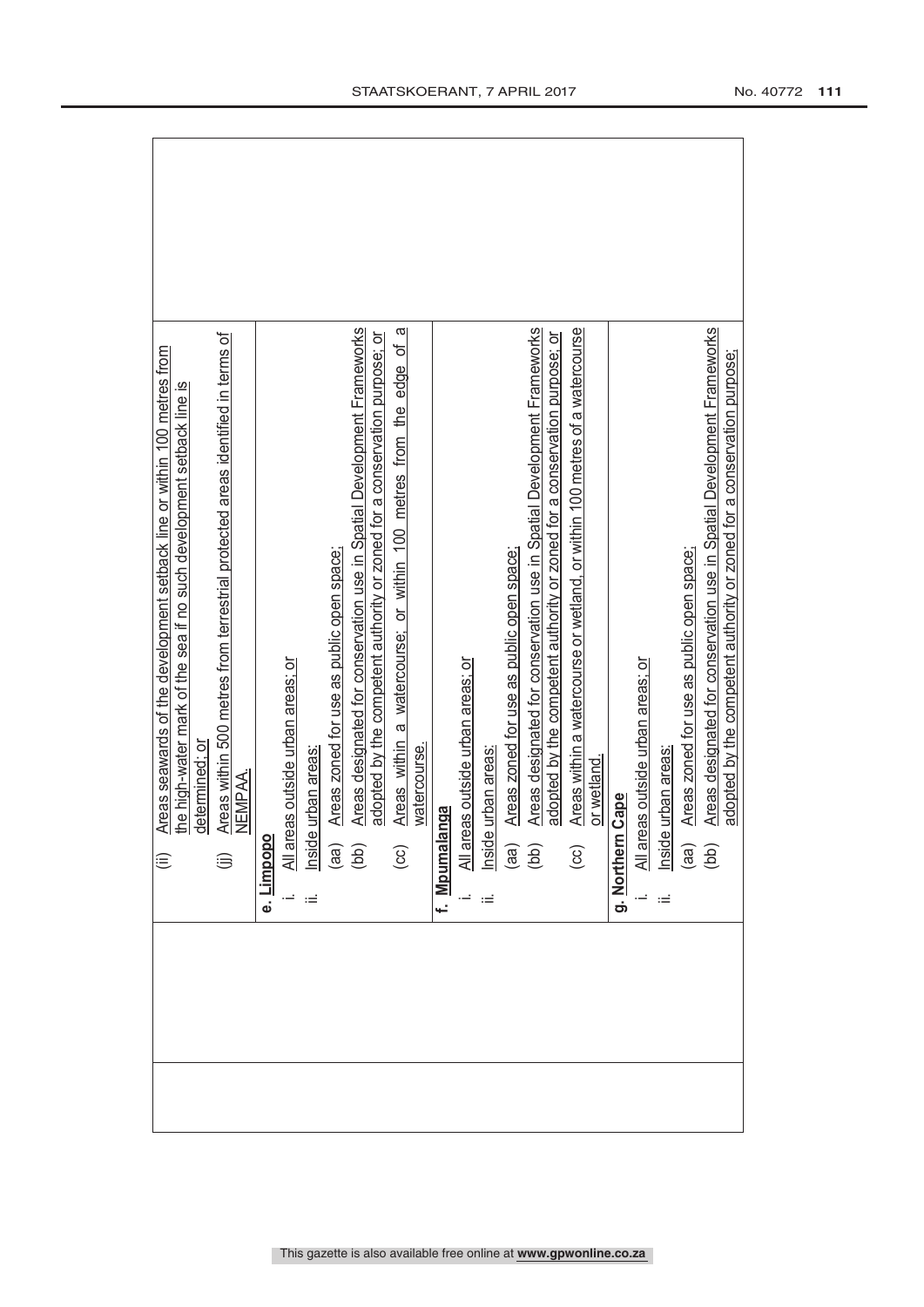| | | |
|---|---|---|
| | (ii) Areas seawards of the development setback line or within 100 metres from the high-water mark of the sea if no such development setback line is determined; or<br>(jj) Areas within 500 metres from terrestrial protected areas identified in terms of NEMPAA.<br>**e. Limpopo**<br>i. All areas outside urban areas; or<br>ii. Inside urban areas:<br>(aa) Areas zoned for use as public open space;<br>(bb) Areas designated for conservation use in Spatial Development Frameworks adopted by the competent authority or zoned for a conservation purpose; or<br>(cc) Areas within a watercourse; or within 100 metres from the edge of a watercourse.<br>**f. Mpumalanga**<br>i. All areas outside urban areas; or<br>ii. Inside urban areas:<br>(aa) Areas zoned for use as public open space;<br>(bb) Areas designated for conservation use in Spatial Development Frameworks adopted by the competent authority or zoned for a conservation purpose; or<br>(cc) Areas within a watercourse or wetland, or within 100 metres of a watercourse or wetland.<br>**g. Northern Cape**<br>i. All areas outside urban areas; or<br>ii. Inside urban areas:<br>(aa) Areas zoned for use as public open space;<br>(bb) Areas designated for conservation use in Spatial Development Frameworks adopted by the competent authority or zoned for a conservation purpose; | |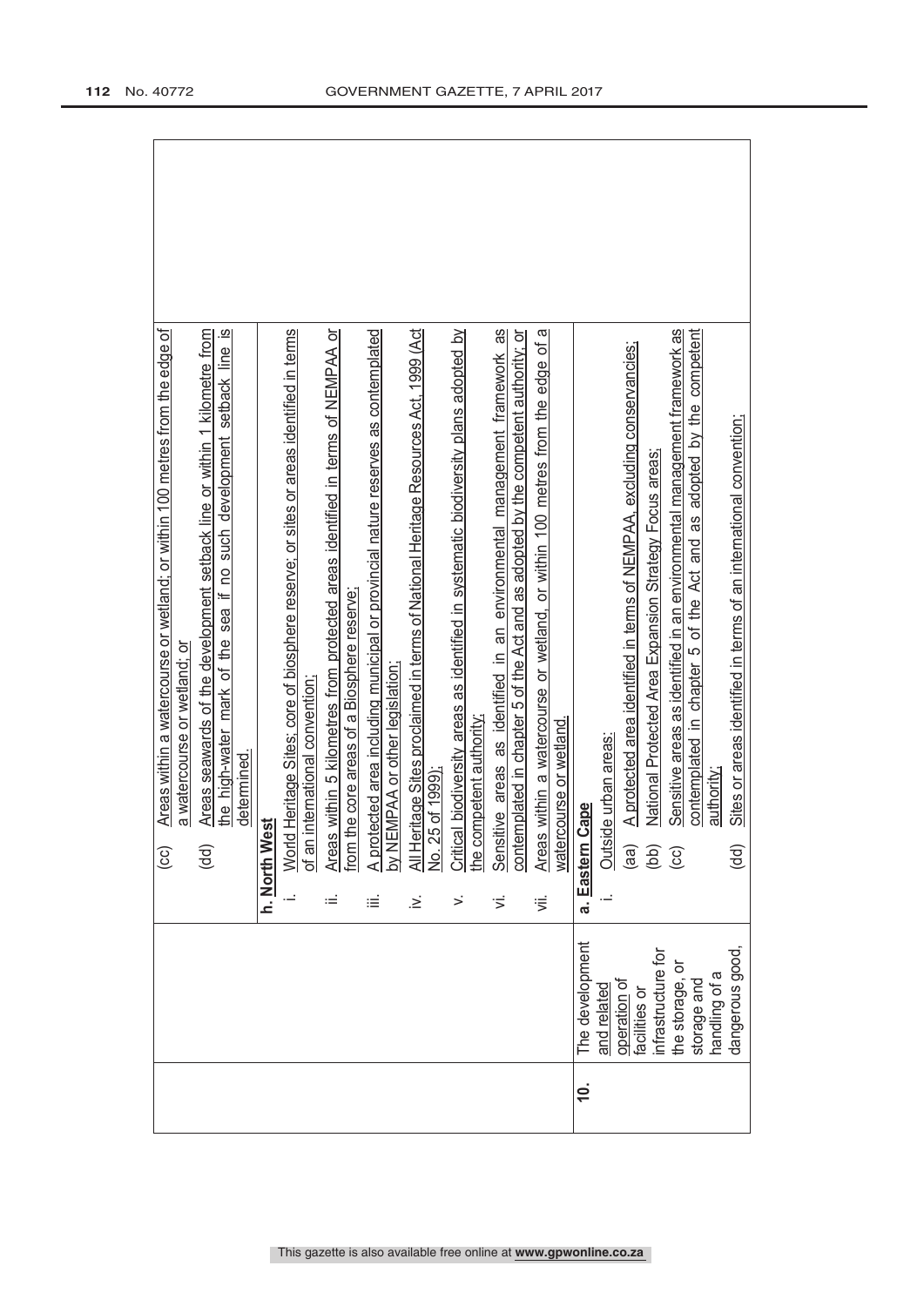| | | | |
|---|---|---|---|
| | | (cc) Areas within a watercourse or wetland; or within 100 metres from the edge of a watercourse or wetland; or<br>(dd) Areas seawards of the development setback line or within 1 kilometre from the high-water mark of the sea if no such development setback line is determined.<br>**h. North West**<br>i. World Heritage Sites; core of biosphere reserve; or sites or areas identified in terms of an international convention;<br>ii. Areas within 5 kilometres from protected areas identified in terms of NEMPAA or from the core areas of a Biosphere reserve;<br>iii. A protected area including municipal or provincial nature reserves as contemplated by NEMPAA or other legislation;<br>iv. All Heritage Sites proclaimed in terms of National Heritage Resources Act, 1999 (Act No. 25 of 1999);<br>v. Critical biodiversity areas as identified in systematic biodiversity plans adopted by the competent authority;<br>vi. Sensitive areas as identified in an environmental management framework as contemplated in chapter 5 of the Act and as adopted by the competent authority; or<br>vii. Areas within a watercourse or wetland, or within 100 metres from the edge of a watercourse or wetland. | |
| **10.** | The development and related operation of facilities or infrastructure for the storage, or storage and handling of a dangerous good, | **a. Eastern Cape**<br>i. Outside urban areas:<br>(aa) A protected area identified in terms of NEMPAA, excluding conservancies;<br>(bb) National Protected Area Expansion Strategy Focus areas;<br>(cc) Sensitive areas as identified in an environmental management framework as contemplated in chapter 5 of the Act and as adopted by the competent authority;<br>(dd) Sites or areas identified in terms of an international convention; | |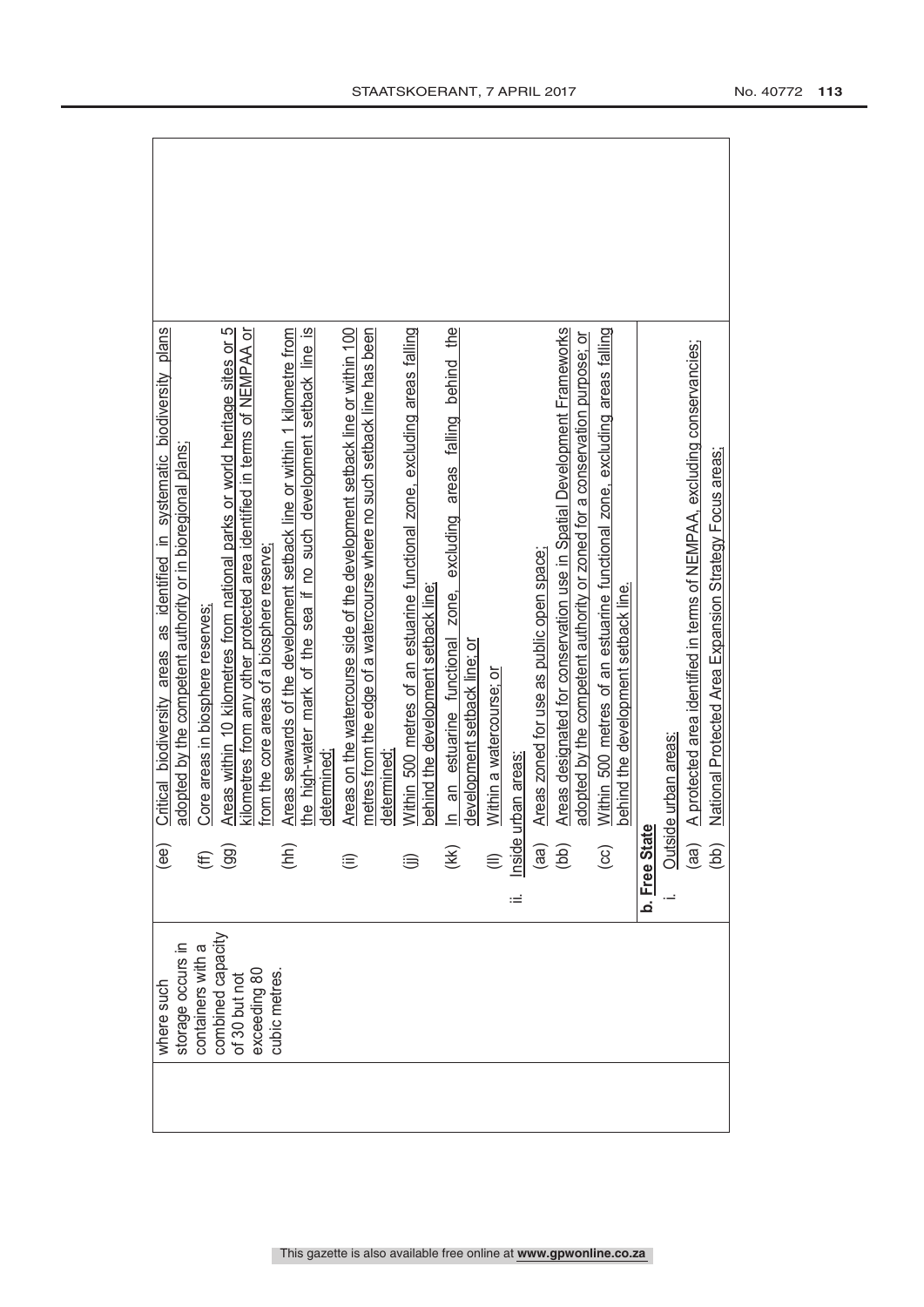| | where such storage occurs in containers with a combined capacity of 30 but not exceeding 80 cubic metres. | (ee) Critical biodiversity areas as identified in systematic biodiversity plans adopted by the competent authority or in bioregional plans;<br>(ff) Core areas in biosphere reserves;<br>(gg) Areas within 10 kilometres from national parks or world heritage sites or 5 kilometres from any other protected area identified in terms of NEMPAA or from the core areas of a biosphere reserve;<br>(hh) Areas seawards of the development setback line or within 1 kilometre from the high-water mark of the sea if no such development setback line is determined;<br>(ii) Areas on the watercourse side of the development setback line or within 100 metres from the edge of a watercourse where no such setback line has been determined;<br>(jj) Within 500 metres of an estuarine functional zone, excluding areas falling behind the development setback line;<br>(kk) In an estuarine functional zone, excluding areas falling behind the development setback line; or<br>(ll) Within a watercourse; or<br>ii. Inside urban areas:<br>(aa) Areas zoned for use as public open space;<br>(bb) Areas designated for conservation use in Spatial Development Frameworks adopted by the competent authority or zoned for a conservation purpose; or<br>(cc) Within 500 metres of an estuarine functional zone, excluding areas falling behind the development setback line. |
|---|---|---|
| | | **b. Free State**<br>i. Outside urban areas:<br>(aa) A protected area identified in terms of NEMPAA, excluding conservancies;<br>(bb) National Protected Area Expansion Strategy Focus areas; |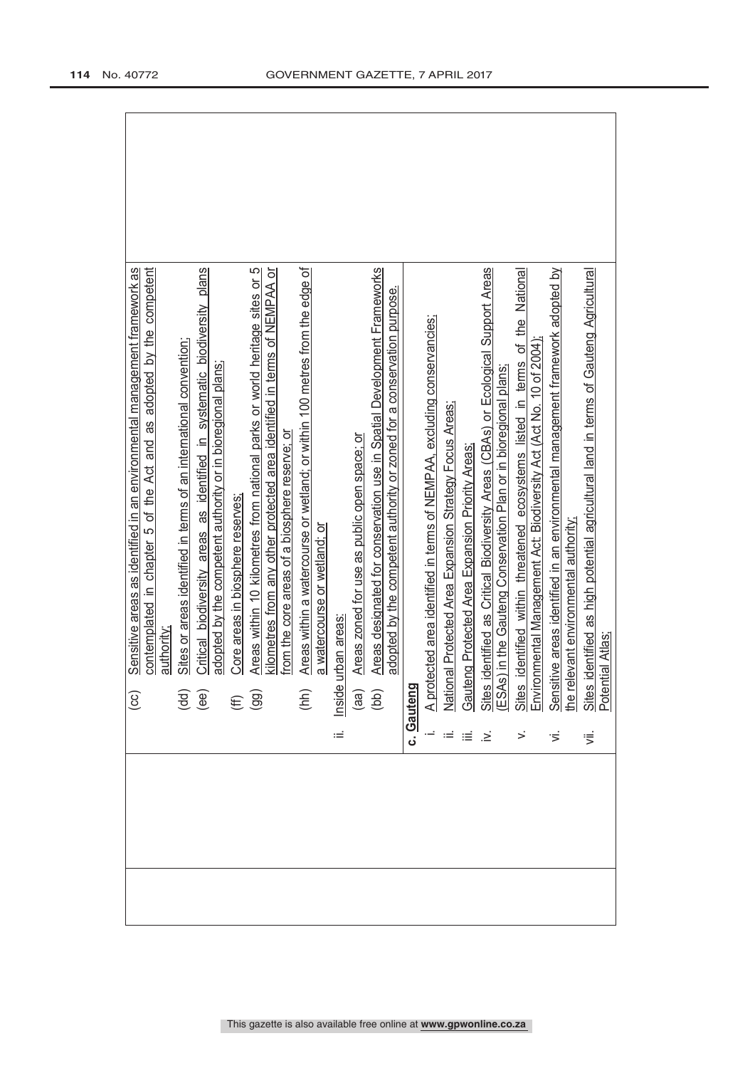| | (cc) Sensitive areas as identified in an environmental management framework as contemplated in chapter 5 of the Act and as adopted by the competent authority;<br>(dd) Sites or areas identified in terms of an international convention;<br>(ee) Critical biodiversity areas as identified in systematic biodiversity plans adopted by the competent authority or in bioregional plans;<br>(ff) Core areas in biosphere reserves;<br>(gg) Areas within 10 kilometres from national parks or world heritage sites or 5 kilometres from any other protected area identified in terms of NEMPAA or from the core areas of a biosphere reserve; or<br>(hh) Areas within a watercourse or wetland; or within 100 metres from the edge of a watercourse or wetland; or<br>ii. Inside urban areas:<br>(aa) Areas zoned for use as public open space; or<br>(bb) Areas designated for conservation use in Spatial Development Frameworks adopted by the competent authority or zoned for a conservation purpose. | |
|---|---|---|
| | **c. Gauteng**<br>i. A protected area identified in terms of NEMPAA, excluding conservancies;<br>ii. National Protected Area Expansion Strategy Focus Areas;<br>iii. Gauteng Protected Area Expansion Priority Areas;<br>iv. Sites identified as Critical Biodiversity Areas (CBAs) or Ecological Support Areas (ESAs) in the Gauteng Conservation Plan or in bioregional plans;<br>v. Sites identified within threatened ecosystems listed in terms of the National Environmental Management Act: Biodiversity Act (Act No. 10 of 2004);<br>vi. Sensitive areas identified in an environmental management framework adopted by the relevant environmental authority;<br>vii. Sites identified as high potential agricultural land in terms of Gauteng Agricultural Potential Atlas; | |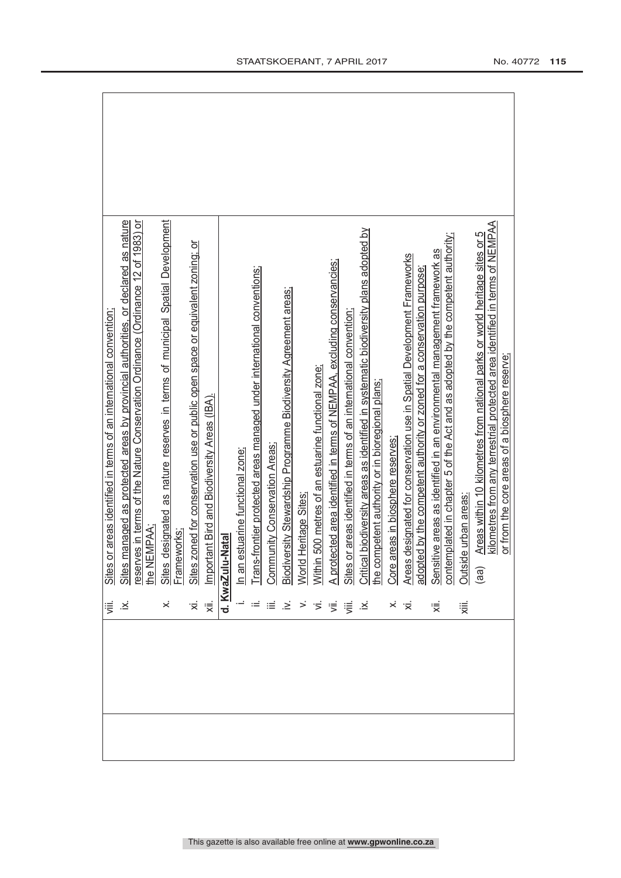| | |
|---|---|
| | viii. Sites or areas identified in terms of an international convention;<br>ix. Sites managed as protected areas by provincial authorities, or declared as nature reserves in terms of the Nature Conservation Ordinance (Ordinance 12 of 1983) or the NEMPAA;<br>x. Sites designated as nature reserves in terms of municipal Spatial Development Frameworks;<br>xi. Sites zoned for conservation use or public open space or equivalent zoning; or<br>xii. Important Bird and Biodiversity Areas (IBA).<br>**d. KwaZulu-Natal**<br>i. In an estuarine functional zone;<br>ii. Trans-frontier protected areas managed under international conventions;<br>iii. Community Conservation Areas;<br>iv. Biodiversity Stewardship Programme Biodiversity Agreement areas;<br>v. World Heritage Sites;<br>vi. Within 500 metres of an estuarine functional zone;<br>vii. A protected area identified in terms of NEMPAA, excluding conservancies;<br>viii. Sites or areas identified in terms of an international convention;<br>ix. Critical biodiversity areas as identified in systematic biodiversity plans adopted by the competent authority or in bioregional plans;<br>x. Core areas in biosphere reserves;<br>xi. Areas designated for conservation use in Spatial Development Frameworks adopted by the competent authority or zoned for a conservation purpose;<br>xii. Sensitive areas as identified in an environmental management framework as contemplated in chapter 5 of the Act and as adopted by the competent authority;<br>xiii. Outside urban areas:<br>(aa) Areas within 10 kilometres from national parks or world heritage sites or 5 kilometres from any terrestrial protected area identified in terms of NEMPAA or from the core areas of a biosphere reserve; |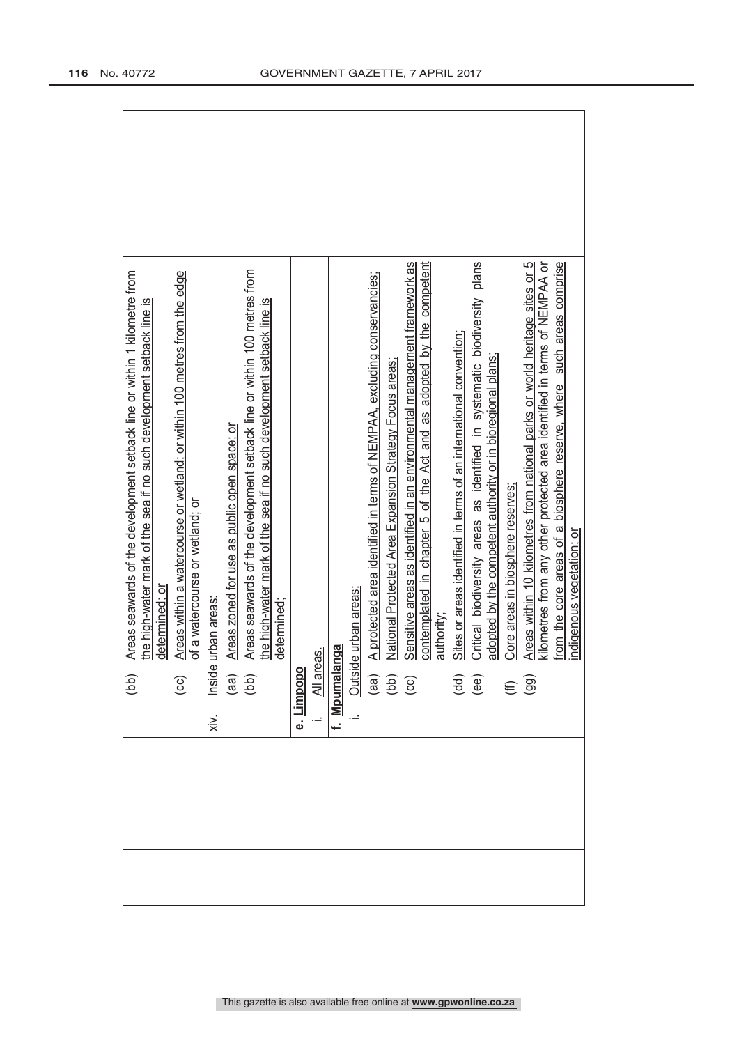| | | |
|---|---|---|
| | (bb) Areas seawards of the development setback line or within 1 kilometre from the high-water mark of the sea if no such development setback line is determined; or<br>(cc) Areas within a watercourse or wetland; or within 100 metres from the edge of a watercourse or wetland; or<br>xiv. Inside urban areas:<br>(aa) Areas zoned for use as public open space; or<br>(bb) Areas seawards of the development setback line or within 100 metres from the high-water mark of the sea if no such development setback line is determined; | |
| | **e. Limpopo**<br>i. All areas. | |
| | **f. Mpumalanga**<br>i. Outside urban areas:<br>(aa) A protected area identified in terms of NEMPAA, excluding conservancies;<br>(bb) National Protected Area Expansion Strategy Focus areas;<br>(cc) Sensitive areas as identified in an environmental management framework as contemplated in chapter 5 of the Act and as adopted by the competent authority;<br>(dd) Sites or areas identified in terms of an international convention;<br>(ee) Critical biodiversity areas as identified in systematic biodiversity plans adopted by the competent authority or in bioregional plans;<br>(ff) Core areas in biosphere reserves;<br>(gg) Areas within 10 kilometres from national parks or world heritage sites or 5 kilometres from any other protected area identified in terms of NEMPAA or from the core areas of a biosphere reserve, where such areas comprise indigenous vegetation; or | |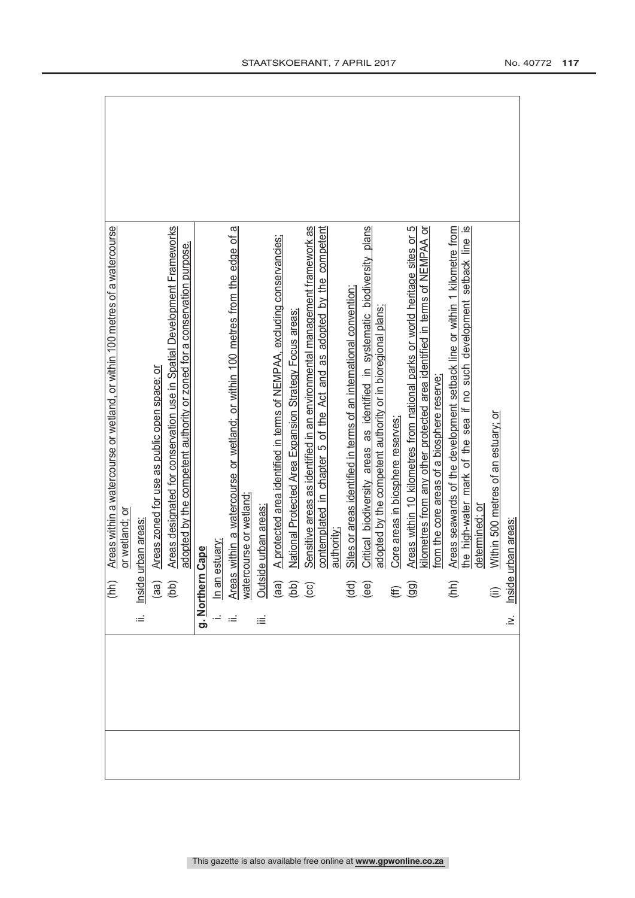| | | |
|---|---|---|
| | (hh) Areas within a watercourse or wetland, or within 100 metres of a watercourse or wetland; or<br>ii. Inside urban areas:<br>(aa) Areas zoned for use as public open space; or<br>(bb) Areas designated for conservation use in Spatial Development Frameworks adopted by the competent authority or zoned for a conservation purpose. | |
| | **g. Northern Cape**<br>i. In an estuary;<br>ii. Areas within a watercourse or wetland; or within 100 metres from the edge of a watercourse or wetland;<br>iii. Outside urban areas:<br>(aa) A protected area identified in terms of NEMPAA, excluding conservancies;<br>(bb) National Protected Area Expansion Strategy Focus areas;<br>(cc) Sensitive areas as identified in an environmental management framework as contemplated in chapter 5 of the Act and as adopted by the competent authority;<br>(dd) Sites or areas identified in terms of an international convention;<br>(ee) Critical biodiversity areas as identified in systematic biodiversity plans adopted by the competent authority or in bioregional plans;<br>(ff) Core areas in biosphere reserves;<br>(gg) Areas within 10 kilometres from national parks or world heritage sites or 5 kilometres from any other protected area identified in terms of NEMPAA or from the core areas of a biosphere reserve;<br>(hh) Areas seawards of the development setback line or within 1 kilometre from the high-water mark of the sea if no such development setback line is determined; or<br>(ii) Within 500 metres of an estuary; or<br>iv. Inside urban areas: | |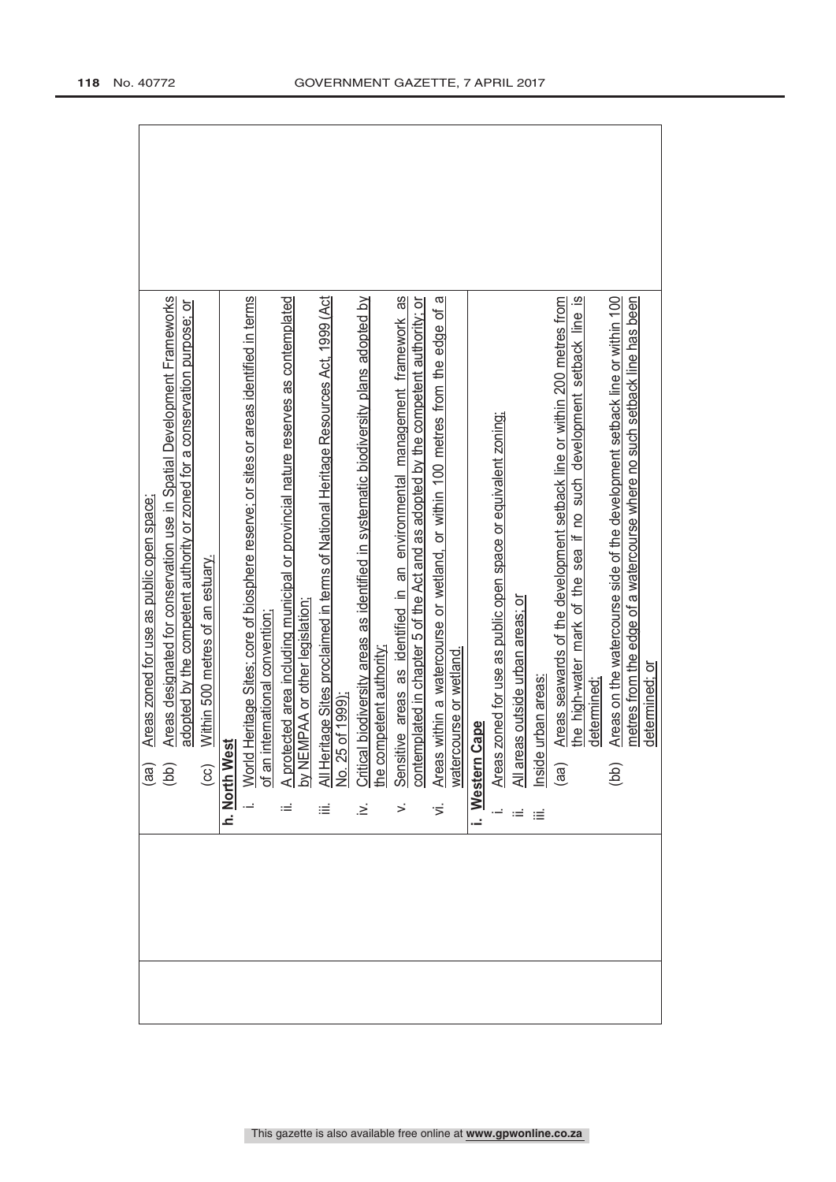| | | |
|---|---|---|
| | (aa) Areas zoned for use as public open space;<br>(bb) Areas designated for conservation use in Spatial Development Frameworks adopted by the competent authority or zoned for a conservation purpose; or<br>(cc) Within 500 metres of an estuary.<br>**h. North West**<br>i. World Heritage Sites; core of biosphere reserve; or sites or areas identified in terms of an international convention;<br>ii. A protected area including municipal or provincial nature reserves as contemplated by NEMPAA or other legislation;<br>iii. All Heritage Sites proclaimed in terms of National Heritage Resources Act, 1999 (Act No. 25 of 1999);<br>iv. Critical biodiversity areas as identified in systematic biodiversity plans adopted by the competent authority;<br>v. Sensitive areas as identified in an environmental management framework as contemplated in chapter 5 of the Act and as adopted by the competent authority; or<br>vi. Areas within a watercourse or wetland, or within 100 metres from the edge of a watercourse or wetland.<br>**i. Western Cape**<br>i. Areas zoned for use as public open space or equivalent zoning;<br>ii. All areas outside urban areas; or<br>iii. Inside urban areas:<br>(aa) Areas seawards of the development setback line or within 200 metres from the high-water mark of the sea if no such development setback line is determined;<br>(bb) Areas on the watercourse side of the development setback line or within 100 metres from the edge of a watercourse where no such setback line has been determined; or | |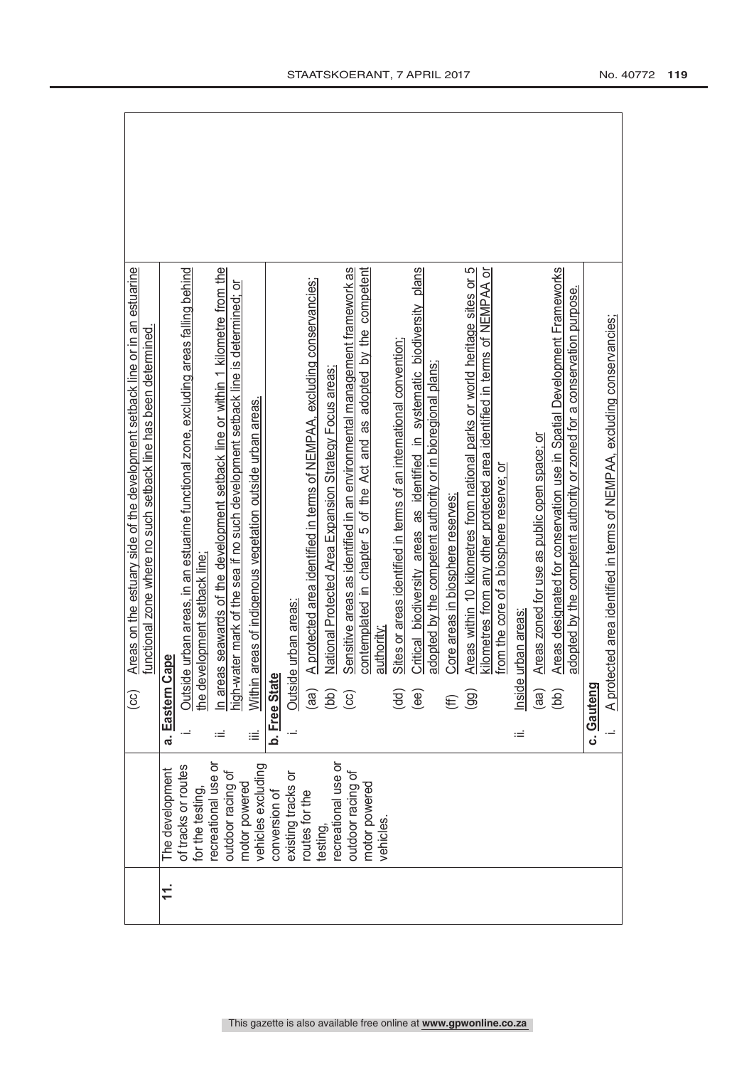| | | |
|---|---|---|
| | | (cc) Areas on the estuary side of the development setback line or in an estuarine functional zone where no such setback line has been determined. |
| 11. | The development of tracks or routes for the testing, recreational use or outdoor racing of motor powered vehicles excluding conversion of existing tracks or routes for the testing, recreational use or outdoor racing of motor powered vehicles. | **a. Eastern Cape**<br>i. Outside urban areas, in an estuarine functional zone, excluding areas falling behind the development setback line;<br>ii. In areas seawards of the development setback line or within 1 kilometre from the high-water mark of the sea if no such development setback line is determined; or<br>iii. Within areas of indigenous vegetation outside urban areas.<br>**b. Free State**<br>i. Outside urban areas:<br>(aa) A protected area identified in terms of NEMPAA, excluding conservancies;<br>(bb) National Protected Area Expansion Strategy Focus areas;<br>(cc) Sensitive areas as identified in an environmental management framework as contemplated in chapter 5 of the Act and as adopted by the competent authority;<br>(dd) Sites or areas identified in terms of an international convention;<br>(ee) Critical biodiversity areas as identified in systematic biodiversity plans adopted by the competent authority or in bioregional plans;<br>(ff) Core areas in biosphere reserves;<br>(gg) Areas within 10 kilometres from national parks or world heritage sites or 5 kilometres from any other protected area identified in terms of NEMPAA or from the core of a biosphere reserve; or<br>ii. Inside urban areas:<br>(aa) Areas zoned for use as public open space; or<br>(bb) Areas designated for conservation use in Spatial Development Frameworks adopted by the competent authority or zoned for a conservation purpose.<br>**c. Gauteng**<br>i. A protected area identified in terms of NEMPAA, excluding conservancies; |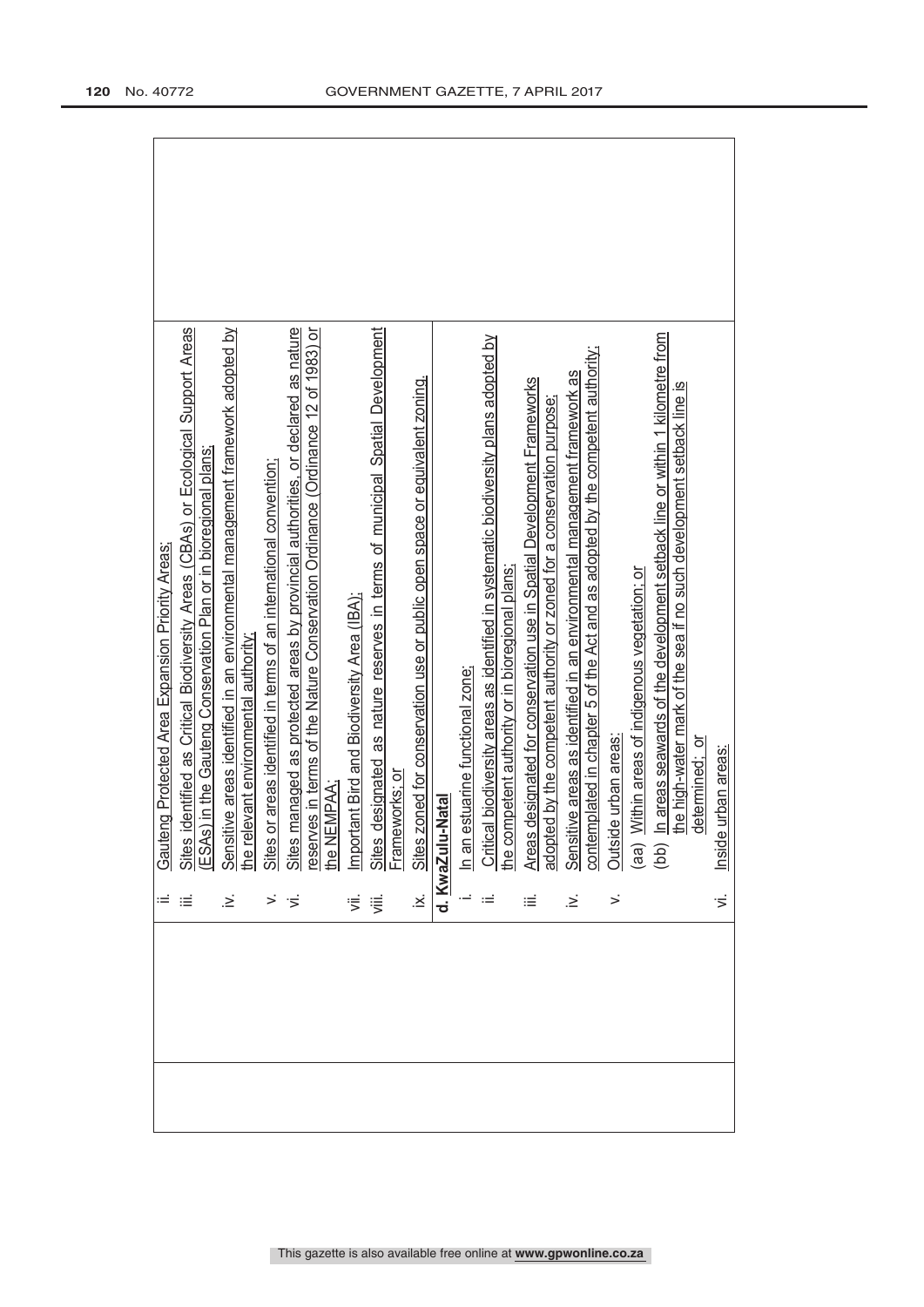| | | |
|---|---|---|
| | ii. Gauteng Protected Area Expansion Priority Areas;<br>iii. Sites identified as Critical Biodiversity Areas (CBAs) or Ecological Support Areas (ESAs) in the Gauteng Conservation Plan or in bioregional plans;<br>iv. Sensitive areas identified in an environmental management framework adopted by the relevant environmental authority;<br>v. Sites or areas identified in terms of an international convention;<br>vi. Sites managed as protected areas by provincial authorities, or declared as nature reserves in terms of the Nature Conservation Ordinance (Ordinance 12 of 1983) or the NEMPAA;<br>vii. Important Bird and Biodiversity Area (IBA);<br>viii. Sites designated as nature reserves in terms of municipal Spatial Development Frameworks; or<br>ix. Sites zoned for conservation use or public open space or equivalent zoning. | |
| | **d. KwaZulu-Natal**<br>i. In an estuarine functional zone;<br>ii. Critical biodiversity areas as identified in systematic biodiversity plans adopted by the competent authority or in bioregional plans;<br>iii. Areas designated for conservation use in Spatial Development Frameworks adopted by the competent authority or zoned for a conservation purpose;<br>iv. Sensitive areas as identified in an environmental management framework as contemplated in chapter 5 of the Act and as adopted by the competent authority;<br>v. Outside urban areas:<br>(aa) Within areas of indigenous vegetation; or<br>(bb) In areas seawards of the development setback line or within 1 kilometre from the high-water mark of the sea if no such development setback line is determined; or<br>vi. Inside urban areas: | |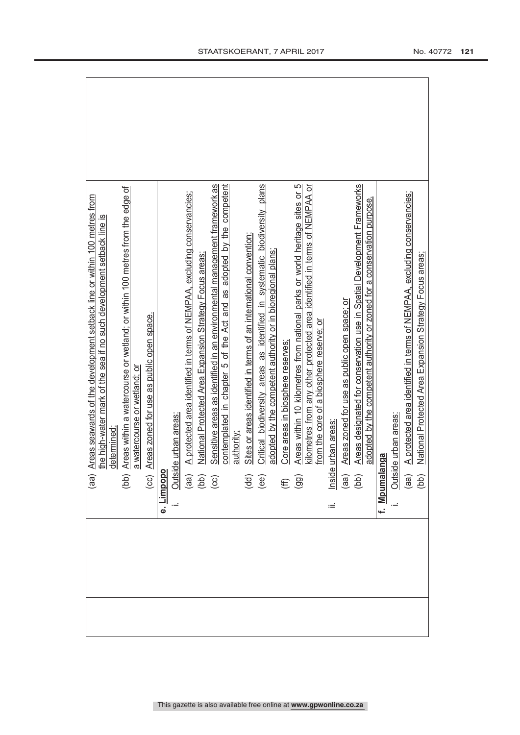| | | |
|---|---|---|
| | (aa) Areas seawards of the development setback line or within 100 metres from the high-water mark of the sea if no such development setback line is determined;<br>(bb) Areas within a watercourse or wetland; or within 100 metres from the edge of a watercourse or wetland; or<br>(cc) Areas zoned for use as public open space. | |
| | **e. Limpopo**<br>i. Outside urban areas:<br>(aa) A protected area identified in terms of NEMPAA, excluding conservancies;<br>(bb) National Protected Area Expansion Strategy Focus areas;<br>(cc) Sensitive areas as identified in an environmental management framework as contemplated in chapter 5 of the Act and as adopted by the competent authority;<br>(dd) Sites or areas identified in terms of an international convention;<br>(ee) Critical biodiversity areas as identified in systematic biodiversity plans adopted by the competent authority or in bioregional plans;<br>(ff) Core areas in biosphere reserves;<br>(gg) Areas within 10 kilometres from national parks or world heritage sites or 5 kilometres from any other protected area identified in terms of NEMPAA or from the core of a biosphere reserve; or<br>ii. Inside urban areas:<br>(aa) Areas zoned for use as public open space; or<br>(bb) Areas designated for conservation use in Spatial Development Frameworks adopted by the competent authority or zoned for a conservation purpose.<br>**f. Mpumalanga**<br>i. Outside urban areas:<br>(aa) A protected area identified in terms of NEMPAA, excluding conservancies;<br>(bb) National Protected Area Expansion Strategy Focus areas; | |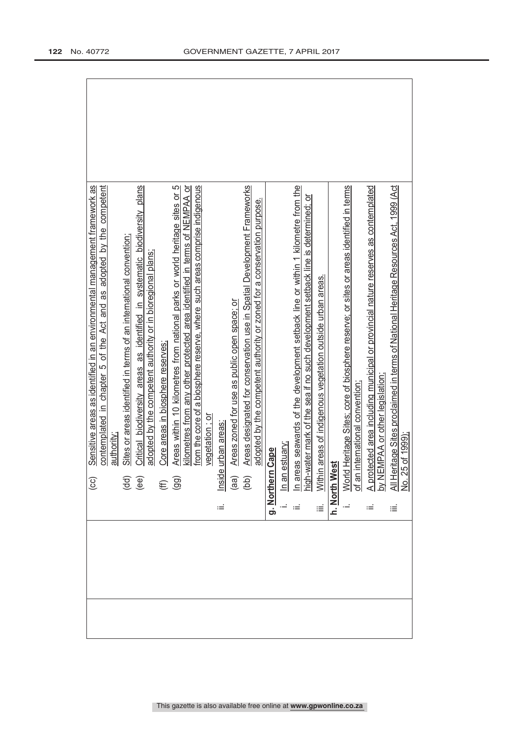| | | |
|---|---|---|
| | (cc) Sensitive areas as identified in an environmental management framework as contemplated in chapter 5 of the Act and as adopted by the competent authority;<br>(dd) Sites or areas identified in terms of an international convention;<br>(ee) Critical biodiversity areas as identified in systematic biodiversity plans adopted by the competent authority or in bioregional plans;<br>(ff) Core areas in biosphere reserves;<br>(gg) Areas within 10 kilometres from national parks or world heritage sites or 5 kilometres from any other protected area identified in terms of NEMPAA or from the core of a biosphere reserve, where such areas comprise indigenous vegetation ; or<br>ii. Inside urban areas:<br>(aa) Areas zoned for use as public open space; or<br>(bb) Areas designated for conservation use in Spatial Development Frameworks adopted by the competent authority or zoned for a conservation purpose. | |
| | **g. Northern Cape**<br>i. In an estuary;<br>ii. In areas seawards of the development setback line or within 1 kilometre from the high-water mark of the sea if no such development setback line is determined; or<br>iii. Within areas of indigenous vegetation outside urban areas. | |
| | **h. North West**<br>i. World Heritage Sites; core of biosphere reserve; or sites or areas identified in terms of an international convention;<br>ii. A protected area including municipal or provincial nature reserves as contemplated by NEMPAA or other legislation;<br>iii. All Heritage Sites proclaimed in terms of National Heritage Resources Act, 1999 (Act No. 25 of 1999); | |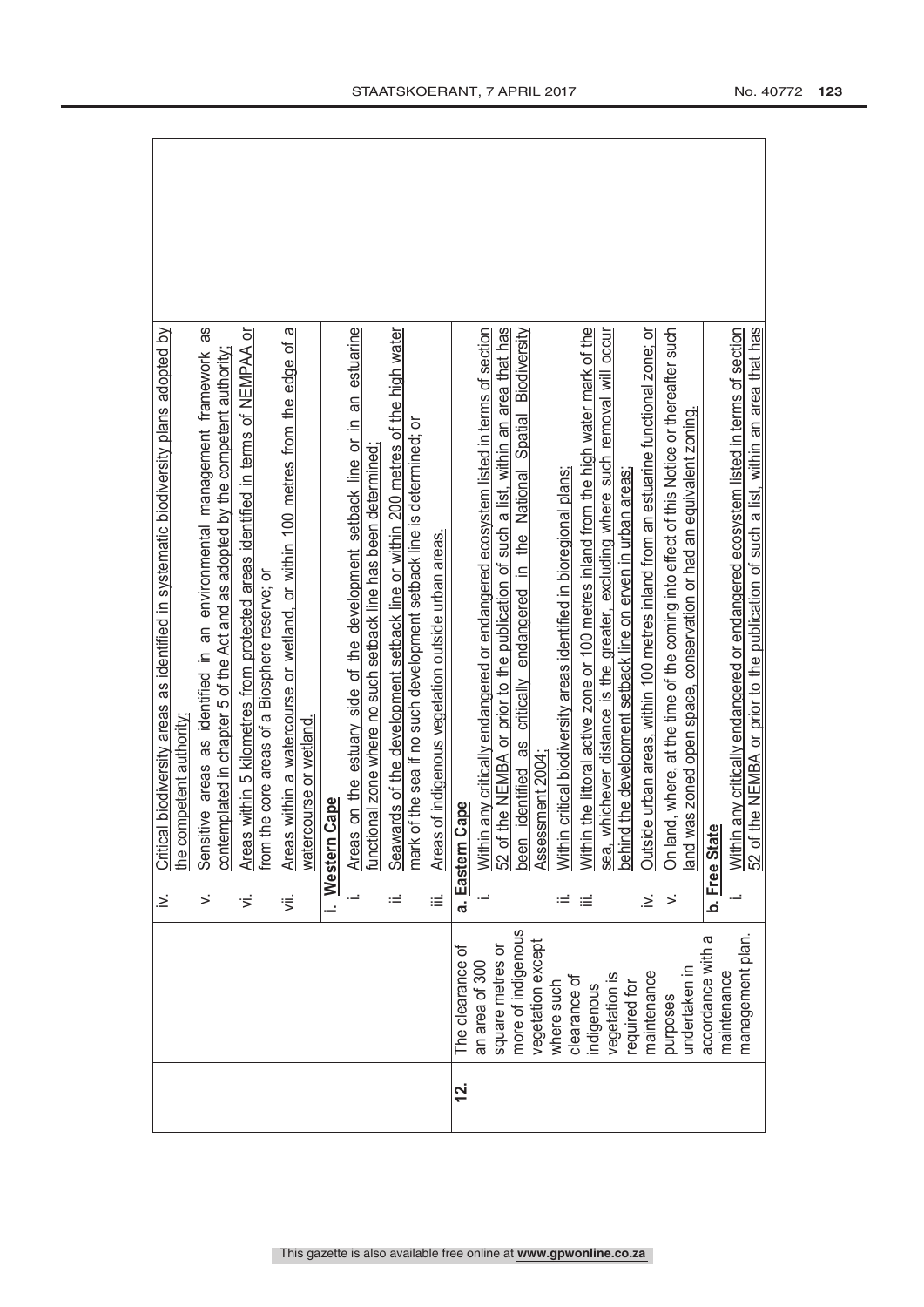| | | |
|---|---|---|
| | | iv. Critical biodiversity areas as identified in systematic biodiversity plans adopted by the competent authority;<br>v. Sensitive areas as identified in an environmental management framework as contemplated in chapter 5 of the Act and as adopted by the competent authority;<br>vi. Areas within 5 kilometres from protected areas identified in terms of NEMPAA or from the core areas of a Biosphere reserve; or<br>vii. Areas within a watercourse or wetland, or within 100 metres from the edge of a watercourse or wetland. |
| | | **i. Western Cape**<br>i. Areas on the estuary side of the development setback line or in an estuarine functional zone where no such setback line has been determined;<br>ii. Seawards of the development setback line or within 200 metres of the high water mark of the sea if no such development setback line is determined; or<br>iii. Areas of indigenous vegetation outside urban areas. |
| 12. | The clearance of an area of 300 square metres or more of indigenous vegetation except where such clearance of indigenous vegetation is required for maintenance purposes undertaken in accordance with a maintenance management plan. | **a. Eastern Cape**<br>i. Within any critically endangered or endangered ecosystem listed in terms of section 52 of the NEMBA or prior to the publication of such a list, within an area that has been identified as critically endangered in the National Spatial Biodiversity Assessment 2004;<br>ii. Within critical biodiversity areas identified in bioregional plans;<br>iii. Within the littoral active zone or 100 metres inland from the high water mark of the sea, whichever distance is the greater, excluding where such removal will occur behind the development setback line on erven in urban areas;<br>iv. Outside urban areas, within 100 metres inland from an estuarine functional zone; or<br>v. On land, where, at the time of the coming into effect of this Notice or thereafter such land was zoned open space, conservation or had an equivalent zoning.<br>**b. Free State**<br>i. Within any critically endangered or endangered ecosystem listed in terms of section 52 of the NEMBA or prior to the publication of such a list, within an area that has |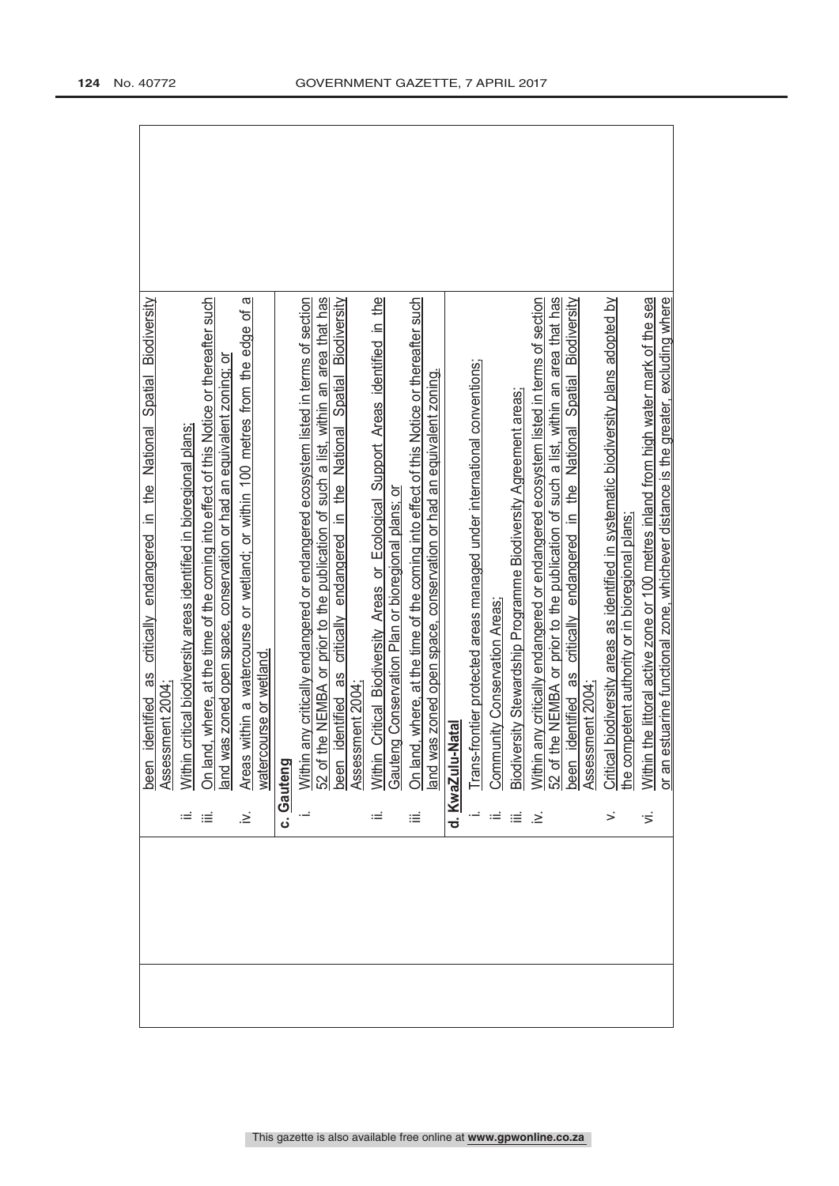| | been identified as critically endangered in the National Spatial Biodiversity Assessment 2004;<br>ii. Within critical biodiversity areas identified in bioregional plans;<br>iii. On land, where, at the time of the coming into effect of this Notice or thereafter such land was zoned open space, conservation or had an equivalent zoning; or<br>iv. Areas within a watercourse or wetland; or within 100 metres from the edge of a watercourse or wetland. | |
|---|---|---|
| | **c. Gauteng**<br>i. Within any critically endangered or endangered ecosystem listed in terms of section 52 of the NEMBA or prior to the publication of such a list, within an area that has been identified as critically endangered in the National Spatial Biodiversity Assessment 2004;<br>ii. Within Critical Biodiversity Areas or Ecological Support Areas identified in the Gauteng Conservation Plan or bioregional plans; or<br>iii. On land, where, at the time of the coming into effect of this Notice or thereafter such land was zoned open space, conservation or had an equivalent zoning. | |
| | **d. KwaZulu-Natal**<br>i. Trans-frontier protected areas managed under international conventions;<br>ii. Community Conservation Areas;<br>iii. Biodiversity Stewardship Programme Biodiversity Agreement areas;<br>iv. Within any critically endangered or endangered ecosystem listed in terms of section 52 of the NEMBA or prior to the publication of such a list, within an area that has been identified as critically endangered in the National Spatial Biodiversity Assessment 2004;<br>v. Critical biodiversity areas as identified in systematic biodiversity plans adopted by the competent authority or in bioregional plans;<br>vi. Within the littoral active zone or 100 metres inland from high water mark of the sea or an estuarine functional zone, whichever distance is the greater, excluding where | |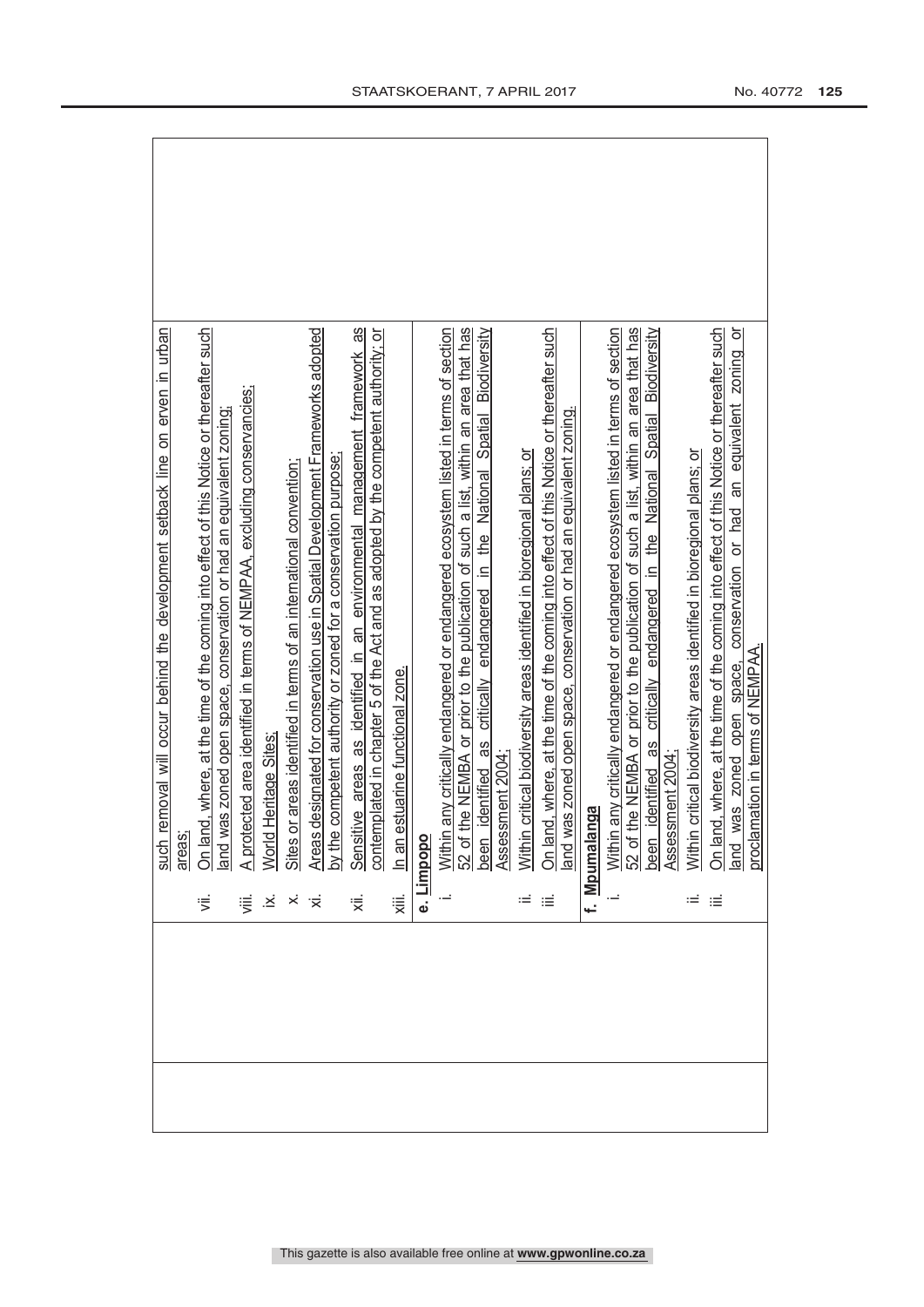| | | |
|---|---|---|
| | | such removal will occur behind the development setback line on erven in urban areas;<br>vii. On land, where, at the time of the coming into effect of this Notice or thereafter such land was zoned open space, conservation or had an equivalent zoning;<br>viii. A protected area identified in terms of NEMPAA, excluding conservancies;<br>ix. World Heritage Sites;<br>x. Sites or areas identified in terms of an international convention;<br>xi. Areas designated for conservation use in Spatial Development Frameworks adopted by the competent authority or zoned for a conservation purpose;<br>xii. Sensitive areas as identified in an environmental management framework as contemplated in chapter 5 of the Act and as adopted by the competent authority; or<br>xiii. In an estuarine functional zone.<br>**e. Limpopo**<br>i. Within any critically endangered or endangered ecosystem listed in terms of section 52 of the NEMBA or prior to the publication of such a list, within an area that has been identified as critically endangered in the National Spatial Biodiversity Assessment 2004;<br>ii. Within critical biodiversity areas identified in bioregional plans; or<br>iii. On land, where, at the time of the coming into effect of this Notice or thereafter such land was zoned open space, conservation or had an equivalent zoning.<br>**f. Mpumalanga**<br>i. Within any critically endangered or endangered ecosystem listed in terms of section 52 of the NEMBA or prior to the publication of such a list, within an area that has been identified as critically endangered in the National Spatial Biodiversity Assessment 2004;<br>ii. Within critical biodiversity areas identified in bioregional plans; or<br>iii. On land, where, at the time of the coming into effect of this Notice or thereafter such land was zoned open space, conservation or had an equivalent zoning or proclamation in terms of NEMPAA. |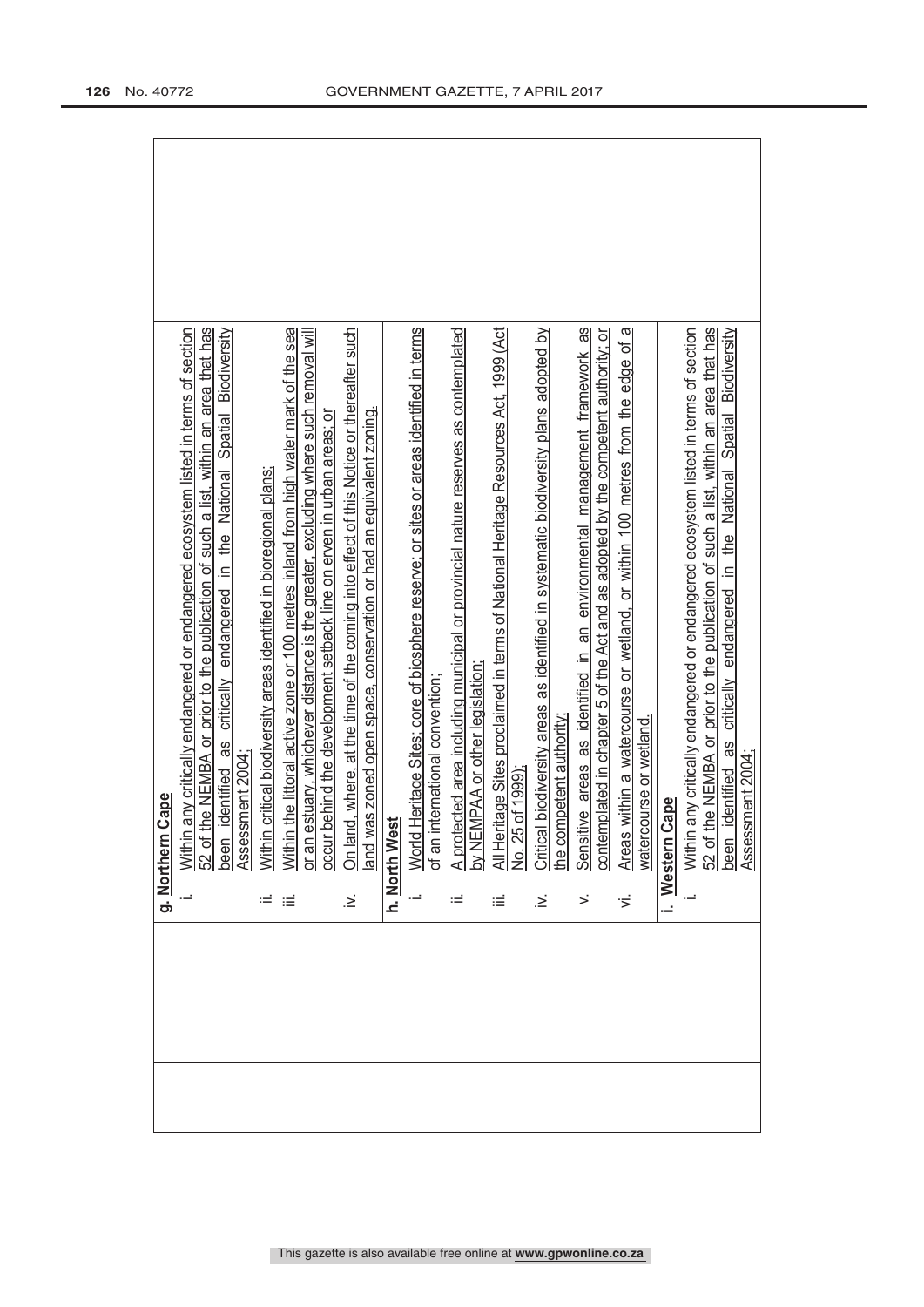| | | |
|---|---|---|
| | | **g. Northern Cape**<br>i. Within any critically endangered or endangered ecosystem listed in terms of section 52 of the NEMBA or prior to the publication of such a list, within an area that has been identified as critically endangered in the National Spatial Biodiversity Assessment 2004;<br>ii. Within critical biodiversity areas identified in bioregional plans;<br>iii. Within the littoral active zone or 100 metres inland from high water mark of the sea or an estuary, whichever distance is the greater, excluding where such removal will occur behind the development setback line on erven in urban areas; or<br>iv. On land, where, at the time of the coming into effect of this Notice or thereafter such land was zoned open space, conservation or had an equivalent zoning.<br>**h. North West**<br>i. World Heritage Sites; core of biosphere reserve; or sites or areas identified in terms of an international convention;<br>ii. A protected area including municipal or provincial nature reserves as contemplated by NEMPAA or other legislation;<br>iii. All Heritage Sites proclaimed in terms of National Heritage Resources Act, 1999 (Act No. 25 of 1999);<br>iv. Critical biodiversity areas as identified in systematic biodiversity plans adopted by the competent authority;<br>v. Sensitive areas as identified in an environmental management framework as contemplated in chapter 5 of the Act and as adopted by the competent authority; or<br>vi. Areas within a watercourse or wetland, or within 100 metres from the edge of a watercourse or wetland.<br>**i. Western Cape**<br>i. Within any critically endangered or endangered ecosystem listed in terms of section 52 of the NEMBA or prior to the publication of such a list, within an area that has been identified as critically endangered in the National Spatial Biodiversity Assessment 2004; |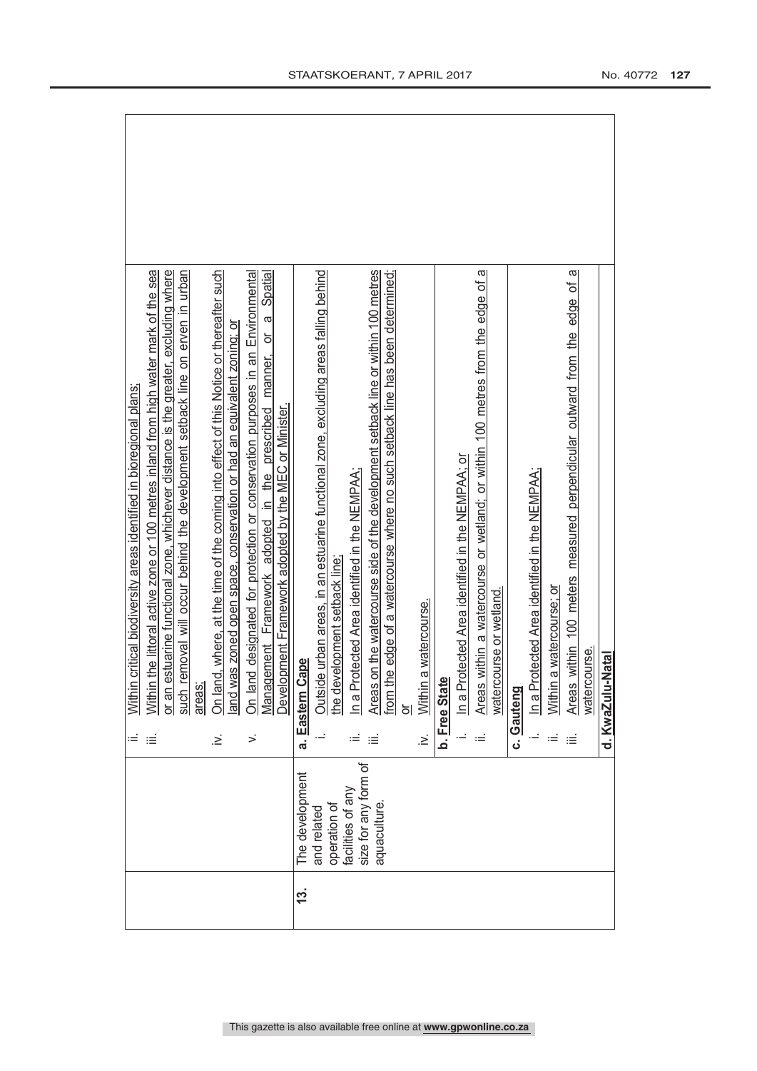| | | |
|---|---|---|
| | | ii. Within critical biodiversity areas identified in bioregional plans;<br>iii. Within the littoral active zone or 100 metres inland from high water mark of the sea or an estuarine functional zone, whichever distance is the greater, excluding where such removal will occur behind the development setback line on erven in urban areas;<br>iv. On land, where, at the time of the coming into effect of this Notice or thereafter such land was zoned open space, conservation or had an equivalent zoning; or<br>v. On land designated for protection or conservation purposes in an Environmental Management Framework adopted in the prescribed manner, or a Spatial Development Framework adopted by the MEC or Minister. |
| **13.** | The development and related operation of facilities of any size for any form of aquaculture. | **a. Eastern Cape**<br>i. Outside urban areas, in an estuarine functional zone, excluding areas falling behind the development setback line;<br>ii. In a Protected Area identified in the NEMPAA;<br>iii. Areas on the watercourse side of the development setback line or within 100 metres from the edge of a watercourse where no such setback line has been determined; or<br>iv. Within a watercourse.<br>**b. Free State**<br>i. In a Protected Area identified in the NEMPAA; or<br>ii. Areas within a watercourse or wetland; or within 100 metres from the edge of a watercourse or wetland.<br>**c. Gauteng**<br>i. In a Protected Area identified in the NEMPAA;<br>ii. Within a watercourse; or<br>iii. Areas within 100 meters measured perpendicular outward from the edge of a watercourse.<br>**d. KwaZulu-Natal** |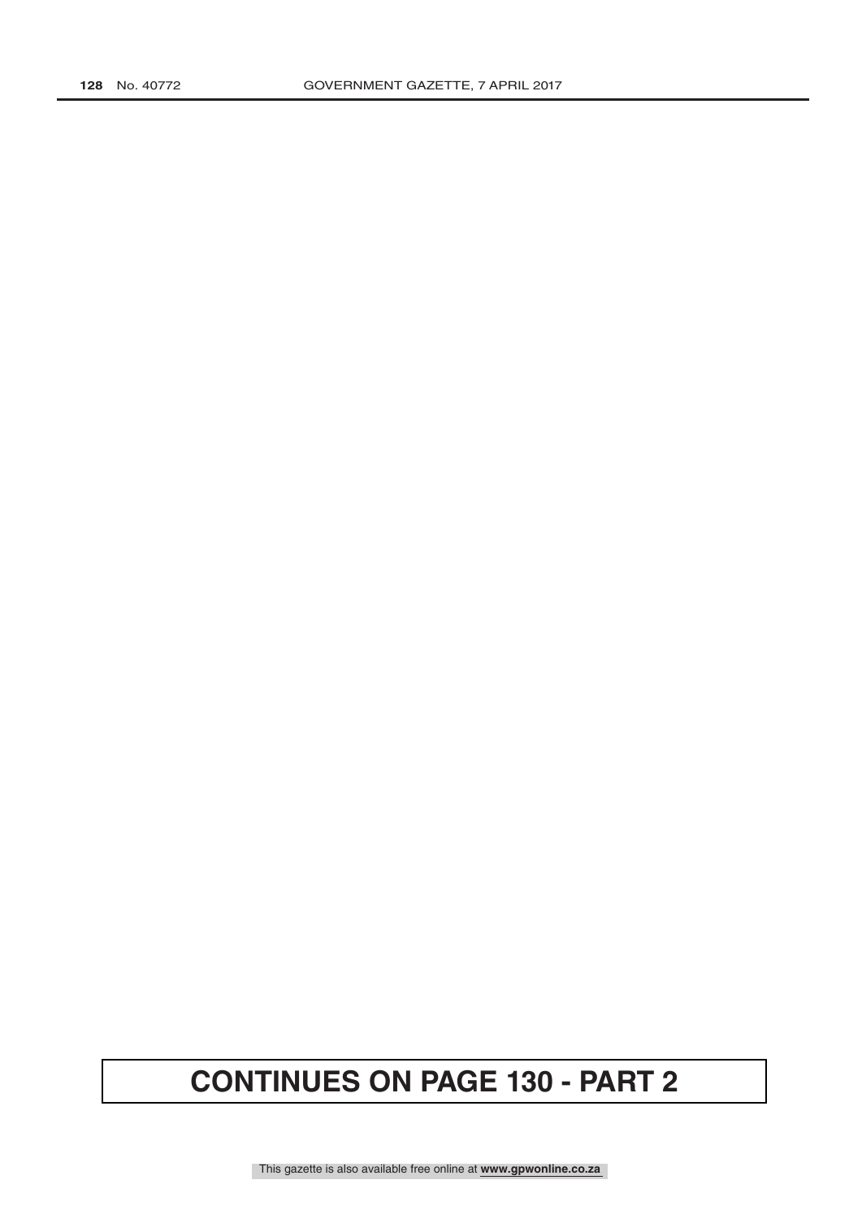**CONTINUES ON PAGE 130 - PART 2**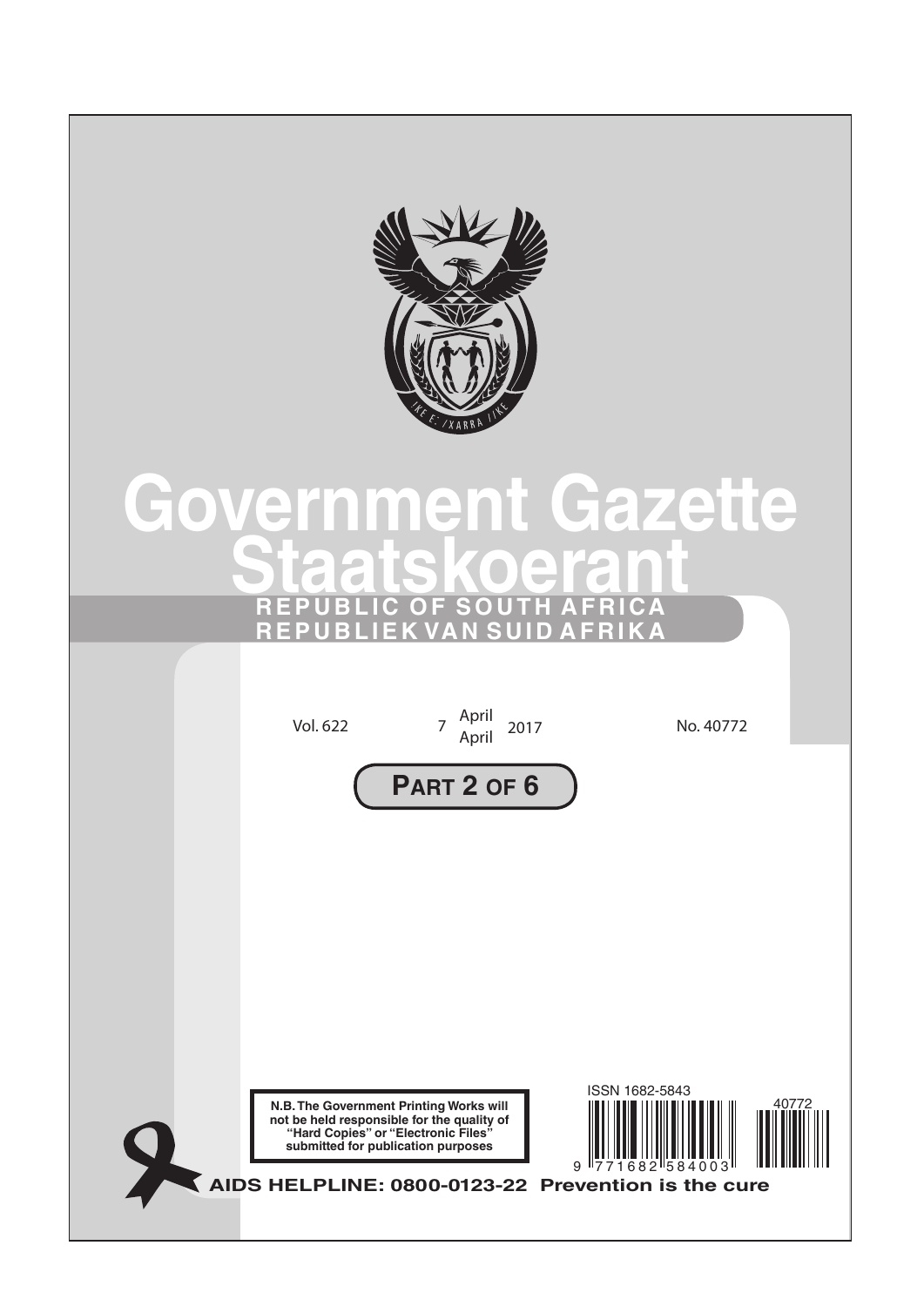# Government Gazette
# Staatskoerant

**REPUBLIC OF SOUTH AFRICA**
**REPUBLIEK VAN SUID AFRIKA**

Vol. 622 | 7 April April 2017 | No. 40772

**PART 2 OF 6**

**N.B. The Government Printing Works will not be held responsible for the quality of "Hard Copies" or "Electronic Files" submitted for publication purposes**

ISSN 1682-5843

9 771682 584003

40772

**AIDS HELPLINE: 0800-0123-22 Prevention is the cure**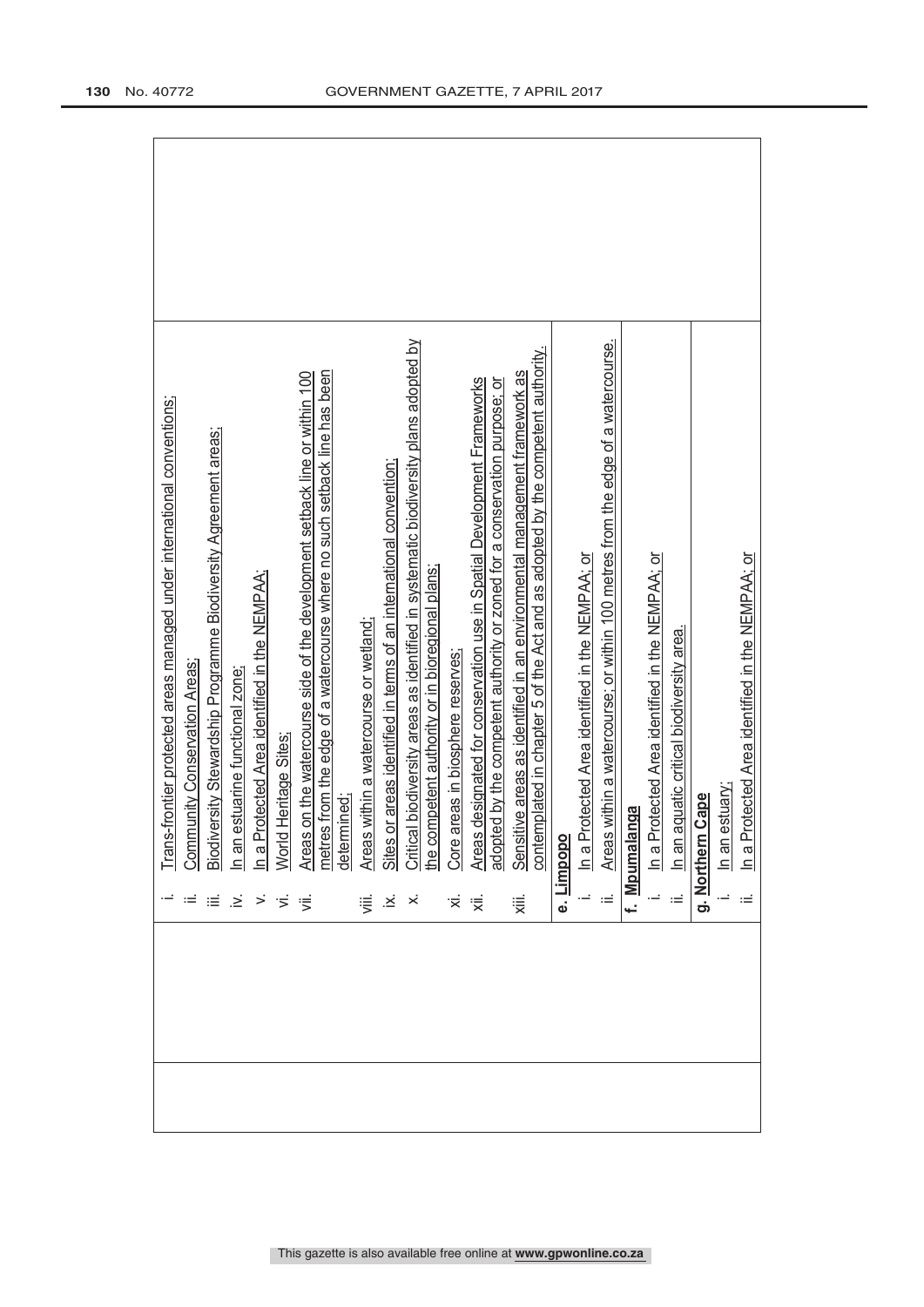| | | |
|---|---|---|
| | i. Trans-frontier protected areas managed under international conventions;<br>ii. Community Conservation Areas;<br>iii. Biodiversity Stewardship Programme Biodiversity Agreement areas;<br>iv. In an estuarine functional zone;<br>v. In a Protected Area identified in the NEMPAA;<br>vi. World Heritage Sites;<br>vii. Areas on the watercourse side of the development setback line or within 100 metres from the edge of a watercourse where no such setback line has been determined;<br>viii. Areas within a watercourse or wetland;<br>ix. Sites or areas identified in terms of an international convention;<br>x. Critical biodiversity areas as identified in systematic biodiversity plans adopted by the competent authority or in bioregional plans;<br>xi. Core areas in biosphere reserves;<br>xii. Areas designated for conservation use in Spatial Development Frameworks adopted by the competent authority or zoned for a conservation purpose; or<br>xiii. Sensitive areas as identified in an environmental management framework as contemplated in chapter 5 of the Act and as adopted by the competent authority. | |
| | **e. Limpopo**<br>i. In a Protected Area identified in the NEMPAA; or<br>ii. Areas within a watercourse; or within 100 metres from the edge of a watercourse. | |
| | **f. Mpumalanga**<br>i. In a Protected Area identified in the NEMPAA; or<br>ii. In an aquatic critical biodiversity area. | |
| | **g. Northern Cape**<br>i. In an estuary;<br>ii. In a Protected Area identified in the NEMPAA; or | |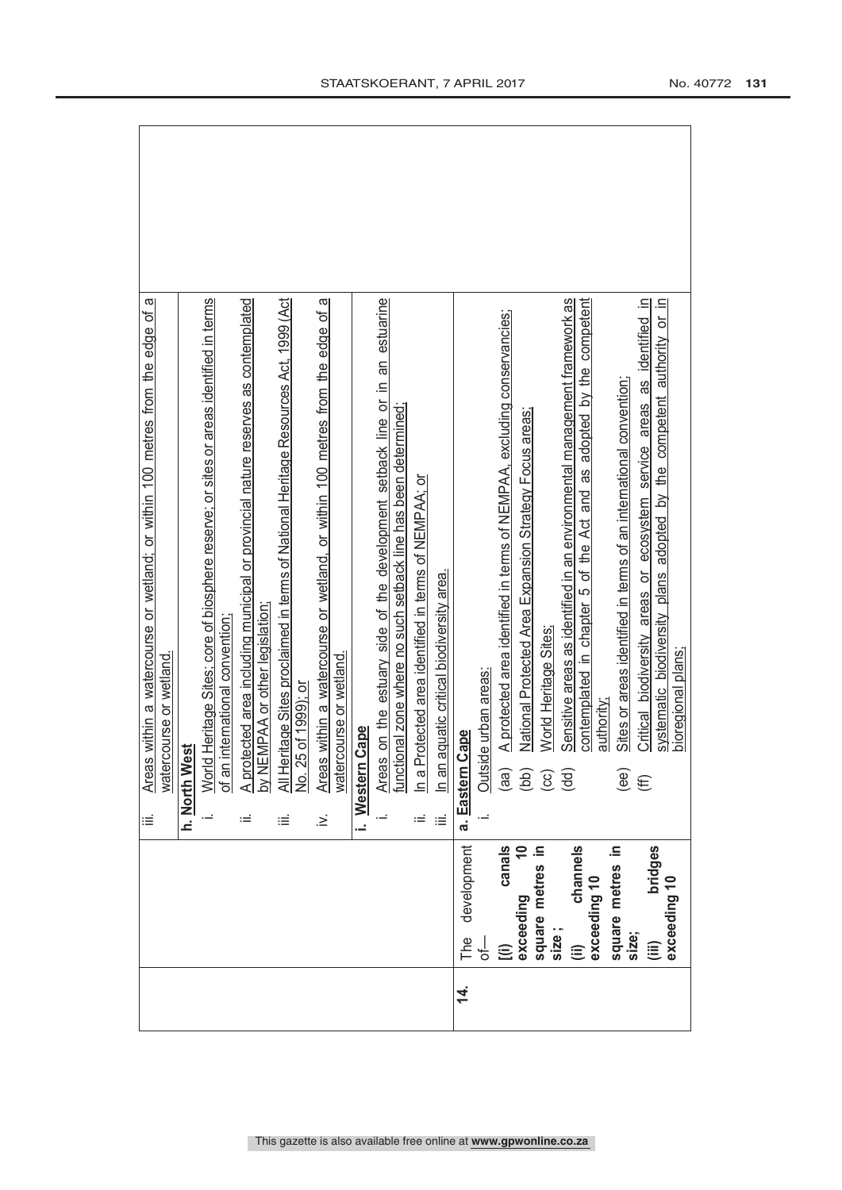| | | |
|---|---|---|
| | | iii. Areas within a watercourse or wetland; or within 100 metres from the edge of a watercourse or wetland. |
| | | **h. North West**<br>i. World Heritage Sites; core of biosphere reserve; or sites or areas identified in terms of an international convention;<br>ii. A protected area including municipal or provincial nature reserves as contemplated by NEMPAA or other legislation;<br>iii. All Heritage Sites proclaimed in terms of National Heritage Resources Act, 1999 (Act No. 25 of 1999); or<br>iv. Areas within a watercourse or wetland, or within 100 metres from the edge of a watercourse or wetland. |
| | | **i. Western Cape**<br>i. Areas on the estuary side of the development setback line or in an estuarine functional zone where no such setback line has been determined;<br>ii. In a Protected area identified in terms of NEMPAA; or<br>iii. In an aquatic critical biodiversity area. |
| **14.** | The development of—<br>**[(i) canals exceeding 10 square metres in size ;<br>(ii) channels exceeding 10 square metres in size;<br>(iii) bridges exceeding 10** | **a. Eastern Cape**<br>i. Outside urban areas:<br>(aa) A protected area identified in terms of NEMPAA, excluding conservancies;<br>(bb) National Protected Area Expansion Strategy Focus areas;<br>(cc) World Heritage Sites;<br>(dd) Sensitive areas as identified in an environmental management framework as contemplated in chapter 5 of the Act and as adopted by the competent authority;<br>(ee) Sites or areas identified in terms of an international convention;<br>(ff) Critical biodiversity areas or ecosystem service areas as identified in systematic biodiversity plans adopted by the competent authority or in bioregional plans; |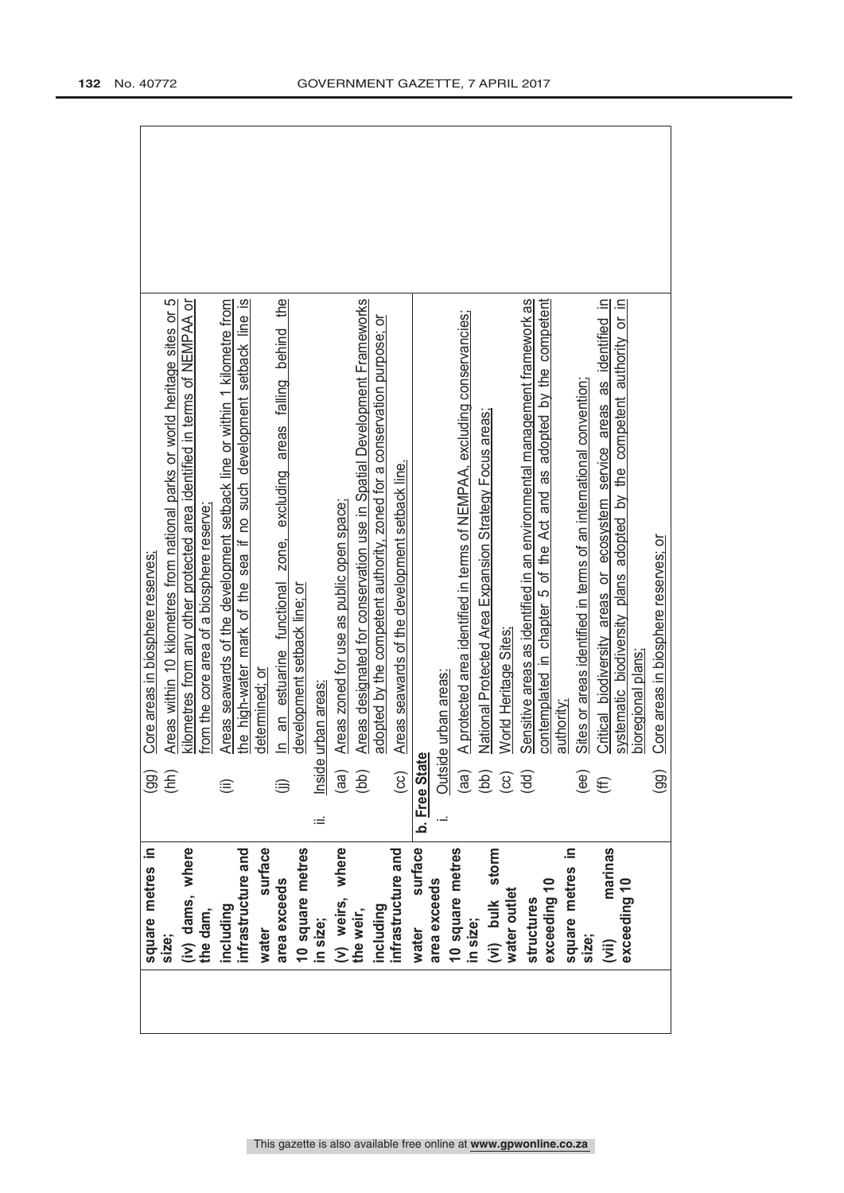| | | |
|---|---|---|
| | **square metres in size;** **(iv) dams, where the dam, including infrastructure and water surface area exceeds 10 square metres in size;** **(v) weirs, where the weir, including infrastructure and water surface area exceeds 10 square metres in size;** **(vi) bulk storm water outlet structures exceeding 10 square metres in size;** **(vii) marinas exceeding 10** | (gg) Core areas in biosphere reserves; (hh) Areas within 10 kilometres from national parks or world heritage sites or 5 kilometres from any other protected area identified in terms of NEMPAA or from the core area of a biosphere reserve; (ii) Areas seawards of the development setback line or within 1 kilometre from the high-water mark of the sea if no such development setback line is determined; or (jj) In an estuarine functional zone, excluding areas falling behind the development setback line; or ii. Inside urban areas: (aa) Areas zoned for use as public open space; (bb) Areas designated for conservation use in Spatial Development Frameworks adopted by the competent authority, zoned for a conservation purpose; or (cc) Areas seawards of the development setback line. **b. Free State** i. Outside urban areas: (aa) A protected area identified in terms of NEMPAA, excluding conservancies; (bb) National Protected Area Expansion Strategy Focus areas; (cc) World Heritage Sites; (dd) Sensitive areas as identified in an environmental management framework as contemplated in chapter 5 of the Act and as adopted by the competent authority; (ee) Sites or areas identified in terms of an international convention; (ff) Critical biodiversity areas or ecosystem service areas as identified in systematic biodiversity plans adopted by the competent authority or in bioregional plans; (gg) Core areas in biosphere reserves; or |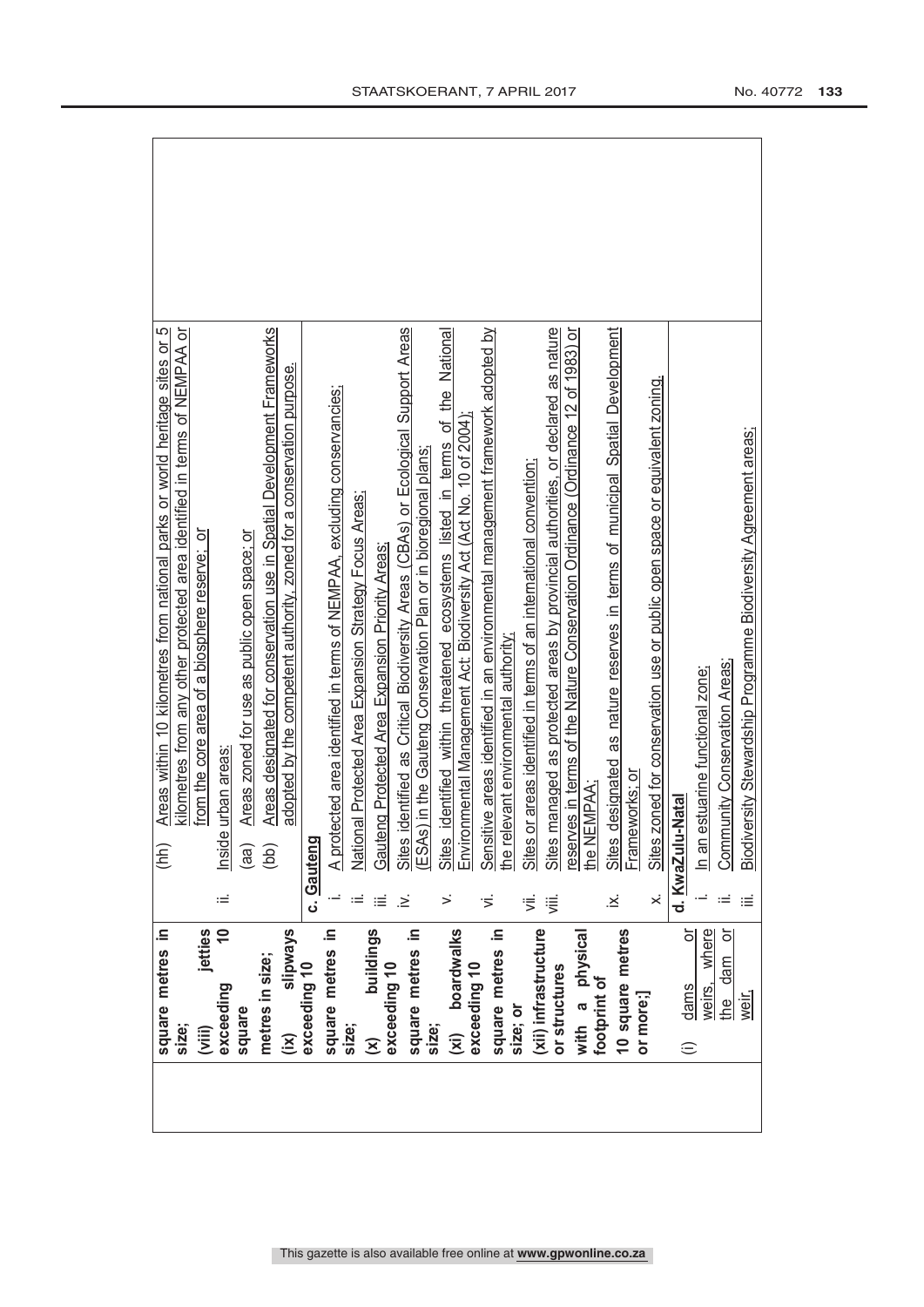| | | |
|---|---|---|
| | **square metres in size;**<br>**(viii) jetties exceeding 10 square metres in size;**<br>**(ix) slipways exceeding 10 square metres in size;**<br>**(x) buildings exceeding 10 square metres in size;**<br>**(xi) boardwalks exceeding 10 square metres in size; or**<br>**(xii) infrastructure or structures with a physical footprint of 10 square metres or more;]** | (hh) Areas within 10 kilometres from national parks or world heritage sites or 5 kilometres from any other protected area identified in terms of NEMPAA or from the core area of a biosphere reserve; or<br>ii. Inside urban areas:<br>(aa) Areas zoned for use as public open space; or<br>(bb) Areas designated for conservation use in Spatial Development Frameworks adopted by the competent authority, zoned for a conservation purpose.<br><br>**c. Gauteng**<br>i. A protected area identified in terms of NEMPAA, excluding conservancies;<br>ii. National Protected Area Expansion Strategy Focus Areas;<br>iii. Gauteng Protected Area Expansion Priority Areas;<br>iv. Sites identified as Critical Biodiversity Areas (CBAs) or Ecological Support Areas (ESAs) in the Gauteng Conservation Plan or in bioregional plans;<br>v. Sites identified within threatened ecosystems listed in terms of the National Environmental Management Act: Biodiversity Act (Act No. 10 of 2004);<br>vi. Sensitive areas identified in an environmental management framework adopted by the relevant environmental authority;<br>vii. Sites or areas identified in terms of an international convention;<br>viii. Sites managed as protected areas by provincial authorities, or declared as nature reserves in terms of the Nature Conservation Ordinance (Ordinance 12 of 1983) or the NEMPAA;<br>ix. Sites designated as nature reserves in terms of municipal Spatial Development Frameworks; or<br>x. Sites zoned for conservation use or public open space or equivalent zoning. |
| | (i) dams or weirs, where the dam or weir, | **d. KwaZulu-Natal**<br>i. In an estuarine functional zone;<br>ii. Community Conservation Areas;<br>iii. Biodiversity Stewardship Programme Biodiversity Agreement areas; |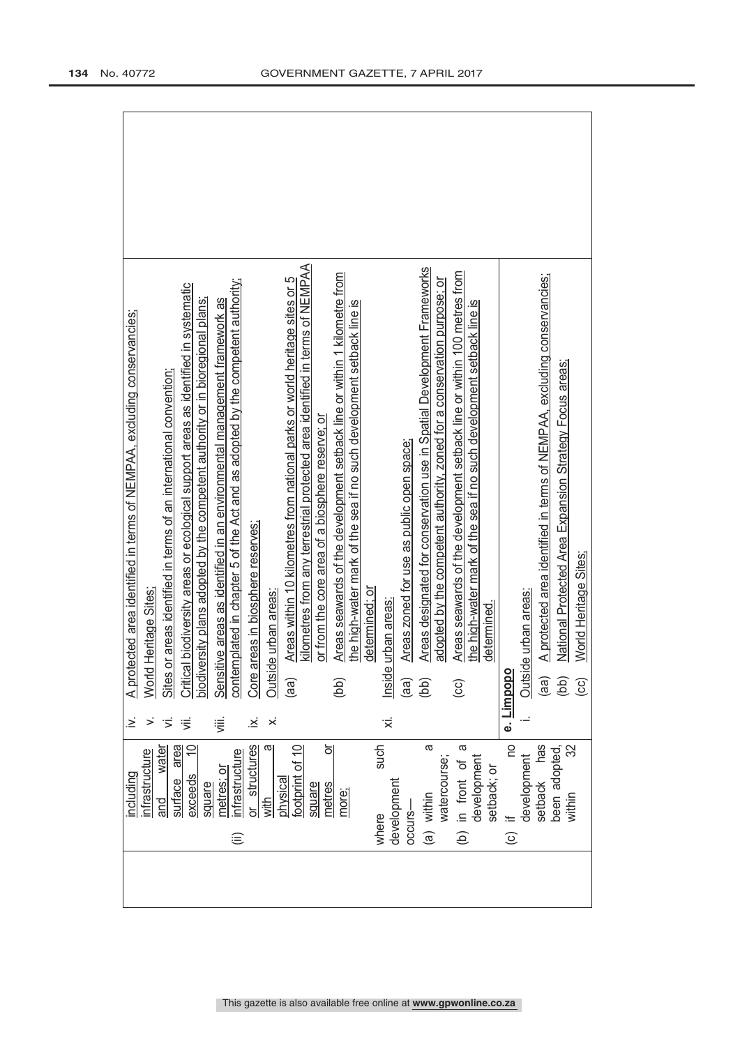| | including infrastructure and water surface area exceeds 10 square metres; or<br>(ii) infrastructure or structures with a physical footprint of 10 square metres or more;<br><br>where such development occurs—<br>(a) within a watercourse;<br>(b) in front of a development setback; or<br>(c) if no development setback has been adopted, within 32 | iv. A protected area identified in terms of NEMPAA, excluding conservancies;<br>v. World Heritage Sites;<br>vi. Sites or areas identified in terms of an international convention;<br>vii. Critical biodiversity areas or ecological support areas as identified in systematic biodiversity plans adopted by the competent authority or in bioregional plans;<br>viii. Sensitive areas as identified in an environmental management framework as contemplated in chapter 5 of the Act and as adopted by the competent authority;<br>ix. Core areas in biosphere reserves;<br>x. Outside urban areas:<br>(aa) Areas within 10 kilometres from national parks or world heritage sites or 5 kilometres from any terrestrial protected area identified in terms of NEMPAA or from the core area of a biosphere reserve; or<br>(bb) Areas seawards of the development setback line or within 1 kilometre from the high-water mark of the sea if no such development setback line is determined; or<br>xi. Inside urban areas:<br>(aa) Areas zoned for use as public open space;<br>(bb) Areas designated for conservation use in Spatial Development Frameworks adopted by the competent authority, zoned for a conservation purpose; or<br>(cc) Areas seawards of the development setback line or within 100 metres from the high-water mark of the sea if no such development setback line is determined.<br><br>**e. Limpopo**<br>i. Outside urban areas:<br>(aa) A protected area identified in terms of NEMPAA, excluding conservancies;<br>(bb) National Protected Area Expansion Strategy Focus areas;<br>(cc) World Heritage Sites; | |
|---|---|---|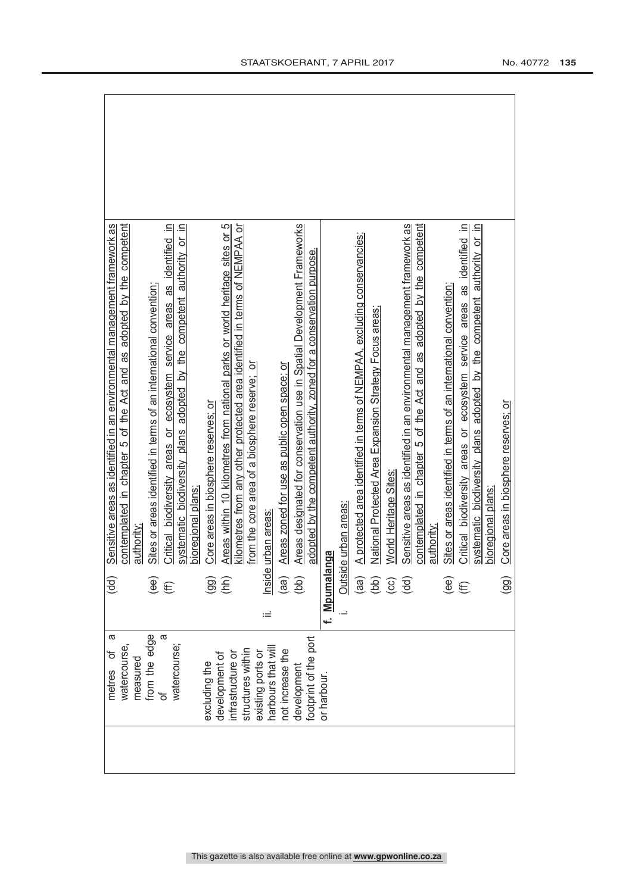| | | | |
|---|---|---|---|
| | metres of a watercourse, measured from the edge of a watercourse; excluding the development of infrastructure or structures within existing ports or harbours that will not increase the development footprint of the port or harbour. | (dd) Sensitive areas as identified in an environmental management framework as contemplated in chapter 5 of the Act and as adopted by the competent authority;<br>(ee) Sites or areas identified in terms of an international convention;<br>(ff) Critical biodiversity areas or ecosystem service areas as identified in systematic biodiversity plans adopted by the competent authority or in bioregional plans;<br>(gg) Core areas in biosphere reserves; or<br>(hh) Areas within 10 kilometres from national parks or world heritage sites or 5 kilometres from any other protected area identified in terms of NEMPAA or from the core area of a biosphere reserve; or<br>ii. Inside urban areas:<br>(aa) Areas zoned for use as public open space; or<br>(bb) Areas designated for conservation use in Spatial Development Frameworks adopted by the competent authority, zoned for a conservation purpose. | |
| | | **f. Mpumalanga**<br>i. Outside urban areas:<br>(aa) A protected area identified in terms of NEMPAA, excluding conservancies;<br>(bb) National Protected Area Expansion Strategy Focus areas;<br>(cc) World Heritage Sites;<br>(dd) Sensitive areas as identified in an environmental management framework as contemplated in chapter 5 of the Act and as adopted by the competent authority;<br>(ee) Sites or areas identified in terms of an international convention;<br>(ff) Critical biodiversity areas or ecosystem service areas as identified in systematic biodiversity plans adopted by the competent authority or in bioregional plans;<br>(gg) Core areas in biosphere reserves; or | |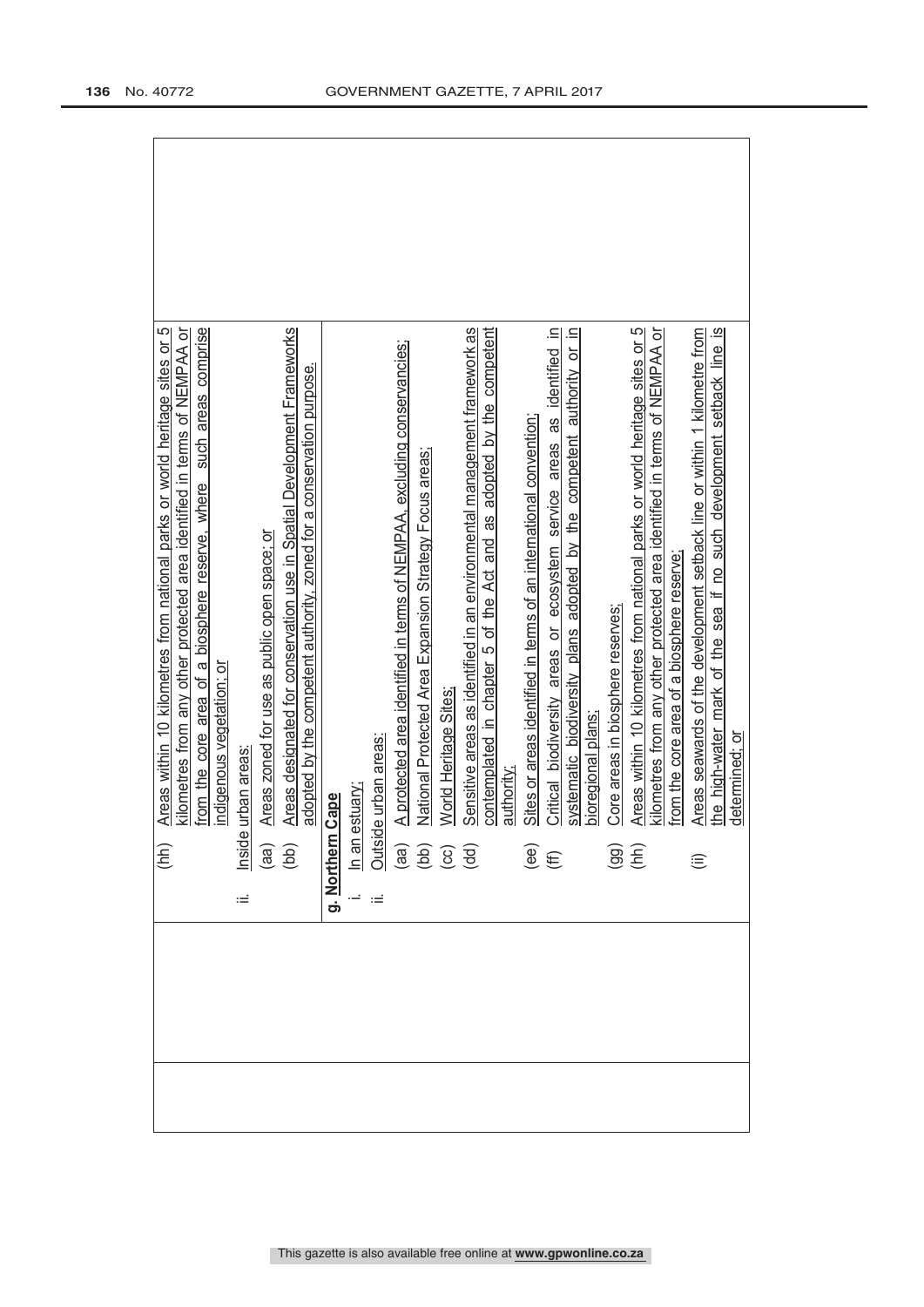| | | |
|---|---|---|
| | (hh) Areas within 10 kilometres from national parks or world heritage sites or 5 kilometres from any other protected area identified in terms of NEMPAA or from the core area of a biosphere reserve, where such areas comprise indigenous vegetation; or<br>ii. Inside urban areas:<br>(aa) Areas zoned for use as public open space; or<br>(bb) Areas designated for conservation use in Spatial Development Frameworks adopted by the competent authority, zoned for a conservation purpose. | |
| | **g. Northern Cape**<br>i. In an estuary;<br>ii. Outside urban areas:<br>(aa) A protected area identified in terms of NEMPAA, excluding conservancies;<br>(bb) National Protected Area Expansion Strategy Focus areas;<br>(cc) World Heritage Sites;<br>(dd) Sensitive areas as identified in an environmental management framework as contemplated in chapter 5 of the Act and as adopted by the competent authority;<br>(ee) Sites or areas identified in terms of an international convention;<br>(ff) Critical biodiversity areas or ecosystem service areas as identified in systematic biodiversity plans adopted by the competent authority or in bioregional plans;<br>(gg) Core areas in biosphere reserves;<br>(hh) Areas within 10 kilometres from national parks or world heritage sites or 5 kilometres from any other protected area identified in terms of NEMPAA or from the core area of a biosphere reserve;<br>(ii) Areas seawards of the development setback line or within 1 kilometre from the high-water mark of the sea if no such development setback line is determined; or | |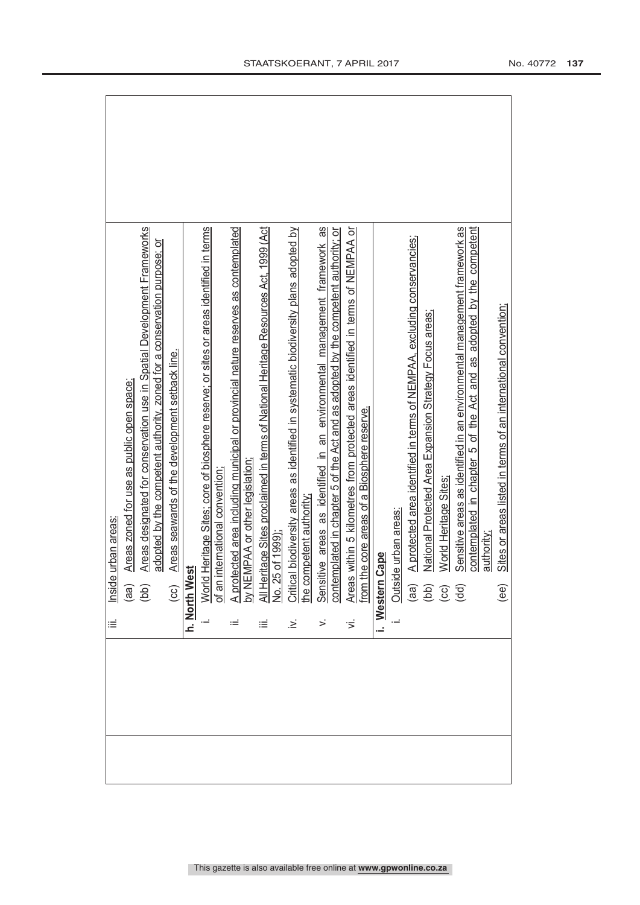| | | |
|---|---|---|
| | iii. Inside urban areas:<br>(aa) Areas zoned for use as public open space;<br>(bb) Areas designated for conservation use in Spatial Development Frameworks adopted by the competent authority, zoned for a conservation purpose; or<br>(cc) Areas seawards of the development setback line. | |
| | **h. North West**<br>i. World Heritage Sites; core of biosphere reserve; or sites or areas identified in terms of an international convention;<br>ii. A protected area including municipal or provincial nature reserves as contemplated by NEMPAA or other legislation;<br>iii. All Heritage Sites proclaimed in terms of National Heritage Resources Act, 1999 (Act No. 25 of 1999);<br>iv. Critical biodiversity areas as identified in systematic biodiversity plans adopted by the competent authority;<br>v. Sensitive areas as identified in an environmental management framework as contemplated in chapter 5 of the Act and as adopted by the competent authority; or<br>vi. Areas within 5 kilometres from protected areas identified in terms of NEMPAA or from the core areas of a Biosphere reserve. | |
| | **i. Western Cape**<br>i. Outside urban areas:<br>(aa) A protected area identified in terms of NEMPAA, excluding conservancies;<br>(bb) National Protected Area Expansion Strategy Focus areas;<br>(cc) World Heritage Sites;<br>(dd) Sensitive areas as identified in an environmental management framework as contemplated in chapter 5 of the Act and as adopted by the competent authority;<br>(ee) Sites or areas listed in terms of an international convention; | |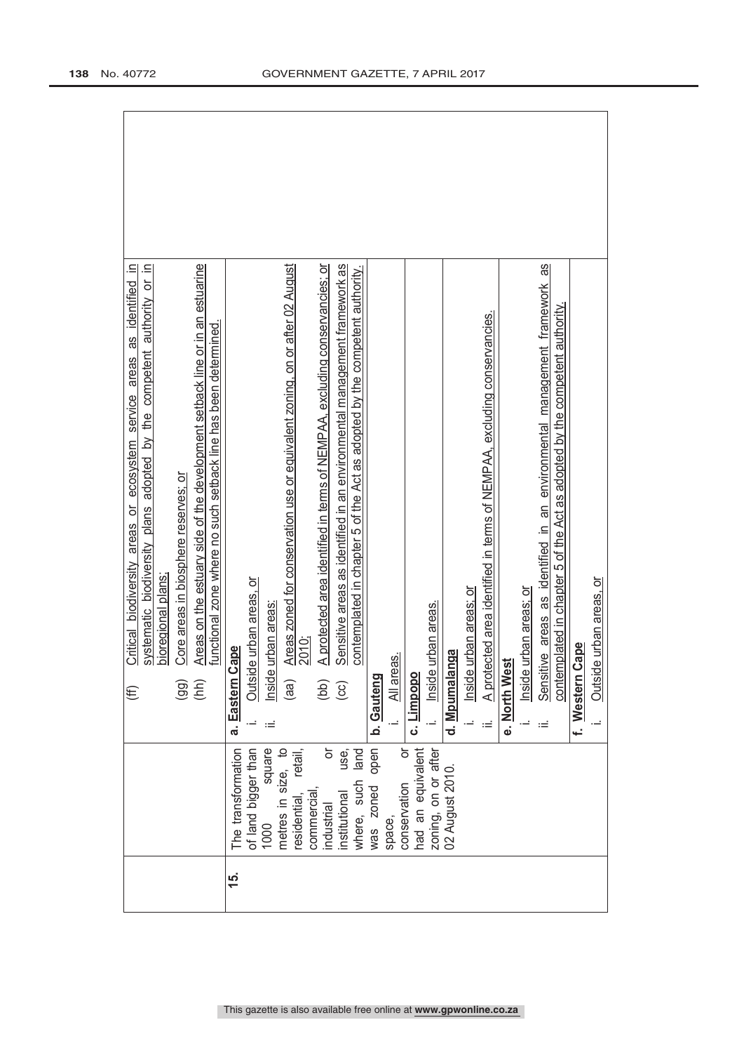| | | | |
|---|---|---|---|
| | | (ff) Critical biodiversity areas or ecosystem service areas as identified in systematic biodiversity plans adopted by the competent authority or in bioregional plans;<br>(gg) Core areas in biosphere reserves; or<br>(hh) Areas on the estuary side of the development setback line or in an estuarine functional zone where no such setback line has been determined. | |
| 15. | The transformation of land bigger than 1000 square metres in size, to residential, retail, commercial, industrial or institutional use, where, such land was zoned open space, conservation or had an equivalent zoning, on or after 02 August 2010. | **a. Eastern Cape**<br>i. Outside urban areas, or<br>ii. Inside urban areas:<br>(aa) Areas zoned for conservation use or equivalent zoning, on or after 02 August 2010;<br>(bb) A protected area identified in terms of NEMPAA, excluding conservancies; or<br>(cc) Sensitive areas as identified in an environmental management framework as contemplated in chapter 5 of the Act as adopted by the competent authority.<br>**b. Gauteng**<br>i. All areas.<br>**c. Limpopo**<br>i. Inside urban areas.<br>**d. Mpumalanga**<br>i. Inside urban areas; or<br>ii. A protected area identified in terms of NEMPAA, excluding conservancies.<br>**e. North West**<br>i. Inside urban areas; or<br>ii. Sensitive areas as identified in an environmental management framework as contemplated in chapter 5 of the Act as adopted by the competent authority.<br>**f. Western Cape**<br>i. Outside urban areas, or | |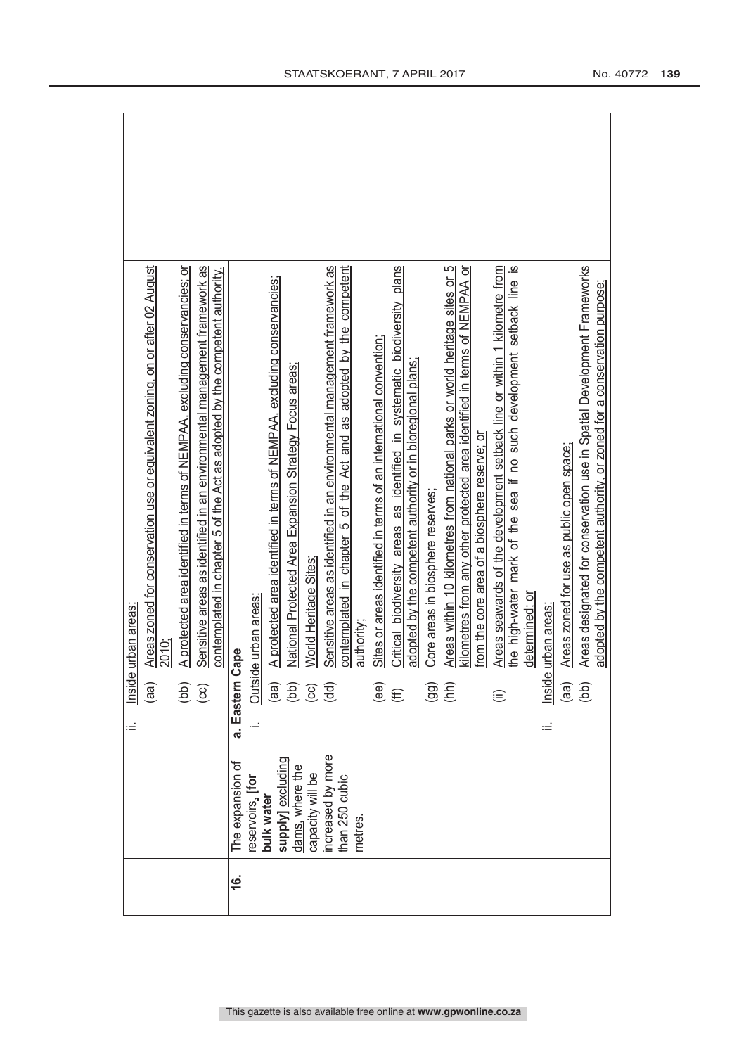| | | | |
|---|---|---|---|
| | | ii. Inside urban areas:<br>(aa) Areas zoned for conservation use or equivalent zoning, on or after 02 August 2010;<br>(bb) A protected area identified in terms of NEMPAA, excluding conservancies; or<br>(cc) Sensitive areas as identified in an environmental management framework as contemplated in chapter 5 of the Act as adopted by the competent authority. | |
| **16.** | The expansion of reservoirs, **[for bulk water supply]** excluding dams, where the capacity will be increased by more than 250 cubic metres. | **a. Eastern Cape**<br>i. Outside urban areas:<br>(aa) A protected area identified in terms of NEMPAA, excluding conservancies;<br>(bb) National Protected Area Expansion Strategy Focus areas;<br>(cc) World Heritage Sites;<br>(dd) Sensitive areas as identified in an environmental management framework as contemplated in chapter 5 of the Act and as adopted by the competent authority;<br>(ee) Sites or areas identified in terms of an international convention;<br>(ff) Critical biodiversity areas as identified in systematic biodiversity plans adopted by the competent authority or in bioregional plans;<br>(gg) Core areas in biosphere reserves;<br>(hh) Areas within 10 kilometres from national parks or world heritage sites or 5 kilometres from any other protected area identified in terms of NEMPAA or from the core area of a biosphere reserve; or<br>(ii) Areas seawards of the development setback line or within 1 kilometre from the high-water mark of the sea if no such development setback line is determined; or<br>ii. Inside urban areas:<br>(aa) Areas zoned for use as public open space;<br>(bb) Areas designated for conservation use in Spatial Development Frameworks adopted by the competent authority, or zoned for a conservation purpose; | |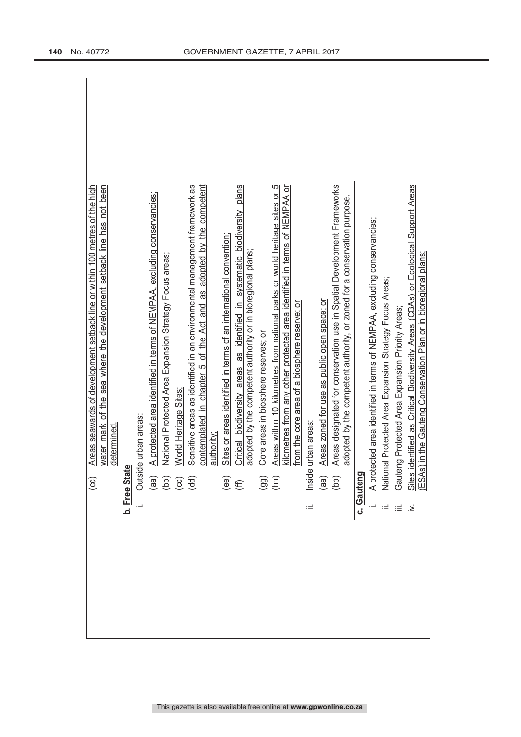| | | |
|---|---|---|
| | (cc) Areas seawards of development setback line or within 100 metres of the high water mark of the sea where the development setback line has not been determined. | |
| | **b. Free State**<br>i. Outside urban areas:<br>(aa) A protected area identified in terms of NEMPAA, excluding conservancies;<br>(bb) National Protected Area Expansion Strategy Focus areas;<br>(cc) World Heritage Sites;<br>(dd) Sensitive areas as identified in an environmental management framework as contemplated in chapter 5 of the Act and as adopted by the competent authority;<br>(ee) Sites or areas identified in terms of an international convention;<br>(ff) Critical biodiversity areas as identified in systematic biodiversity plans adopted by the competent authority or in bioregional plans;<br>(gg) Core areas in biosphere reserves; or<br>(hh) Areas within 10 kilometres from national parks or world heritage sites or 5 kilometres from any other protected area identified in terms of NEMPAA or from the core area of a biosphere reserve; or<br>ii. Inside urban areas:<br>(aa) Areas zoned for use as public open space; or<br>(bb) Areas designated for conservation use in Spatial Development Frameworks adopted by the competent authority, or zoned for a conservation purpose. | |
| | **c. Gauteng**<br>i. A protected area identified in terms of NEMPAA, excluding conservancies;<br>ii. National Protected Area Expansion Strategy Focus Areas;<br>iii. Gauteng Protected Area Expansion Priority Areas;<br>iv. Sites identified as Critical Biodiversity Areas (CBAs) or Ecological Support Areas (ESAs) in the Gauteng Conservation Plan or in bioregional plans; | |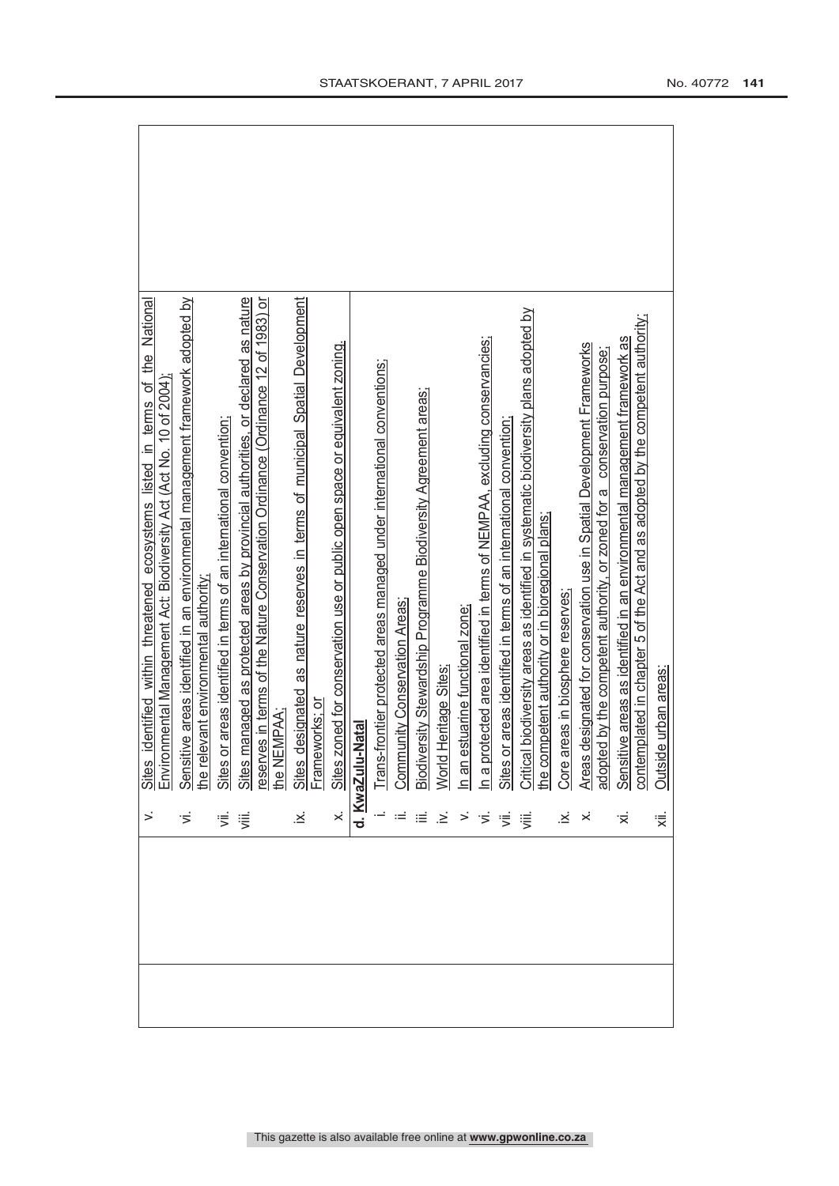| | | |
|---|---|---|
| | v. Sites identified within threatened ecosystems listed in terms of the National Environmental Management Act: Biodiversity Act (Act No. 10 of 2004);<br>vi. Sensitive areas identified in an environmental management framework adopted by the relevant environmental authority;<br>vii. Sites or areas identified in terms of an international convention;<br>viii. Sites managed as protected areas by provincial authorities, or declared as nature reserves in terms of the Nature Conservation Ordinance (Ordinance 12 of 1983) or the NEMPAA;<br>ix. Sites designated as nature reserves in terms of municipal Spatial Development Frameworks; or<br>x. Sites zoned for conservation use or public open space or equivalent zoning.<br>**d. KwaZulu-Natal**<br>i. Trans-frontier protected areas managed under international conventions;<br>ii. Community Conservation Areas;<br>iii. Biodiversity Stewardship Programme Biodiversity Agreement areas;<br>iv. World Heritage Sites;<br>v. In an estuarine functional zone;<br>vi. In a protected area identified in terms of NEMPAA, excluding conservancies;<br>vii. Sites or areas identified in terms of an international convention;<br>viii. Critical biodiversity areas as identified in systematic biodiversity plans adopted by the competent authority or in bioregional plans;<br>ix. Core areas in biosphere reserves;<br>x. Areas designated for conservation use in Spatial Development Frameworks adopted by the competent authority, or zoned for a conservation purpose;<br>xi. Sensitive areas as identified in an environmental management framework as contemplated in chapter 5 of the Act and as adopted by the competent authority;<br>xii. Outside urban areas: | |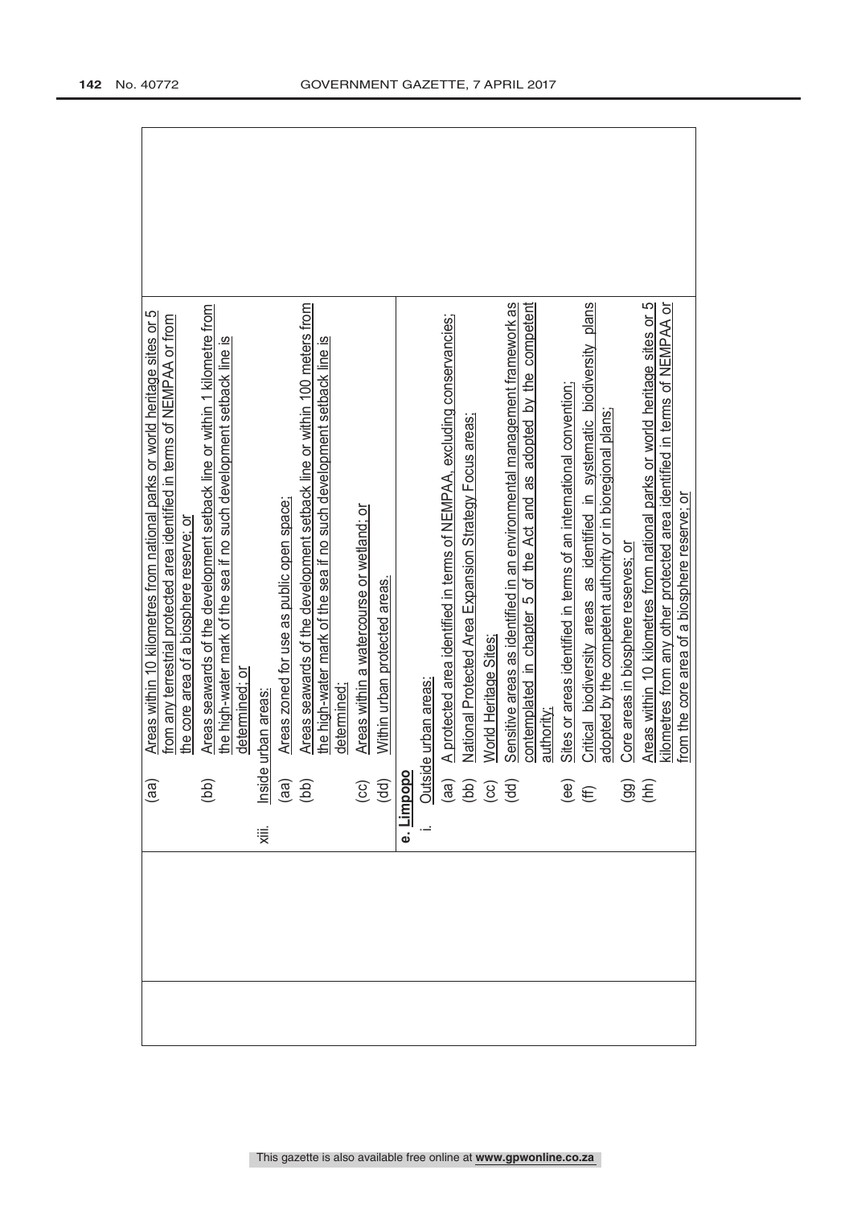| | | |
|---|---|---|
| | (aa) Areas within 10 kilometres from national parks or world heritage sites or 5 from any terrestrial protected area identified in terms of NEMPAA or from the core area of a biosphere reserve; or<br>(bb) Areas seawards of the development setback line or within 1 kilometre from the high-water mark of the sea if no such development setback line is determined; or<br>xiii. Inside urban areas:<br>(aa) Areas zoned for use as public open space;<br>(bb) Areas seawards of the development setback line or within 100 meters from the high-water mark of the sea if no such development setback line is determined;<br>(cc) Areas within a watercourse or wetland; or<br>(dd) Within urban protected areas.<br>**e. Limpopo**<br>i. Outside urban areas:<br>(aa) A protected area identified in terms of NEMPAA, excluding conservancies;<br>(bb) National Protected Area Expansion Strategy Focus areas;<br>(cc) World Heritage Sites;<br>(dd) Sensitive areas as identified in an environmental management framework as contemplated in chapter 5 of the Act and as adopted by the competent authority;<br>(ee) Sites or areas identified in terms of an international convention;<br>(ff) Critical biodiversity areas as identified in systematic biodiversity plans adopted by the competent authority or in bioregional plans;<br>(gg) Core areas in biosphere reserves; or<br>(hh) Areas within 10 kilometres from national parks or world heritage sites or 5 kilometres from any other protected area identified in terms of NEMPAA or from the core area of a biosphere reserve; or | |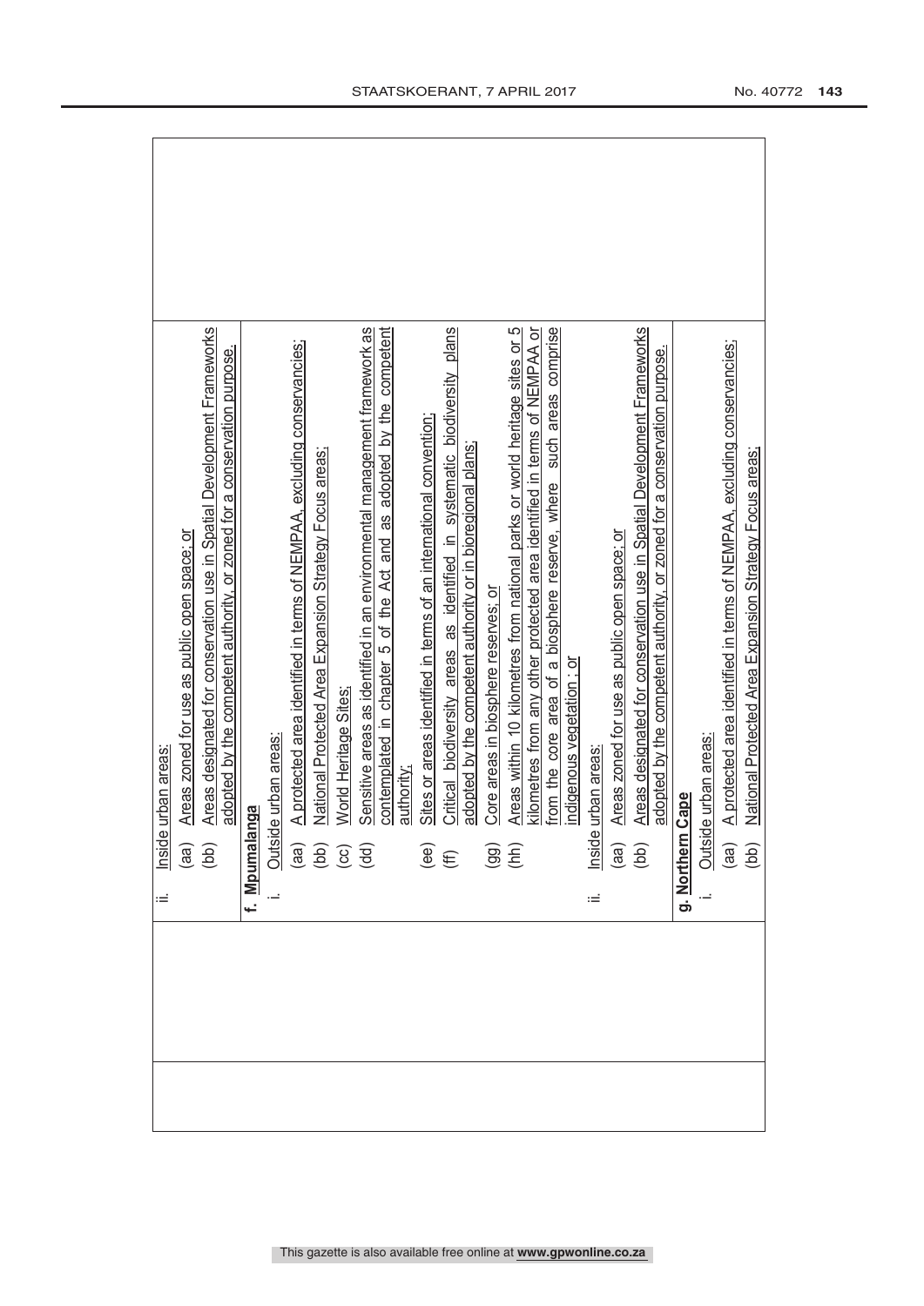ii. Inside urban areas:

(aa) Areas zoned for use as public open space; or

(bb) Areas designated for conservation use in Spatial Development Frameworks adopted by the competent authority, or zoned for a conservation purpose.

**f. Mpumalanga**

i. Outside urban areas:

(aa) A protected area identified in terms of NEMPAA, excluding conservancies;

(bb) National Protected Area Expansion Strategy Focus areas;

(cc) World Heritage Sites;

(dd) Sensitive areas as identified in an environmental management framework as contemplated in chapter 5 of the Act and as adopted by the competent authority;

(ee) Sites or areas identified in terms of an international convention;

(ff) Critical biodiversity areas as identified in systematic biodiversity plans adopted by the competent authority or in bioregional plans;

(gg) Core areas in biosphere reserves; or

(hh) Areas within 10 kilometres from national parks or world heritage sites or 5 kilometres from any other protected area identified in terms of NEMPAA or from the core area of a biosphere reserve, where such areas comprise indigenous vegetation ; or

ii. Inside urban areas:

(aa) Areas zoned for use as public open space; or

(bb) Areas designated for conservation use in Spatial Development Frameworks adopted by the competent authority, or zoned for a conservation purpose.

**g. Northern Cape**

i. Outside urban areas:

(aa) A protected area identified in terms of NEMPAA, excluding conservancies;

(bb) National Protected Area Expansion Strategy Focus areas;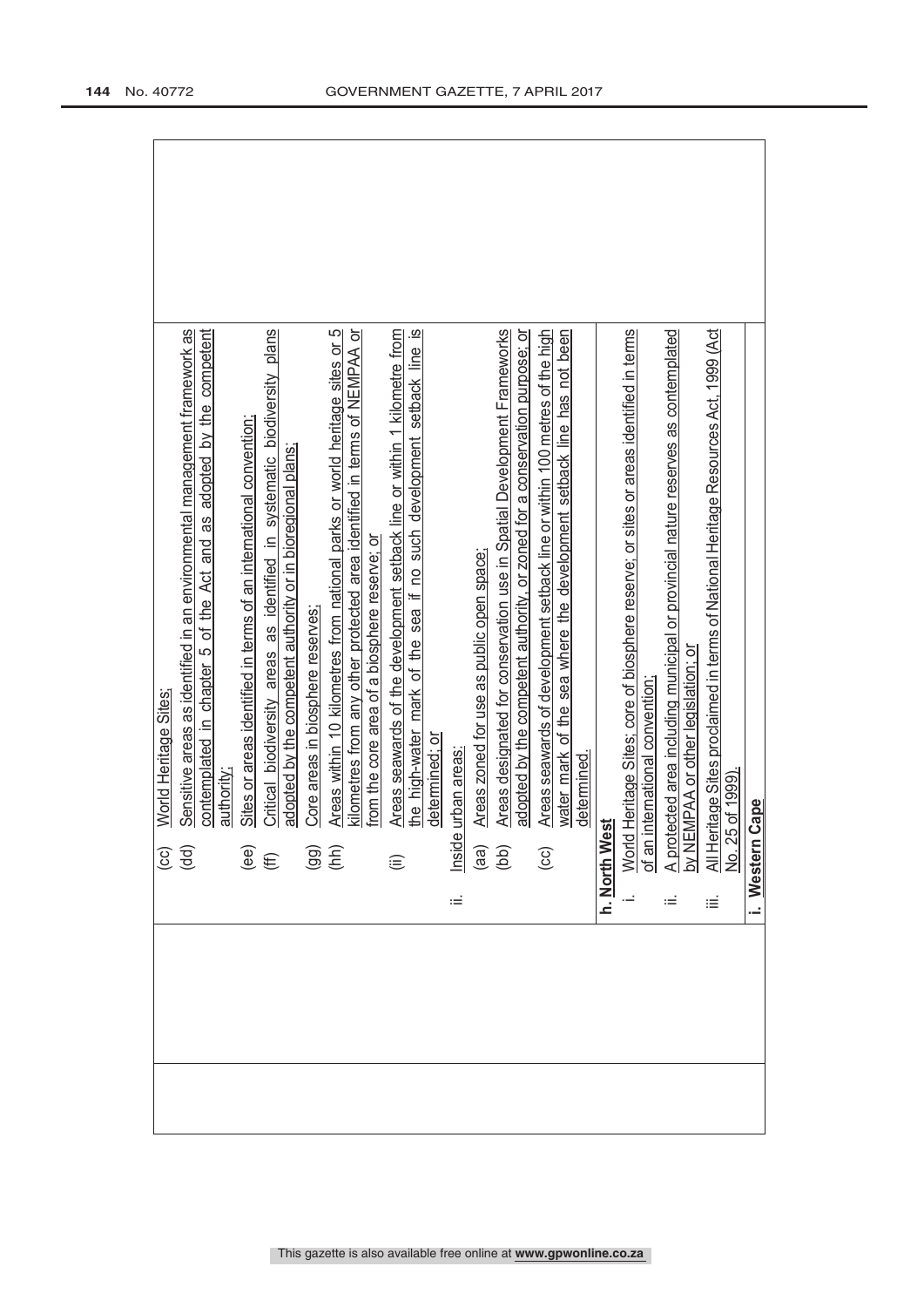| | | |
|---|---|---|
| | (cc) World Heritage Sites;<br>(dd) Sensitive areas as identified in an environmental management framework as contemplated in chapter 5 of the Act and as adopted by the competent authority;<br>(ee) Sites or areas identified in terms of an international convention;<br>(ff) Critical biodiversity areas as identified in systematic biodiversity plans adopted by the competent authority or in bioregional plans;<br>(gg) Core areas in biosphere reserves;<br>(hh) Areas within 10 kilometres from national parks or world heritage sites or 5 kilometres from any other protected area identified in terms of NEMPAA or from the core area of a biosphere reserve; or<br>(ii) Areas seawards of the development setback line or within 1 kilometre from the high-water mark of the sea if no such development setback line is determined; or<br>ii. Inside urban areas:<br>(aa) Areas zoned for use as public open space;<br>(bb) Areas designated for conservation use in Spatial Development Frameworks adopted by the competent authority, or zoned for a conservation purpose; or<br>(cc) Areas seawards of development setback line or within 100 metres of the high water mark of the sea where the development setback line has not been determined.<br>**h. North West**<br>i. World Heritage Sites; core of biosphere reserve; or sites or areas identified in terms of an international convention;<br>ii. A protected area including municipal or provincial nature reserves as contemplated by NEMPAA or other legislation; or<br>iii. All Heritage Sites proclaimed in terms of National Heritage Resources Act, 1999 (Act No. 25 of 1999).<br>**i. Western Cape** | |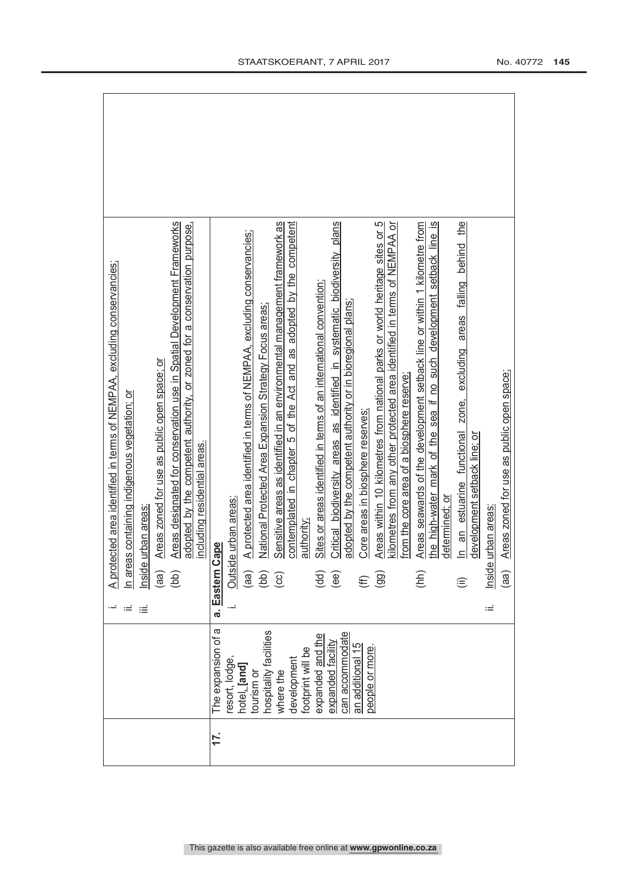| | | | |
|---|---|---|---|
| | | i. A protected area identified in terms of NEMPAA, excluding conservancies;<br>ii. In areas containing indigenous vegetation; or<br>iii. Inside urban areas:<br>(aa) Areas zoned for use as public open space; or<br>(bb) Areas designated for conservation use in Spatial Development Frameworks adopted by the competent authority, or zoned for a conservation purpose, including residential areas. | |
| 17. | The expansion of a resort, lodge, hotel, **[and]** tourism or hospitality facilities where the development footprint will be expanded and the expanded facility can accommodate an additional 15 people or more. | **a. Eastern Cape**<br>i. Outside urban areas:<br>(aa) A protected area identified in terms of NEMPAA, excluding conservancies;<br>(bb) National Protected Area Expansion Strategy Focus areas;<br>(cc) Sensitive areas as identified in an environmental management framework as contemplated in chapter 5 of the Act and as adopted by the competent authority;<br>(dd) Sites or areas identified in terms of an international convention;<br>(ee) Critical biodiversity areas as identified in systematic biodiversity plans adopted by the competent authority or in bioregional plans;<br>(ff) Core areas in biosphere reserves;<br>(gg) Areas within 10 kilometres from national parks or world heritage sites or 5 kilometres from any other protected area identified in terms of NEMPAA or from the core area of a biosphere reserve;<br>(hh) Areas seawards of the development setback line or within 1 kilometre from the high-water mark of the sea if no such development setback line is determined; or<br>(ii) In an estuarine functional zone, excluding areas falling behind the development setback line; or<br>ii. Inside urban areas:<br>(aa) Areas zoned for use as public open space; | |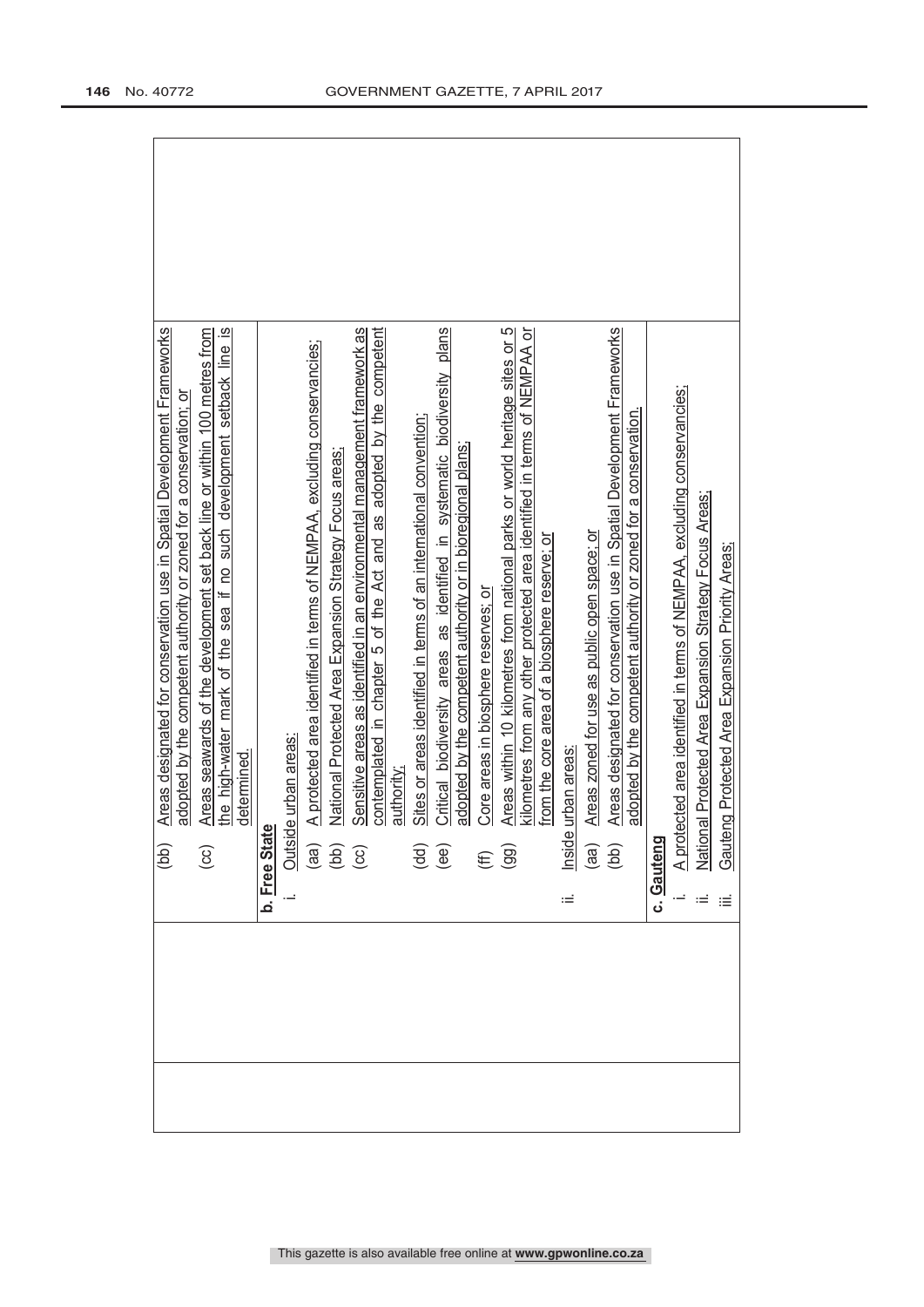| | | |
|---|---|---|
| | (bb) Areas designated for conservation use in Spatial Development Frameworks adopted by the competent authority or zoned for a conservation; or<br>(cc) Areas seawards of the development set back line or within 100 metres from the high-water mark of the sea if no such development setback line is determined.<br><br>**b. Free State**<br>i. Outside urban areas:<br>(aa) A protected area identified in terms of NEMPAA, excluding conservancies;<br>(bb) National Protected Area Expansion Strategy Focus areas;<br>(cc) Sensitive areas as identified in an environmental management framework as contemplated in chapter 5 of the Act and as adopted by the competent authority;<br>(dd) Sites or areas identified in terms of an international convention;<br>(ee) Critical biodiversity areas as identified in systematic biodiversity plans adopted by the competent authority or in bioregional plans;<br>(ff) Core areas in biosphere reserves; or<br>(gg) Areas within 10 kilometres from national parks or world heritage sites or 5 kilometres from any other protected area identified in terms of NEMPAA or from the core area of a biosphere reserve; or<br>ii. Inside urban areas:<br>(aa) Areas zoned for use as public open space; or<br>(bb) Areas designated for conservation use in Spatial Development Frameworks adopted by the competent authority or zoned for a conservation.<br><br>**c. Gauteng**<br>i. A protected area identified in terms of NEMPAA, excluding conservancies;<br>ii. National Protected Area Expansion Strategy Focus Areas;<br>iii. Gauteng Protected Area Expansion Priority Areas; | |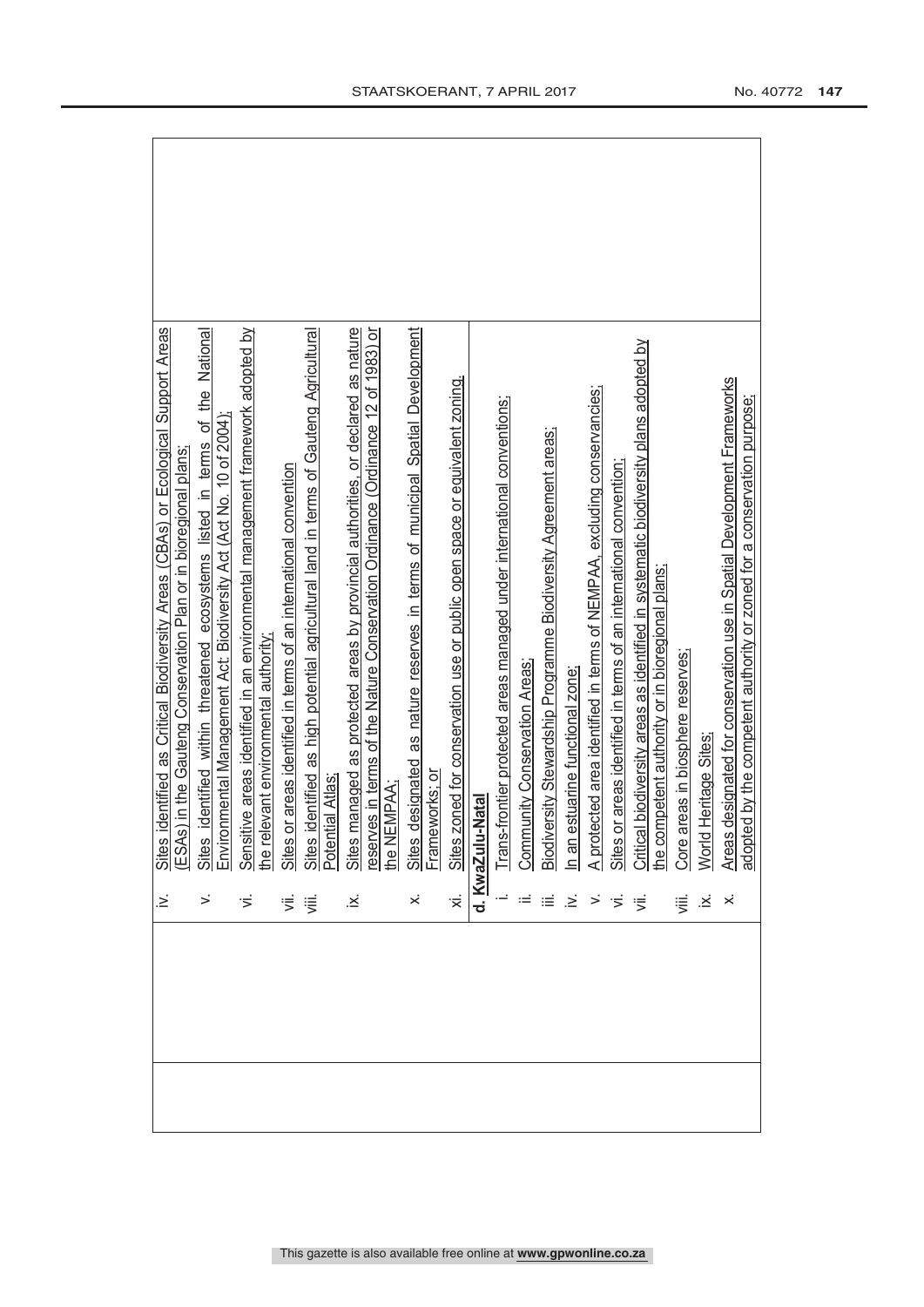| | |
|---|---|
| | iv. Sites identified as Critical Biodiversity Areas (CBAs) or Ecological Support Areas (ESAs) in the Gauteng Conservation Plan or in bioregional plans;<br>v. Sites identified within threatened ecosystems listed in terms of the National Environmental Management Act: Biodiversity Act (Act No. 10 of 2004);<br>vi. Sensitive areas identified in an environmental management framework adopted by the relevant environmental authority;<br>vii. Sites or areas identified in terms of an international convention<br>viii. Sites identified as high potential agricultural land in terms of Gauteng Agricultural Potential Atlas;<br>ix. Sites managed as protected areas by provincial authorities, or declared as nature reserves in terms of the Nature Conservation Ordinance (Ordinance 12 of 1983) or the NEMPAA;<br>x. Sites designated as nature reserves in terms of municipal Spatial Development Frameworks; or<br>xi. Sites zoned for conservation use or public open space or equivalent zoning. |
| | **d. KwaZulu-Natal**<br>i. Trans-frontier protected areas managed under international conventions;<br>ii. Community Conservation Areas;<br>iii. Biodiversity Stewardship Programme Biodiversity Agreement areas;<br>iv. In an estuarine functional zone;<br>v. A protected area identified in terms of NEMPAA, excluding conservancies;<br>vi. Sites or areas identified in terms of an international convention;<br>vii. Critical biodiversity areas as identified in systematic biodiversity plans adopted by the competent authority or in bioregional plans;<br>viii. Core areas in biosphere reserves;<br>ix. World Heritage Sites;<br>x. Areas designated for conservation use in Spatial Development Frameworks adopted by the competent authority or zoned for a conservation purpose; |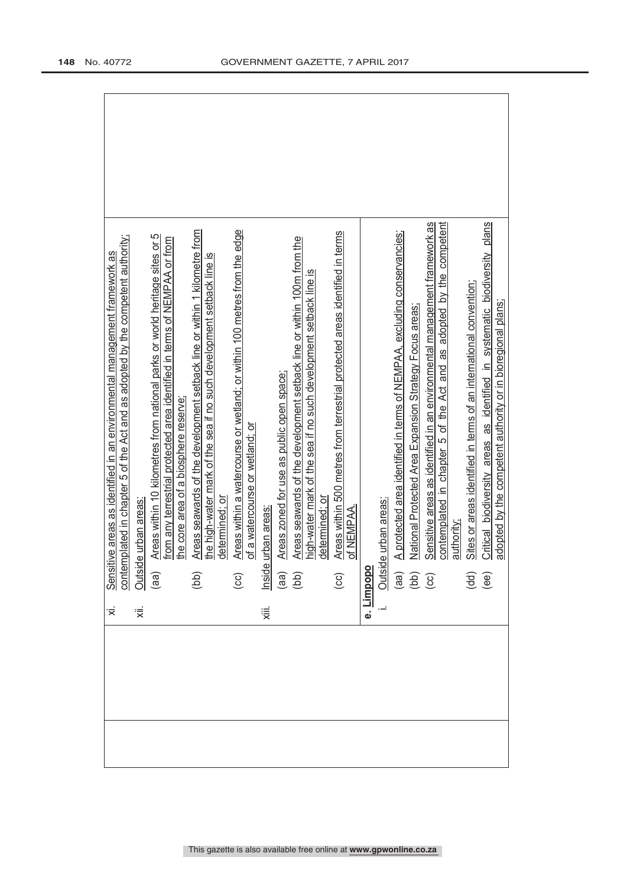| | | |
|---|---|---|
| | xi. Sensitive areas as identified in an environmental management framework as contemplated in chapter 5 of the Act and as adopted by the competent authority;<br>xii. Outside urban areas:<br>(aa) Areas within 10 kilometres from national parks or world heritage sites or 5 from any terrestrial protected area identified in terms of NEMPAA or from the core area of a biosphere reserve;<br>(bb) Areas seawards of the development setback line or within 1 kilometre from the high-water mark of the sea if no such development setback line is determined; or<br>(cc) Areas within a watercourse or wetland; or within 100 metres from the edge of a watercourse or wetland; or<br>xiii. Inside urban areas:<br>(aa) Areas zoned for use as public open space;<br>(bb) Areas seawards of the development setback line or within 100m from the high-water mark of the sea if no such development setback line is determined; or<br>(cc) Areas within 500 metres from terrestrial protected areas identified in terms of NEMPAA. | |
| | **e. Limpopo**<br>i. Outside urban areas:<br>(aa) A protected area identified in terms of NEMPAA, excluding conservancies;<br>(bb) National Protected Area Expansion Strategy Focus areas;<br>(cc) Sensitive areas as identified in an environmental management framework as contemplated in chapter 5 of the Act and as adopted by the competent authority;<br>(dd) Sites or areas identified in terms of an international convention;<br>(ee) Critical biodiversity areas as identified in systematic biodiversity plans adopted by the competent authority or in bioregional plans; | |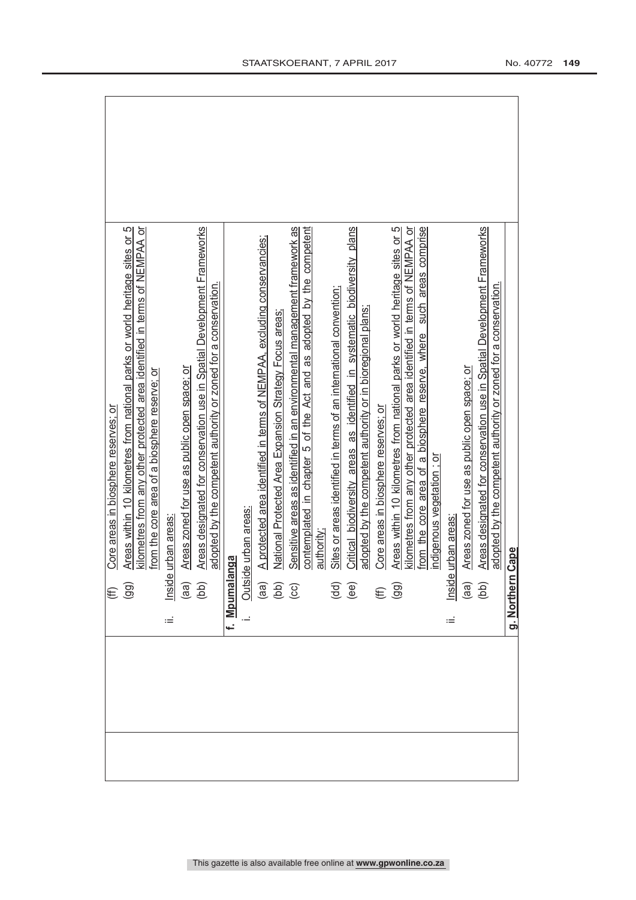| | | |
|---|---|---|
| | (ff) Core areas in biosphere reserves; or<br>(gg) Areas within 10 kilometres from national parks or world heritage sites or 5 kilometres from any other protected area identified in terms of NEMPAA or from the core area of a biosphere reserve; or<br>ii. Inside urban areas:<br>(aa) Areas zoned for use as public open space; or<br>(bb) Areas designated for conservation use in Spatial Development Frameworks adopted by the competent authority or zoned for a conservation. | |
| | **f. Mpumalanga**<br>i. Outside urban areas:<br>(aa) A protected area identified in terms of NEMPAA, excluding conservancies;<br>(bb) National Protected Area Expansion Strategy Focus areas;<br>(cc) Sensitive areas as identified in an environmental management framework as contemplated in chapter 5 of the Act and as adopted by the competent authority;<br>(dd) Sites or areas identified in terms of an international convention;<br>(ee) Critical biodiversity areas as identified in systematic biodiversity plans adopted by the competent authority or in bioregional plans;<br>(ff) Core areas in biosphere reserves; or<br>(gg) Areas within 10 kilometres from national parks or world heritage sites or 5 kilometres from any other protected area identified in terms of NEMPAA or from the core area of a biosphere reserve, where such areas comprise indigenous vegetation ; or<br>ii. Inside urban areas:<br>(aa) Areas zoned for use as public open space; or<br>(bb) Areas designated for conservation use in Spatial Development Frameworks adopted by the competent authority or zoned for a conservation. | |
| | **g. Northern Cape** | |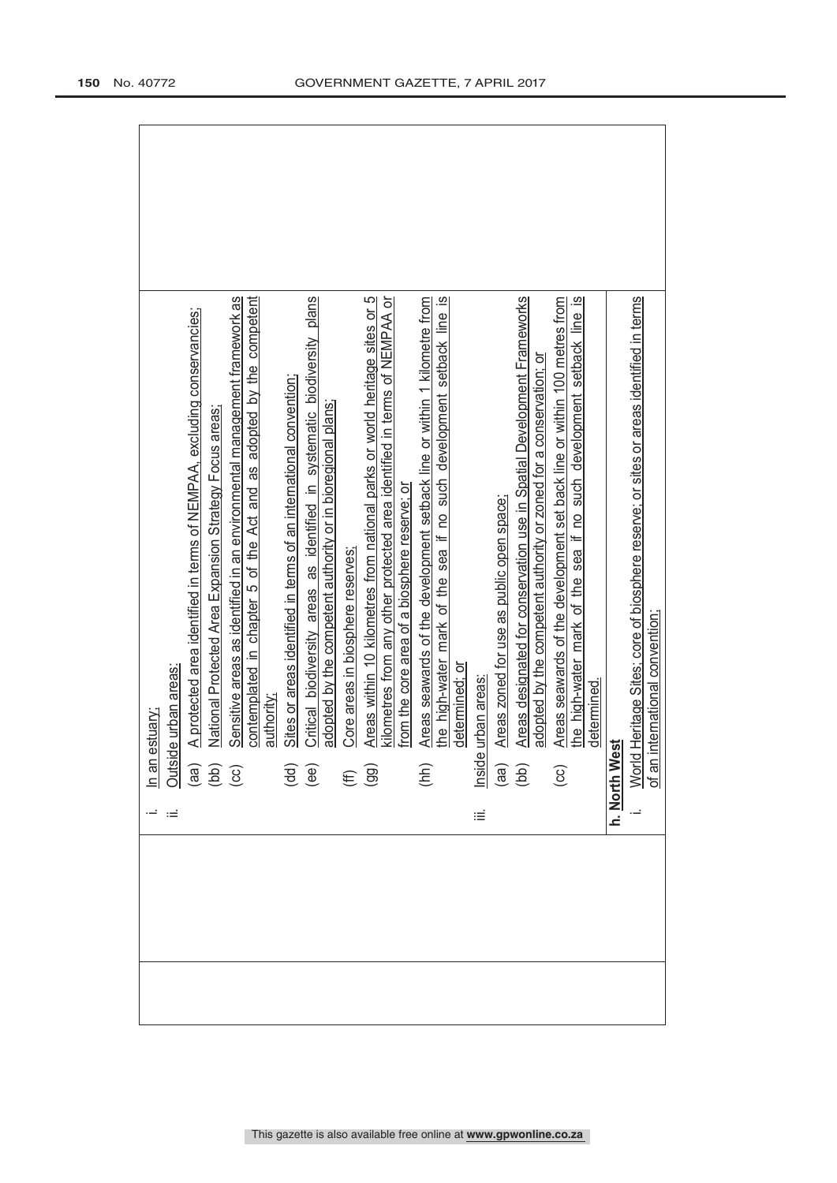| | | |
|---|---|---|
| | i. In an estuary;<br>ii. Outside urban areas:<br>(aa) A protected area identified in terms of NEMPAA, excluding conservancies;<br>(bb) National Protected Area Expansion Strategy Focus areas;<br>(cc) Sensitive areas as identified in an environmental management framework as contemplated in chapter 5 of the Act and as adopted by the competent authority;<br>(dd) Sites or areas identified in terms of an international convention;<br>(ee) Critical biodiversity areas as identified in systematic biodiversity plans adopted by the competent authority or in bioregional plans;<br>(ff) Core areas in biosphere reserves;<br>(gg) Areas within 10 kilometres from national parks or world heritage sites or 5 kilometres from any other protected area identified in terms of NEMPAA or from the core area of a biosphere reserve; or<br>(hh) Areas seawards of the development setback line or within 1 kilometre from the high-water mark of the sea if no such development setback line is determined; or<br>iii. Inside urban areas:<br>(aa) Areas zoned for use as public open space;<br>(bb) Areas designated for conservation use in Spatial Development Frameworks adopted by the competent authority or zoned for a conservation; or<br>(cc) Areas seawards of the development set back line or within 100 metres from the high-water mark of the sea if no such development setback line is determined.<br>**h. North West**<br>i. World Heritage Sites; core of biosphere reserve; or sites or areas identified in terms of an international convention; | |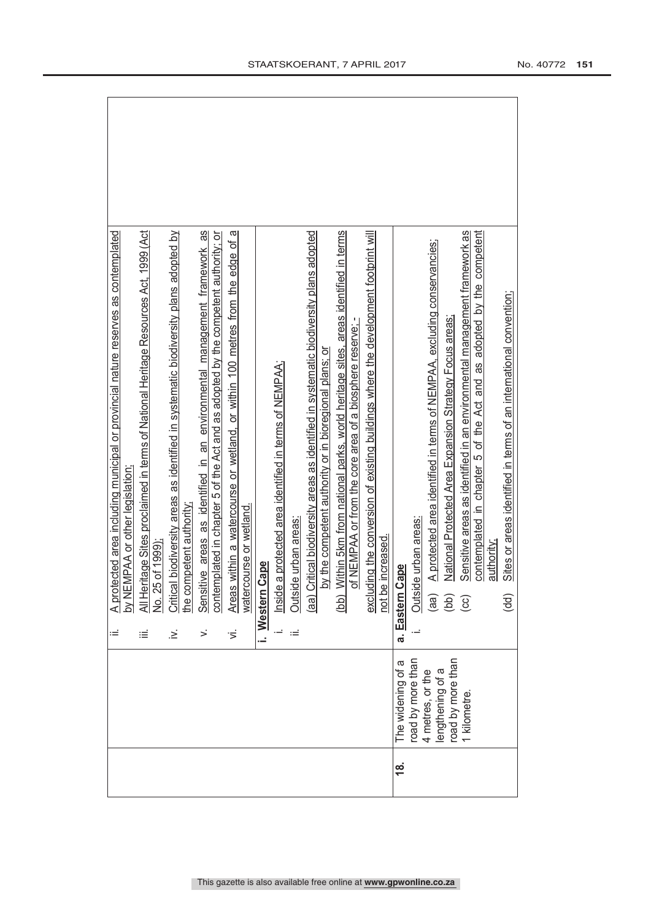| | | |
|---|---|---|
| | | ii. A protected area including municipal or provincial nature reserves as contemplated by NEMPAA or other legislation;<br>iii. All Heritage Sites proclaimed in terms of National Heritage Resources Act, 1999 (Act No. 25 of 1999);<br>iv. Critical biodiversity areas as identified in systematic biodiversity plans adopted by the competent authority;<br>v. Sensitive areas as identified in an environmental management framework as contemplated in chapter 5 of the Act and as adopted by the competent authority; or<br>vi. Areas within a watercourse or wetland, or within 100 metres from the edge of a watercourse or wetland. |
| | | **i. Western Cape**<br>i. Inside a protected area identified in terms of NEMPAA;<br>ii. Outside urban areas:<br>(aa) Critical biodiversity areas as identified in systematic biodiversity plans adopted by the competent authority or in bioregional plans; or<br>(bb) Within 5km from national parks, world heritage sites, areas identified in terms of NEMPAA or from the core area of a biosphere reserve; -<br>excluding the conversion of existing buildings where the development footprint will not be increased. |
| **18.** | The widening of a road by more than 4 metres, or the lengthening of a road by more than 1 kilometre. | **a. Eastern Cape**<br>i. Outside urban areas:<br>(aa) A protected area identified in terms of NEMPAA, excluding conservancies;<br>(bb) National Protected Area Expansion Strategy Focus areas;<br>(cc) Sensitive areas as identified in an environmental management framework as contemplated in chapter 5 of the Act and as adopted by the competent authority;<br>(dd) Sites or areas identified in terms of an international convention; |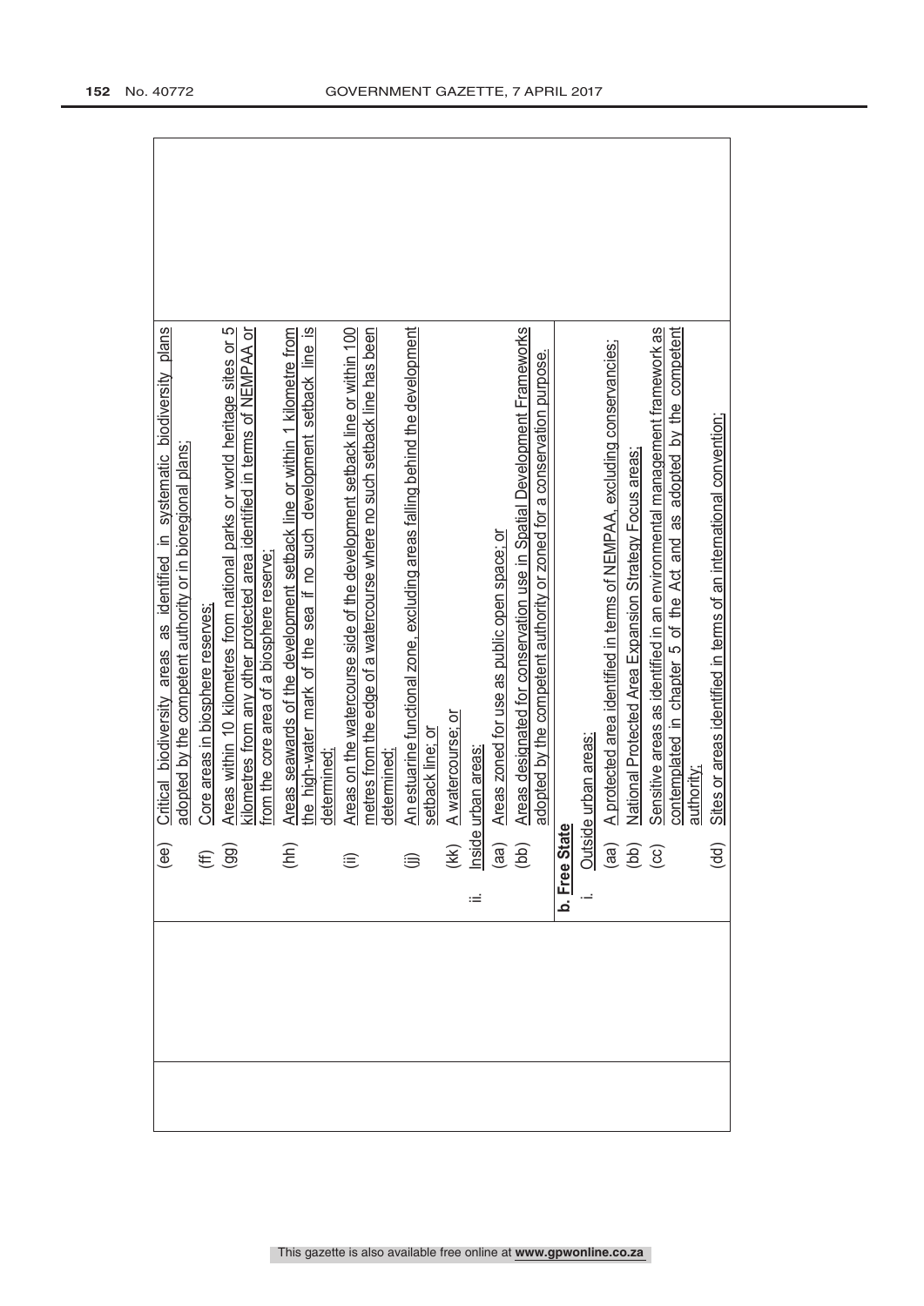| | | |
|---|---|---|
| | (ee) Critical biodiversity areas as identified in systematic biodiversity plans adopted by the competent authority or in bioregional plans;<br>(ff) Core areas in biosphere reserves;<br>(gg) Areas within 10 kilometres from national parks or world heritage sites or 5 kilometres from any other protected area identified in terms of NEMPAA or from the core area of a biosphere reserve;<br>(hh) Areas seawards of the development setback line or within 1 kilometre from the high-water mark of the sea if no such development setback line is determined;<br>(ii) Areas on the watercourse side of the development setback line or within 100 metres from the edge of a watercourse where no such setback line has been determined;<br>(jj) An estuarine functional zone, excluding areas falling behind the development setback line; or<br>(kk) A watercourse; or<br>ii. Inside urban areas:<br>(aa) Areas zoned for use as public open space; or<br>(bb) Areas designated for conservation use in Spatial Development Frameworks adopted by the competent authority or zoned for a conservation purpose.<br><br>**b. Free State**<br>i. Outside urban areas:<br>(aa) A protected area identified in terms of NEMPAA, excluding conservancies;<br>(bb) National Protected Area Expansion Strategy Focus areas;<br>(cc) Sensitive areas as identified in an environmental management framework as contemplated in chapter 5 of the Act and as adopted by the competent authority;<br>(dd) Sites or areas identified in terms of an international convention; | |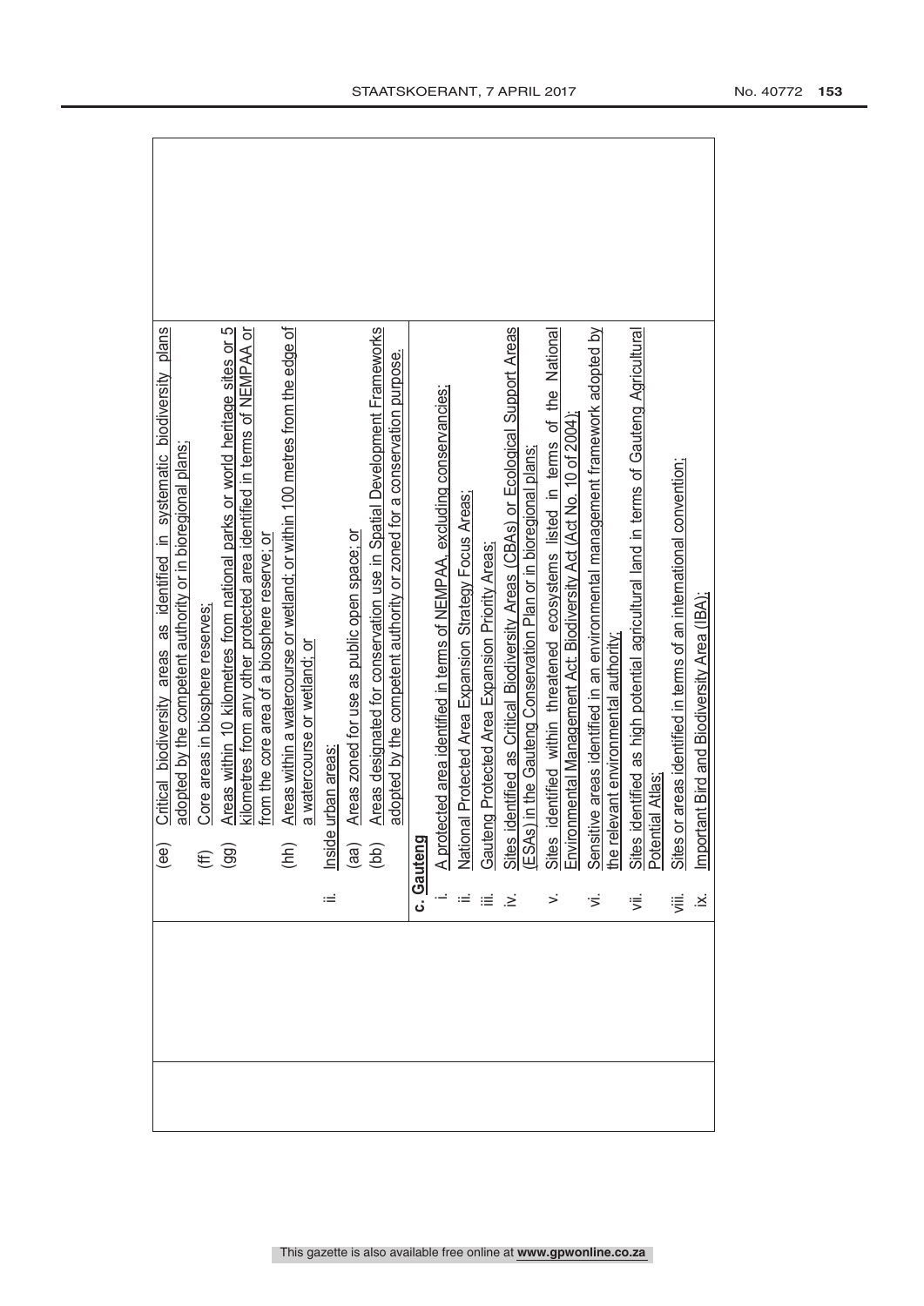| | | |
|---|---|---|
| | (ee) Critical biodiversity areas as identified in systematic biodiversity plans adopted by the competent authority or in bioregional plans;<br>(ff) Core areas in biosphere reserves;<br>(gg) Areas within 10 kilometres from national parks or world heritage sites or 5 kilometres from any other protected area identified in terms of NEMPAA or from the core area of a biosphere reserve; or<br>(hh) Areas within a watercourse or wetland; or within 100 metres from the edge of a watercourse or wetland; or<br>ii. Inside urban areas:<br>(aa) Areas zoned for use as public open space; or<br>(bb) Areas designated for conservation use in Spatial Development Frameworks adopted by the competent authority or zoned for a conservation purpose.<br><br>**c. Gauteng**<br>i. A protected area identified in terms of NEMPAA, excluding conservancies;<br>ii. National Protected Area Expansion Strategy Focus Areas;<br>iii. Gauteng Protected Area Expansion Priority Areas;<br>iv. Sites identified as Critical Biodiversity Areas (CBAs) or Ecological Support Areas (ESAs) in the Gauteng Conservation Plan or in bioregional plans;<br>v. Sites identified within threatened ecosystems listed in terms of the National Environmental Management Act: Biodiversity Act (Act No. 10 of 2004);<br>vi. Sensitive areas identified in an environmental management framework adopted by the relevant environmental authority;<br>vii. Sites identified as high potential agricultural land in terms of Gauteng Agricultural Potential Atlas;<br>viii. Sites or areas identified in terms of an international convention;<br>ix. Important Bird and Biodiversity Area (IBA); | |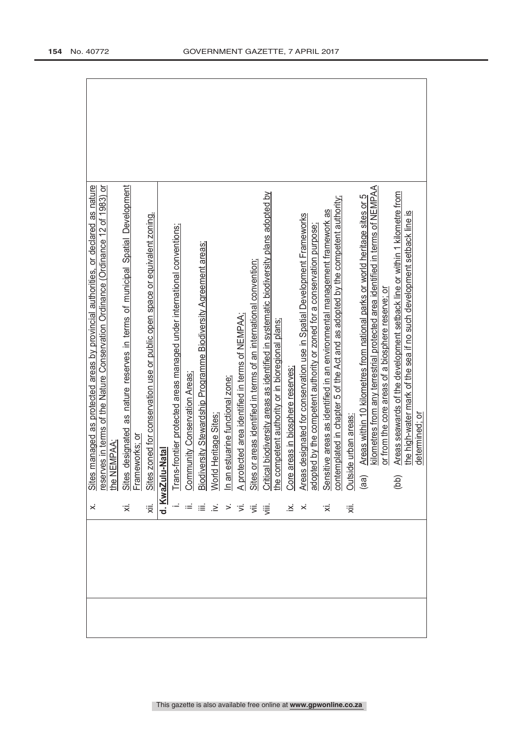| | | |
|---|---|---|
| | x. Sites managed as protected areas by provincial authorities, or declared as nature reserves in terms of the Nature Conservation Ordinance (Ordinance 12 of 1983) or the NEMPAA;<br>xi. Sites designated as nature reserves in terms of municipal Spatial Development Frameworks; or<br>xii. Sites zoned for conservation use or public open space or equivalent zoning. | |
| | **d. KwaZulu-Natal**<br>i. Trans-frontier protected areas managed under international conventions;<br>ii. Community Conservation Areas;<br>iii. Biodiversity Stewardship Programme Biodiversity Agreement areas;<br>iv. World Heritage Sites;<br>v. In an estuarine functional zone;<br>vi. A protected area identified in terms of NEMPAA;<br>vii. Sites or areas identified in terms of an international convention;<br>viii. Critical biodiversity areas as identified in systematic biodiversity plans adopted by the competent authority or in bioregional plans;<br>ix. Core areas in biosphere reserves;<br>x. Areas designated for conservation use in Spatial Development Frameworks adopted by the competent authority or zoned for a conservation purpose;<br>xi. Sensitive areas as identified in an environmental management framework as contemplated in chapter 5 of the Act and as adopted by the competent authority;<br>xii. Outside urban areas:<br>(aa) Areas within 10 kilometres from national parks or world heritage sites or 5 kilometres from any terrestrial protected area identified in terms of NEMPAA or from the core areas of a biosphere reserve; or<br>(bb) Areas seawards of the development setback line or within 1 kilometre from the high-water mark of the sea if no such development setback line is determined; or | |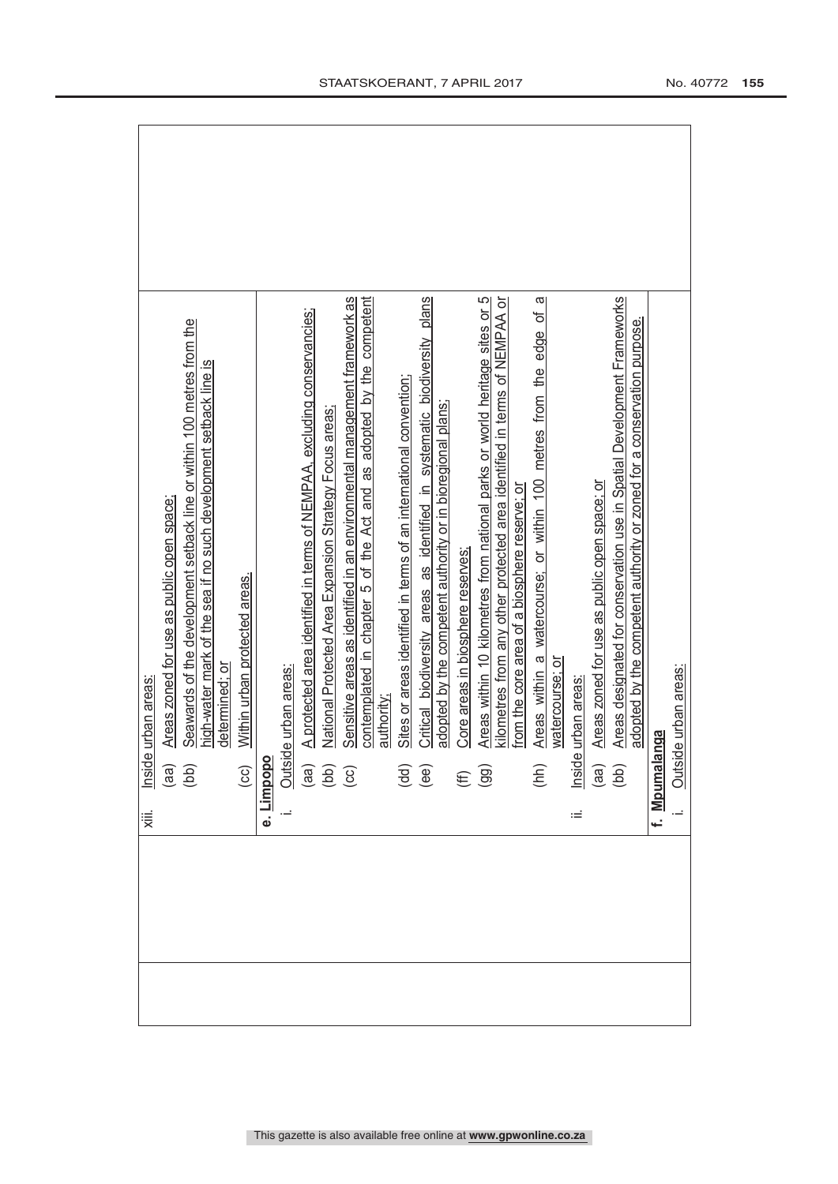| | xiii. Inside urban areas:<br>(aa) Areas zoned for use as public open space;<br>(bb) Seawards of the development setback line or within 100 metres from the high-water mark of the sea if no such development setback line is determined; or<br>(cc) Within urban protected areas. | |
|---|---|---|
| | **e. Limpopo**<br>i. Outside urban areas:<br>(aa) A protected area identified in terms of NEMPAA, excluding conservancies;<br>(bb) National Protected Area Expansion Strategy Focus areas;<br>(cc) Sensitive areas as identified in an environmental management framework as contemplated in chapter 5 of the Act and as adopted by the competent authority;<br>(dd) Sites or areas identified in terms of an international convention;<br>(ee) Critical biodiversity areas as identified in systematic biodiversity plans adopted by the competent authority or in bioregional plans;<br>(ff) Core areas in biosphere reserves;<br>(gg) Areas within 10 kilometres from national parks or world heritage sites or 5 kilometres from any other protected area identified in terms of NEMPAA or from the core area of a biosphere reserve; or<br>(hh) Areas within a watercourse; or within 100 metres from the edge of a watercourse; or<br>ii. Inside urban areas:<br>(aa) Areas zoned for use as public open space; or<br>(bb) Areas designated for conservation use in Spatial Development Frameworks adopted by the competent authority or zoned for a conservation purpose. | |
| | **f. Mpumalanga**<br>i. Outside urban areas: | |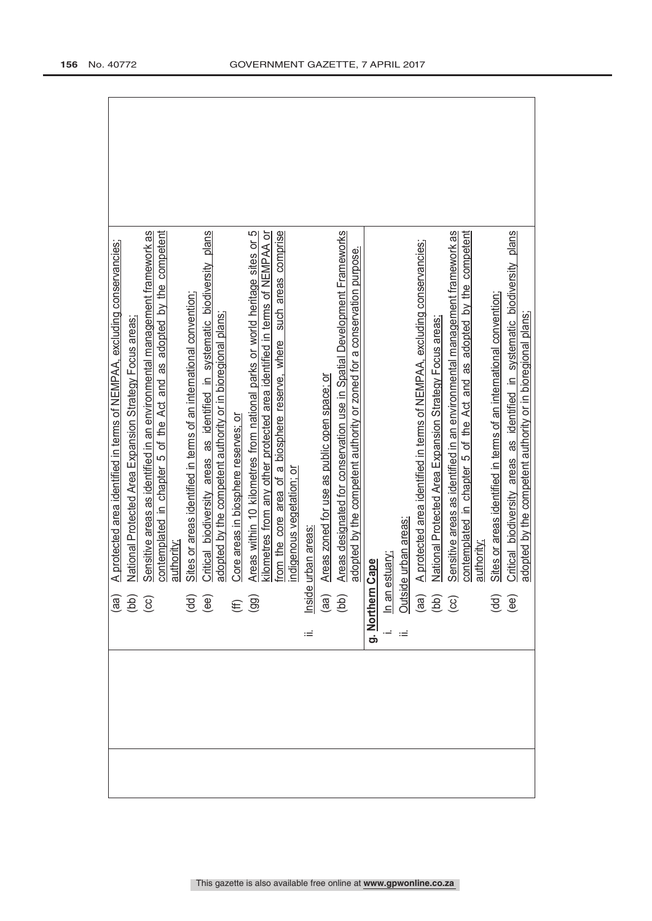|  |  |  |
|---|---|---|
|  |  | (aa) A protected area identified in terms of NEMPAA, excluding conservancies;<br>(bb) National Protected Area Expansion Strategy Focus areas;<br>(cc) Sensitive areas as identified in an environmental management framework as contemplated in chapter 5 of the Act and as adopted by the competent authority;<br>(dd) Sites or areas identified in terms of an international convention;<br>(ee) Critical biodiversity areas as identified in systematic biodiversity plans adopted by the competent authority or in bioregional plans;<br>(ff) Core areas in biosphere reserves; or<br>(gg) Areas within 10 kilometres from national parks or world heritage sites or 5 kilometres from any other protected area identified in terms of NEMPAA or from the core area of a biosphere reserve, where such areas comprise indigenous vegetation; or<br>ii. Inside urban areas:<br>(aa) Areas zoned for use as public open space; or<br>(bb) Areas designated for conservation use in Spatial Development Frameworks adopted by the competent authority or zoned for a conservation purpose.<br>**g. Northern Cape**<br>i. In an estuary;<br>ii. Outside urban areas:<br>(aa) A protected area identified in terms of NEMPAA, excluding conservancies;<br>(bb) National Protected Area Expansion Strategy Focus areas;<br>(cc) Sensitive areas as identified in an environmental management framework as contemplated in chapter 5 of the Act and as adopted by the competent authority;<br>(dd) Sites or areas identified in terms of an international convention;<br>(ee) Critical biodiversity areas as identified in systematic biodiversity plans adopted by the competent authority or in bioregional plans; |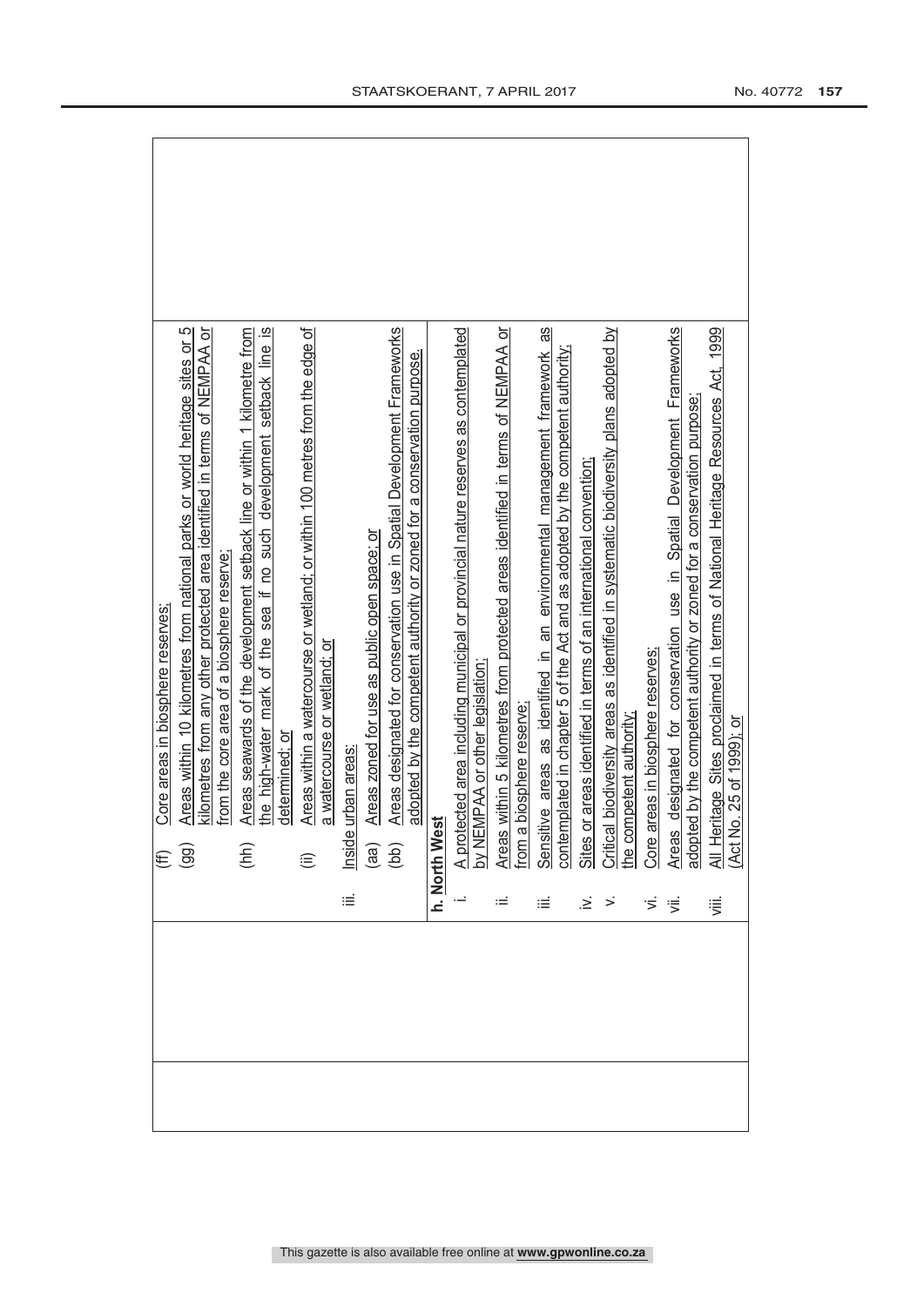| | | |
|---|---|---|
| | (ff) Core areas in biosphere reserves;<br>(gg) Areas within 10 kilometres from national parks or world heritage sites or 5 kilometres from any other protected area identified in terms of NEMPAA or from the core area of a biosphere reserve;<br>(hh) Areas seawards of the development setback line or within 1 kilometre from the high-water mark of the sea if no such development setback line is determined; or<br>(ii) Areas within a watercourse or wetland; or within 100 metres from the edge of a watercourse or wetland; or<br>iii. Inside urban areas:<br>(aa) Areas zoned for use as public open space; or<br>(bb) Areas designated for conservation use in Spatial Development Frameworks adopted by the competent authority or zoned for a conservation purpose.<br>**h. North West**<br>i. A protected area including municipal or provincial nature reserves as contemplated by NEMPAA or other legislation;<br>ii. Areas within 5 kilometres from protected areas identified in terms of NEMPAA or from a biosphere reserve;<br>iii. Sensitive areas as identified in an environmental management framework as contemplated in chapter 5 of the Act and as adopted by the competent authority;<br>iv. Sites or areas identified in terms of an international convention;<br>v. Critical biodiversity areas as identified in systematic biodiversity plans adopted by the competent authority;<br>vi. Core areas in biosphere reserves;<br>vii. Areas designated for conservation use in Spatial Development Frameworks adopted by the competent authority or zoned for a conservation purpose;<br>viii. All Heritage Sites proclaimed in terms of National Heritage Resources Act, 1999 (Act No. 25 of 1999); or | |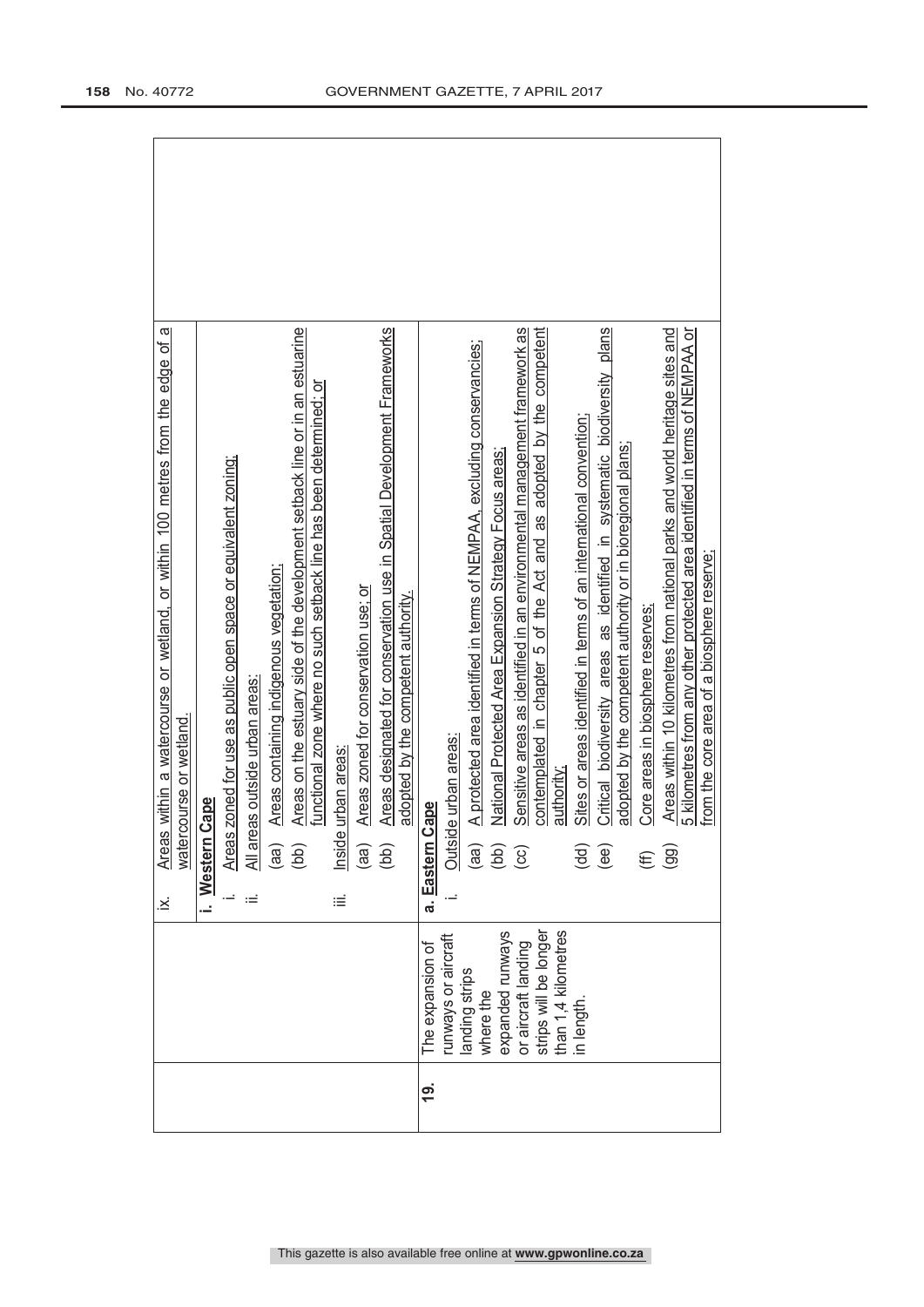| | | |
|---|---|---|
| | | ix. Areas within a watercourse or wetland, or within 100 metres from the edge of a watercourse or wetland. |
| | | **i. Western Cape**<br>i. Areas zoned for use as public open space or equivalent zoning;<br>ii. All areas outside urban areas:<br>(aa) Areas containing indigenous vegetation;<br>(bb) Areas on the estuary side of the development setback line or in an estuarine functional zone where no such setback line has been determined; or<br>iii. Inside urban areas:<br>(aa) Areas zoned for conservation use; or<br>(bb) Areas designated for conservation use in Spatial Development Frameworks adopted by the competent authority. |
| **19.** | The expansion of runways or aircraft landing strips where the expanded runways or aircraft landing strips will be longer than 1,4 kilometres in length. | **a. Eastern Cape**<br>i. Outside urban areas:<br>(aa) A protected area identified in terms of NEMPAA, excluding conservancies;<br>(bb) National Protected Area Expansion Strategy Focus areas;<br>(cc) Sensitive areas as identified in an environmental management framework as contemplated in chapter 5 of the Act and as adopted by the competent authority;<br>(dd) Sites or areas identified in terms of an international convention;<br>(ee) Critical biodiversity areas as identified in systematic biodiversity plans adopted by the competent authority or in bioregional plans;<br>(ff) Core areas in biosphere reserves;<br>(gg) Areas within 10 kilometres from national parks and world heritage sites and 5 kilometres from any other protected area identified in terms of NEMPAA or from the core area of a biosphere reserve; |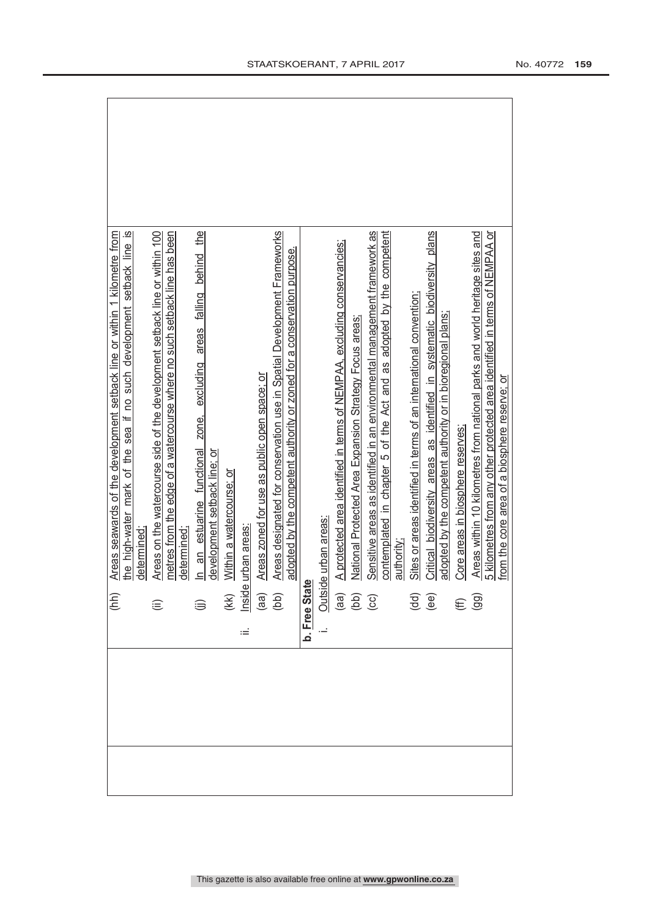| | | |
|---|---|---|
| | (hh) Areas seawards of the development setback line or within 1 kilometre from the high-water mark of the sea if no such development setback line is determined;<br>(ii) Areas on the watercourse side of the development setback line or within 100 metres from the edge of a watercourse where no such setback line has been determined;<br>(jj) In an estuarine functional zone, excluding areas falling behind the development setback line; or<br>(kk) Within a watercourse; or<br>ii. Inside urban areas:<br>(aa) Areas zoned for use as public open space; or<br>(bb) Areas designated for conservation use in Spatial Development Frameworks adopted by the competent authority or zoned for a conservation purpose.<br>**b. Free State**<br>i. Outside urban areas:<br>(aa) A protected area identified in terms of NEMPAA, excluding conservancies;<br>(bb) National Protected Area Expansion Strategy Focus areas;<br>(cc) Sensitive areas as identified in an environmental management framework as contemplated in chapter 5 of the Act and as adopted by the competent authority;<br>(dd) Sites or areas identified in terms of an international convention;<br>(ee) Critical biodiversity areas as identified in systematic biodiversity plans adopted by the competent authority or in bioregional plans;<br>(ff) Core areas in biosphere reserves;<br>(gg) Areas within 10 kilometres from national parks and world heritage sites and 5 kilometres from any other protected area identified in terms of NEMPAA or from the core area of a biosphere reserve; or | |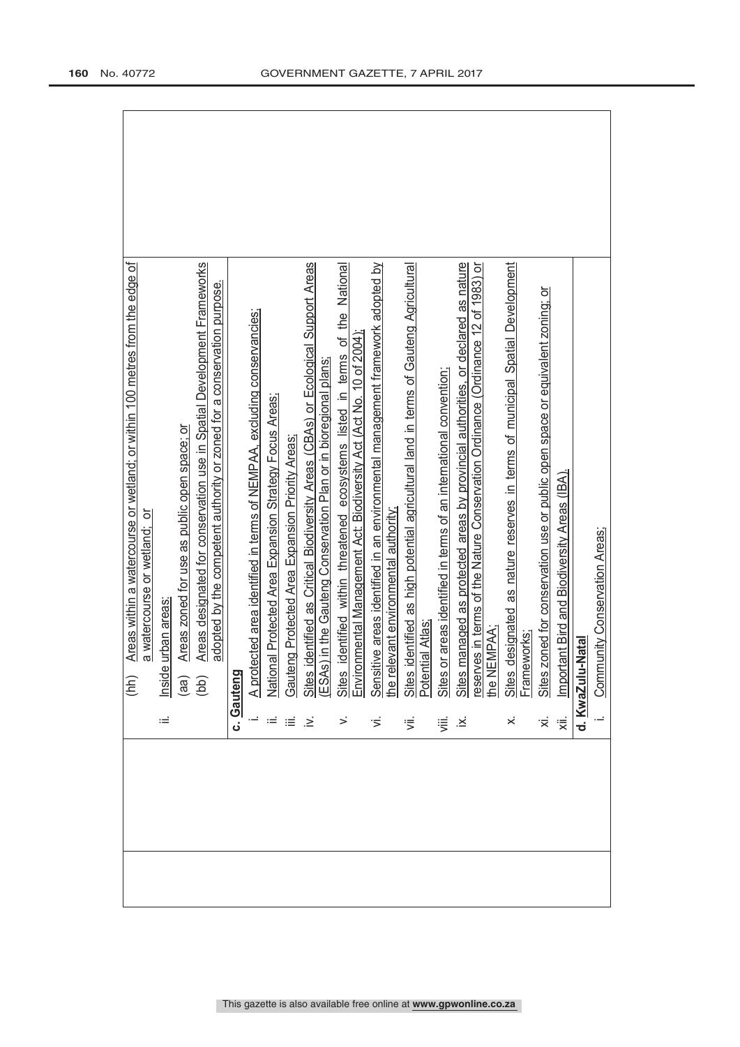|  | (hh) Areas within a watercourse or wetland; or within 100 metres from the edge of a watercourse or wetland; or<br>ii. Inside urban areas:<br>(aa) Areas zoned for use as public open space; or<br>(bb) Areas designated for conservation use in Spatial Development Frameworks adopted by the competent authority or zoned for a conservation purpose. |  |
| --- | --- | --- |
|  | **c. Gauteng**<br>i. A protected area identified in terms of NEMPAA, excluding conservancies;<br>ii. National Protected Area Expansion Strategy Focus Areas;<br>iii. Gauteng Protected Area Expansion Priority Areas;<br>iv. Sites identified as Critical Biodiversity Areas (CBAs) or Ecological Support Areas (ESAs) in the Gauteng Conservation Plan or in bioregional plans;<br>v. Sites identified within threatened ecosystems listed in terms of the National Environmental Management Act: Biodiversity Act (Act No. 10 of 2004);<br>vi. Sensitive areas identified in an environmental management framework adopted by the relevant environmental authority;<br>vii. Sites identified as high potential agricultural land in terms of Gauteng Agricultural Potential Atlas;<br>viii. Sites or areas identified in terms of an international convention;<br>ix. Sites managed as protected areas by provincial authorities, or declared as nature reserves in terms of the Nature Conservation Ordinance (Ordinance 12 of 1983) or the NEMPAA;<br>x. Sites designated as nature reserves in terms of municipal Spatial Development Frameworks;<br>xi. Sites zoned for conservation use or public open space or equivalent zoning; or<br>xii. Important Bird and Biodiversity Areas (IBA). |  |
|  | **d. KwaZulu-Natal**<br>i. Community Conservation Areas; |  |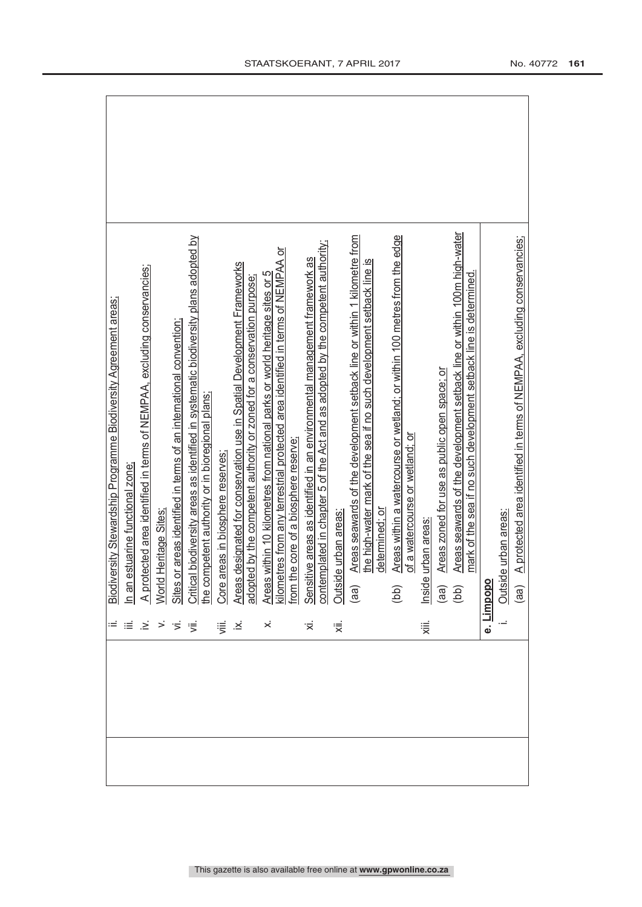| | | |
|---|---|---|
| | ii. Biodiversity Stewardship Programme Biodiversity Agreement areas;<br>iii. In an estuarine functional zone;<br>iv. A protected area identified in terms of NEMPAA, excluding conservancies;<br>v. World Heritage Sites;<br>vi. Sites or areas identified in terms of an international convention;<br>vii. Critical biodiversity areas as identified in systematic biodiversity plans adopted by the competent authority or in bioregional plans;<br>viii. Core areas in biosphere reserves;<br>ix. Areas designated for conservation use in Spatial Development Frameworks adopted by the competent authority or zoned for a conservation purpose;<br>x. Areas within 10 kilometres from national parks or world heritage sites or 5 kilometres from any terrestrial protected area identified in terms of NEMPAA or from the core of a biosphere reserve;<br>xi. Sensitive areas as identified in an environmental management framework as contemplated in chapter 5 of the Act and as adopted by the competent authority;<br>xii. Outside urban areas:<br>(aa) Areas seawards of the development setback line or within 1 kilometre from the high-water mark of the sea if no such development setback line is determined; or<br>(bb) Areas within a watercourse or wetland; or within 100 metres from the edge of a watercourse or wetland; or<br>xiii. Inside urban areas:<br>(aa) Areas zoned for use as public open space; or<br>(bb) Areas seawards of the development setback line or within 100m high-water mark of the sea if no such development setback line is determined.<br><br>**e. Limpopo**<br>i. Outside urban areas:<br>(aa) A protected area identified in terms of NEMPAA, excluding conservancies; | |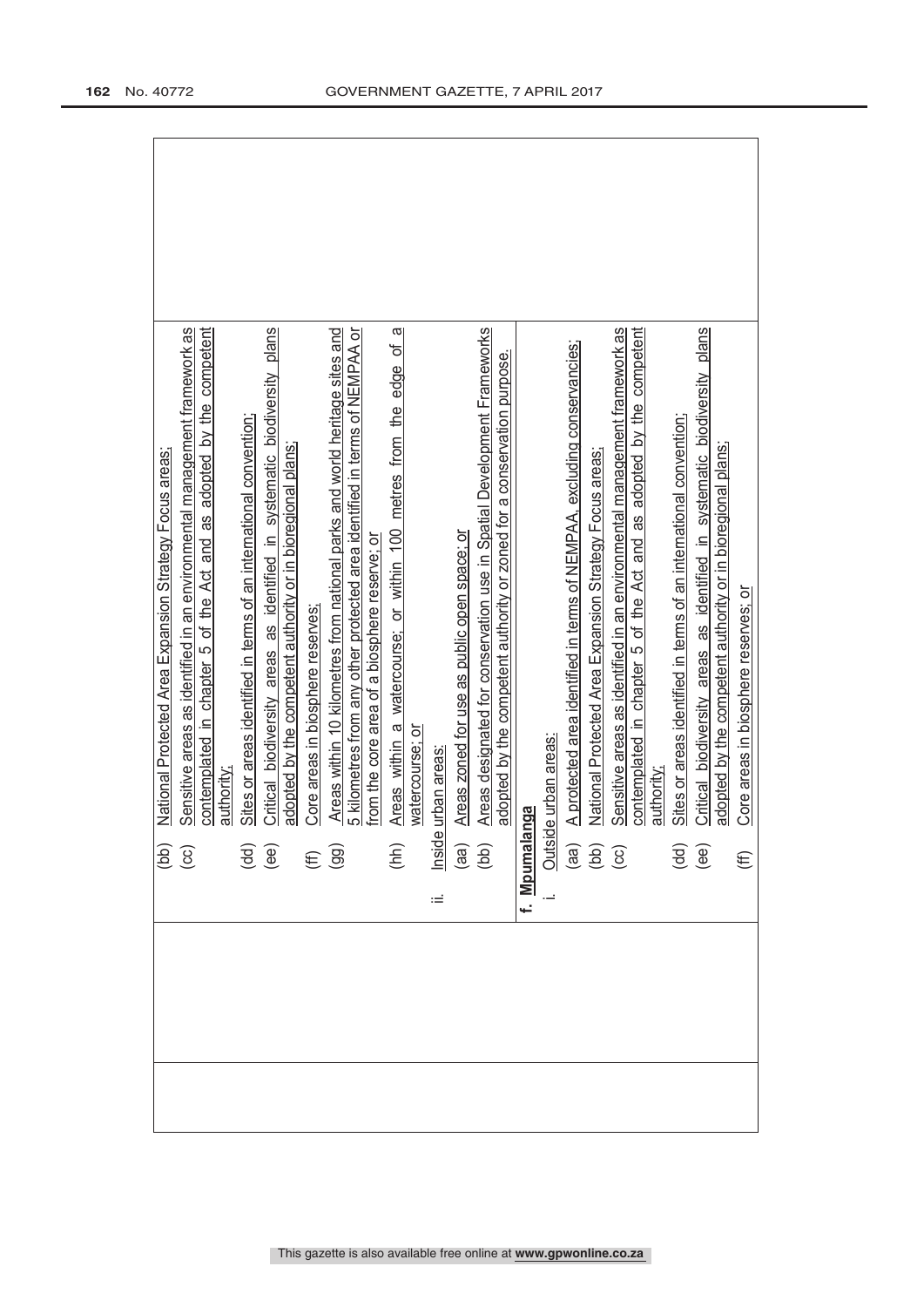| | | |
|---|---|---|
| | (bb) National Protected Area Expansion Strategy Focus areas;<br>(cc) Sensitive areas as identified in an environmental management framework as contemplated in chapter 5 of the Act and as adopted by the competent authority;<br>(dd) Sites or areas identified in terms of an international convention;<br>(ee) Critical biodiversity areas as identified in systematic biodiversity plans adopted by the competent authority or in bioregional plans;<br>(ff) Core areas in biosphere reserves;<br>(gg) Areas within 10 kilometres from national parks and world heritage sites and 5 kilometres from any other protected area identified in terms of NEMPAA or from the core area of a biosphere reserve; or<br>(hh) Areas within a watercourse; or within 100 metres from the edge of a watercourse; or<br>ii. Inside urban areas:<br>(aa) Areas zoned for use as public open space; or<br>(bb) Areas designated for conservation use in Spatial Development Frameworks adopted by the competent authority or zoned for a conservation purpose. | |
| | **f. Mpumalanga**<br>i. Outside urban areas:<br>(aa) A protected area identified in terms of NEMPAA, excluding conservancies;<br>(bb) National Protected Area Expansion Strategy Focus areas;<br>(cc) Sensitive areas as identified in an environmental management framework as contemplated in chapter 5 of the Act and as adopted by the competent authority;<br>(dd) Sites or areas identified in terms of an international convention;<br>(ee) Critical biodiversity areas as identified in systematic biodiversity plans adopted by the competent authority or in bioregional plans;<br>(ff) Core areas in biosphere reserves; or | |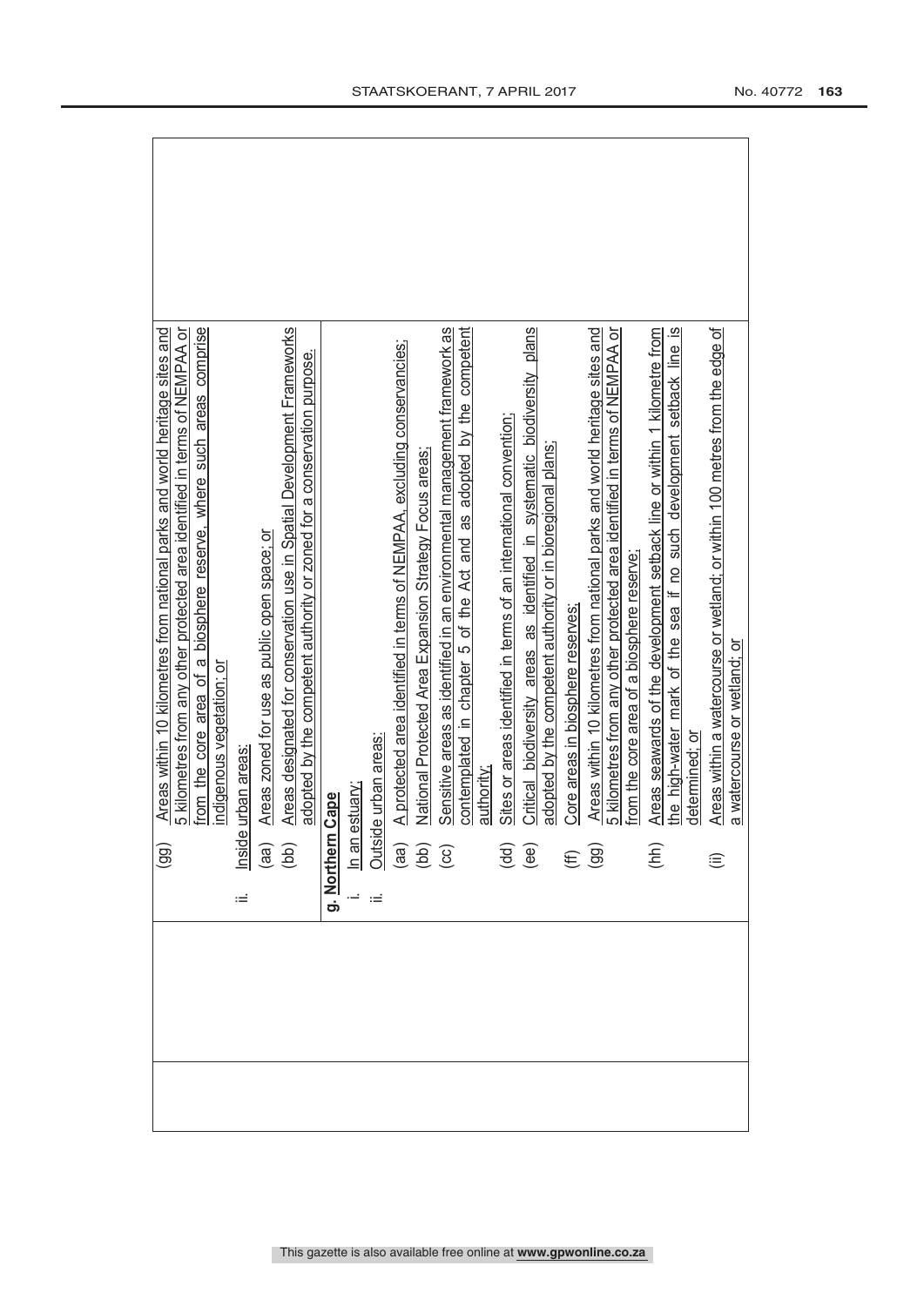| | | |
|---|---|---|
| | (gg) Areas within 10 kilometres from national parks and world heritage sites and 5 kilometres from any other protected area identified in terms of NEMPAA or from the core area of a biosphere reserve, where such areas comprise indigenous vegetation; or<br>ii. Inside urban areas:<br>(aa) Areas zoned for use as public open space; or<br>(bb) Areas designated for conservation use in Spatial Development Frameworks adopted by the competent authority or zoned for a conservation purpose. | |
| | **g. Northern Cape**<br>i. In an estuary;<br>ii. Outside urban areas:<br>(aa) A protected area identified in terms of NEMPAA, excluding conservancies;<br>(bb) National Protected Area Expansion Strategy Focus areas;<br>(cc) Sensitive areas as identified in an environmental management framework as contemplated in chapter 5 of the Act and as adopted by the competent authority;<br>(dd) Sites or areas identified in terms of an international convention;<br>(ee) Critical biodiversity areas as identified in systematic biodiversity plans adopted by the competent authority or in bioregional plans;<br>(ff) Core areas in biosphere reserves;<br>(gg) Areas within 10 kilometres from national parks and world heritage sites and 5 kilometres from any other protected area identified in terms of NEMPAA or from the core area of a biosphere reserve;<br>(hh) Areas seawards of the development setback line or within 1 kilometre from the high-water mark of the sea if no such development setback line is determined; or<br>(ii) Areas within a watercourse or wetland; or within 100 metres from the edge of a watercourse or wetland; or | |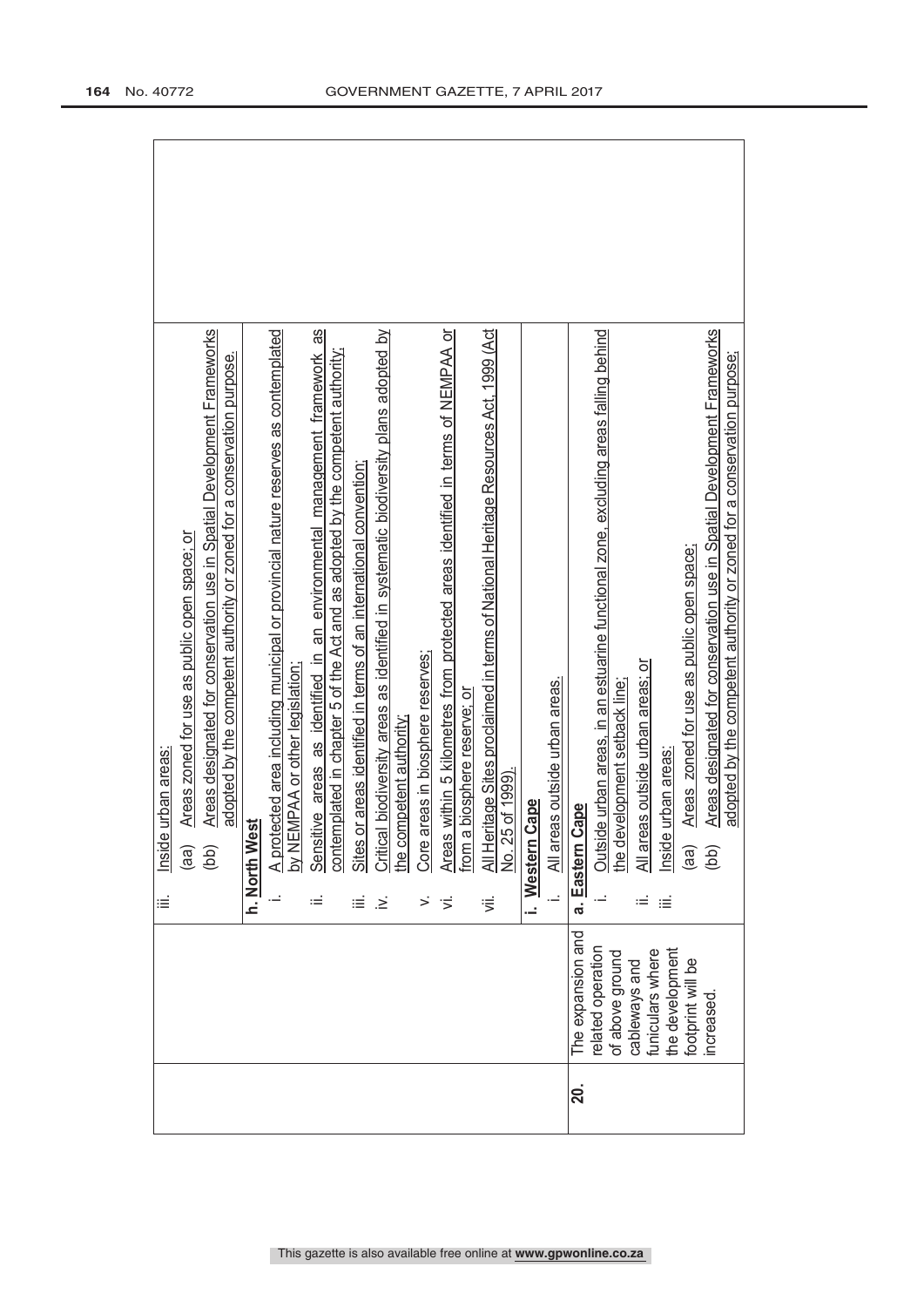| | | | |
|---|---|---|---|
| | | iii. Inside urban areas:<br>(aa) Areas zoned for use as public open space; or<br>(bb) Areas designated for conservation use in Spatial Development Frameworks adopted by the competent authority or zoned for a conservation purpose. | |
| | | **h. North West**<br>i. A protected area including municipal or provincial nature reserves as contemplated by NEMPAA or other legislation;<br>ii. Sensitive areas as identified in an environmental management framework as contemplated in chapter 5 of the Act and as adopted by the competent authority;<br>iii. Sites or areas identified in terms of an international convention;<br>iv. Critical biodiversity areas as identified in systematic biodiversity plans adopted by the competent authority;<br>v. Core areas in biosphere reserves;<br>vi. Areas within 5 kilometres from protected areas identified in terms of NEMPAA or from a biosphere reserve; or<br>vii. All Heritage Sites proclaimed in terms of National Heritage Resources Act, 1999 (Act No. 25 of 1999). | |
| | | **i. Western Cape**<br>i. All areas outside urban areas. | |
| **20.** | The expansion and related operation of above ground cableways and funiculars where the development footprint will be increased. | **a. Eastern Cape**<br>i. Outside urban areas, in an estuarine functional zone, excluding areas falling behind the development setback line;<br>ii. All areas outside urban areas; or<br>iii. Inside urban areas:<br>(aa) Areas zoned for use as public open space;<br>(bb) Areas designated for conservation use in Spatial Development Frameworks adopted by the competent authority or zoned for a conservation purpose; | |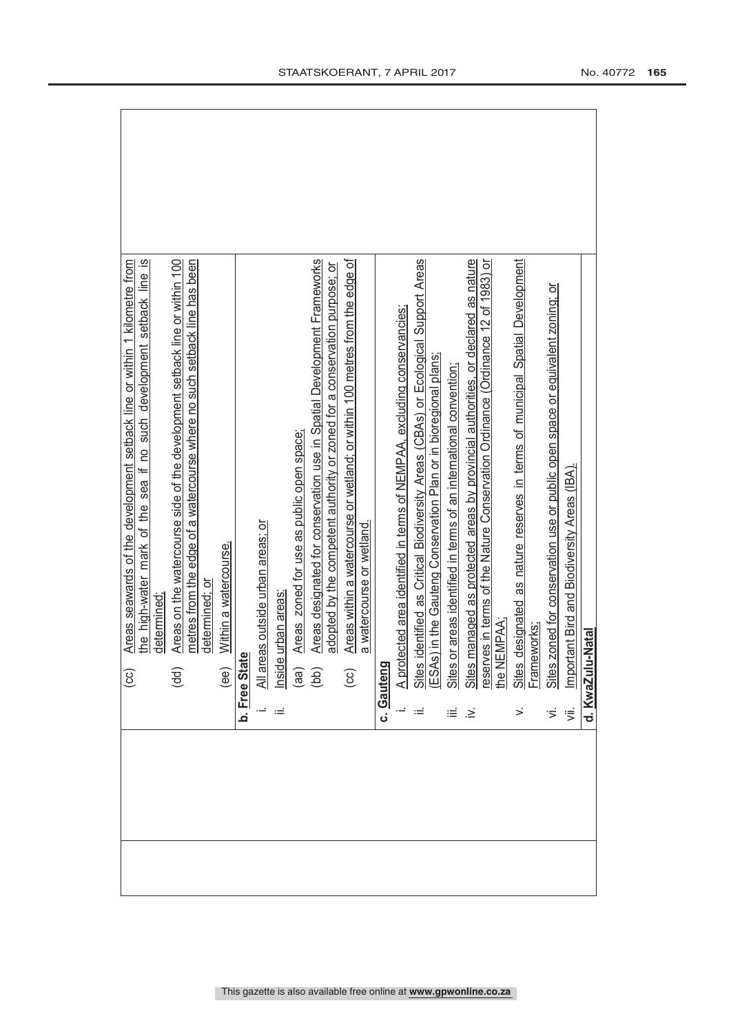| | | |
|---|---|---|
| | (cc) Areas seawards of the development setback line or within 1 kilometre from the high-water mark of the sea if no such development setback line is determined;<br>(dd) Areas on the watercourse side of the development setback line or within 100 metres from the edge of a watercourse where no such setback line has been determined; or<br>(ee) Within a watercourse.<br>**b. Free State**<br>i. All areas outside urban areas; or<br>ii. Inside urban areas:<br>(aa) Areas zoned for use as public open space;<br>(bb) Areas designated for conservation use in Spatial Development Frameworks adopted by the competent authority or zoned for a conservation purpose; or<br>(cc) Areas within a watercourse or wetland; or within 100 metres from the edge of a watercourse or wetland.<br>**c. Gauteng**<br>i. A protected area identified in terms of NEMPAA, excluding conservancies;<br>ii. Sites identified as Critical Biodiversity Areas (CBAs) or Ecological Support Areas (ESAs) in the Gauteng Conservation Plan or in bioregional plans;<br>iii. Sites or areas identified in terms of an international convention;<br>iv. Sites managed as protected areas by provincial authorities, or declared as nature reserves in terms of the Nature Conservation Ordinance (Ordinance 12 of 1983) or the NEMPAA;<br>v. Sites designated as nature reserves in terms of municipal Spatial Development Frameworks;<br>vi. Sites zoned for conservation use or public open space or equivalent zoning; or<br>vii. Important Bird and Biodiversity Areas (IBA).<br>**d. KwaZulu-Natal** | |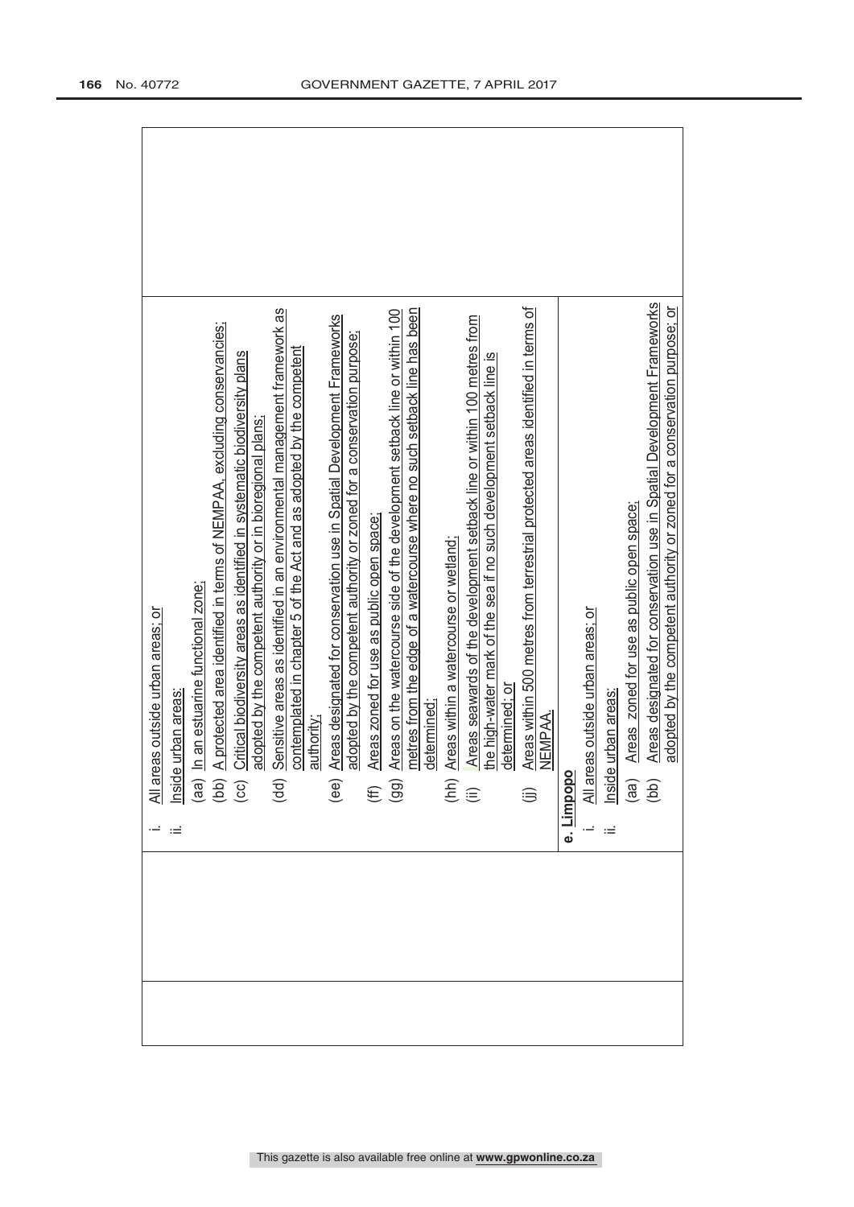| | | |
|---|---|---|
| | i. All areas outside urban areas; or<br>ii. Inside urban areas:<br>(aa) In an estuarine functional zone;<br>(bb) A protected area identified in terms of NEMPAA, excluding conservancies;<br>(cc) Critical biodiversity areas as identified in systematic biodiversity plans adopted by the competent authority or in bioregional plans;<br>(dd) Sensitive areas as identified in an environmental management framework as contemplated in chapter 5 of the Act and as adopted by the competent authority;<br>(ee) Areas designated for conservation use in Spatial Development Frameworks adopted by the competent authority or zoned for a conservation purpose;<br>(ff) Areas zoned for use as public open space;<br>(gg) Areas on the watercourse side of the development setback line or within 100 metres from the edge of a watercourse where no such setback line has been determined;<br>(hh) Areas within a watercourse or wetland;<br>(ii) Areas seawards of the development setback line or within 100 metres from the high-water mark of the sea if no such development setback line is determined; or<br>(jj) Areas within 500 metres from terrestrial protected areas identified in terms of NEMPAA.<br>**e. Limpopo**<br>i. All areas outside urban areas; or<br>ii. Inside urban areas:<br>(aa) Areas zoned for use as public open space;<br>(bb) Areas designated for conservation use in Spatial Development Frameworks adopted by the competent authority or zoned for a conservation purpose; or | |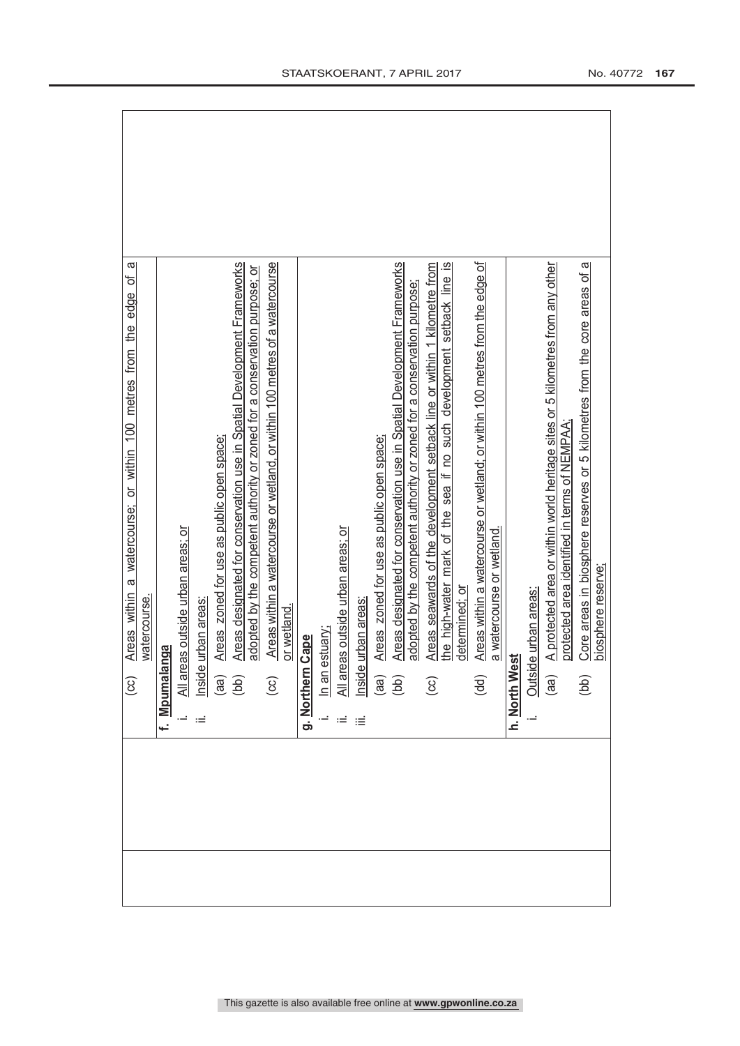| | (cc) Areas within a watercourse; or within 100 metres from the edge of a watercourse. | |
|---|---|---|
| | **f. Mpumalanga**<br>i. All areas outside urban areas; or<br>ii. Inside urban areas:<br>(aa) Areas zoned for use as public open space;<br>(bb) Areas designated for conservation use in Spatial Development Frameworks adopted by the competent authority or zoned for a conservation purpose; or<br>(cc) Areas within a watercourse or wetland, or within 100 metres of a watercourse or wetland. | |
| | **g. Northern Cape**<br>i. In an estuary;<br>ii. All areas outside urban areas; or<br>iii. Inside urban areas:<br>(aa) Areas zoned for use as public open space;<br>(bb) Areas designated for conservation use in Spatial Development Frameworks adopted by the competent authority or zoned for a conservation purpose;<br>(cc) Areas seawards of the development setback line or within 1 kilometre from the high-water mark of the sea if no such development setback line is determined; or<br>(dd) Areas within a watercourse or wetland; or within 100 metres from the edge of a watercourse or wetland. | |
| | **h. North West**<br>i. Outside urban areas:<br>(aa) A protected area or within world heritage sites or 5 kilometres from any other protected area identified in terms of NEMPAA;<br>(bb) Core areas in biosphere reserves or 5 kilometres from the core areas of a biosphere reserve; | |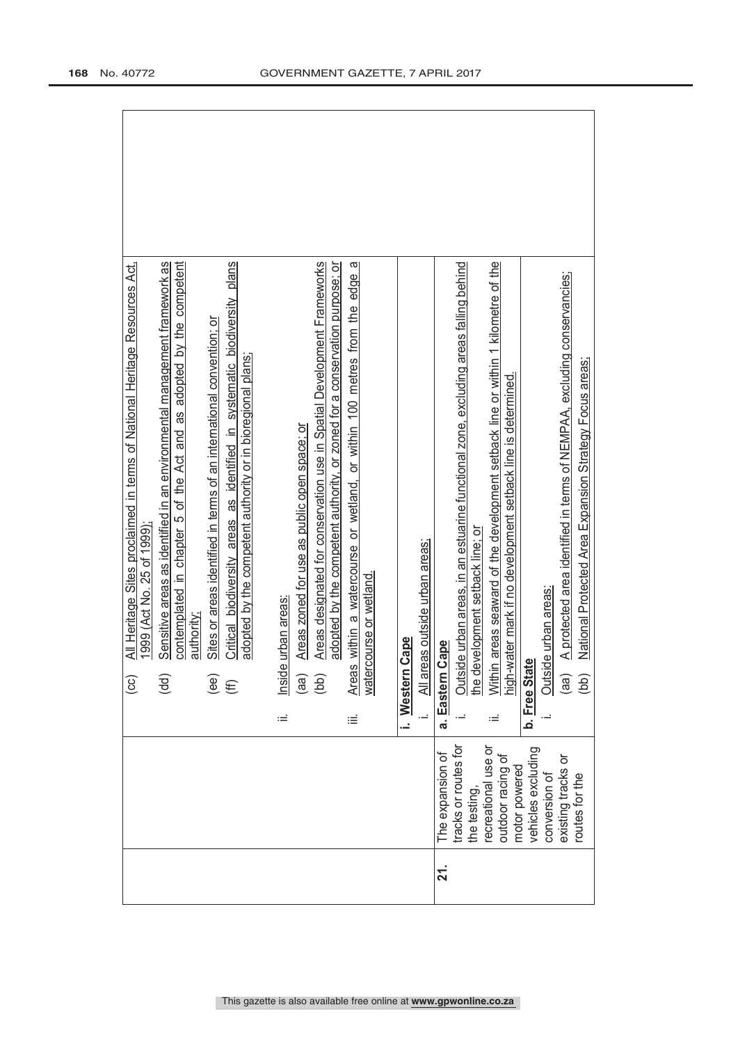| | | |
|---|---|---|
| | | (cc) All Heritage Sites proclaimed in terms of National Heritage Resources Act, 1999 (Act No. 25 of 1999);<br>(dd) Sensitive areas as identified in an environmental management framework as contemplated in chapter 5 of the Act and as adopted by the competent authority;<br>(ee) Sites or areas identified in terms of an international convention; or<br>(ff) Critical biodiversity areas as identified in systematic biodiversity plans adopted by the competent authority or in bioregional plans;<br><br>ii. Inside urban areas:<br>(aa) Areas zoned for use as public open space; or<br>(bb) Areas designated for conservation use in Spatial Development Frameworks adopted by the competent authority, or zoned for a conservation purpose; or<br><br>iii. Areas within a watercourse or wetland, or within 100 metres from the edge a watercourse or wetland. |
| | | **i. Western Cape**<br>i. All areas outside urban areas; |
| 21. | The expansion of tracks or routes for the testing, recreational use or outdoor racing of motor powered vehicles excluding conversion of existing tracks or routes for the | **a. Eastern Cape**<br>i. Outside urban areas, in an estuarine functional zone, excluding areas falling behind the development setback line; or<br>ii. Within areas seaward of the development setback line or within 1 kilometre of the high-water mark if no development setback line is determined.<br><br>**b. Free State**<br>i. Outside urban areas:<br>(aa) A protected area identified in terms of NEMPAA, excluding conservancies;<br>(bb) National Protected Area Expansion Strategy Focus areas; |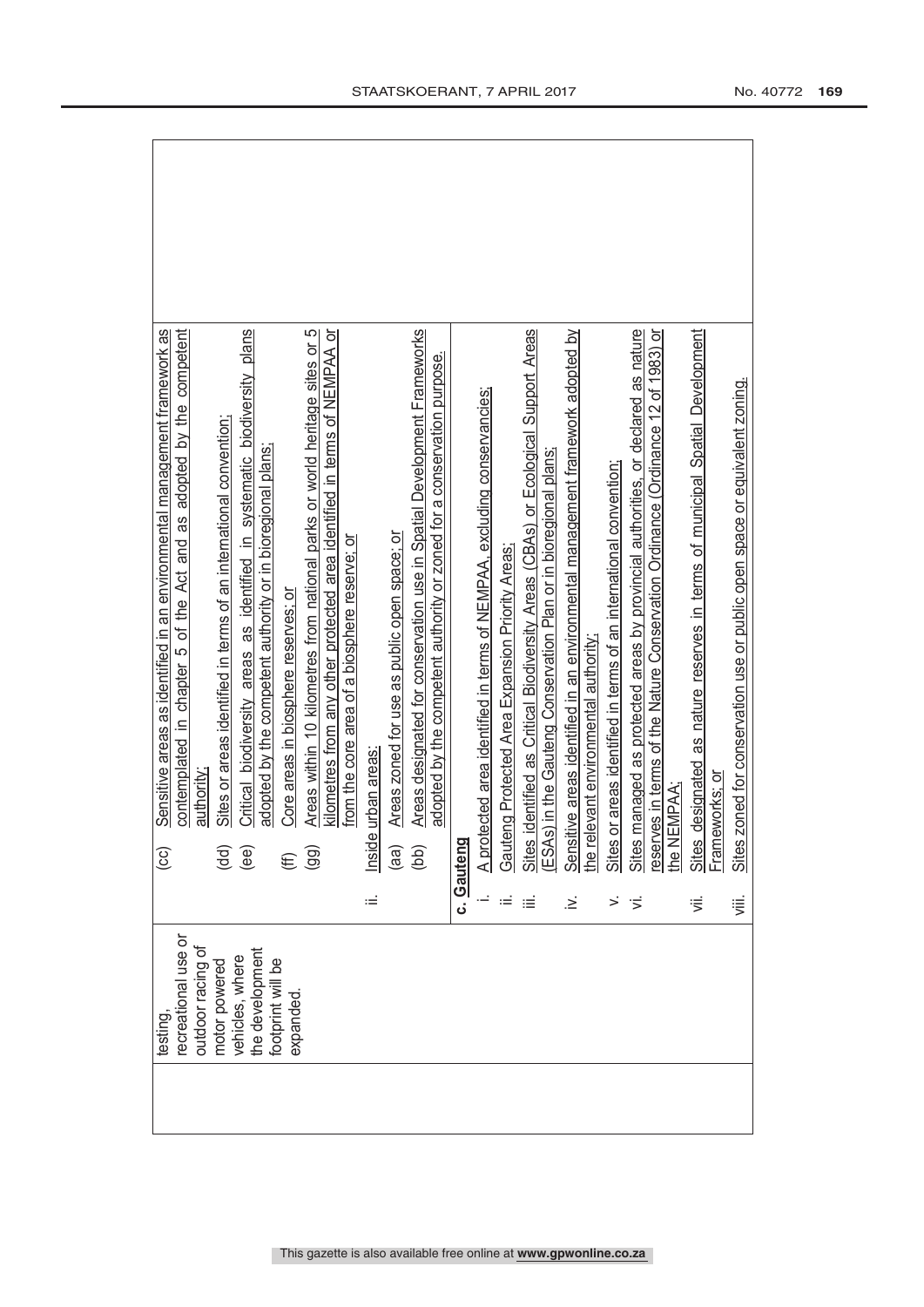| | testing, recreational use or outdoor racing of motor powered vehicles, where the development footprint will be expanded. | (cc) Sensitive areas as identified in an environmental management framework as contemplated in chapter 5 of the Act and as adopted by the competent authority;<br>(dd) Sites or areas identified in terms of an international convention;<br>(ee) Critical biodiversity areas as identified in systematic biodiversity plans adopted by the competent authority or in bioregional plans;<br>(ff) Core areas in biosphere reserves; or<br>(gg) Areas within 10 kilometres from national parks or world heritage sites or 5 kilometres from any other protected area identified in terms of NEMPAA or from the core area of a biosphere reserve; or<br>ii. Inside urban areas:<br>(aa) Areas zoned for use as public open space; or<br>(bb) Areas designated for conservation use in Spatial Development Frameworks adopted by the competent authority or zoned for a conservation purpose.<br><br>**c. Gauteng**<br>i. A protected area identified in terms of NEMPAA, excluding conservancies;<br>ii. Gauteng Protected Area Expansion Priority Areas;<br>iii. Sites identified as Critical Biodiversity Areas (CBAs) or Ecological Support Areas (ESAs) in the Gauteng Conservation Plan or in bioregional plans;<br>iv. Sensitive areas identified in an environmental management framework adopted by the relevant environmental authority;<br>v. Sites or areas identified in terms of an international convention;<br>vi. Sites managed as protected areas by provincial authorities, or declared as nature reserves in terms of the Nature Conservation Ordinance (Ordinance 12 of 1983) or the NEMPAA;<br>vii. Sites designated as nature reserves in terms of municipal Spatial Development Frameworks; or<br>viii. Sites zoned for conservation use or public open space or equivalent zoning. | |
|---|---|---|---|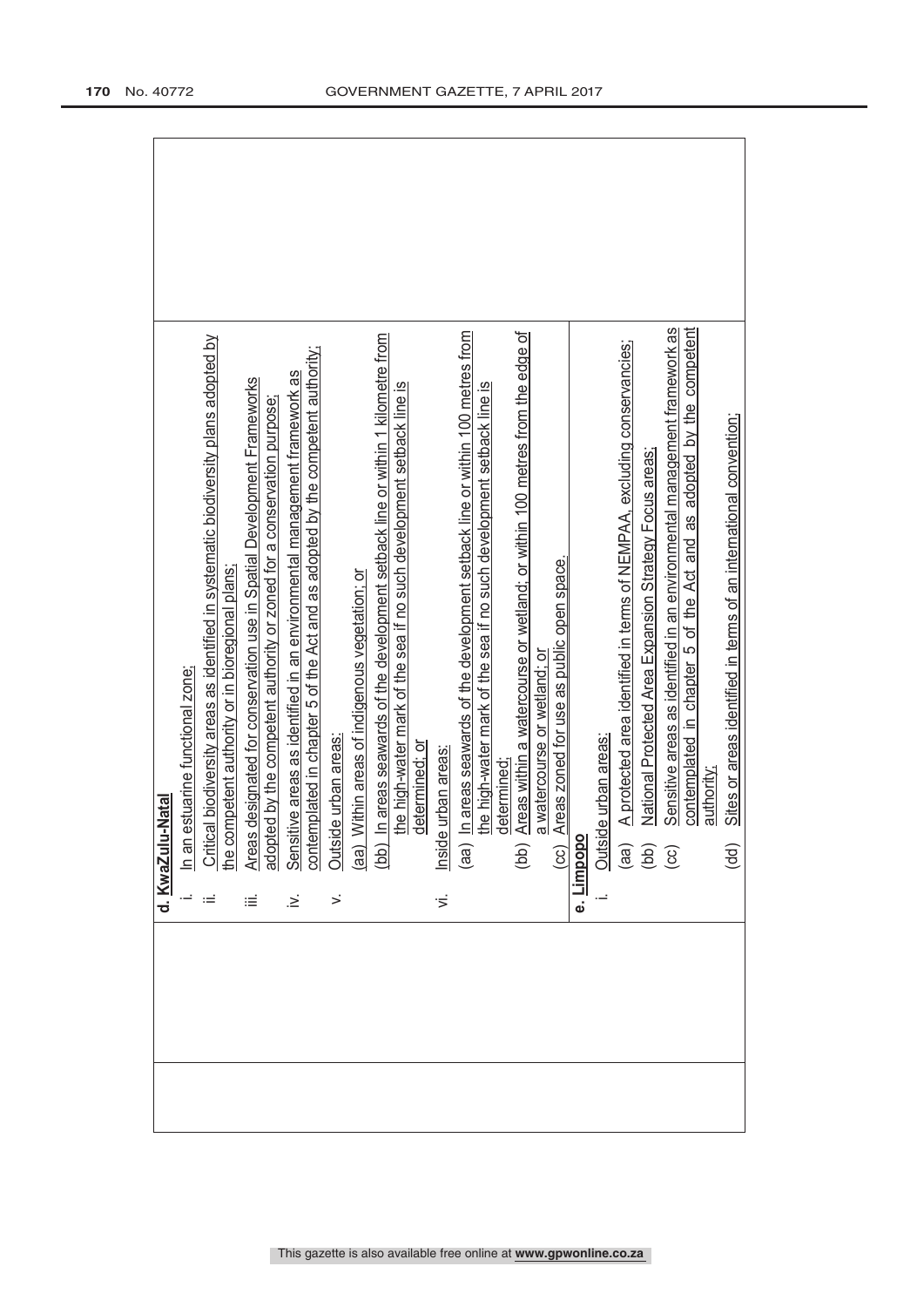| | | |
|---|---|---|
| | **d. KwaZulu-Natal**<br>i. In an estuarine functional zone;<br>ii. Critical biodiversity areas as identified in systematic biodiversity plans adopted by the competent authority or in bioregional plans;<br>iii. Areas designated for conservation use in Spatial Development Frameworks adopted by the competent authority or zoned for a conservation purpose;<br>iv. Sensitive areas as identified in an environmental management framework as contemplated in chapter 5 of the Act and as adopted by the competent authority;<br>v. Outside urban areas:<br>(aa) Within areas of indigenous vegetation; or<br>(bb) In areas seawards of the development setback line or within 1 kilometre from the high-water mark of the sea if no such development setback line is determined; or<br>vi. Inside urban areas:<br>(aa) In areas seawards of the development setback line or within 100 metres from the high-water mark of the sea if no such development setback line is determined;<br>(bb) Areas within a watercourse or wetland; or within 100 metres from the edge of a watercourse or wetland; or<br>(cc) Areas zoned for use as public open space. | |
| | **e. Limpopo**<br>i. Outside urban areas:<br>(aa) A protected area identified in terms of NEMPAA, excluding conservancies;<br>(bb) National Protected Area Expansion Strategy Focus areas;<br>(cc) Sensitive areas as identified in an environmental management framework as contemplated in chapter 5 of the Act and as adopted by the competent authority;<br>(dd) Sites or areas identified in terms of an international convention; | |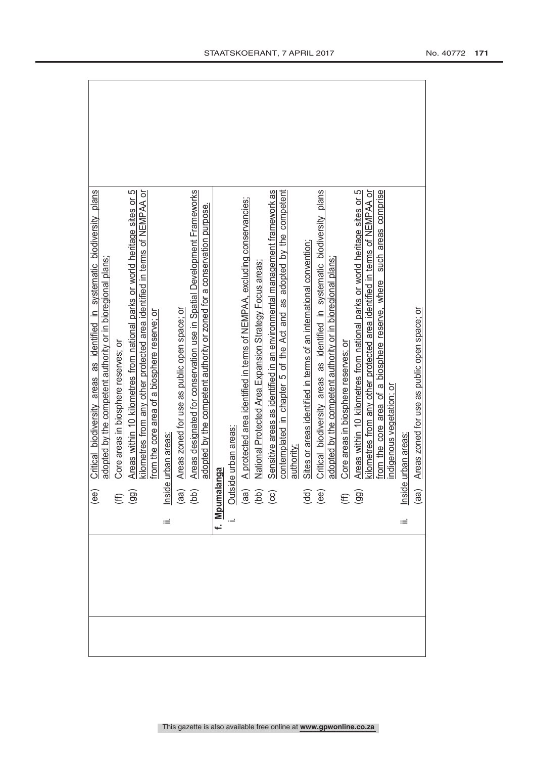| | | |
|---|---|---|
| | (ee) Critical biodiversity areas as identified in systematic biodiversity plans adopted by the competent authority or in bioregional plans;<br>(ff) Core areas in biosphere reserves; or<br>(gg) Areas within 10 kilometres from national parks or world heritage sites or 5 kilometres from any other protected area identified in terms of NEMPAA or from the core area of a biosphere reserve; or<br>ii. Inside urban areas:<br>(aa) Areas zoned for use as public open space; or<br>(bb) Areas designated for conservation use in Spatial Development Frameworks adopted by the competent authority or zoned for a conservation purpose. | |
| | **f. Mpumalanga**<br>i. Outside urban areas:<br>(aa) A protected area identified in terms of NEMPAA, excluding conservancies;<br>(bb) National Protected Area Expansion Strategy Focus areas;<br>(cc) Sensitive areas as identified in an environmental management framework as contemplated in chapter 5 of the Act and as adopted by the competent authority;<br>(dd) Sites or areas identified in terms of an international convention;<br>(ee) Critical biodiversity areas as identified in systematic biodiversity plans adopted by the competent authority or in bioregional plans;<br>(ff) Core areas in biosphere reserves; or<br>(gg) Areas within 10 kilometres from national parks or world heritage sites or 5 kilometres from any other protected area identified in terms of NEMPAA or from the core area of a biosphere reserve, where such areas comprise indigenous vegetation; or<br>ii. Inside urban areas:<br>(aa) Areas zoned for use as public open space; or | |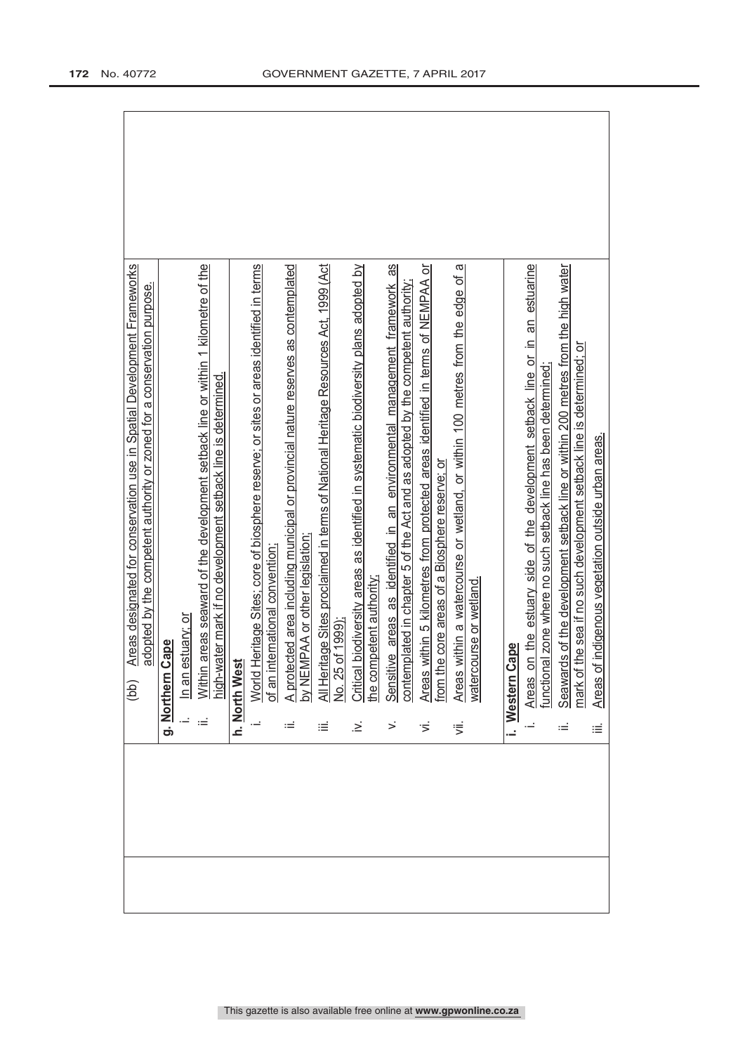| | | |
|---|---|---|
| | (bb) Areas designated for conservation use in Spatial Development Frameworks adopted by the competent authority or zoned for a conservation purpose. | |
| | **g. Northern Cape**<br>i. In an estuary; or<br>ii. Within areas seaward of the development setback line or within 1 kilometre of the high-water mark if no development setback line is determined. | |
| | **h. North West**<br>i. World Heritage Sites; core of biosphere reserve; or sites or areas identified in terms of an international convention;<br>ii. A protected area including municipal or provincial nature reserves as contemplated by NEMPAA or other legislation;<br>iii. All Heritage Sites proclaimed in terms of National Heritage Resources Act, 1999 (Act No. 25 of 1999);<br>iv. Critical biodiversity areas as identified in systematic biodiversity plans adopted by the competent authority;<br>v. Sensitive areas as identified in an environmental management framework as contemplated in chapter 5 of the Act and as adopted by the competent authority;<br>vi. Areas within 5 kilometres from protected areas identified in terms of NEMPAA or from the core areas of a Biosphere reserve; or<br>vii. Areas within a watercourse or wetland, or within 100 metres from the edge of a watercourse or wetland. | |
| | **i. Western Cape**<br>i. Areas on the estuary side of the development setback line or in an estuarine functional zone where no such setback line has been determined;<br>ii. Seawards of the development setback line or within 200 metres from the high water mark of the sea if no such development setback line is determined; or<br>iii. Areas of indigenous vegetation outside urban areas. | |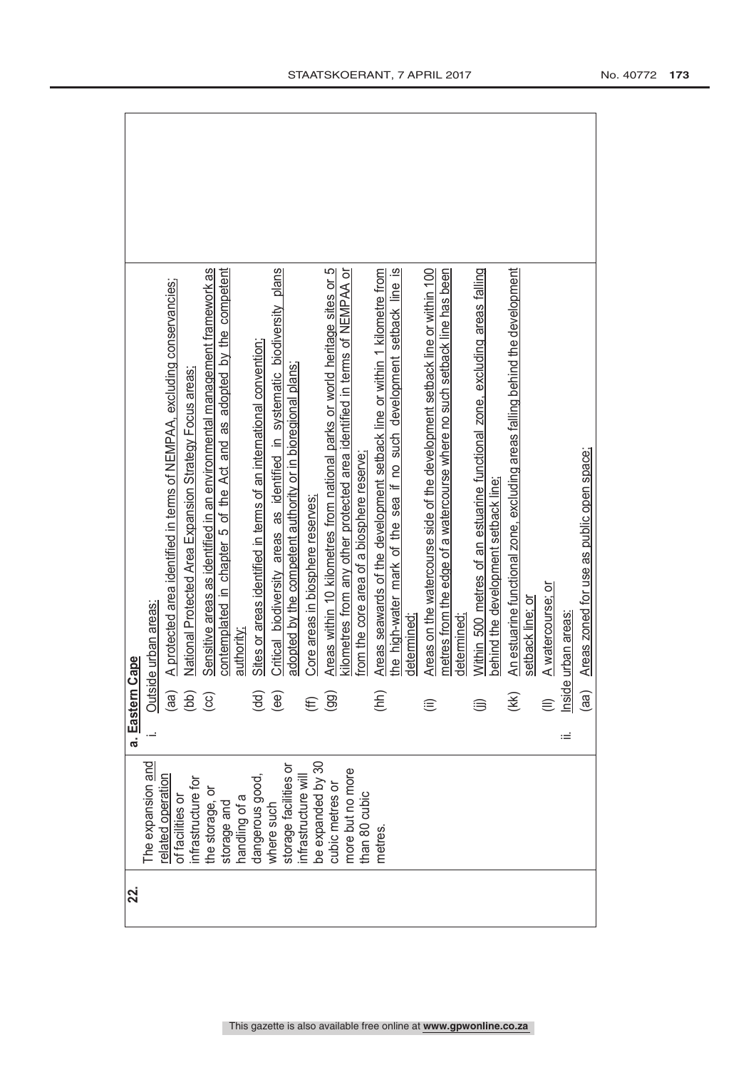| 22. | | | |
|---|---|---|---|
| | The expansion and related operation of facilities or infrastructure for the storage, or storage and handling of a dangerous good, where such storage facilities or infrastructure will be expanded by 30 cubic metres or more but no more than 80 cubic metres. | a. **Eastern Cape**<br>i. Outside urban areas:<br>(aa) A protected area identified in terms of NEMPAA, excluding conservancies;<br>(bb) National Protected Area Expansion Strategy Focus areas;<br>(cc) Sensitive areas as identified in an environmental management framework as contemplated in chapter 5 of the Act and as adopted by the competent authority;<br>(dd) Sites or areas identified in terms of an international convention;<br>(ee) Critical biodiversity areas as identified in systematic biodiversity plans adopted by the competent authority or in bioregional plans;<br>(ff) Core areas in biosphere reserves;<br>(gg) Areas within 10 kilometres from national parks or world heritage sites or 5 kilometres from any other protected area identified in terms of NEMPAA or from the core area of a biosphere reserve;<br>(hh) Areas seawards of the development setback line or within 1 kilometre from the high-water mark of the sea if no such development setback line is determined;<br>(ii) Areas on the watercourse side of the development setback line or within 100 metres from the edge of a watercourse where no such setback line has been determined;<br>(jj) Within 500 metres of an estuarine functional zone, excluding areas falling behind the development setback line;<br>(kk) An estuarine functional zone, excluding areas falling behind the development setback line; or<br>(ll) A watercourse; or<br>ii. Inside urban areas:<br>(aa) Areas zoned for use as public open space; | |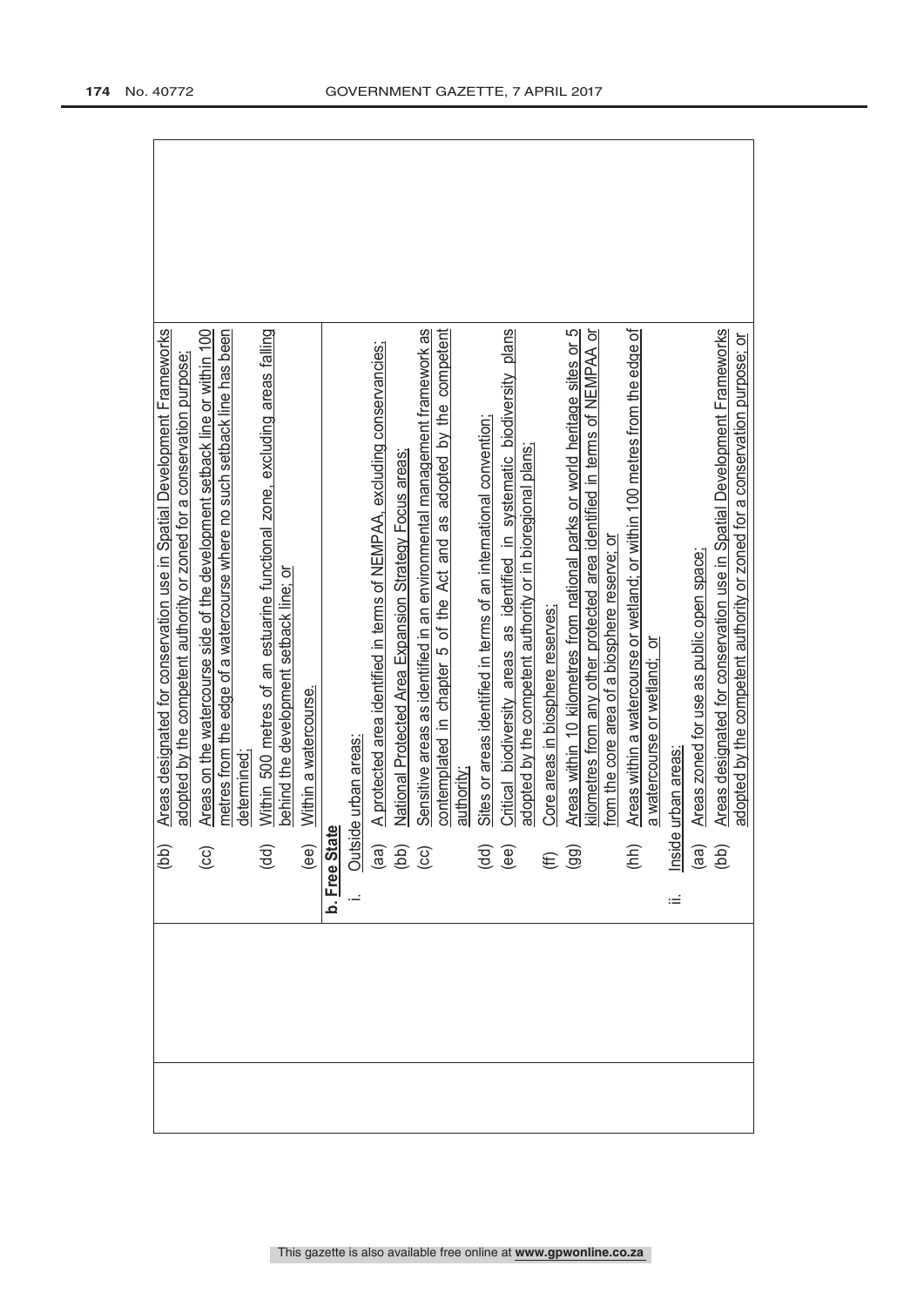| | | |
|---|---|---|
| | (bb) Areas designated for conservation use in Spatial Development Frameworks adopted by the competent authority or zoned for a conservation purpose;<br>(cc) Areas on the watercourse side of the development setback line or within 100 metres from the edge of a watercourse where no such setback line has been determined;<br>(dd) Within 500 metres of an estuarine functional zone, excluding areas falling behind the development setback line; or<br>(ee) Within a watercourse. | |
| | **b. Free State**<br>i. Outside urban areas:<br>(aa) A protected area identified in terms of NEMPAA, excluding conservancies;<br>(bb) National Protected Area Expansion Strategy Focus areas;<br>(cc) Sensitive areas as identified in an environmental management framework as contemplated in chapter 5 of the Act and as adopted by the competent authority;<br>(dd) Sites or areas identified in terms of an international convention;<br>(ee) Critical biodiversity areas as identified in systematic biodiversity plans adopted by the competent authority or in bioregional plans;<br>(ff) Core areas in biosphere reserves;<br>(gg) Areas within 10 kilometres from national parks or world heritage sites or 5 kilometres from any other protected area identified in terms of NEMPAA or from the core area of a biosphere reserve; or<br>(hh) Areas within a watercourse or wetland; or within 100 metres from the edge of a watercourse or wetland; or<br>ii. Inside urban areas:<br>(aa) Areas zoned for use as public open space;<br>(bb) Areas designated for conservation use in Spatial Development Frameworks adopted by the competent authority or zoned for a conservation purpose; or | |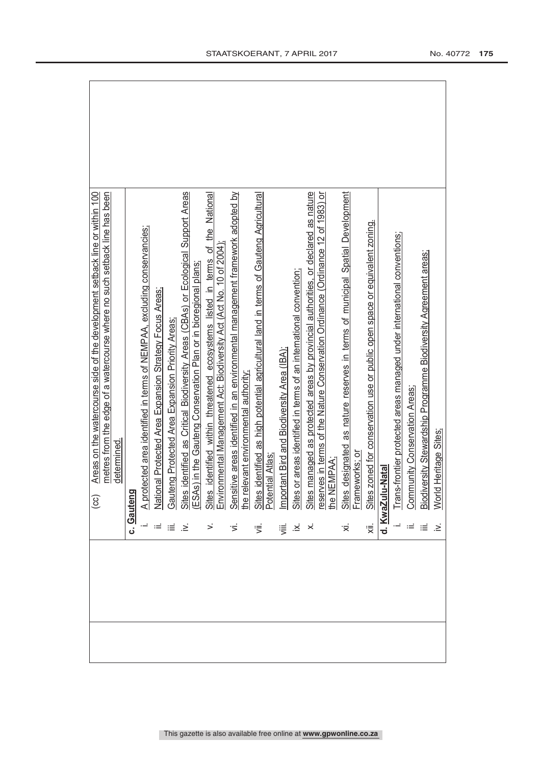| | | |
|---|---|---|
| | | (cc) Areas on the watercourse side of the development setback line or within 100 metres from the edge of a watercourse where no such setback line has been determined. |
| | | **c. Gauteng**<br>i. A protected area identified in terms of NEMPAA, excluding conservancies;<br>ii. National Protected Area Expansion Strategy Focus Areas;<br>iii. Gauteng Protected Area Expansion Priority Areas;<br>iv. Sites identified as Critical Biodiversity Areas (CBAs) or Ecological Support Areas (ESAs) in the Gauteng Conservation Plan or in bioregional plans;<br>v. Sites identified within threatened ecosystems listed in terms of the National Environmental Management Act: Biodiversity Act (Act No. 10 of 2004);<br>vi. Sensitive areas identified in an environmental management framework adopted by the relevant environmental authority;<br>vii. Sites identified as high potential agricultural land in terms of Gauteng Agricultural Potential Atlas;<br>viii. Important Bird and Biodiversity Area (IBA);<br>ix. Sites or areas identified in terms of an international convention;<br>x. Sites managed as protected areas by provincial authorities, or declared as nature reserves in terms of the Nature Conservation Ordinance (Ordinance 12 of 1983) or the NEMPAA;<br>xi. Sites designated as nature reserves in terms of municipal Spatial Development Frameworks; or<br>xii. Sites zoned for conservation use or public open space or equivalent zoning. |
| | | **d. KwaZulu-Natal**<br>i. Trans-frontier protected areas managed under international conventions;<br>ii. Community Conservation Areas;<br>iii. Biodiversity Stewardship Programme Biodiversity Agreement areas;<br>iv. World Heritage Sites; |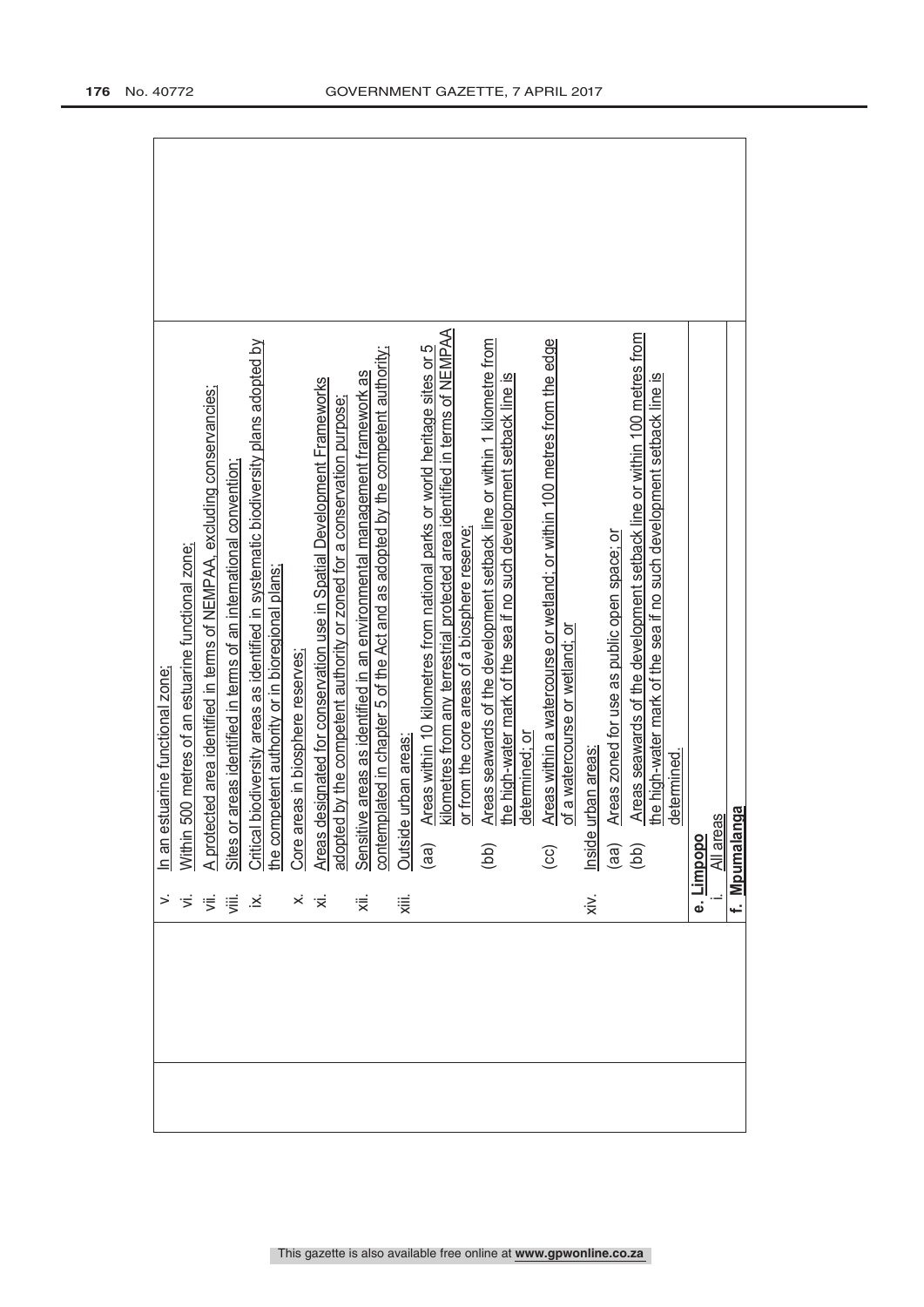| | | |
|---|---|---|
| | v. In an estuarine functional zone;<br>vi. Within 500 metres of an estuarine functional zone;<br>vii. A protected area identified in terms of NEMPAA, excluding conservancies;<br>viii. Sites or areas identified in terms of an international convention;<br>ix. Critical biodiversity areas as identified in systematic biodiversity plans adopted by the competent authority or in bioregional plans;<br>x. Core areas in biosphere reserves;<br>xi. Areas designated for conservation use in Spatial Development Frameworks adopted by the competent authority or zoned for a conservation purpose;<br>xii. Sensitive areas as identified in an environmental management framework as contemplated in chapter 5 of the Act and as adopted by the competent authority;<br>xiii. Outside urban areas:<br>(aa) Areas within 10 kilometres from national parks or world heritage sites or 5 kilometres from any terrestrial protected area identified in terms of NEMPAA or from the core areas of a biosphere reserve;<br>(bb) Areas seawards of the development setback line or within 1 kilometre from the high-water mark of the sea if no such development setback line is determined; or<br>(cc) Areas within a watercourse or wetland; or within 100 metres from the edge of a watercourse or wetland; or<br>xiv. Inside urban areas:<br>(aa) Areas zoned for use as public open space; or<br>(bb) Areas seawards of the development setback line or within 100 metres from the high-water mark of the sea if no such development setback line is determined. | |
| | **e. Limpopo**<br>i. All areas | |
| | **f. Mpumalanga** | |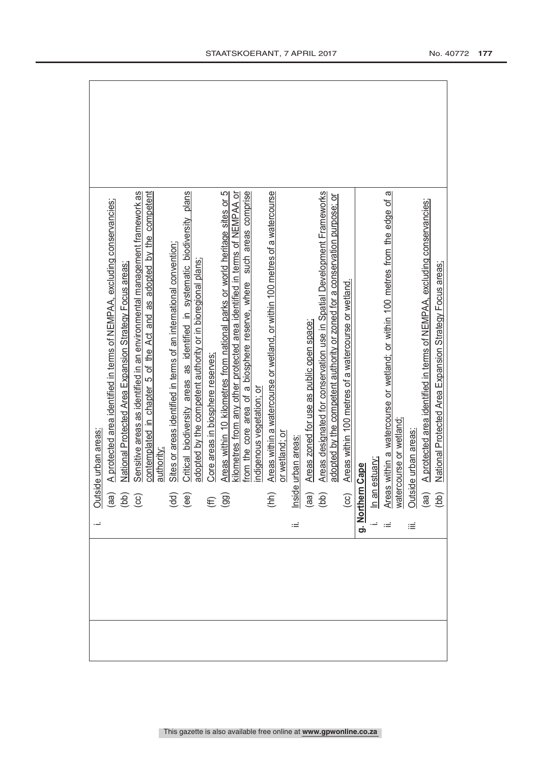|  | i. Outside urban areas:<br>(aa) A protected area identified in terms of NEMPAA, excluding conservancies;<br>(bb) National Protected Area Expansion Strategy Focus areas;<br>(cc) Sensitive areas as identified in an environmental management framework as contemplated in chapter 5 of the Act and as adopted by the competent authority;<br>(dd) Sites or areas identified in terms of an international convention;<br>(ee) Critical biodiversity areas as identified in systematic biodiversity plans adopted by the competent authority or in bioregional plans;<br>(ff) Core areas in biosphere reserves;<br>(gg) Areas within 10 kilometres from national parks or world heritage sites or 5 kilometres from any other protected area identified in terms of NEMPAA or from the core area of a biosphere reserve, where such areas comprise indigenous vegetation; or<br>(hh) Areas within a watercourse or wetland, or within 100 metres of a watercourse or wetland; or<br>ii. Inside urban areas:<br>(aa) Areas zoned for use as public open space;<br>(bb) Areas designated for conservation use in Spatial Development Frameworks adopted by the competent authority or zoned for a conservation purpose; or<br>(cc) Areas within 100 metres of a watercourse or wetland. |  |
|---|---|---|
|  | **g. Northern Cape**<br>i. In an estuary;<br>ii. Areas within a watercourse or wetland; or within 100 metres from the edge of a watercourse or wetland;<br>iii. Outside urban areas:<br>(aa) A protected area identified in terms of NEMPAA, excluding conservancies;<br>(bb) National Protected Area Expansion Strategy Focus areas; |  |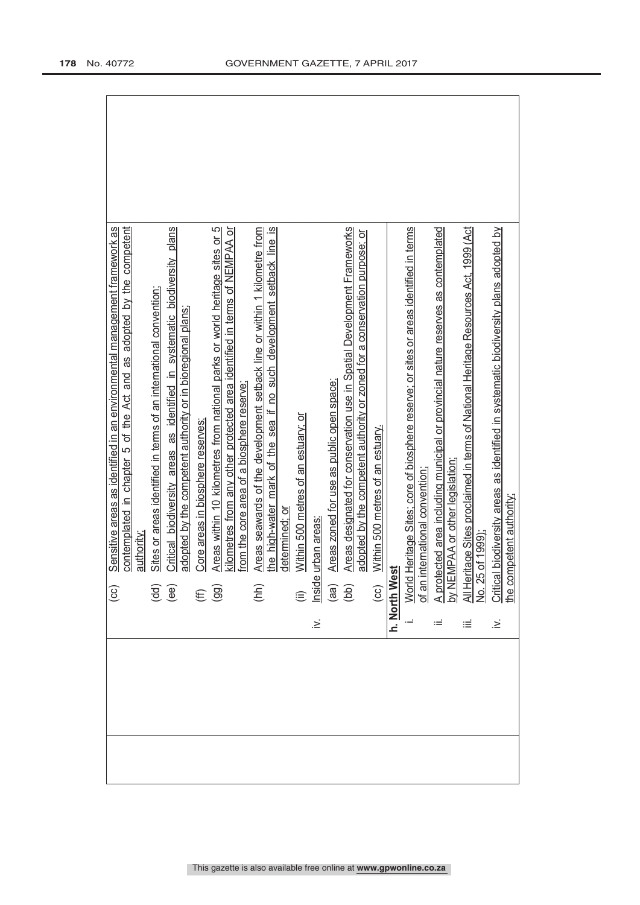| | | |
|---|---|---|
| | (cc) Sensitive areas as identified in an environmental management framework as contemplated in chapter 5 of the Act and as adopted by the competent authority;<br>(dd) Sites or areas identified in terms of an international convention;<br>(ee) Critical biodiversity areas as identified in systematic biodiversity plans adopted by the competent authority or in bioregional plans;<br>(ff) Core areas in biosphere reserves;<br>(gg) Areas within 10 kilometres from national parks or world heritage sites or 5 kilometres from any other protected area identified in terms of NEMPAA or from the core area of a biosphere reserve;<br>(hh) Areas seawards of the development setback line or within 1 kilometre from the high-water mark of the sea if no such development setback line is determined; or<br>(ii) Within 500 metres of an estuary; or<br>iv. Inside urban areas:<br>(aa) Areas zoned for use as public open space;<br>(bb) Areas designated for conservation use in Spatial Development Frameworks adopted by the competent authority or zoned for a conservation purpose; or<br>(cc) Within 500 metres of an estuary.<br>**h. North West**<br>i. World Heritage Sites; core of biosphere reserve; or sites or areas identified in terms of an international convention;<br>ii. A protected area including municipal or provincial nature reserves as contemplated by NEMPAA or other legislation;<br>iii. All Heritage Sites proclaimed in terms of National Heritage Resources Act, 1999 (Act No. 25 of 1999);<br>iv. Critical biodiversity areas as identified in systematic biodiversity plans adopted by the competent authority; | |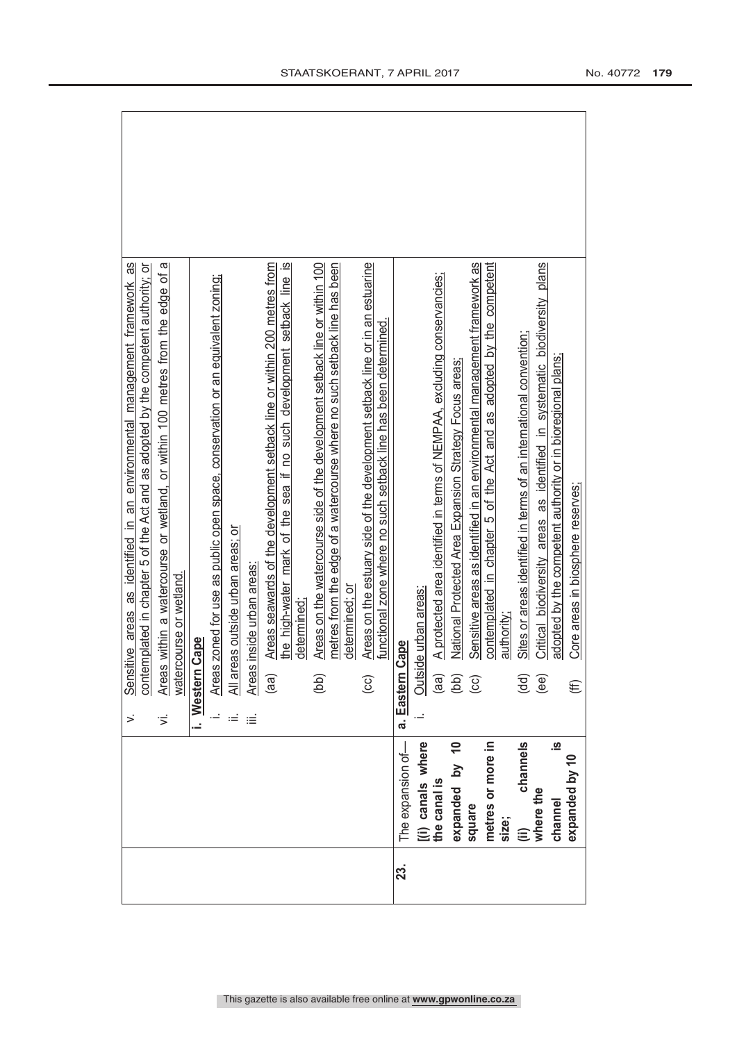| | | |
|---|---|---|
| | | v. Sensitive areas as identified in an environmental management framework as contemplated in chapter 5 of the Act and as adopted by the competent authority; or<br>vi. Areas within a watercourse or wetland, or within 100 metres from the edge of a watercourse or wetland. |
| | | **i. Western Cape**<br>i. Areas zoned for use as public open space, conservation or an equivalent zoning;<br>ii. All areas outside urban areas; or<br>iii. Areas inside urban areas:<br>(aa) Areas seawards of the development setback line or within 200 metres from the high-water mark of the sea if no such development setback line is determined;<br>(bb) Areas on the watercourse side of the development setback line or within 100 metres from the edge of a watercourse where no such setback line has been determined; or<br>(cc) Areas on the estuary side of the development setback line or in an estuarine functional zone where no such setback line has been determined. |
| **23.** | The expansion of—<br>**[(i) canals where the canal is expanded by 10 square metres or more in size;**<br>**(ii) channels where the channel is expanded by 10** | **a. Eastern Cape**<br>i. Outside urban areas:<br>(aa) A protected area identified in terms of NEMPAA, excluding conservancies;<br>(bb) National Protected Area Expansion Strategy Focus areas;<br>(cc) Sensitive areas as identified in an environmental management framework as contemplated in chapter 5 of the Act and as adopted by the competent authority;<br>(dd) Sites or areas identified in terms of an international convention;<br>(ee) Critical biodiversity areas as identified in systematic biodiversity plans adopted by the competent authority or in bioregional plans;<br>(ff) Core areas in biosphere reserves; |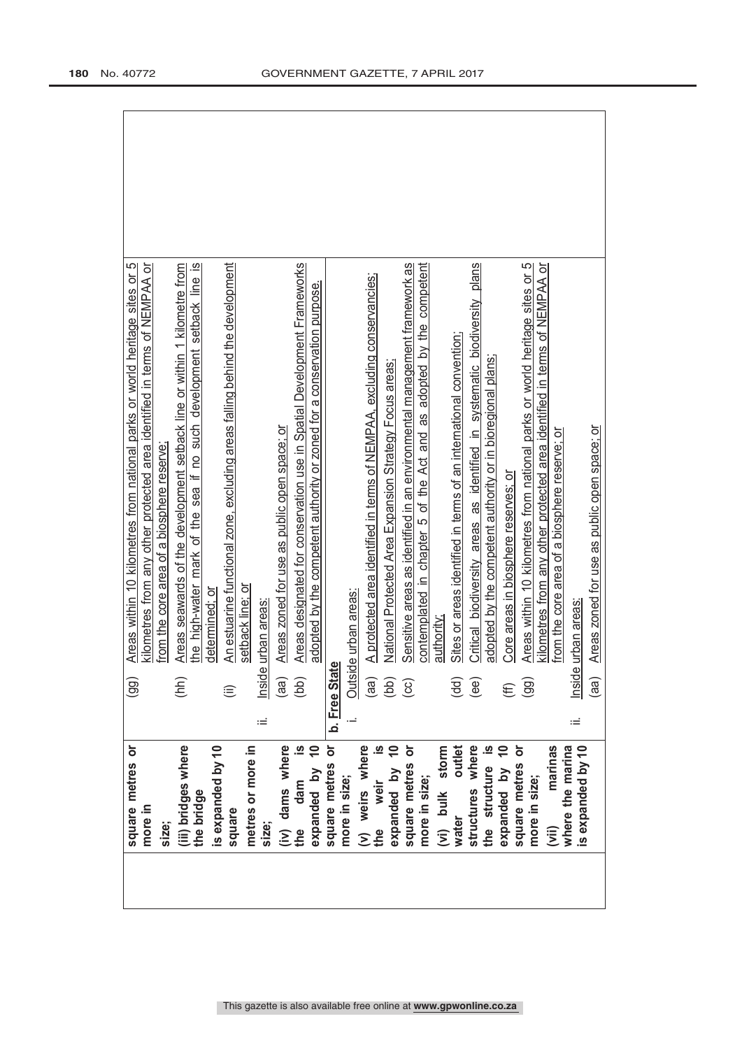| | | |
|---|---|---|
| square metres or more in size;<br>(iii) bridges where the bridge is expanded by 10 square metres or more in size;<br>(iv) dams where the dam is expanded by 10 square metres or more in size;<br>(v) weirs where the weir is expanded by 10 square metres or more in size;<br>(vi) bulk storm water outlet structures where the structure is expanded by 10 square metres or more in size;<br>(vii) marinas where the marina is expanded by 10 | (gg) Areas within 10 kilometres from national parks or world heritage sites or 5 kilometres from any other protected area identified in terms of NEMPAA or from the core area of a biosphere reserve;<br>(hh) Areas seawards of the development setback line or within 1 kilometre from the high-water mark of the sea if no such development setback line is determined; or<br>(ii) An estuarine functional zone, excluding areas falling behind the development setback line; or<br>ii. Inside urban areas:<br>(aa) Areas zoned for use as public open space; or<br>(bb) Areas designated for conservation use in Spatial Development Frameworks adopted by the competent authority or zoned for a conservation purpose.<br>**b. Free State**<br>i. Outside urban areas:<br>(aa) A protected area identified in terms of NEMPAA, excluding conservancies;<br>(bb) National Protected Area Expansion Strategy Focus areas;<br>(cc) Sensitive areas as identified in an environmental management framework as contemplated in chapter 5 of the Act and as adopted by the competent authority;<br>(dd) Sites or areas identified in terms of an international convention;<br>(ee) Critical biodiversity areas as identified in systematic biodiversity plans adopted by the competent authority or in bioregional plans;<br>(ff) Core areas in biosphere reserves; or<br>(gg) Areas within 10 kilometres from national parks or world heritage sites or 5 kilometres from any other protected area identified in terms of NEMPAA or from the core area of a biosphere reserve; or<br>ii. Inside urban areas:<br>(aa) Areas zoned for use as public open space; or | |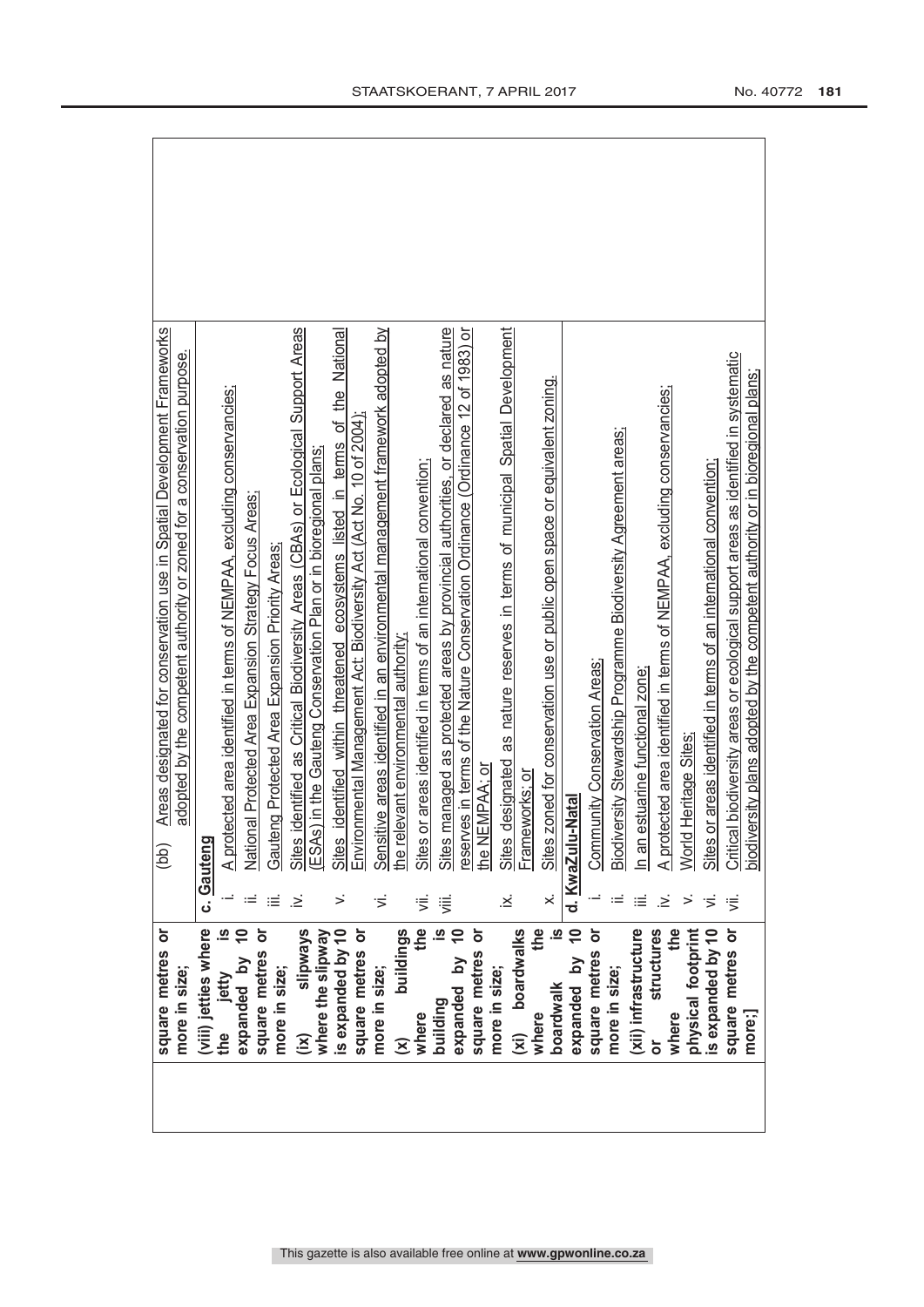| | | |
|---|---|---|
| | square metres or more in size; (viii) jetties where the jetty is expanded by 10 square metres or more in size; (ix) slipways where the slipway is expanded by 10 square metres or more in size; (x) buildings where the building is expanded by 10 square metres or more in size; (xi) boardwalks where the boardwalk is expanded by 10 square metres or more in size; (xii) infrastructure or structures where the physical footprint is expanded by 10 square metres or more;] | (bb) Areas designated for conservation use in Spatial Development Frameworks adopted by the competent authority or zoned for a conservation purpose.<br><br>**c. Gauteng**<br>i. A protected area identified in terms of NEMPAA, excluding conservancies;<br>ii. National Protected Area Expansion Strategy Focus Areas;<br>iii. Gauteng Protected Area Expansion Priority Areas;<br>iv. Sites identified as Critical Biodiversity Areas (CBAs) or Ecological Support Areas (ESAs) in the Gauteng Conservation Plan or in bioregional plans;<br>v. Sites identified within threatened ecosystems listed in terms of the National Environmental Management Act: Biodiversity Act (Act No. 10 of 2004);<br>vi. Sensitive areas identified in an environmental management framework adopted by the relevant environmental authority;<br>vii. Sites or areas identified in terms of an international convention;<br>viii. Sites managed as protected areas by provincial authorities, or declared as nature reserves in terms of the Nature Conservation Ordinance (Ordinance 12 of 1983) or the NEMPAA; or<br>ix. Sites designated as nature reserves in terms of municipal Spatial Development Frameworks; or<br>x. Sites zoned for conservation use or public open space or equivalent zoning.<br><br>**d. KwaZulu-Natal**<br>i. Community Conservation Areas;<br>ii. Biodiversity Stewardship Programme Biodiversity Agreement areas;<br>iii. In an estuarine functional zone;<br>iv. A protected area identified in terms of NEMPAA, excluding conservancies;<br>v. World Heritage Sites;<br>vi. Sites or areas identified in terms of an international convention;<br>vii. Critical biodiversity areas or ecological support areas as identified in systematic biodiversity plans adopted by the competent authority or in bioregional plans; |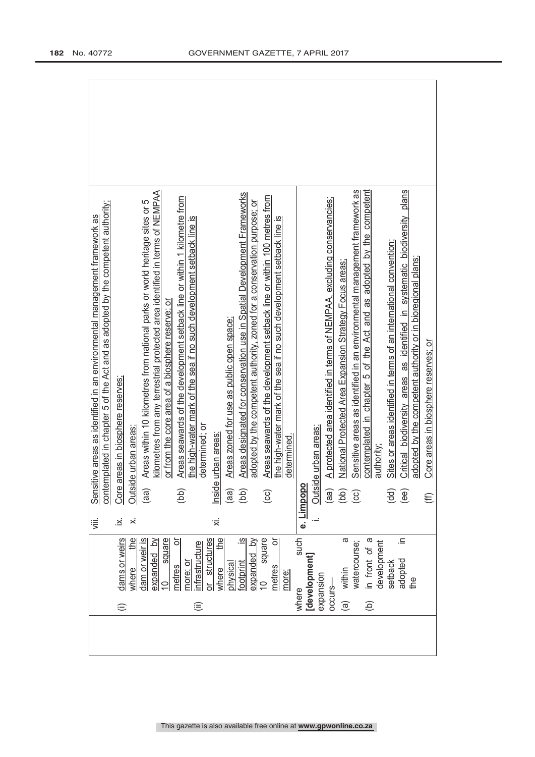| | | |
|---|---|---|
| | (i) dams or weirs where the dam or weir is expanded by 10 square metres or more; or<br>(ii) infrastructure or structures where the physical footprint is expanded by 10 square metres or more;<br><br>where such **[development]** expansion occurs—<br>(a) within a watercourse;<br>(b) in front of a development setback adopted in the | viii. Sensitive areas as identified in an environmental management framework as contemplated in chapter 5 of the Act and as adopted by the competent authority;<br>ix. Core areas in biosphere reserves;<br>x. Outside urban areas:<br>(aa) Areas within 10 kilometres from national parks or world heritage sites or 5 kilometres from any terrestrial protected area identified in terms of NEMPAA or from the core area of a biosphere reserve; or<br>(bb) Areas seawards of the development setback line or within 1 kilometre from the high-water mark of the sea if no such development setback line is determined; or<br>xi. Inside urban areas:<br>(aa) Areas zoned for use as public open space;<br>(bb) Areas designated for conservation use in Spatial Development Frameworks adopted by the competent authority, zoned for a conservation purpose; or<br>(cc) Areas seawards of the development setback line or within 100 metres from the high-water mark of the sea if no such development setback line is determined.<br><br>**e. Limpopo**<br>i. Outside urban areas:<br>(aa) A protected area identified in terms of NEMPAA, excluding conservancies;<br>(bb) National Protected Area Expansion Strategy Focus areas;<br>(cc) Sensitive areas as identified in an environmental management framework as contemplated in chapter 5 of the Act and as adopted by the competent authority;<br>(dd) Sites or areas identified in terms of an international convention;<br>(ee) Critical biodiversity areas as identified in systematic biodiversity plans adopted by the competent authority or in bioregional plans;<br>(ff) Core areas in biosphere reserves; or |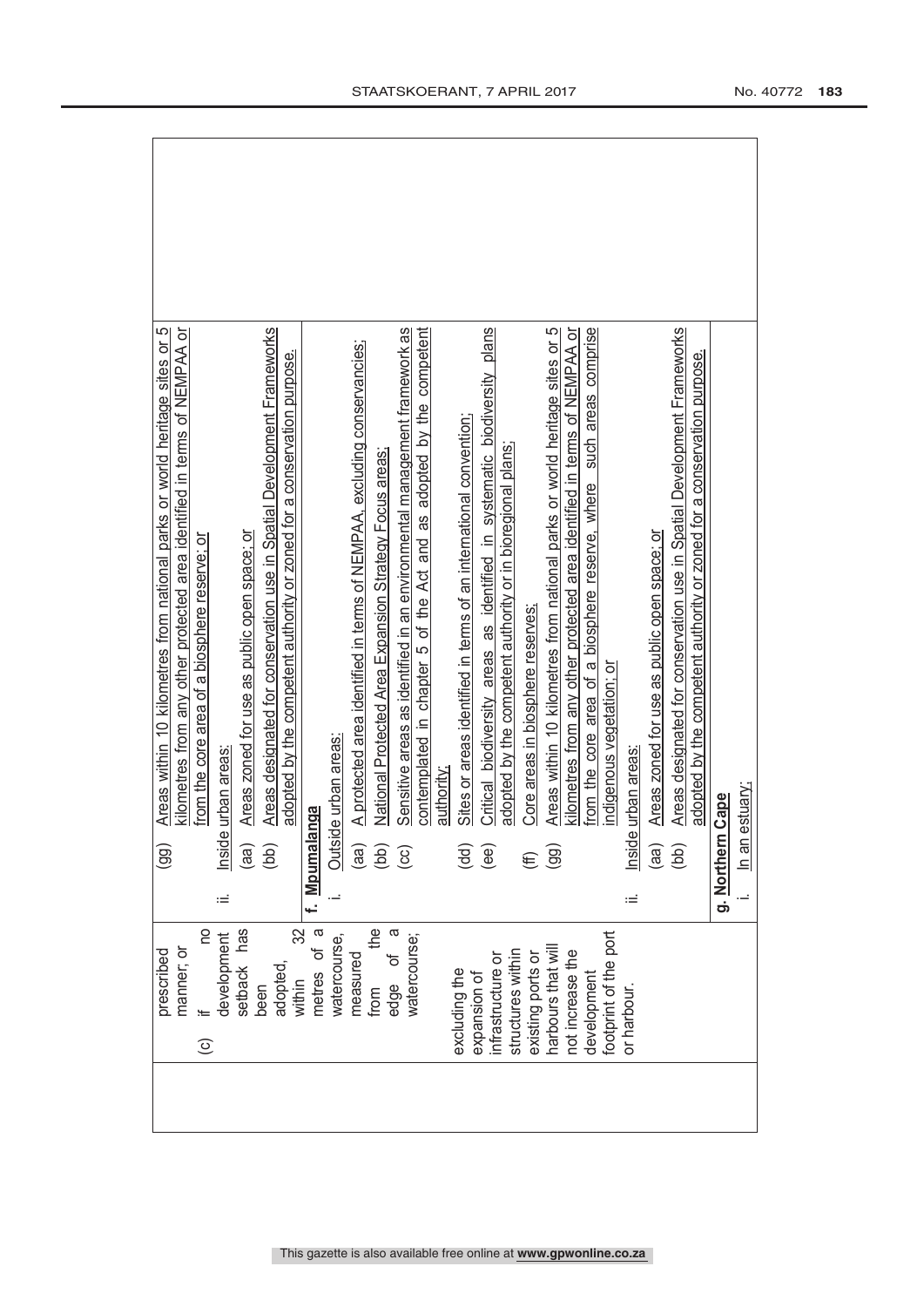| | | |
|---|---|---|
| | prescribed manner; or<br>(c) if no development setback has been adopted, within 32 metres of a watercourse, measured from the edge of a watercourse;<br><br>excluding the expansion of infrastructure or structures within existing ports or harbours that will not increase the development footprint of the port or harbour. | (gg) Areas within 10 kilometres from national parks or world heritage sites or 5 kilometres from any other protected area identified in terms of NEMPAA or from the core area of a biosphere reserve; or<br>ii. Inside urban areas:<br>(aa) Areas zoned for use as public open space; or<br>(bb) Areas designated for conservation use in Spatial Development Frameworks adopted by the competent authority or zoned for a conservation purpose.<br>**f. Mpumalanga**<br>i. Outside urban areas:<br>(aa) A protected area identified in terms of NEMPAA, excluding conservancies;<br>(bb) National Protected Area Expansion Strategy Focus areas;<br>(cc) Sensitive areas as identified in an environmental management framework as contemplated in chapter 5 of the Act and as adopted by the competent authority;<br>(dd) Sites or areas identified in terms of an international convention;<br>(ee) Critical biodiversity areas as identified in systematic biodiversity plans adopted by the competent authority or in bioregional plans;<br>(ff) Core areas in biosphere reserves;<br>(gg) Areas within 10 kilometres from national parks or world heritage sites or 5 kilometres from any other protected area identified in terms of NEMPAA or from the core area of a biosphere reserve, where such areas comprise indigenous vegetation; or<br>ii. Inside urban areas:<br>(aa) Areas zoned for use as public open space; or<br>(bb) Areas designated for conservation use in Spatial Development Frameworks adopted by the competent authority or zoned for a conservation purpose.<br>**g. Northern Cape**<br>i. In an estuary; |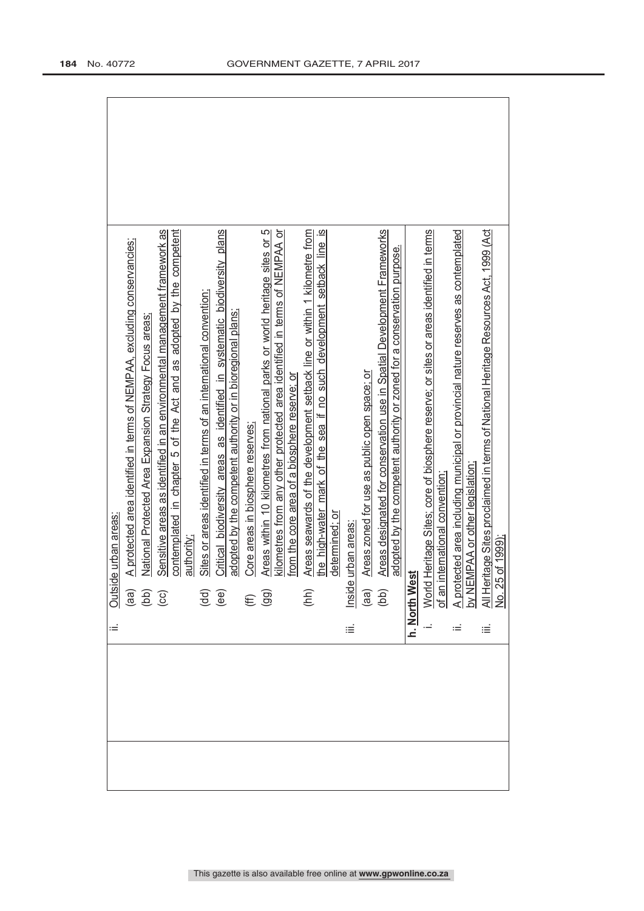| | | |
|---|---|---|
| | ii. Outside urban areas:<br>(aa) A protected area identified in terms of NEMPAA, excluding conservancies;<br>(bb) National Protected Area Expansion Strategy Focus areas;<br>(cc) Sensitive areas as identified in an environmental management framework as contemplated in chapter 5 of the Act and as adopted by the competent authority;<br>(dd) Sites or areas identified in terms of an international convention;<br>(ee) Critical biodiversity areas as identified in systematic biodiversity plans adopted by the competent authority or in bioregional plans;<br>(ff) Core areas in biosphere reserves;<br>(gg) Areas within 10 kilometres from national parks or world heritage sites or 5 kilometres from any other protected area identified in terms of NEMPAA or from the core area of a biosphere reserve; or<br>(hh) Areas seawards of the development setback line or within 1 kilometre from the high-water mark of the sea if no such development setback line is determined; or<br>iii. Inside urban areas:<br>(aa) Areas zoned for use as public open space; or<br>(bb) Areas designated for conservation use in Spatial Development Frameworks adopted by the competent authority or zoned for a conservation purpose.<br>**h. North West**<br>i. World Heritage Sites; core of biosphere reserve; or sites or areas identified in terms of an international convention;<br>ii. A protected area including municipal or provincial nature reserves as contemplated by NEMPAA or other legislation;<br>iii. All Heritage Sites proclaimed in terms of National Heritage Resources Act, 1999 (Act No. 25 of 1999); | |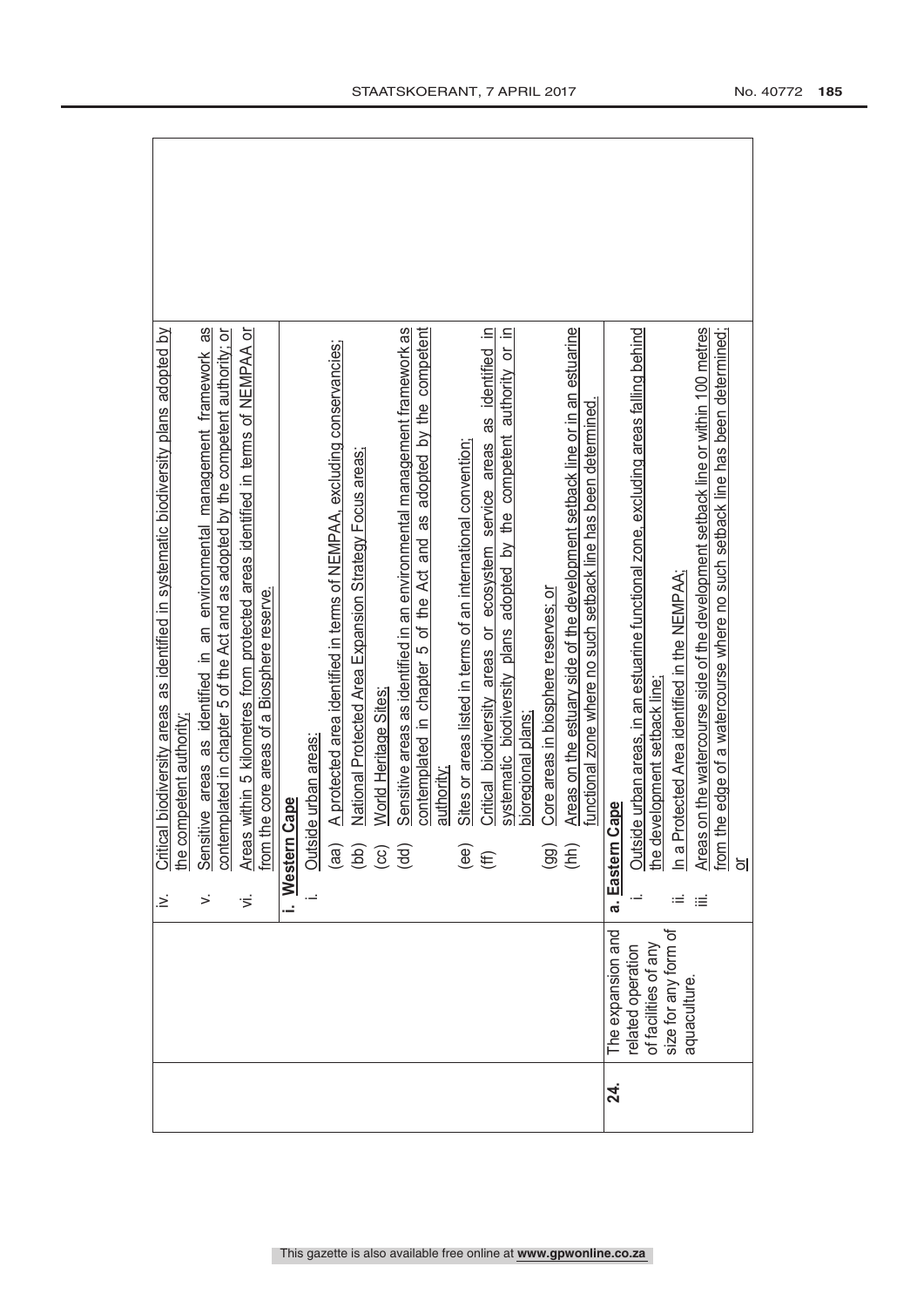| | | |
|---|---|---|
| | | iv. Critical biodiversity areas as identified in systematic biodiversity plans adopted by the competent authority;<br>v. Sensitive areas as identified in an environmental management framework as contemplated in chapter 5 of the Act and as adopted by the competent authority; or<br>vi. Areas within 5 kilometres from protected areas identified in terms of NEMPAA or from the core areas of a Biosphere reserve. |
| | | **i. Western Cape**<br>i. Outside urban areas:<br>(aa) A protected area identified in terms of NEMPAA, excluding conservancies;<br>(bb) National Protected Area Expansion Strategy Focus areas;<br>(cc) World Heritage Sites;<br>(dd) Sensitive areas as identified in an environmental management framework as contemplated in chapter 5 of the Act and as adopted by the competent authority;<br>(ee) Sites or areas listed in terms of an international convention;<br>(ff) Critical biodiversity areas or ecosystem service areas as identified in systematic biodiversity plans adopted by the competent authority or in bioregional plans;<br>(gg) Core areas in biosphere reserves; or<br>(hh) Areas on the estuary side of the development setback line or in an estuarine functional zone where no such setback line has been determined. |
| **24.** | The expansion and related operation of facilities of any size for any form of aquaculture. | **a. Eastern Cape**<br>i. Outside urban areas, in an estuarine functional zone, excluding areas falling behind the development setback line;<br>ii. In a Protected Area identified in the NEMPAA;<br>iii. Areas on the watercourse side of the development setback line or within 100 metres from the edge of a watercourse where no such setback line has been determined; or |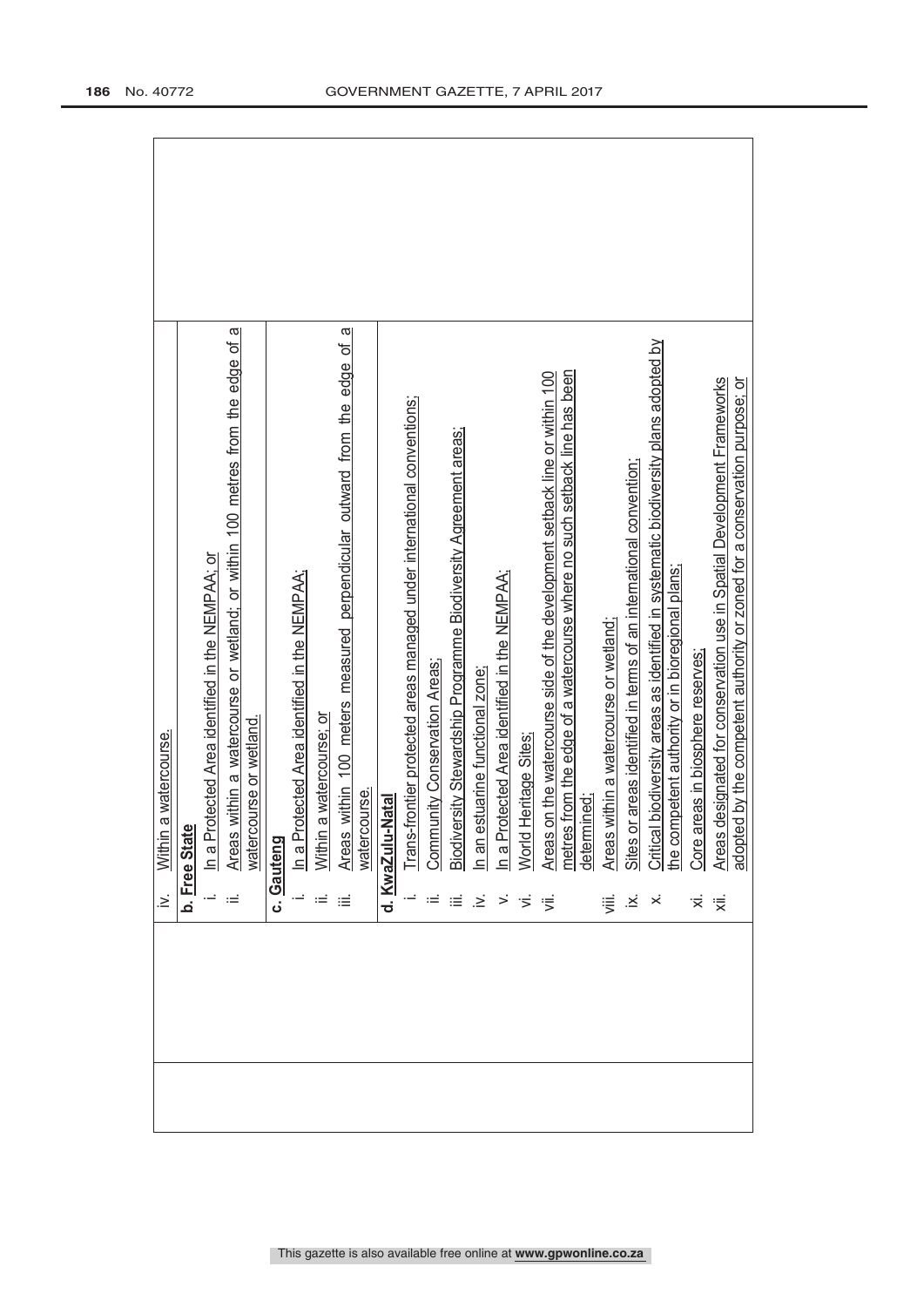| | | |
|---|---|---|
| | iv. Within a watercourse.<br><br>**b. Free State**<br>i. In a Protected Area identified in the NEMPAA; or<br>ii. Areas within a watercourse or wetland; or within 100 metres from the edge of a watercourse or wetland.<br><br>**c. Gauteng**<br>i. In a Protected Area identified in the NEMPAA;<br>ii. Within a watercourse; or<br>iii. Areas within 100 meters measured perpendicular outward from the edge of a watercourse.<br><br>**d. KwaZulu-Natal**<br>i. Trans-frontier protected areas managed under international conventions;<br>ii. Community Conservation Areas;<br>iii. Biodiversity Stewardship Programme Biodiversity Agreement areas;<br>iv. In an estuarine functional zone;<br>v. In a Protected Area identified in the NEMPAA;<br>vi. World Heritage Sites;<br>vii. Areas on the watercourse side of the development setback line or within 100 metres from the edge of a watercourse where no such setback line has been determined;<br>viii. Areas within a watercourse or wetland;<br>ix. Sites or areas identified in terms of an international convention;<br>x. Critical biodiversity areas as identified in systematic biodiversity plans adopted by the competent authority or in bioregional plans;<br>xi. Core areas in biosphere reserves;<br>xii. Areas designated for conservation use in Spatial Development Frameworks adopted by the competent authority or zoned for a conservation purpose; or | |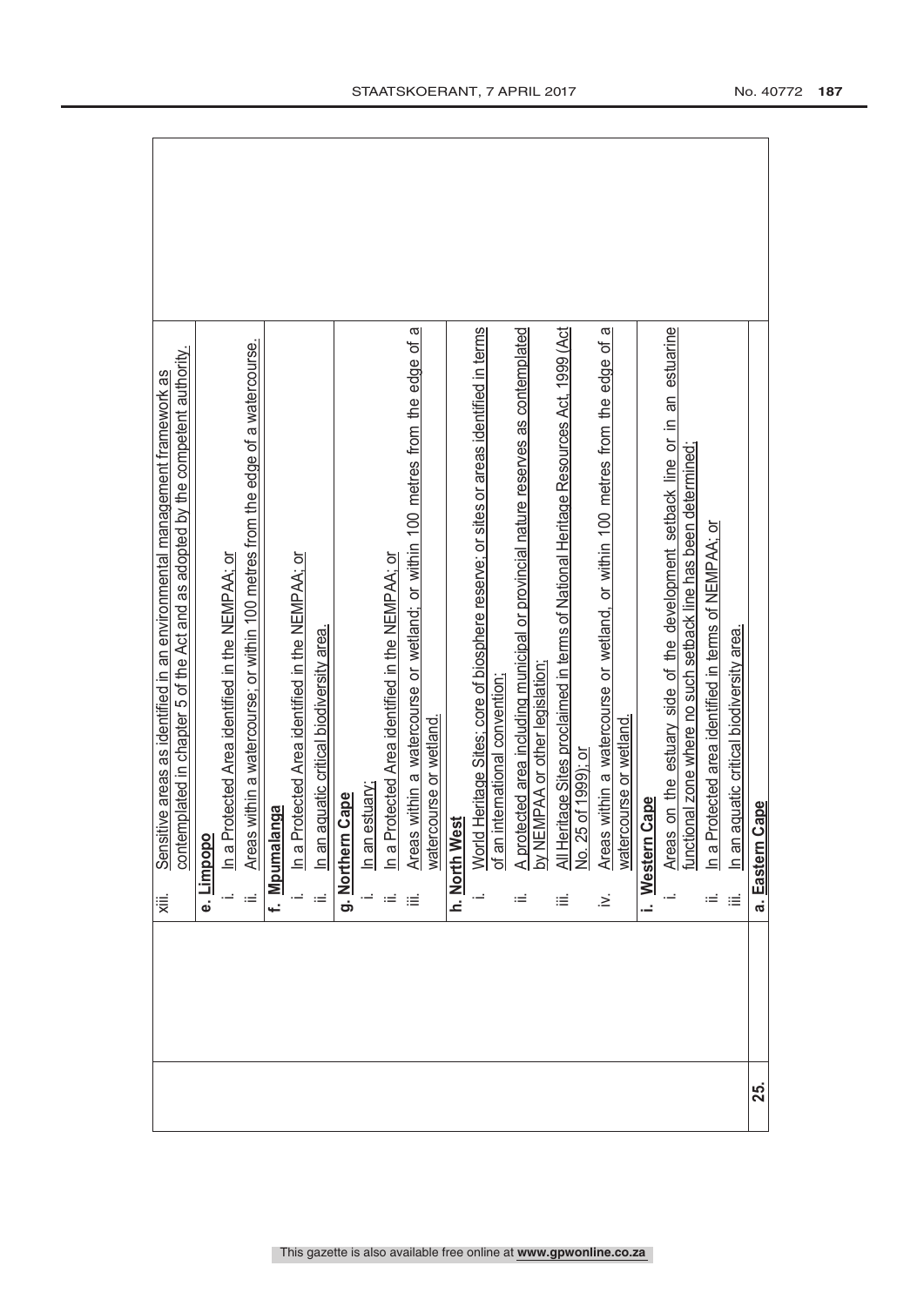| | | |
|---|---|---|
| | xiii. Sensitive areas as identified in an environmental management framework as contemplated in chapter 5 of the Act and as adopted by the competent authority. | |
| | **e. Limpopo**<br>i. In a Protected Area identified in the NEMPAA; or<br>ii. Areas within a watercourse; or within 100 metres from the edge of a watercourse. | |
| | **f. Mpumalanga**<br>i. In a Protected Area identified in the NEMPAA; or<br>ii. In an aquatic critical biodiversity area. | |
| | **g. Northern Cape**<br>i. In an estuary;<br>ii. In a Protected Area identified in the NEMPAA; or<br>iii. Areas within a watercourse or wetland; or within 100 metres from the edge of a watercourse or wetland. | |
| | **h. North West**<br>i. World Heritage Sites; core of biosphere reserve; or sites or areas identified in terms of an international convention;<br>ii. A protected area including municipal or provincial nature reserves as contemplated by NEMPAA or other legislation;<br>iii. All Heritage Sites proclaimed in terms of National Heritage Resources Act, 1999 (Act No. 25 of 1999); or<br>iv. Areas within a watercourse or wetland, or within 100 metres from the edge of a watercourse or wetland. | |
| | **i. Western Cape**<br>i. Areas on the estuary side of the development setback line or in an estuarine functional zone where no such setback line has been determined;<br>ii. In a Protected area identified in terms of NEMPAA; or<br>iii. In an aquatic critical biodiversity area. | |
| **25.** | **a. Eastern Cape** | |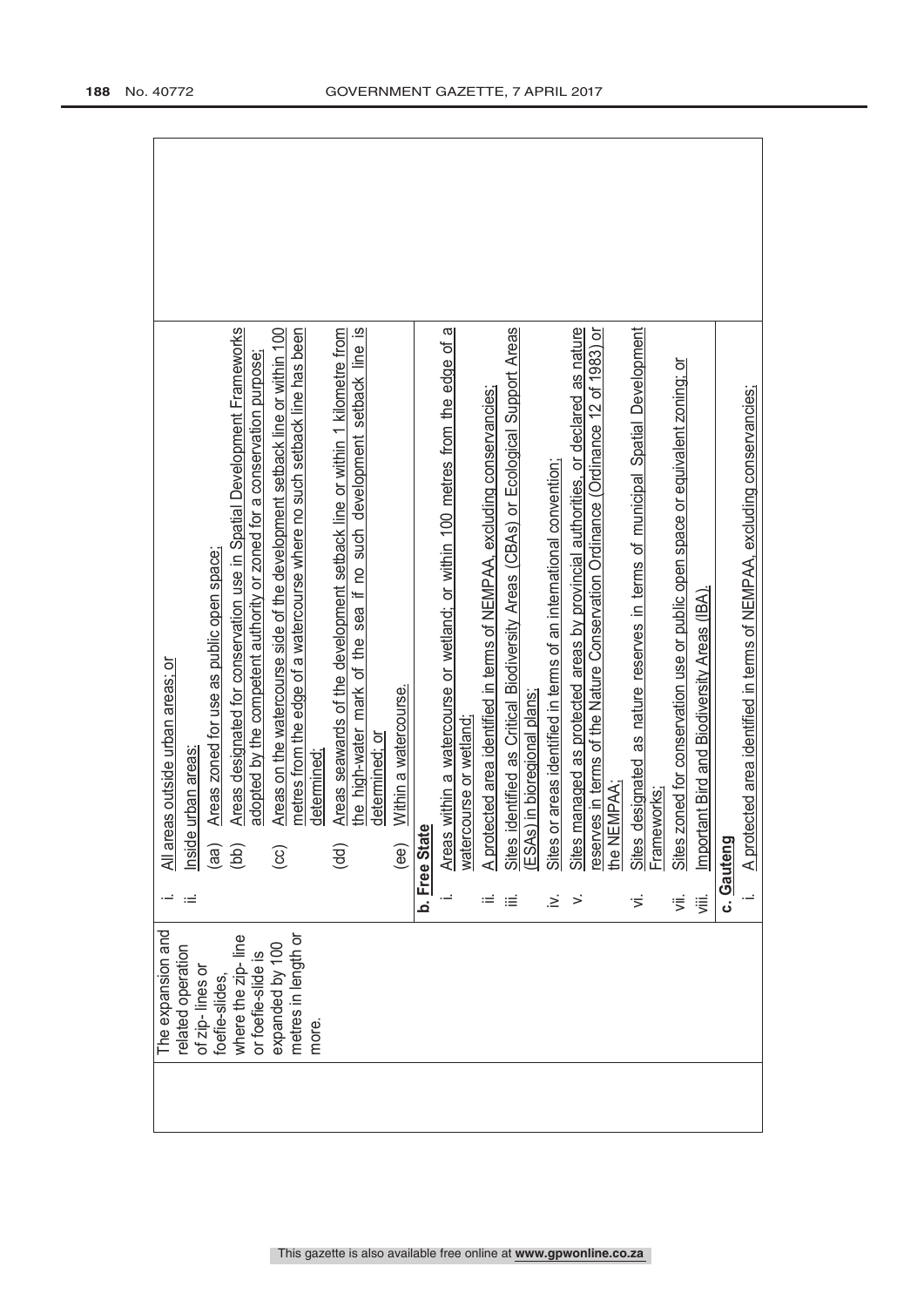| | | | |
|---|---|---|---|
| | The expansion and related operation of zip- lines or foefie-slides, where the zip- line or foefie-slide is expanded by 100 metres in length or more. | i. All areas outside urban areas; or<br>ii. Inside urban areas:<br>(aa) Areas zoned for use as public open space;<br>(bb) Areas designated for conservation use in Spatial Development Frameworks adopted by the competent authority or zoned for a conservation purpose;<br>(cc) Areas on the watercourse side of the development setback line or within 100 metres from the edge of a watercourse where no such setback line has been determined;<br>(dd) Areas seawards of the development setback line or within 1 kilometre from the high-water mark of the sea if no such development setback line is determined; or<br>(ee) Within a watercourse. | |
| | | **b. Free State**<br>i. Areas within a watercourse or wetland; or within 100 metres from the edge of a watercourse or wetland;<br>ii. A protected area identified in terms of NEMPAA, excluding conservancies;<br>iii. Sites identified as Critical Biodiversity Areas (CBAs) or Ecological Support Areas (ESAs) in bioregional plans;<br>iv. Sites or areas identified in terms of an international convention;<br>v. Sites managed as protected areas by provincial authorities, or declared as nature reserves in terms of the Nature Conservation Ordinance (Ordinance 12 of 1983) or the NEMPAA;<br>vi. Sites designated as nature reserves in terms of municipal Spatial Development Frameworks;<br>vii. Sites zoned for conservation use or public open space or equivalent zoning; or<br>viii. Important Bird and Biodiversity Areas (IBA). | |
| | | **c. Gauteng**<br>i. A protected area identified in terms of NEMPAA, excluding conservancies; | |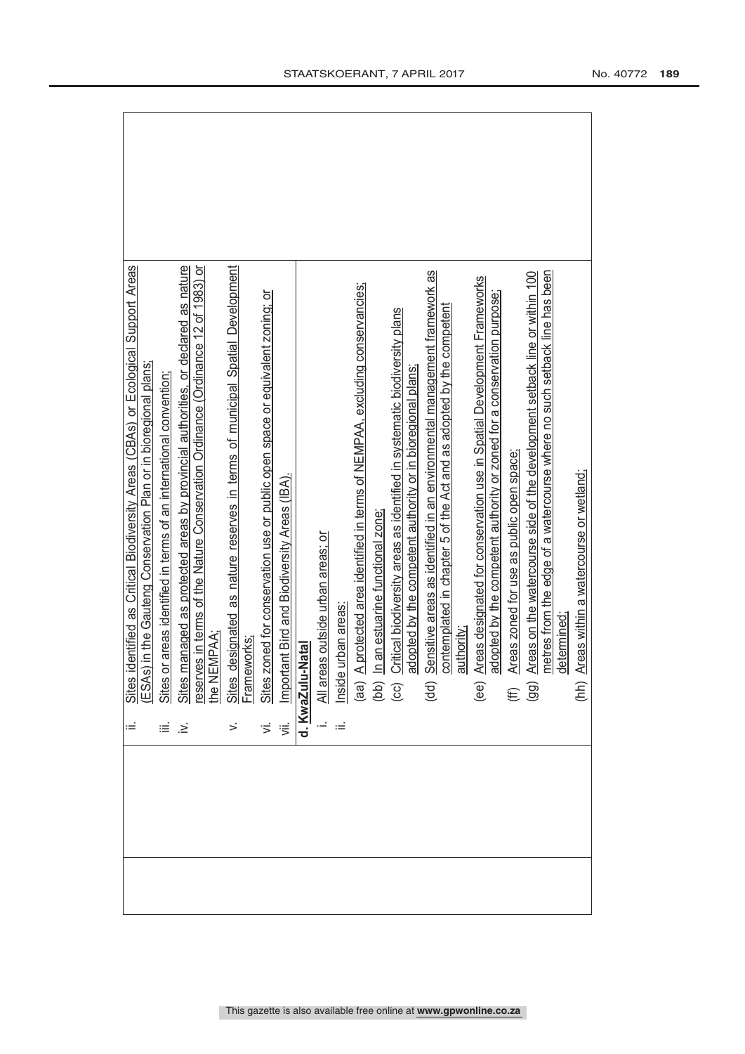| | | |
|---|---|---|
| | ii. Sites identified as Critical Biodiversity Areas (CBAs) or Ecological Support Areas (ESAs) in the Gauteng Conservation Plan or in bioregional plans;<br>iii. Sites or areas identified in terms of an international convention;<br>iv. Sites managed as protected areas by provincial authorities, or declared as nature reserves in terms of the Nature Conservation Ordinance (Ordinance 12 of 1983) or the NEMPAA;<br>v. Sites designated as nature reserves in terms of municipal Spatial Development Frameworks;<br>vi. Sites zoned for conservation use or public open space or equivalent zoning; or<br>vii. Important Bird and Biodiversity Areas (IBA). | |
| | **d. KwaZulu-Natal**<br>i. All areas outside urban areas; or<br>ii. Inside urban areas:<br>(aa) A protected area identified in terms of NEMPAA, excluding conservancies;<br>(bb) In an estuarine functional zone;<br>(cc) Critical biodiversity areas as identified in systematic biodiversity plans adopted by the competent authority or in bioregional plans;<br>(dd) Sensitive areas as identified in an environmental management framework as contemplated in chapter 5 of the Act and as adopted by the competent authority;<br>(ee) Areas designated for conservation use in Spatial Development Frameworks adopted by the competent authority or zoned for a conservation purpose;<br>(ff) Areas zoned for use as public open space;<br>(gg) Areas on the watercourse side of the development setback line or within 100 metres from the edge of a watercourse where no such setback line has been determined;<br>(hh) Areas within a watercourse or wetland; | |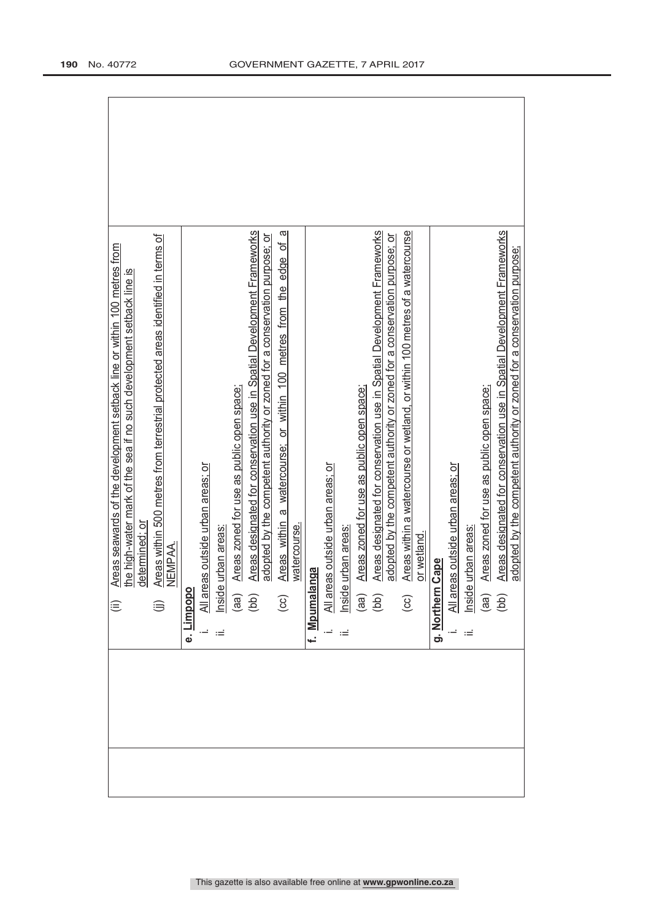| | | |
|---|---|---|
| | (ii) <u>Areas seawards of the development setback line or within 100 metres from the high-water mark of the sea if no such development setback line is determined; or</u><br>(jj) <u>Areas within 500 metres from terrestrial protected areas identified in terms of NEMPAA.</u> | |
| | **e. <u>Limpopo</u>**<br>i. <u>All areas outside urban areas; or</u><br>ii. <u>Inside urban areas:</u><br>(aa) <u>Areas zoned for use as public open space;</u><br>(bb) <u>Areas designated for conservation use in Spatial Development Frameworks adopted by the competent authority or zoned for a conservation purpose; or</u><br>(cc) <u>Areas within a watercourse; or within 100 metres from the edge of a watercourse.</u> | |
| | **f. <u>Mpumalanga</u>**<br>i. <u>All areas outside urban areas; or</u><br>ii. <u>Inside urban areas:</u><br>(aa) <u>Areas zoned for use as public open space;</u><br>(bb) <u>Areas designated for conservation use in Spatial Development Frameworks adopted by the competent authority or zoned for a conservation purpose; or</u><br>(cc) <u>Areas within a watercourse or wetland, or within 100 metres of a watercourse or wetland.</u> | |
| | **g. <u>Northern Cape</u>**<br>i. <u>All areas outside urban areas; or</u><br>ii. <u>Inside urban areas:</u><br>(aa) <u>Areas zoned for use as public open space;</u><br>(bb) <u>Areas designated for conservation use in Spatial Development Frameworks adopted by the competent authority or zoned for a conservation purpose;</u> | |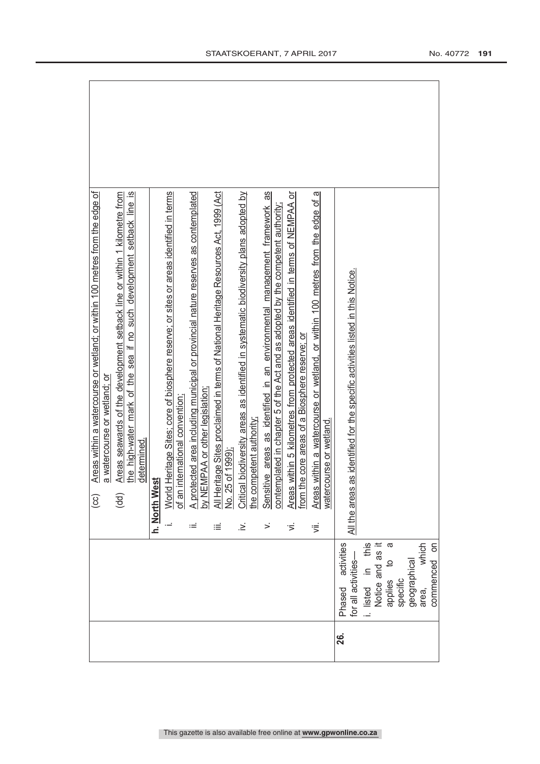| | | | |
|---|---|---|---|
| | | (cc) Areas within a watercourse or wetland; or within 100 metres from the edge of a watercourse or wetland; or<br>(dd) Areas seawards of the development setback line or within 1 kilometre from the high-water mark of the sea if no such development setback line is determined. | |
| | | **h. North West**<br>i. World Heritage Sites; core of biosphere reserve; or sites or areas identified in terms of an international convention;<br>ii. A protected area including municipal or provincial nature reserves as contemplated by NEMPAA or other legislation;<br>iii. All Heritage Sites proclaimed in terms of National Heritage Resources Act, 1999 (Act No. 25 of 1999);<br>iv. Critical biodiversity areas as identified in systematic biodiversity plans adopted by the competent authority;<br>v. Sensitive areas as identified in an environmental management framework as contemplated in chapter 5 of the Act and as adopted by the competent authority;<br>vi. Areas within 5 kilometres from protected areas identified in terms of NEMPAA or from the core areas of a Biosphere reserve; or<br>vii. Areas within a watercourse or wetland, or within 100 metres from the edge of a watercourse or wetland. | |
| **26.** | Phased activities for all activities—<br>i. listed in this Notice and as it applies to a specific geographical area, which commenced on | All the areas as identified for the specific activities listed in this Notice. | |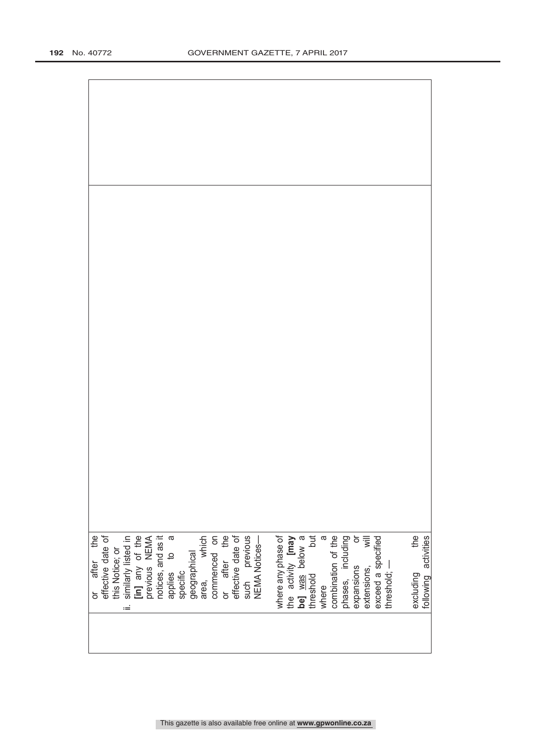| | | |
|---|---|---|
| | or after the effective date of this Notice; or<br>ii. similarly listed in **[in]** any of the previous NEMA notices, and as it applies to a specific geographical area, which commenced on or after the effective date of such previous NEMA Notices—<br><br>where any phase of the activity **[may be]** was below a threshold but where a combination of the phases, including expansions or extensions, will exceed a specified threshold; —<br><br>excluding the following activities | |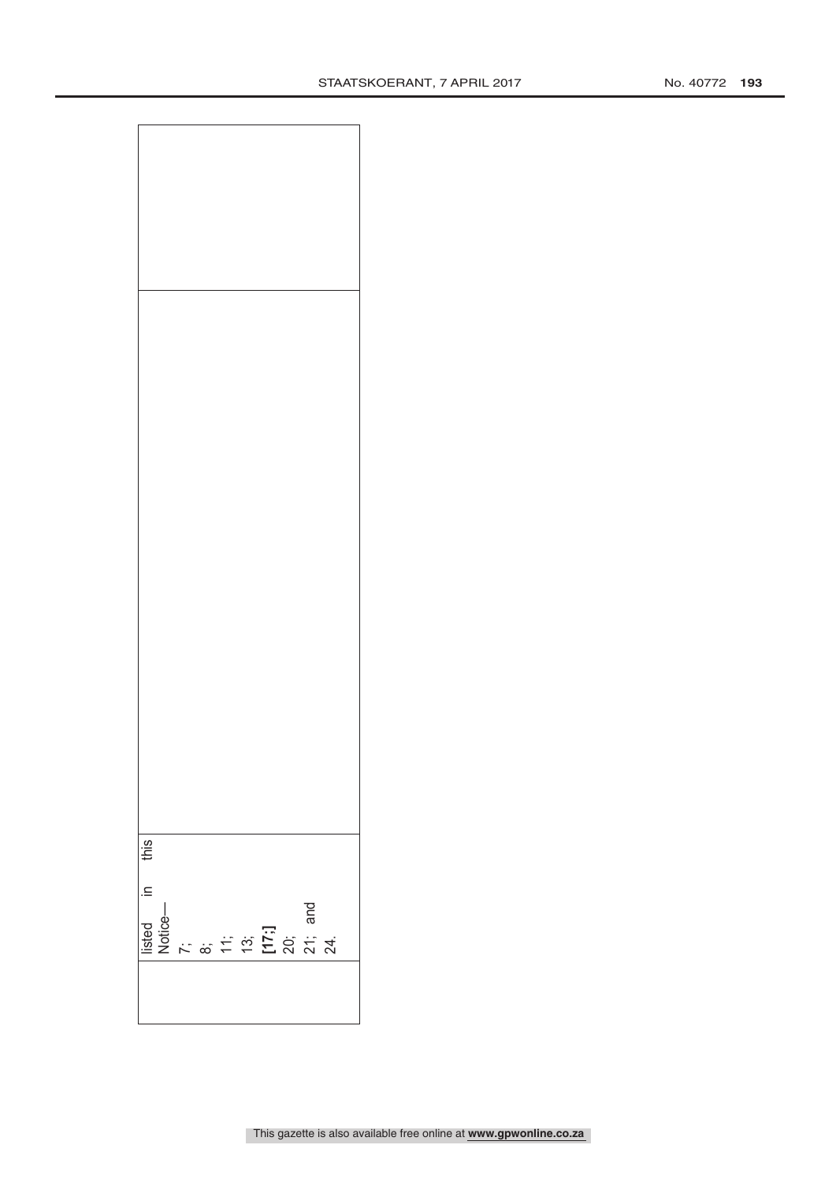| | | |
|---|---|---|
| | listed in this Notice—<br>7;<br>8;<br>11;<br>13;<br>**[17;]**<br>20;<br>21; and<br>24. | |